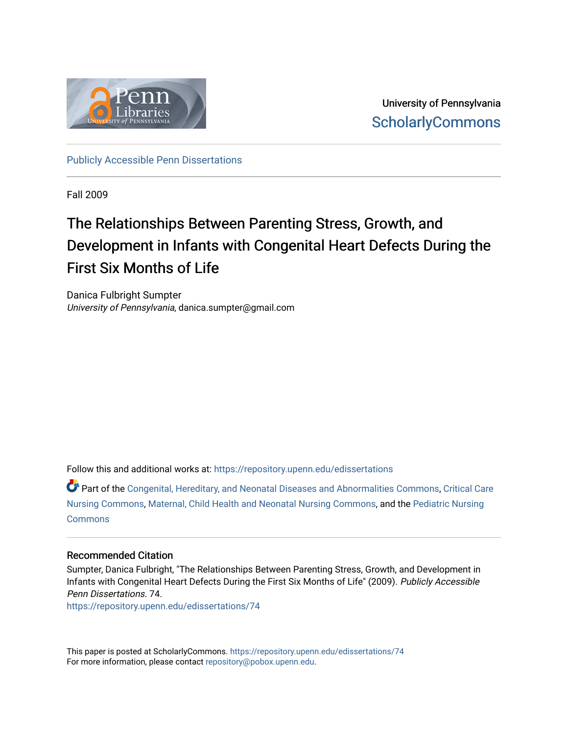University of Pennsylvania
ScholarlyCommons

Publicly Accessible Penn Dissertations

Fall 2009

# The Relationships Between Parenting Stress, Growth, and Development in Infants with Congenital Heart Defects During the First Six Months of Life

Danica Fulbright Sumpter
*University of Pennsylvania*, danica.sumpter@gmail.com

Follow this and additional works at: https://repository.upenn.edu/edissertations

Part of the Congenital, Hereditary, and Neonatal Diseases and Abnormalities Commons, Critical Care Nursing Commons, Maternal, Child Health and Neonatal Nursing Commons, and the Pediatric Nursing Commons

## Recommended Citation

Sumpter, Danica Fulbright, "The Relationships Between Parenting Stress, Growth, and Development in Infants with Congenital Heart Defects During the First Six Months of Life" (2009). *Publicly Accessible Penn Dissertations*. 74.
https://repository.upenn.edu/edissertations/74

This paper is posted at ScholarlyCommons. https://repository.upenn.edu/edissertations/74
For more information, please contact repository@pobox.upenn.edu.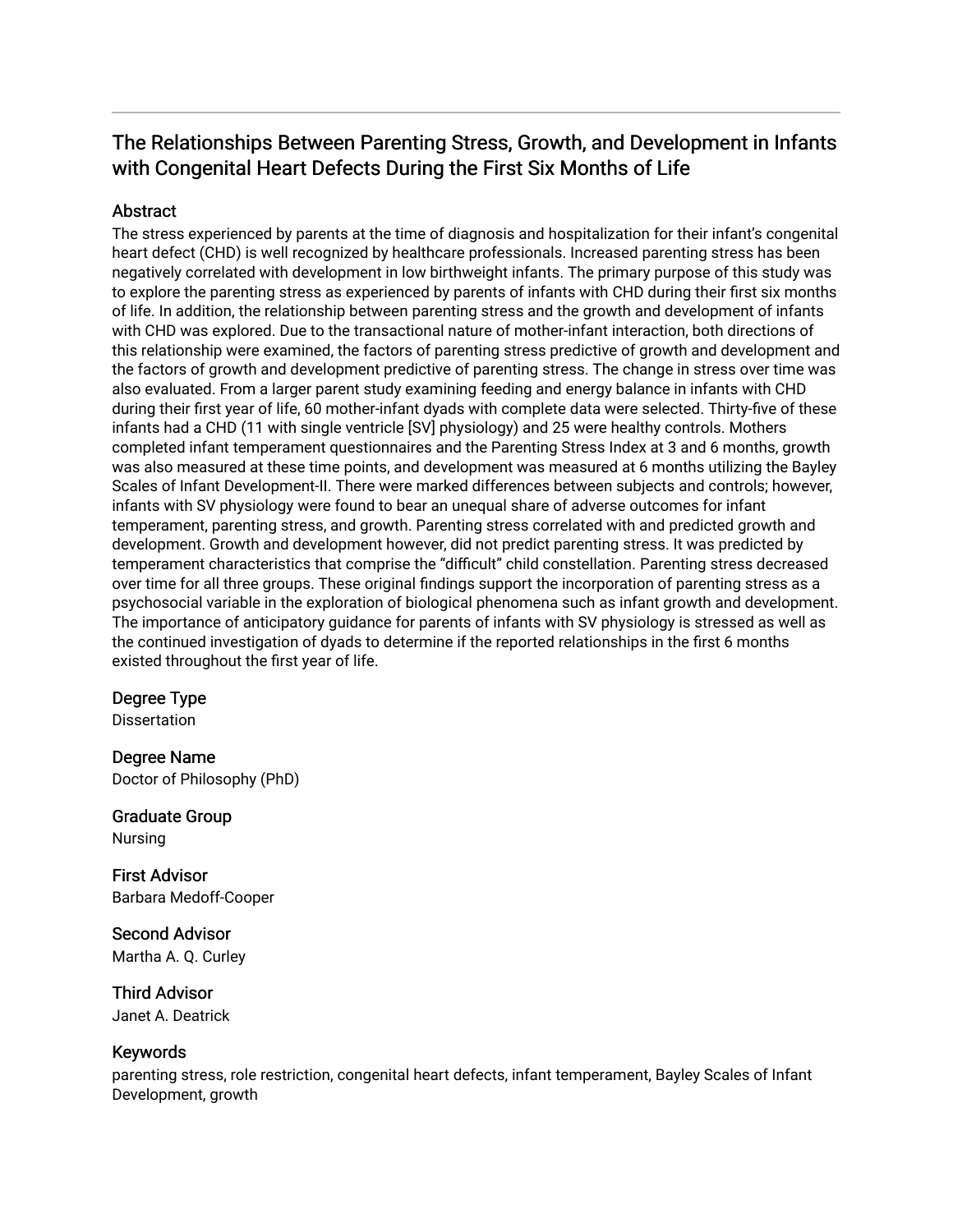## The Relationships Between Parenting Stress, Growth, and Development in Infants with Congenital Heart Defects During the First Six Months of Life

### Abstract

The stress experienced by parents at the time of diagnosis and hospitalization for their infant's congenital heart defect (CHD) is well recognized by healthcare professionals. Increased parenting stress has been negatively correlated with development in low birthweight infants. The primary purpose of this study was to explore the parenting stress as experienced by parents of infants with CHD during their first six months of life. In addition, the relationship between parenting stress and the growth and development of infants with CHD was explored. Due to the transactional nature of mother-infant interaction, both directions of this relationship were examined, the factors of parenting stress predictive of growth and development and the factors of growth and development predictive of parenting stress. The change in stress over time was also evaluated. From a larger parent study examining feeding and energy balance in infants with CHD during their first year of life, 60 mother-infant dyads with complete data were selected. Thirty-five of these infants had a CHD (11 with single ventricle [SV] physiology) and 25 were healthy controls. Mothers completed infant temperament questionnaires and the Parenting Stress Index at 3 and 6 months, growth was also measured at these time points, and development was measured at 6 months utilizing the Bayley Scales of Infant Development-II. There were marked differences between subjects and controls; however, infants with SV physiology were found to bear an unequal share of adverse outcomes for infant temperament, parenting stress, and growth. Parenting stress correlated with and predicted growth and development. Growth and development however, did not predict parenting stress. It was predicted by temperament characteristics that comprise the "difficult" child constellation. Parenting stress decreased over time for all three groups. These original findings support the incorporation of parenting stress as a psychosocial variable in the exploration of biological phenomena such as infant growth and development. The importance of anticipatory guidance for parents of infants with SV physiology is stressed as well as the continued investigation of dyads to determine if the reported relationships in the first 6 months existed throughout the first year of life.

### Degree Type

Dissertation

### Degree Name

Doctor of Philosophy (PhD)

### Graduate Group

Nursing

### First Advisor

Barbara Medoff-Cooper

### Second Advisor

Martha A. Q. Curley

### Third Advisor

Janet A. Deatrick

### Keywords

parenting stress, role restriction, congenital heart defects, infant temperament, Bayley Scales of Infant Development, growth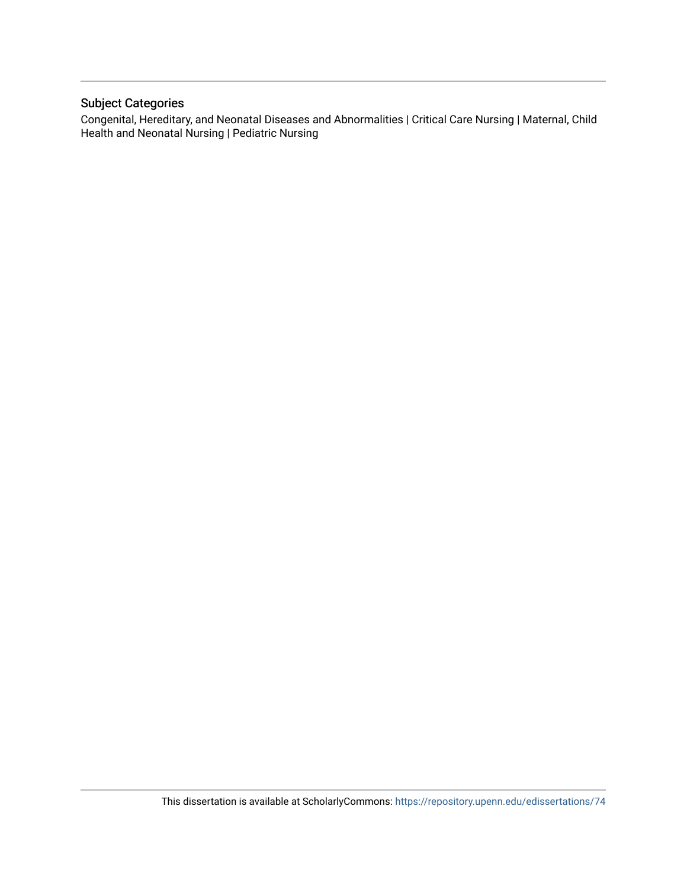## Subject Categories

Congenital, Hereditary, and Neonatal Diseases and Abnormalities | Critical Care Nursing | Maternal, Child Health and Neonatal Nursing | Pediatric Nursing

This dissertation is available at ScholarlyCommons: https://repository.upenn.edu/edissertations/74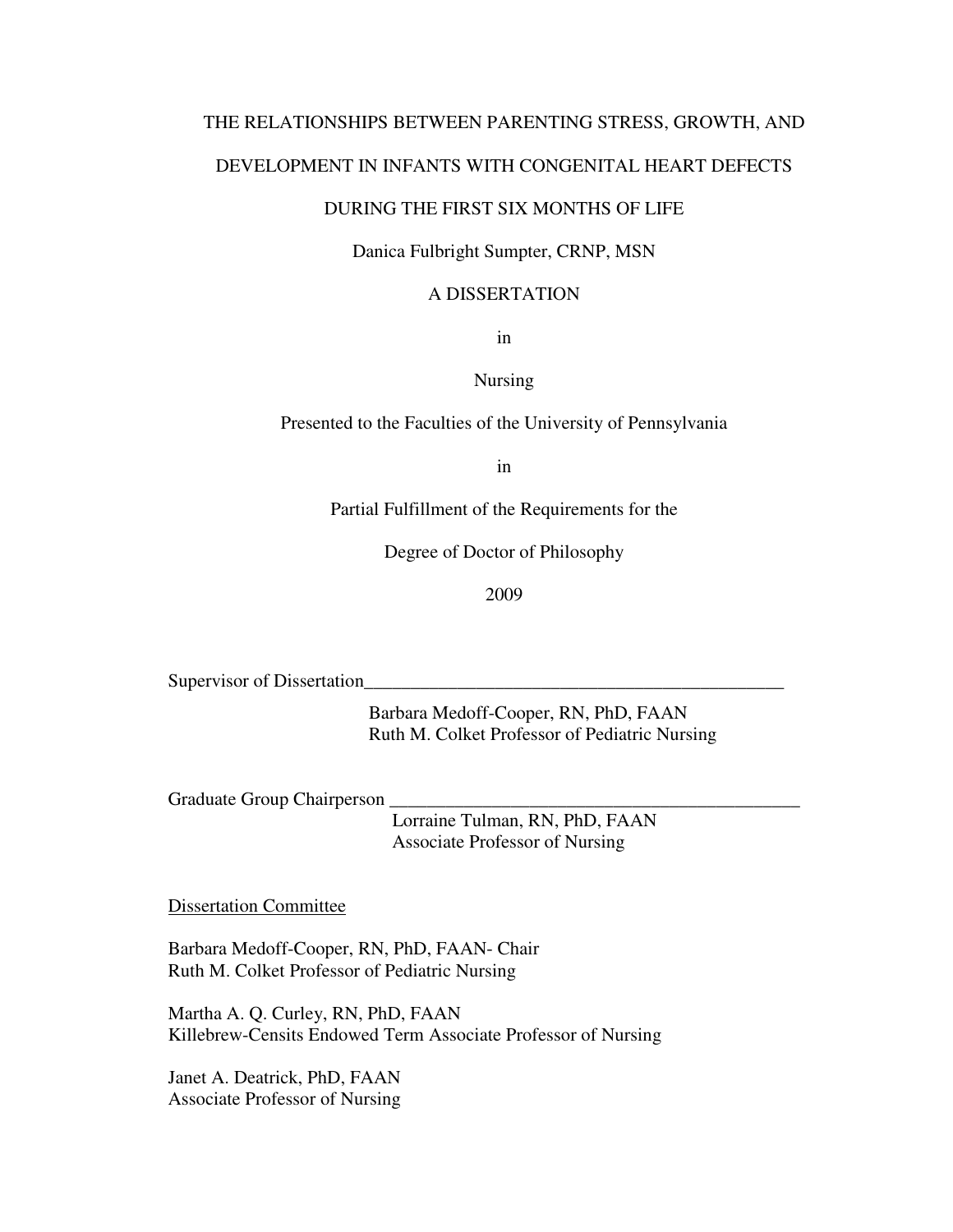THE RELATIONSHIPS BETWEEN PARENTING STRESS, GROWTH, AND

DEVELOPMENT IN INFANTS WITH CONGENITAL HEART DEFECTS

DURING THE FIRST SIX MONTHS OF LIFE

Danica Fulbright Sumpter, CRNP, MSN

A DISSERTATION

in

Nursing

Presented to the Faculties of the University of Pennsylvania

in

Partial Fulfillment of the Requirements for the

Degree of Doctor of Philosophy

2009

Supervisor of Dissertation_______________________________________________

Barbara Medoff-Cooper, RN, PhD, FAAN
Ruth M. Colket Professor of Pediatric Nursing

Graduate Group Chairperson _____________________________________________

Lorraine Tulman, RN, PhD, FAAN
Associate Professor of Nursing

Dissertation Committee

Barbara Medoff-Cooper, RN, PhD, FAAN- Chair
Ruth M. Colket Professor of Pediatric Nursing

Martha A. Q. Curley, RN, PhD, FAAN
Killebrew-Censits Endowed Term Associate Professor of Nursing

Janet A. Deatrick, PhD, FAAN
Associate Professor of Nursing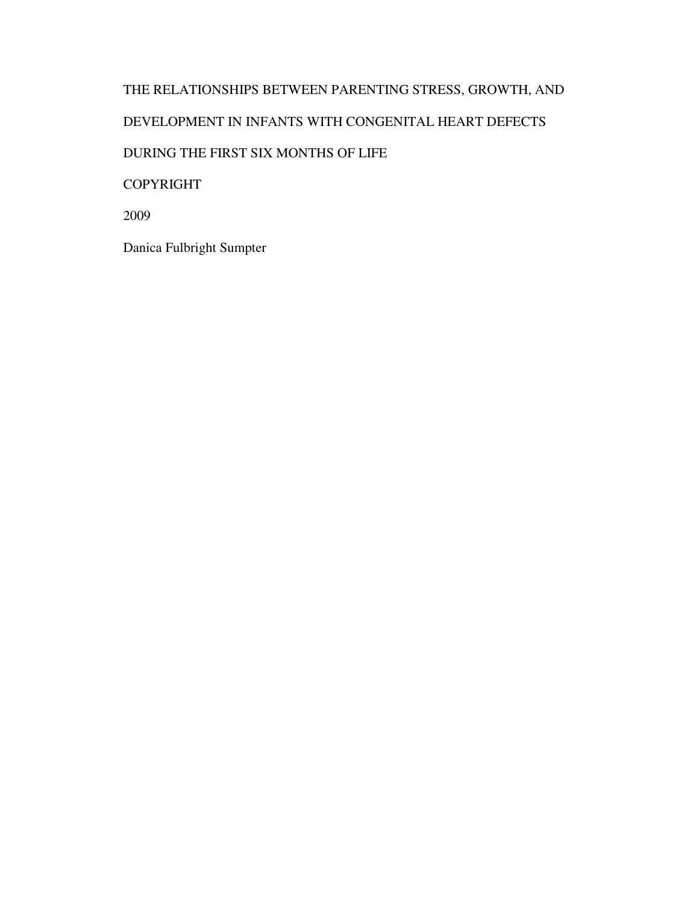THE RELATIONSHIPS BETWEEN PARENTING STRESS, GROWTH, AND

DEVELOPMENT IN INFANTS WITH CONGENITAL HEART DEFECTS

DURING THE FIRST SIX MONTHS OF LIFE

COPYRIGHT

2009

Danica Fulbright Sumpter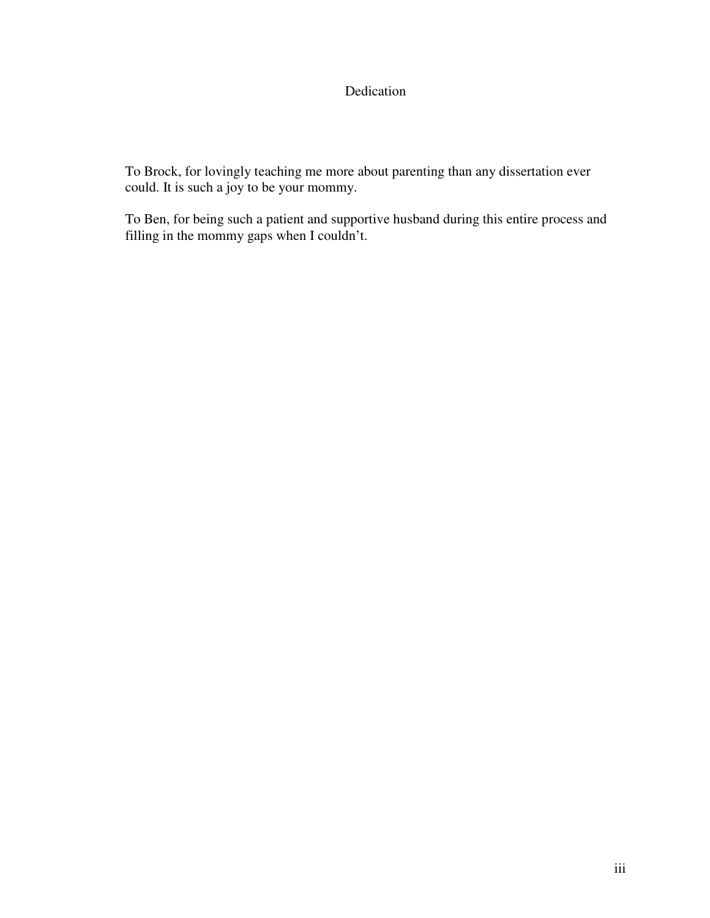# Dedication

To Brock, for lovingly teaching me more about parenting than any dissertation ever could. It is such a joy to be your mommy.

To Ben, for being such a patient and supportive husband during this entire process and filling in the mommy gaps when I couldn't.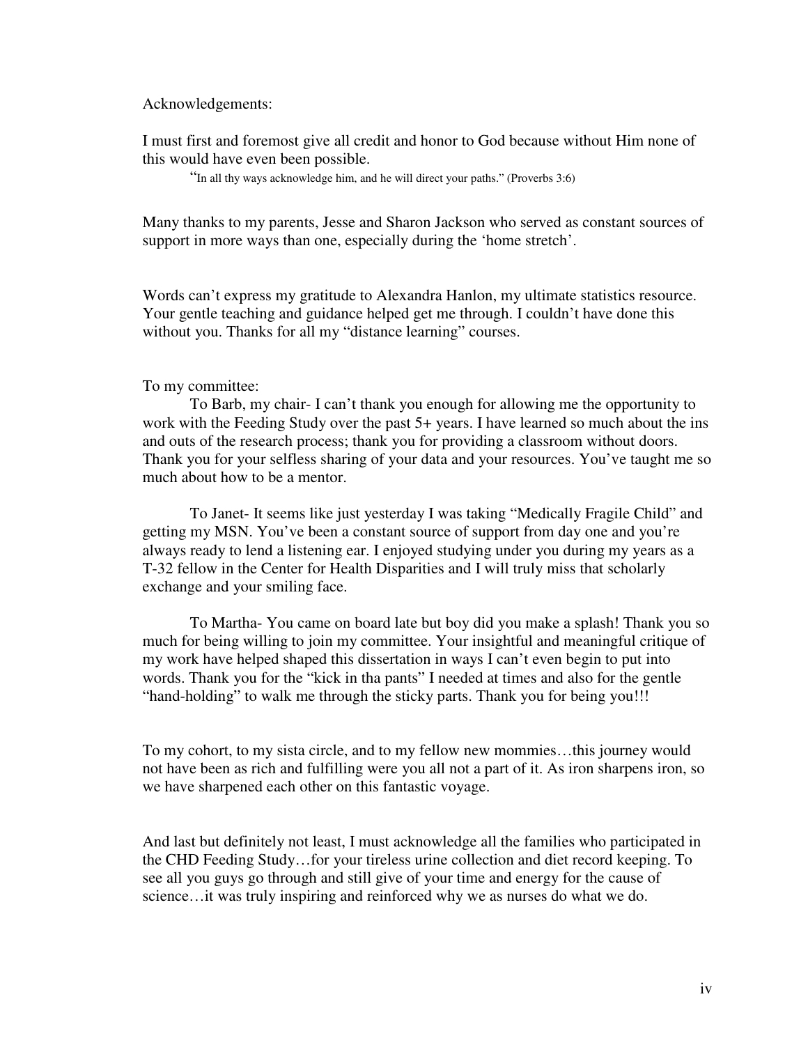Acknowledgements:

I must first and foremost give all credit and honor to God because without Him none of this would have even been possible.

> "In all thy ways acknowledge him, and he will direct your paths." (Proverbs 3:6)

Many thanks to my parents, Jesse and Sharon Jackson who served as constant sources of support in more ways than one, especially during the 'home stretch'.

Words can't express my gratitude to Alexandra Hanlon, my ultimate statistics resource. Your gentle teaching and guidance helped get me through. I couldn't have done this without you. Thanks for all my "distance learning" courses.

To my committee:

To Barb, my chair- I can't thank you enough for allowing me the opportunity to work with the Feeding Study over the past 5+ years. I have learned so much about the ins and outs of the research process; thank you for providing a classroom without doors. Thank you for your selfless sharing of your data and your resources. You've taught me so much about how to be a mentor.

To Janet- It seems like just yesterday I was taking "Medically Fragile Child" and getting my MSN. You've been a constant source of support from day one and you're always ready to lend a listening ear. I enjoyed studying under you during my years as a T-32 fellow in the Center for Health Disparities and I will truly miss that scholarly exchange and your smiling face.

To Martha- You came on board late but boy did you make a splash! Thank you so much for being willing to join my committee. Your insightful and meaningful critique of my work have helped shaped this dissertation in ways I can't even begin to put into words. Thank you for the "kick in tha pants" I needed at times and also for the gentle "hand-holding" to walk me through the sticky parts. Thank you for being you!!!

To my cohort, to my sista circle, and to my fellow new mommies…this journey would not have been as rich and fulfilling were you all not a part of it. As iron sharpens iron, so we have sharpened each other on this fantastic voyage.

And last but definitely not least, I must acknowledge all the families who participated in the CHD Feeding Study…for your tireless urine collection and diet record keeping. To see all you guys go through and still give of your time and energy for the cause of science…it was truly inspiring and reinforced why we as nurses do what we do.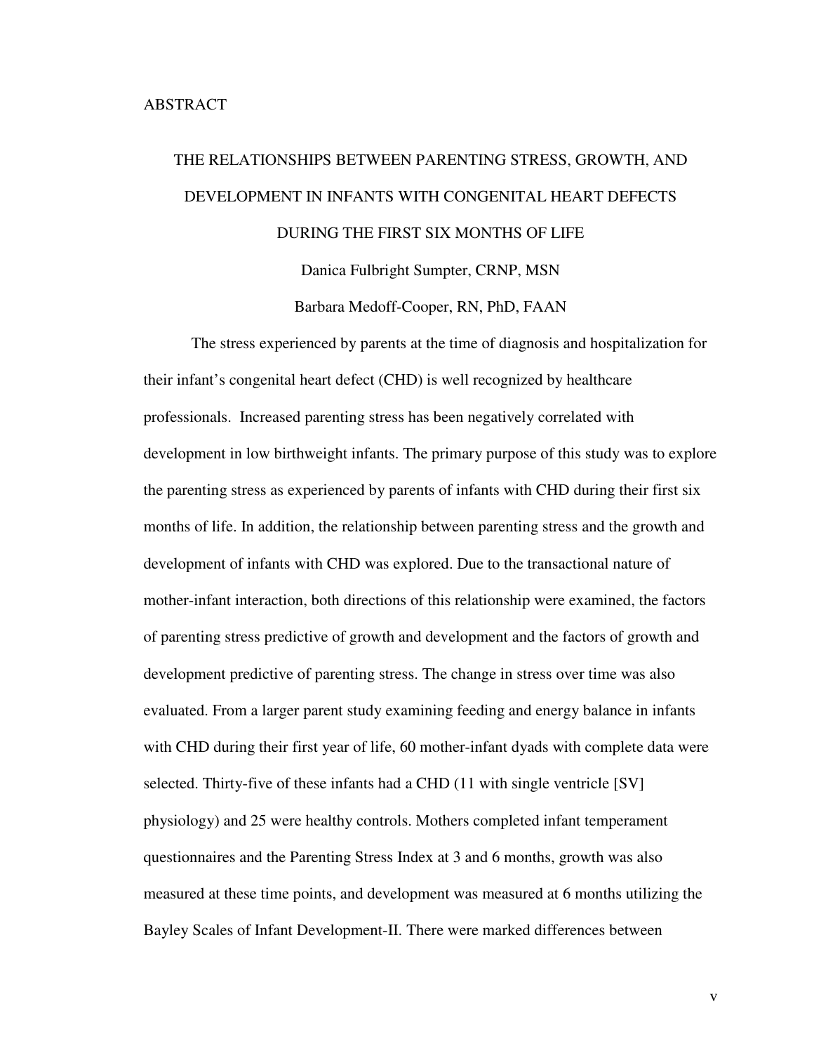ABSTRACT

# THE RELATIONSHIPS BETWEEN PARENTING STRESS, GROWTH, AND DEVELOPMENT IN INFANTS WITH CONGENITAL HEART DEFECTS DURING THE FIRST SIX MONTHS OF LIFE

Danica Fulbright Sumpter, CRNP, MSN

Barbara Medoff-Cooper, RN, PhD, FAAN

The stress experienced by parents at the time of diagnosis and hospitalization for their infant's congenital heart defect (CHD) is well recognized by healthcare professionals. Increased parenting stress has been negatively correlated with development in low birthweight infants. The primary purpose of this study was to explore the parenting stress as experienced by parents of infants with CHD during their first six months of life. In addition, the relationship between parenting stress and the growth and development of infants with CHD was explored. Due to the transactional nature of mother-infant interaction, both directions of this relationship were examined, the factors of parenting stress predictive of growth and development and the factors of growth and development predictive of parenting stress. The change in stress over time was also evaluated. From a larger parent study examining feeding and energy balance in infants with CHD during their first year of life, 60 mother-infant dyads with complete data were selected. Thirty-five of these infants had a CHD (11 with single ventricle [SV] physiology) and 25 were healthy controls. Mothers completed infant temperament questionnaires and the Parenting Stress Index at 3 and 6 months, growth was also measured at these time points, and development was measured at 6 months utilizing the Bayley Scales of Infant Development-II. There were marked differences between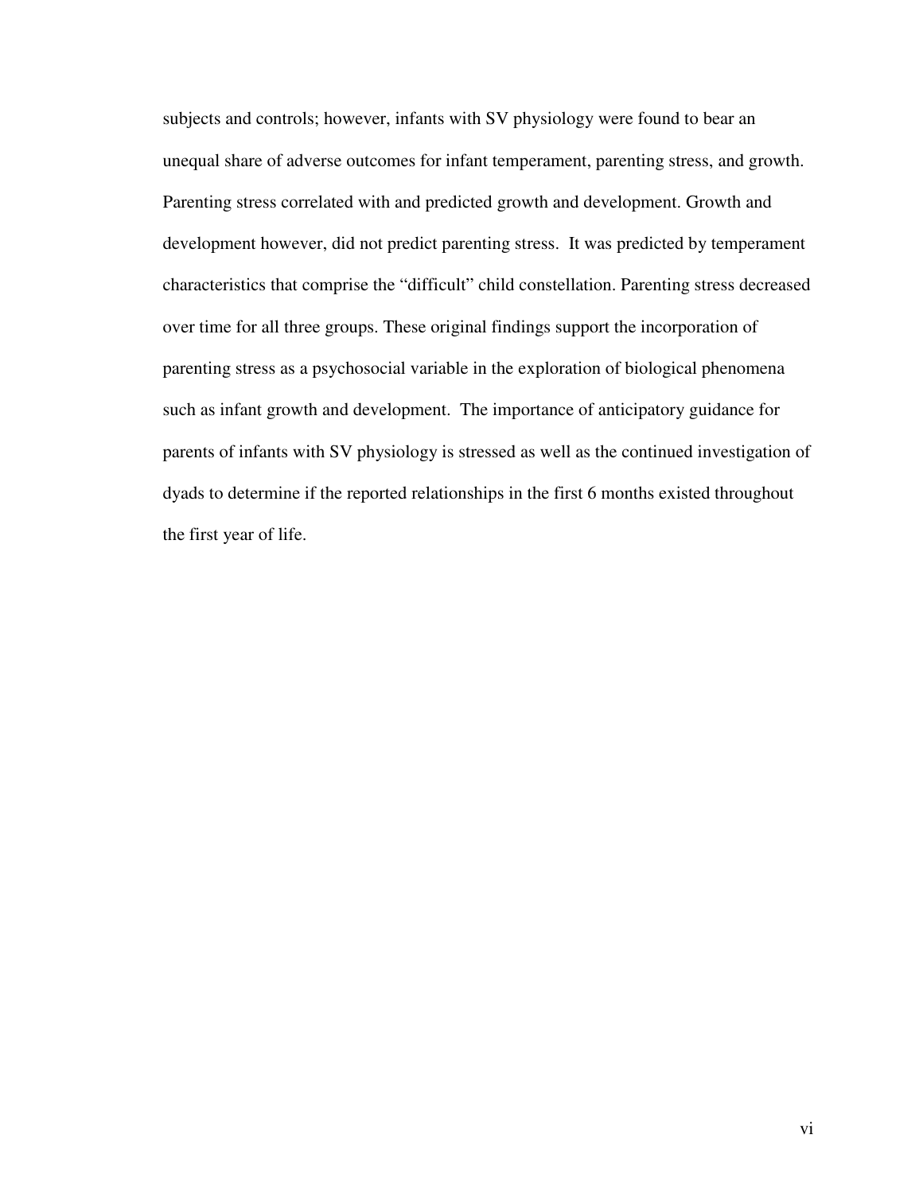subjects and controls; however, infants with SV physiology were found to bear an unequal share of adverse outcomes for infant temperament, parenting stress, and growth. Parenting stress correlated with and predicted growth and development. Growth and development however, did not predict parenting stress. It was predicted by temperament characteristics that comprise the "difficult" child constellation. Parenting stress decreased over time for all three groups. These original findings support the incorporation of parenting stress as a psychosocial variable in the exploration of biological phenomena such as infant growth and development. The importance of anticipatory guidance for parents of infants with SV physiology is stressed as well as the continued investigation of dyads to determine if the reported relationships in the first 6 months existed throughout the first year of life.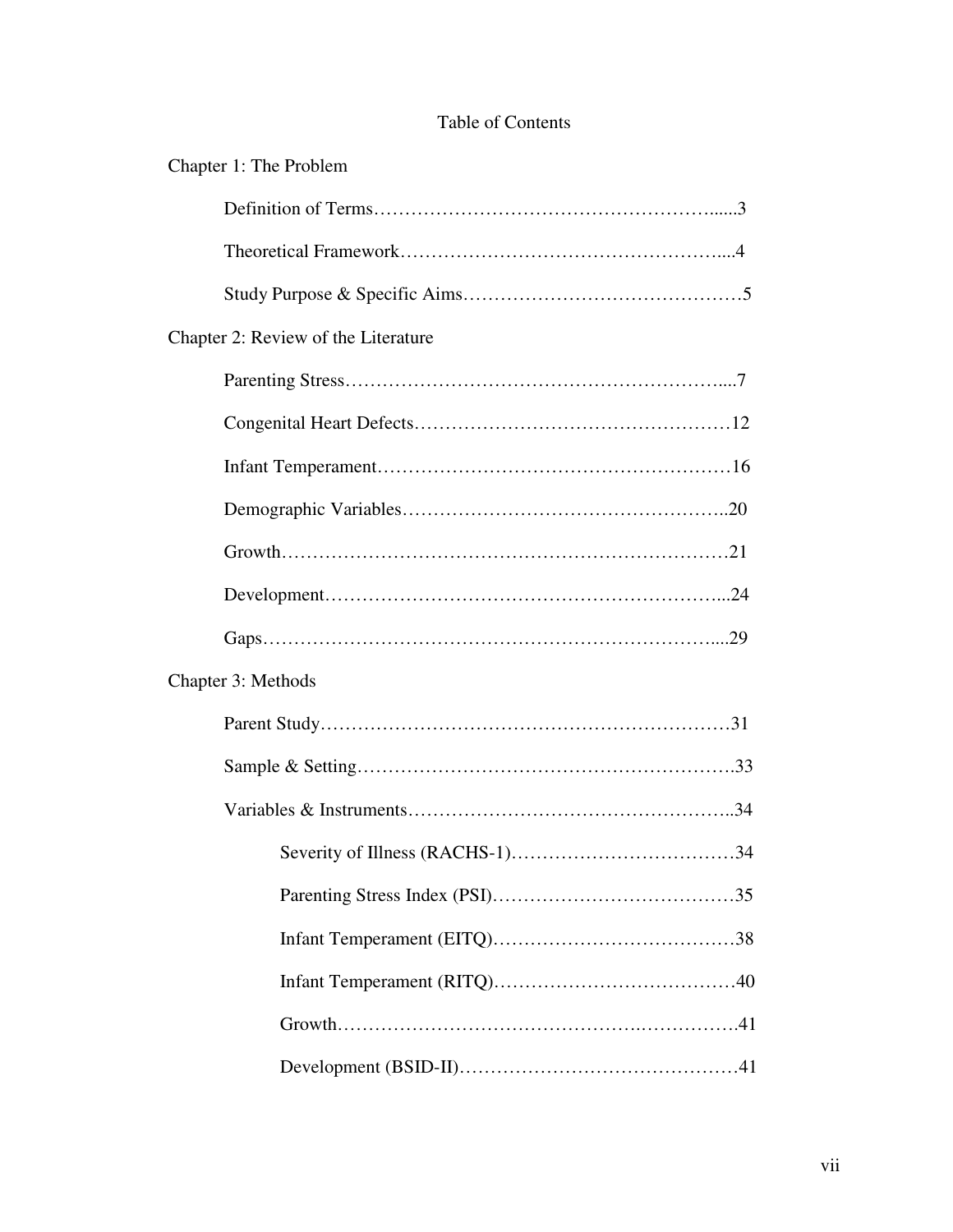# Table of Contents

Chapter 1: The Problem

- Definition of Terms……………………………………………….....3
- Theoretical Framework…………………………………………....4
- Study Purpose & Specific Aims……………………………………5

Chapter 2: Review of the Literature

- Parenting Stress……………………………………………………....7
- Congenital Heart Defects……………………………………………12
- Infant Temperament…………………………………………………16
- Demographic Variables……………………………………………..20
- Growth………………………………………………………………21
- Development………………………………………………………...24
- Gaps………………………………………………………………....29

Chapter 3: Methods

- Parent Study…………………………………………………………31
- Sample & Setting……………………………………………………..33
- Variables & Instruments……………………………………………..34
    - Severity of Illness (RACHS-1)………………………………34
    - Parenting Stress Index (PSI)…………………………………35
    - Infant Temperament (EITQ)…………………………………38
    - Infant Temperament (RITQ)…………………………………40
    - Growth…………………………………………………………41
    - Development (BSID-II)………………………………………41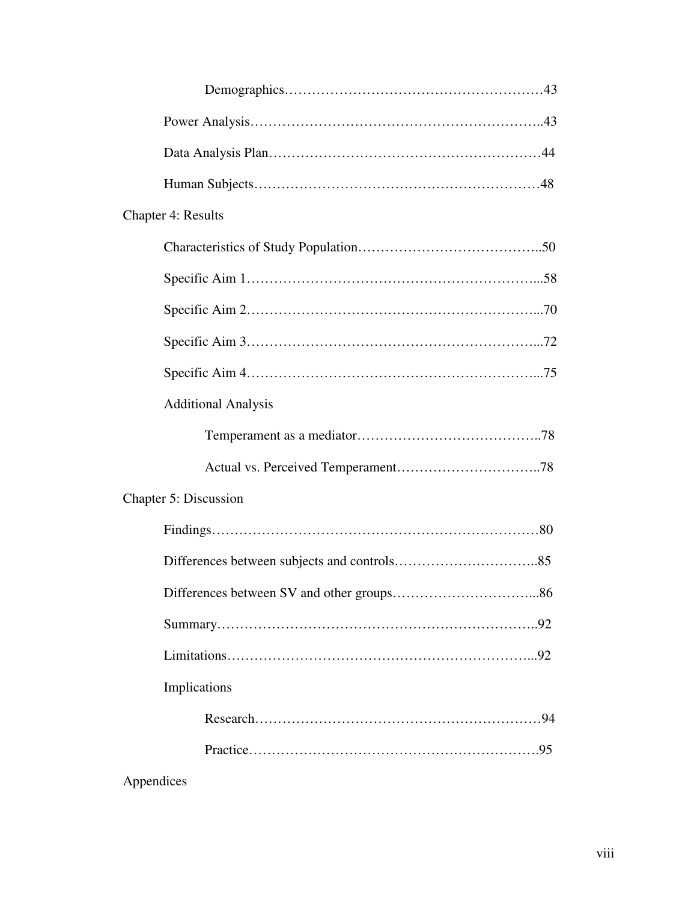Demographics……………………………………………………43

Power Analysis……………………………………………………..43

Data Analysis Plan…………………………………………………44

Human Subjects……………………………………………………48

Chapter 4: Results

Characteristics of Study Population………………………………..50

Specific Aim 1………………………………………………………...58

Specific Aim 2………………………………………………………...70

Specific Aim 3………………………………………………………...72

Specific Aim 4………………………………………………………...75

Additional Analysis

Temperament as a mediator………………………………………..78

Actual vs. Perceived Temperament…………………………………..78

Chapter 5: Discussion

Findings………………………………………………………………80

Differences between subjects and controls…………………………..85

Differences between SV and other groups…………………………...86

Summary……………………………………………………………..92

Limitations…………………………………………………………...92

Implications

Research………………………………………………………………94

Practice……………………………………………………………….95

Appendices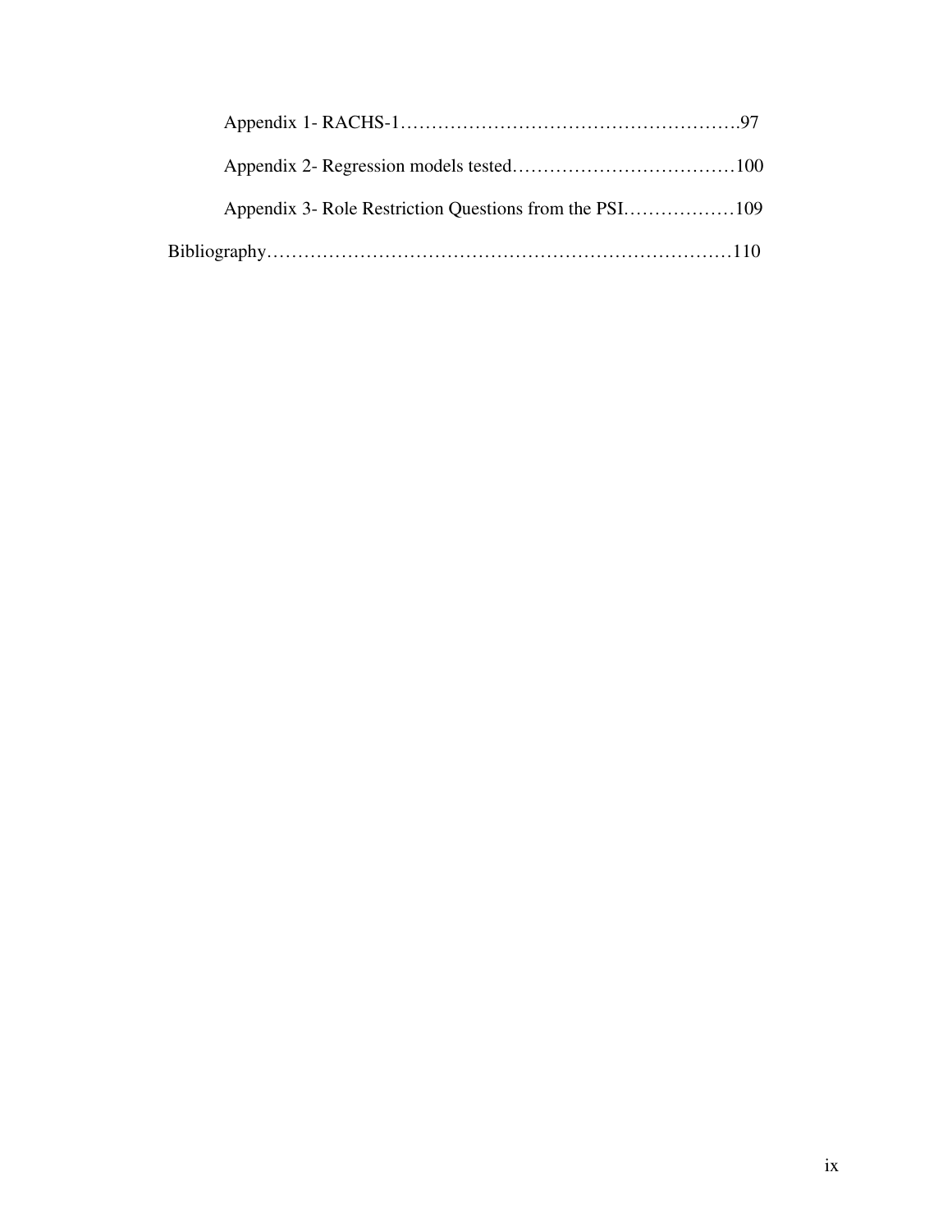Appendix 1- RACHS-1……………………………………………………97

Appendix 2- Regression models tested………………………………100

Appendix 3- Role Restriction Questions from the PSI………………109

Bibliography…………………………………………………………………110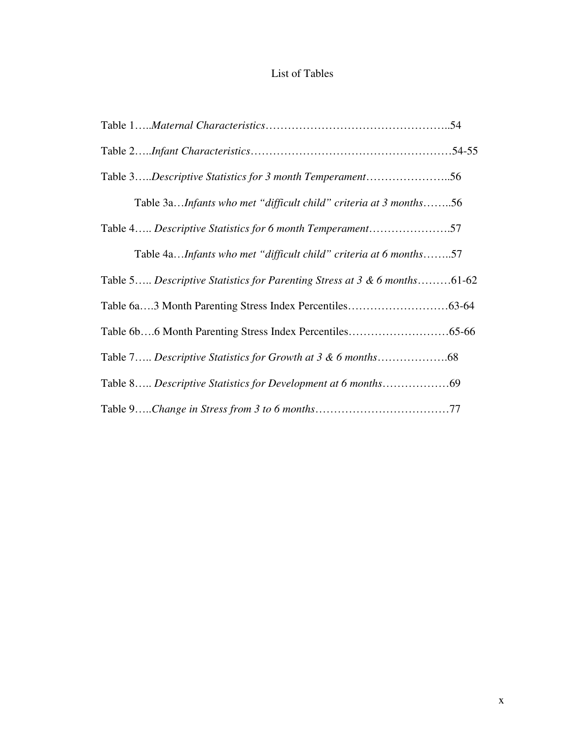# List of Tables

Table 1…..*Maternal Characteristics*…………………………………………..54

Table 2…..*Infant Characteristics*……………………………………………54-55

Table 3…..*Descriptive Statistics for 3 month Temperament*…………………..56

  Table 3a…*Infants who met "difficult child" criteria at 3 months*……..56

Table 4….. *Descriptive Statistics for 6 month Temperament*………………….57

  Table 4a…*Infants who met "difficult child" criteria at 6 months*……..57

Table 5….. *Descriptive Statistics for Parenting Stress at 3 & 6 months*………61-62

Table 6a….3 Month Parenting Stress Index Percentiles………………………63-64

Table 6b….6 Month Parenting Stress Index Percentiles………………………65-66

Table 7….. *Descriptive Statistics for Growth at 3 & 6 months*……………….68

Table 8….. *Descriptive Statistics for Development at 6 months*………………69

Table 9…..*Change in Stress from 3 to 6 months*………………………………77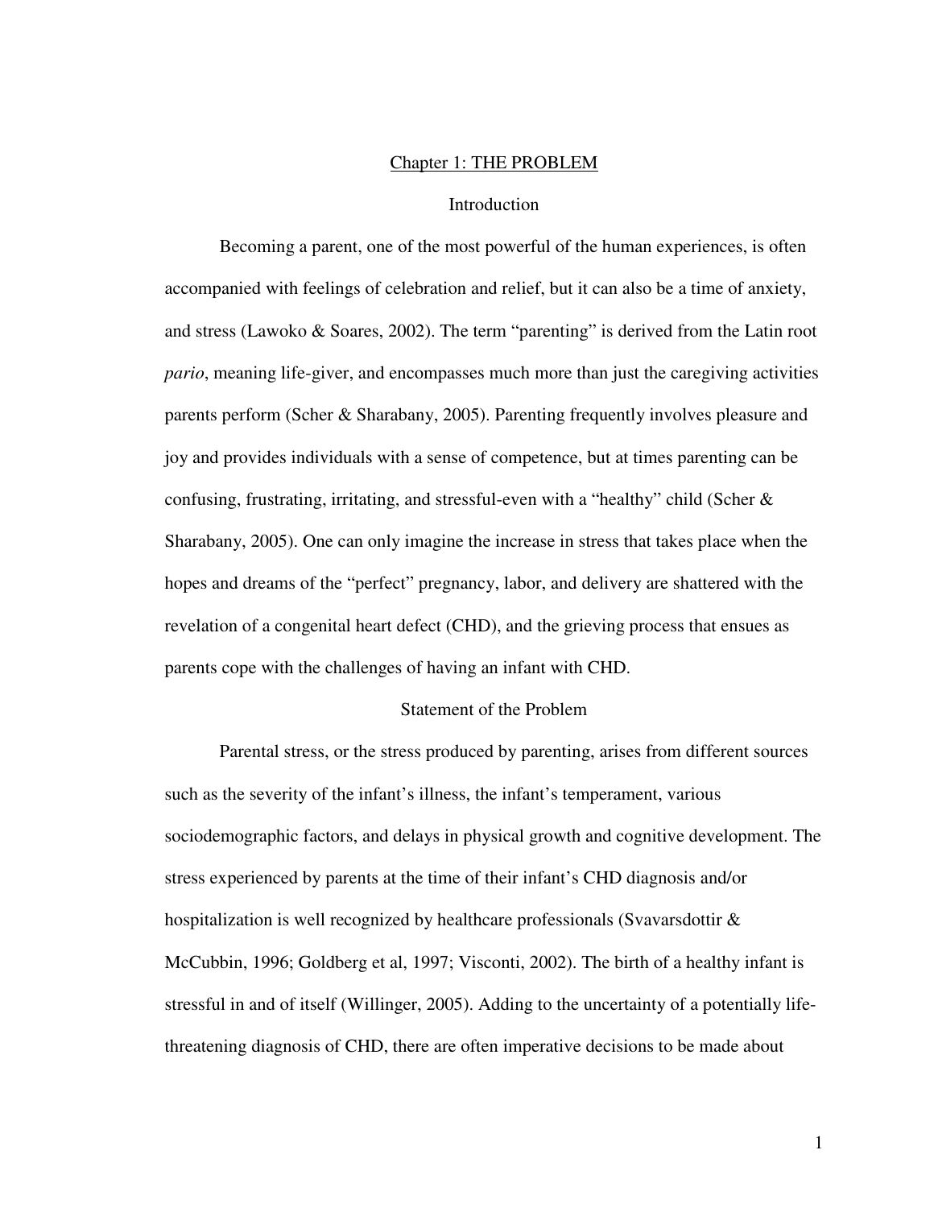# Chapter 1: THE PROBLEM

## Introduction

Becoming a parent, one of the most powerful of the human experiences, is often accompanied with feelings of celebration and relief, but it can also be a time of anxiety, and stress (Lawoko & Soares, 2002). The term "parenting" is derived from the Latin root *pario*, meaning life-giver, and encompasses much more than just the caregiving activities parents perform (Scher & Sharabany, 2005). Parenting frequently involves pleasure and joy and provides individuals with a sense of competence, but at times parenting can be confusing, frustrating, irritating, and stressful-even with a "healthy" child (Scher & Sharabany, 2005). One can only imagine the increase in stress that takes place when the hopes and dreams of the "perfect" pregnancy, labor, and delivery are shattered with the revelation of a congenital heart defect (CHD), and the grieving process that ensues as parents cope with the challenges of having an infant with CHD.

## Statement of the Problem

Parental stress, or the stress produced by parenting, arises from different sources such as the severity of the infant's illness, the infant's temperament, various sociodemographic factors, and delays in physical growth and cognitive development. The stress experienced by parents at the time of their infant's CHD diagnosis and/or hospitalization is well recognized by healthcare professionals (Svavarsdottir & McCubbin, 1996; Goldberg et al, 1997; Visconti, 2002). The birth of a healthy infant is stressful in and of itself (Willinger, 2005). Adding to the uncertainty of a potentially life-threatening diagnosis of CHD, there are often imperative decisions to be made about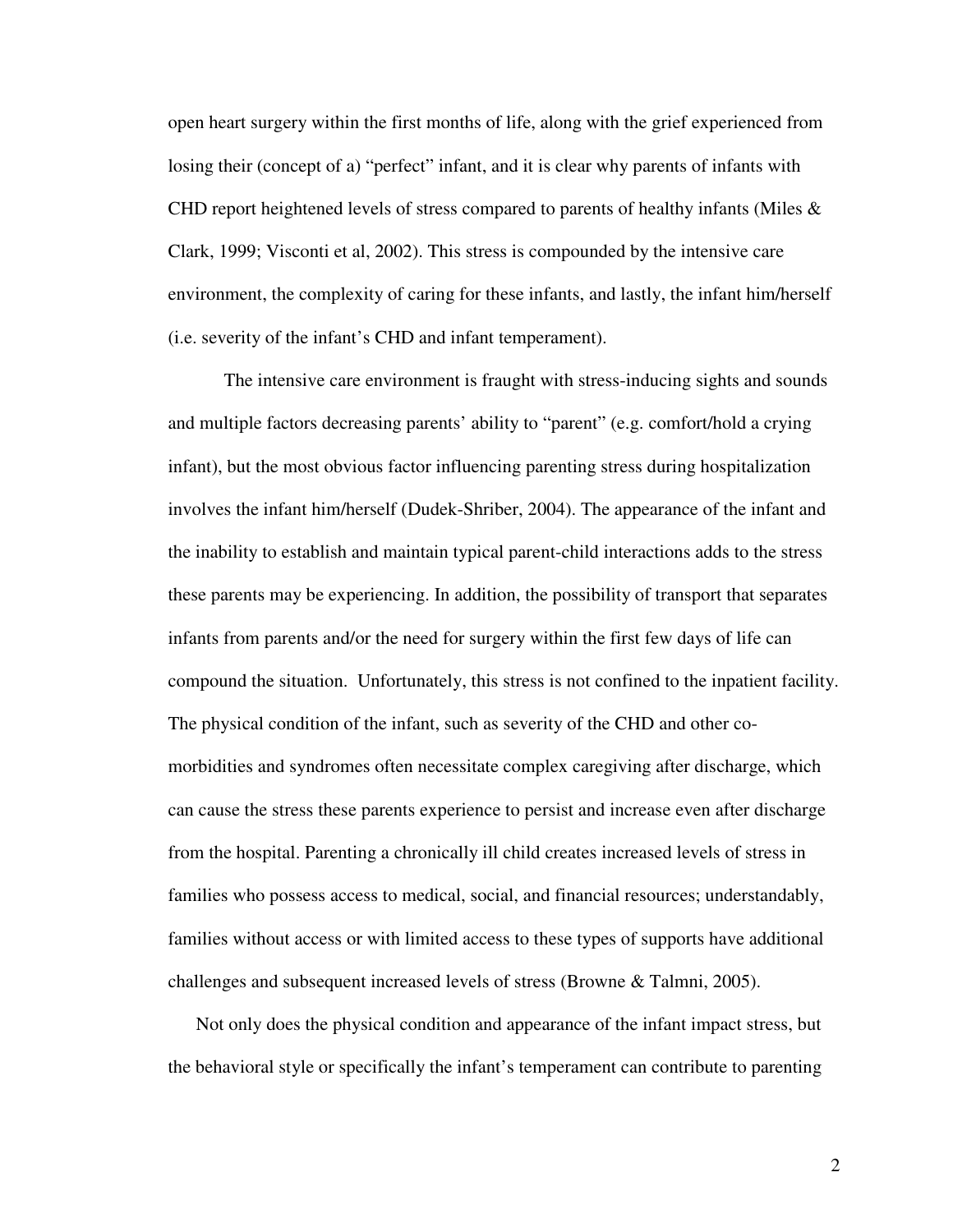open heart surgery within the first months of life, along with the grief experienced from losing their (concept of a) "perfect" infant, and it is clear why parents of infants with CHD report heightened levels of stress compared to parents of healthy infants (Miles & Clark, 1999; Visconti et al, 2002). This stress is compounded by the intensive care environment, the complexity of caring for these infants, and lastly, the infant him/herself (i.e. severity of the infant's CHD and infant temperament).

The intensive care environment is fraught with stress-inducing sights and sounds and multiple factors decreasing parents' ability to "parent" (e.g. comfort/hold a crying infant), but the most obvious factor influencing parenting stress during hospitalization involves the infant him/herself (Dudek-Shriber, 2004). The appearance of the infant and the inability to establish and maintain typical parent-child interactions adds to the stress these parents may be experiencing. In addition, the possibility of transport that separates infants from parents and/or the need for surgery within the first few days of life can compound the situation. Unfortunately, this stress is not confined to the inpatient facility. The physical condition of the infant, such as severity of the CHD and other co-morbidities and syndromes often necessitate complex caregiving after discharge, which can cause the stress these parents experience to persist and increase even after discharge from the hospital. Parenting a chronically ill child creates increased levels of stress in families who possess access to medical, social, and financial resources; understandably, families without access or with limited access to these types of supports have additional challenges and subsequent increased levels of stress (Browne & Talmni, 2005).

Not only does the physical condition and appearance of the infant impact stress, but the behavioral style or specifically the infant's temperament can contribute to parenting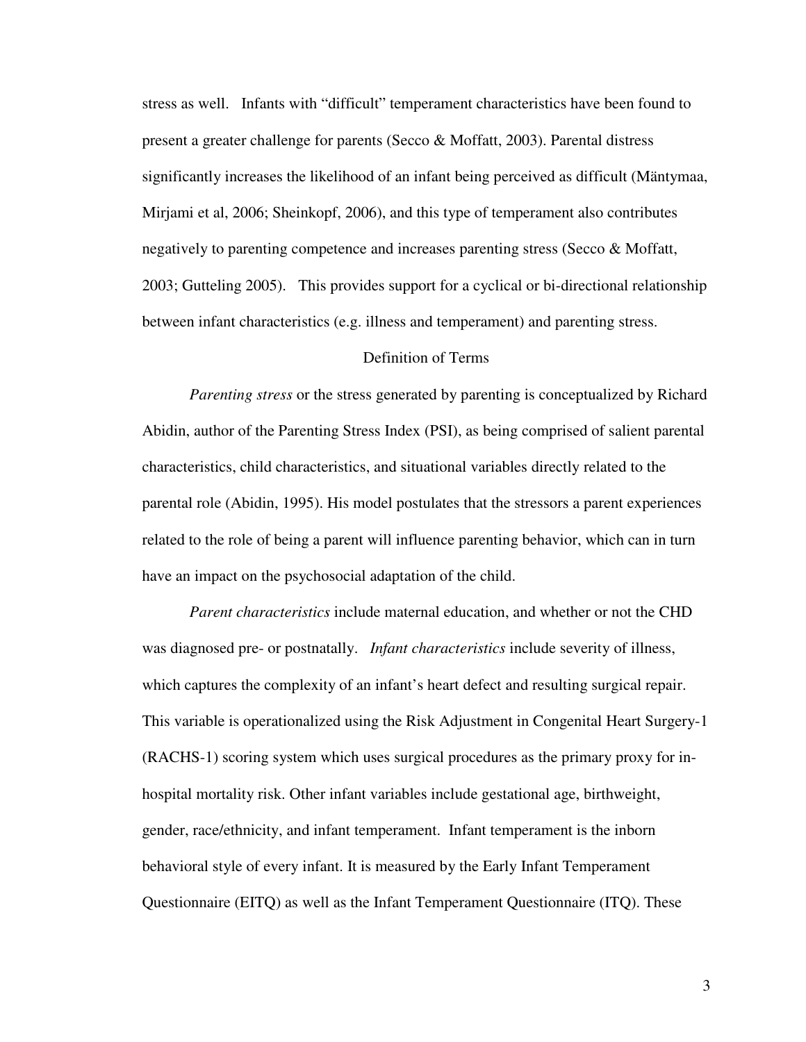stress as well. Infants with "difficult" temperament characteristics have been found to present a greater challenge for parents (Secco & Moffatt, 2003). Parental distress significantly increases the likelihood of an infant being perceived as difficult (Mäntymaa, Mirjami et al, 2006; Sheinkopf, 2006), and this type of temperament also contributes negatively to parenting competence and increases parenting stress (Secco & Moffatt, 2003; Gutteling 2005). This provides support for a cyclical or bi-directional relationship between infant characteristics (e.g. illness and temperament) and parenting stress.

## Definition of Terms

*Parenting stress* or the stress generated by parenting is conceptualized by Richard Abidin, author of the Parenting Stress Index (PSI), as being comprised of salient parental characteristics, child characteristics, and situational variables directly related to the parental role (Abidin, 1995). His model postulates that the stressors a parent experiences related to the role of being a parent will influence parenting behavior, which can in turn have an impact on the psychosocial adaptation of the child.

*Parent characteristics* include maternal education, and whether or not the CHD was diagnosed pre- or postnatally. *Infant characteristics* include severity of illness, which captures the complexity of an infant's heart defect and resulting surgical repair. This variable is operationalized using the Risk Adjustment in Congenital Heart Surgery-1 (RACHS-1) scoring system which uses surgical procedures as the primary proxy for in-hospital mortality risk. Other infant variables include gestational age, birthweight, gender, race/ethnicity, and infant temperament. Infant temperament is the inborn behavioral style of every infant. It is measured by the Early Infant Temperament Questionnaire (EITQ) as well as the Infant Temperament Questionnaire (ITQ). These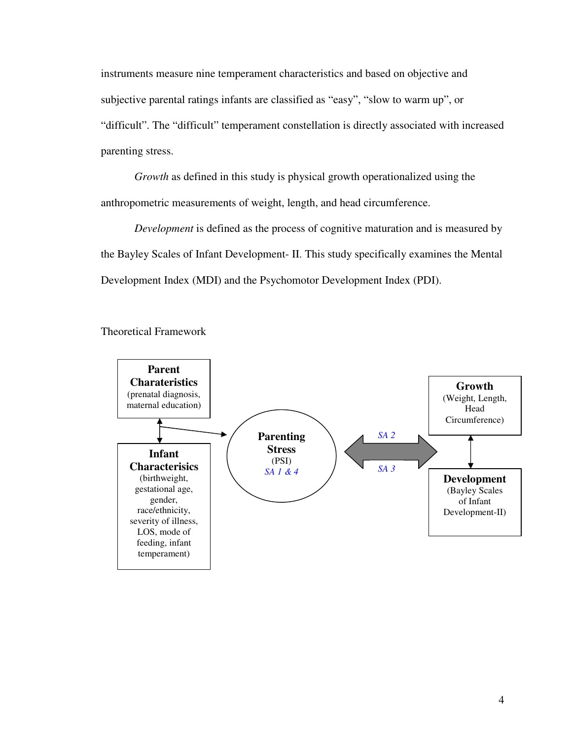instruments measure nine temperament characteristics and based on objective and subjective parental ratings infants are classified as "easy", "slow to warm up", or "difficult". The "difficult" temperament constellation is directly associated with increased parenting stress.

*Growth* as defined in this study is physical growth operationalized using the anthropometric measurements of weight, length, and head circumference.

*Development* is defined as the process of cognitive maturation and is measured by the Bayley Scales of Infant Development- II. This study specifically examines the Mental Development Index (MDI) and the Psychomotor Development Index (PDI).

Theoretical Framework

**Parent Charateristics** (prenatal diagnosis, maternal education)

**Infant Characterisics** (birthweight, gestational age, gender, race/ethnicity, severity of illness, LOS, mode of feeding, infant temperament)

**Parenting Stress** (PSI) *SA 1 & 4*

*SA 2*

*SA 3*

**Growth** (Weight, Length, Head Circumference)

**Development** (Bayley Scales of Infant Development-II)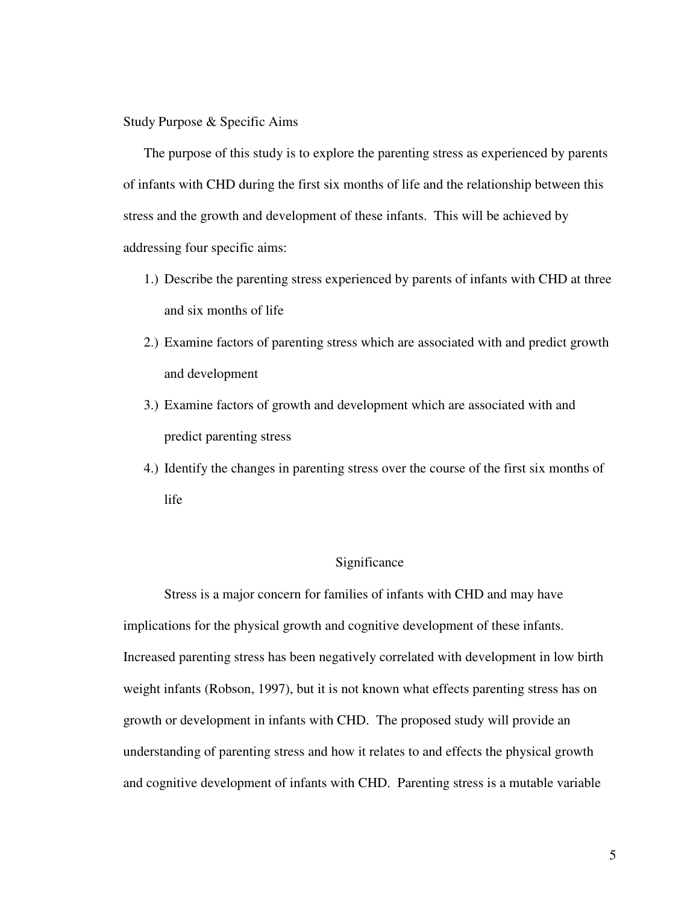Study Purpose & Specific Aims

The purpose of this study is to explore the parenting stress as experienced by parents of infants with CHD during the first six months of life and the relationship between this stress and the growth and development of these infants. This will be achieved by addressing four specific aims:

1.) Describe the parenting stress experienced by parents of infants with CHD at three and six months of life
2.) Examine factors of parenting stress which are associated with and predict growth and development
3.) Examine factors of growth and development which are associated with and predict parenting stress
4.) Identify the changes in parenting stress over the course of the first six months of life

## Significance

Stress is a major concern for families of infants with CHD and may have implications for the physical growth and cognitive development of these infants. Increased parenting stress has been negatively correlated with development in low birth weight infants (Robson, 1997), but it is not known what effects parenting stress has on growth or development in infants with CHD. The proposed study will provide an understanding of parenting stress and how it relates to and effects the physical growth and cognitive development of infants with CHD. Parenting stress is a mutable variable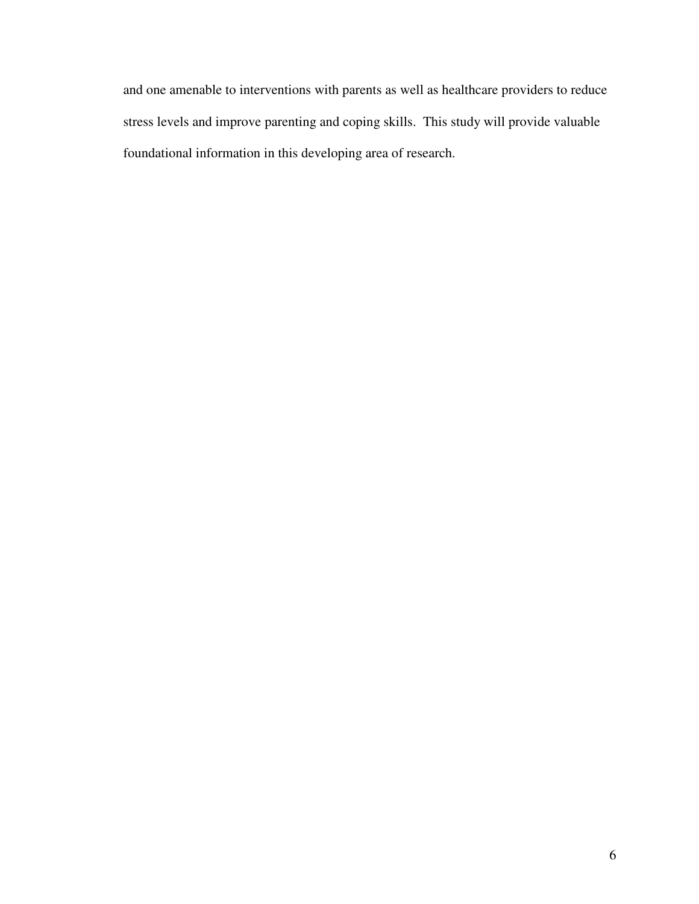and one amenable to interventions with parents as well as healthcare providers to reduce stress levels and improve parenting and coping skills. This study will provide valuable foundational information in this developing area of research.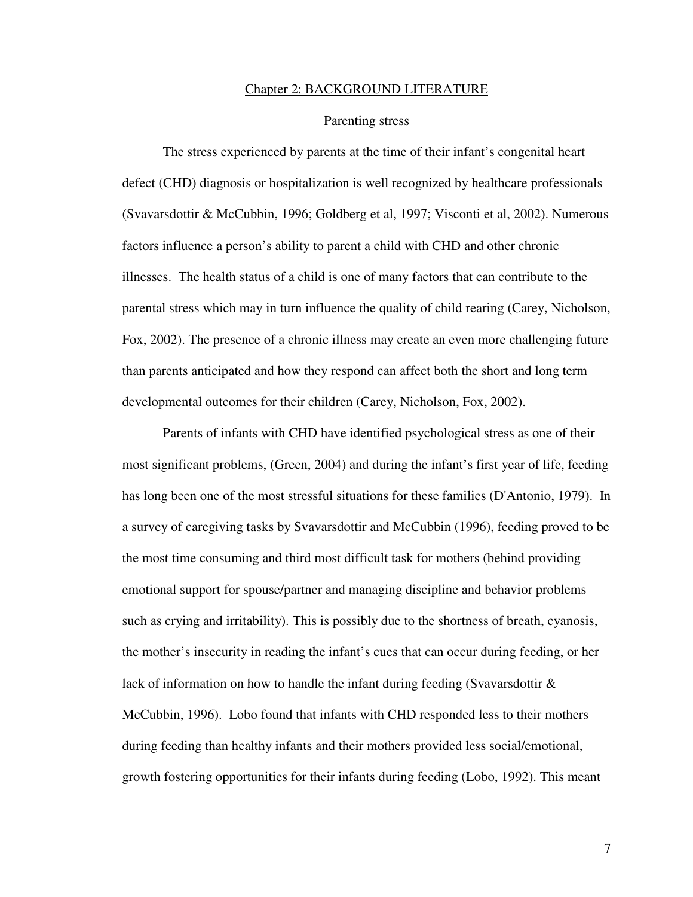## Chapter 2: BACKGROUND LITERATURE

### Parenting stress

The stress experienced by parents at the time of their infant's congenital heart defect (CHD) diagnosis or hospitalization is well recognized by healthcare professionals (Svavarsdottir & McCubbin, 1996; Goldberg et al, 1997; Visconti et al, 2002). Numerous factors influence a person's ability to parent a child with CHD and other chronic illnesses. The health status of a child is one of many factors that can contribute to the parental stress which may in turn influence the quality of child rearing (Carey, Nicholson, Fox, 2002). The presence of a chronic illness may create an even more challenging future than parents anticipated and how they respond can affect both the short and long term developmental outcomes for their children (Carey, Nicholson, Fox, 2002).

Parents of infants with CHD have identified psychological stress as one of their most significant problems, (Green, 2004) and during the infant's first year of life, feeding has long been one of the most stressful situations for these families (D'Antonio, 1979). In a survey of caregiving tasks by Svavarsdottir and McCubbin (1996), feeding proved to be the most time consuming and third most difficult task for mothers (behind providing emotional support for spouse/partner and managing discipline and behavior problems such as crying and irritability). This is possibly due to the shortness of breath, cyanosis, the mother's insecurity in reading the infant's cues that can occur during feeding, or her lack of information on how to handle the infant during feeding (Svavarsdottir & McCubbin, 1996). Lobo found that infants with CHD responded less to their mothers during feeding than healthy infants and their mothers provided less social/emotional, growth fostering opportunities for their infants during feeding (Lobo, 1992). This meant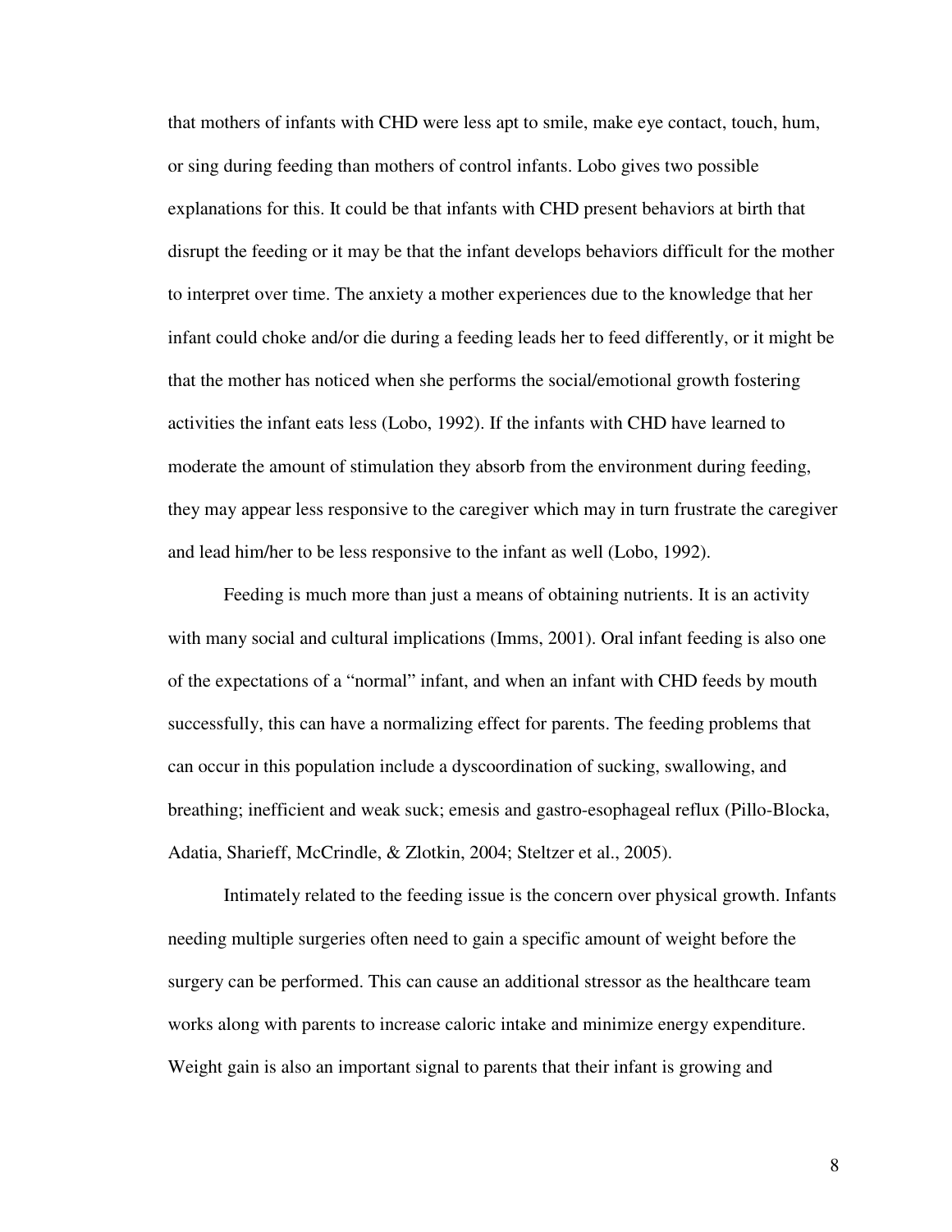that mothers of infants with CHD were less apt to smile, make eye contact, touch, hum, or sing during feeding than mothers of control infants. Lobo gives two possible explanations for this. It could be that infants with CHD present behaviors at birth that disrupt the feeding or it may be that the infant develops behaviors difficult for the mother to interpret over time. The anxiety a mother experiences due to the knowledge that her infant could choke and/or die during a feeding leads her to feed differently, or it might be that the mother has noticed when she performs the social/emotional growth fostering activities the infant eats less (Lobo, 1992). If the infants with CHD have learned to moderate the amount of stimulation they absorb from the environment during feeding, they may appear less responsive to the caregiver which may in turn frustrate the caregiver and lead him/her to be less responsive to the infant as well (Lobo, 1992).

Feeding is much more than just a means of obtaining nutrients. It is an activity with many social and cultural implications (Imms, 2001). Oral infant feeding is also one of the expectations of a "normal" infant, and when an infant with CHD feeds by mouth successfully, this can have a normalizing effect for parents. The feeding problems that can occur in this population include a dyscoordination of sucking, swallowing, and breathing; inefficient and weak suck; emesis and gastro-esophageal reflux (Pillo-Blocka, Adatia, Sharieff, McCrindle, & Zlotkin, 2004; Steltzer et al., 2005).

Intimately related to the feeding issue is the concern over physical growth. Infants needing multiple surgeries often need to gain a specific amount of weight before the surgery can be performed. This can cause an additional stressor as the healthcare team works along with parents to increase caloric intake and minimize energy expenditure. Weight gain is also an important signal to parents that their infant is growing and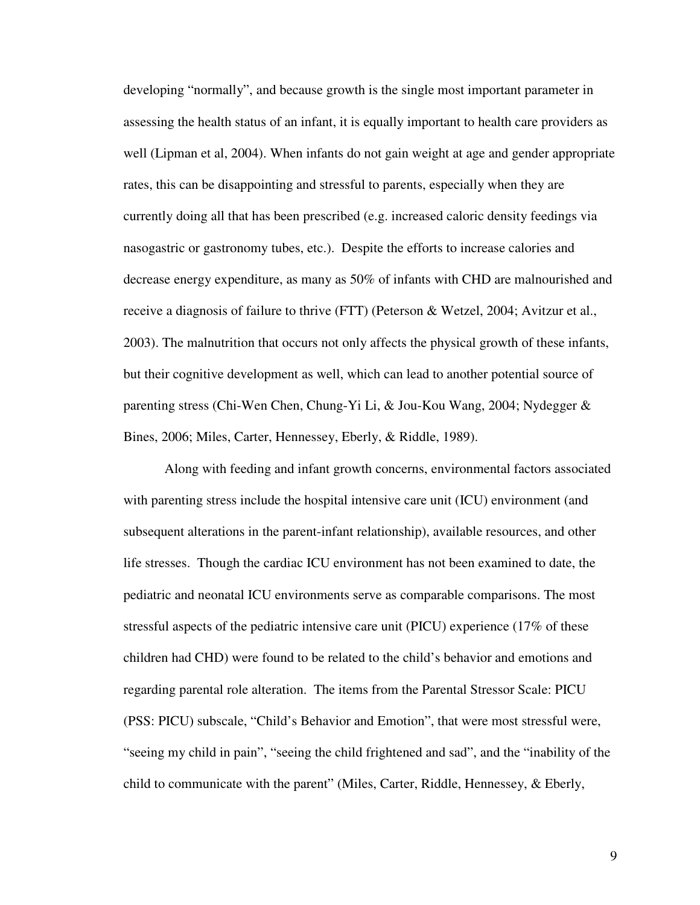developing "normally", and because growth is the single most important parameter in assessing the health status of an infant, it is equally important to health care providers as well (Lipman et al, 2004). When infants do not gain weight at age and gender appropriate rates, this can be disappointing and stressful to parents, especially when they are currently doing all that has been prescribed (e.g. increased caloric density feedings via nasogastric or gastronomy tubes, etc.). Despite the efforts to increase calories and decrease energy expenditure, as many as 50% of infants with CHD are malnourished and receive a diagnosis of failure to thrive (FTT) (Peterson & Wetzel, 2004; Avitzur et al., 2003). The malnutrition that occurs not only affects the physical growth of these infants, but their cognitive development as well, which can lead to another potential source of parenting stress (Chi-Wen Chen, Chung-Yi Li, & Jou-Kou Wang, 2004; Nydegger & Bines, 2006; Miles, Carter, Hennessey, Eberly, & Riddle, 1989).

Along with feeding and infant growth concerns, environmental factors associated with parenting stress include the hospital intensive care unit (ICU) environment (and subsequent alterations in the parent-infant relationship), available resources, and other life stresses. Though the cardiac ICU environment has not been examined to date, the pediatric and neonatal ICU environments serve as comparable comparisons. The most stressful aspects of the pediatric intensive care unit (PICU) experience (17% of these children had CHD) were found to be related to the child's behavior and emotions and regarding parental role alteration. The items from the Parental Stressor Scale: PICU (PSS: PICU) subscale, "Child's Behavior and Emotion", that were most stressful were, "seeing my child in pain", "seeing the child frightened and sad", and the "inability of the child to communicate with the parent" (Miles, Carter, Riddle, Hennessey, & Eberly,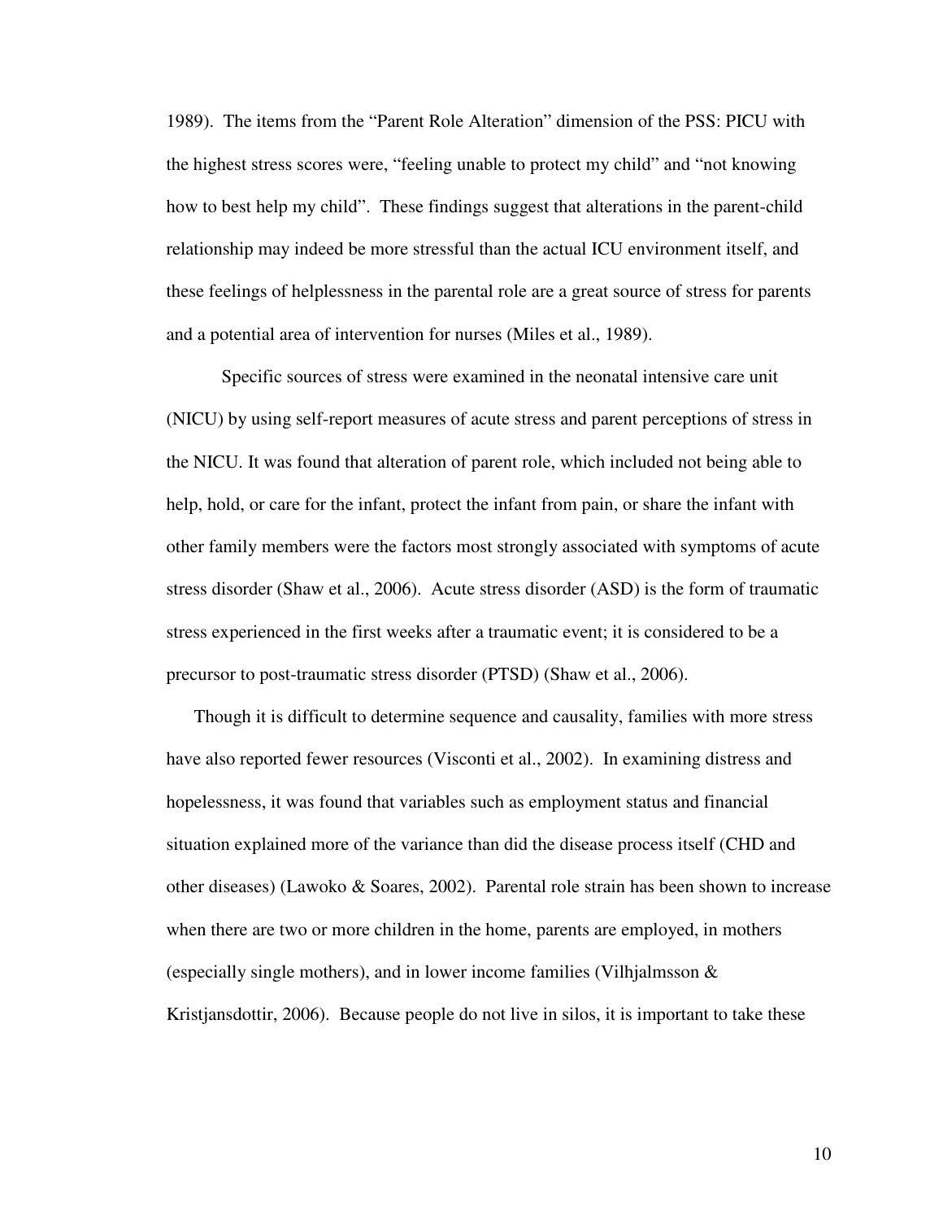1989). The items from the "Parent Role Alteration" dimension of the PSS: PICU with the highest stress scores were, "feeling unable to protect my child" and "not knowing how to best help my child". These findings suggest that alterations in the parent-child relationship may indeed be more stressful than the actual ICU environment itself, and these feelings of helplessness in the parental role are a great source of stress for parents and a potential area of intervention for nurses (Miles et al., 1989).

Specific sources of stress were examined in the neonatal intensive care unit (NICU) by using self-report measures of acute stress and parent perceptions of stress in the NICU. It was found that alteration of parent role, which included not being able to help, hold, or care for the infant, protect the infant from pain, or share the infant with other family members were the factors most strongly associated with symptoms of acute stress disorder (Shaw et al., 2006). Acute stress disorder (ASD) is the form of traumatic stress experienced in the first weeks after a traumatic event; it is considered to be a precursor to post-traumatic stress disorder (PTSD) (Shaw et al., 2006).

Though it is difficult to determine sequence and causality, families with more stress have also reported fewer resources (Visconti et al., 2002). In examining distress and hopelessness, it was found that variables such as employment status and financial situation explained more of the variance than did the disease process itself (CHD and other diseases) (Lawoko & Soares, 2002). Parental role strain has been shown to increase when there are two or more children in the home, parents are employed, in mothers (especially single mothers), and in lower income families (Vilhjalmsson & Kristjansdottir, 2006). Because people do not live in silos, it is important to take these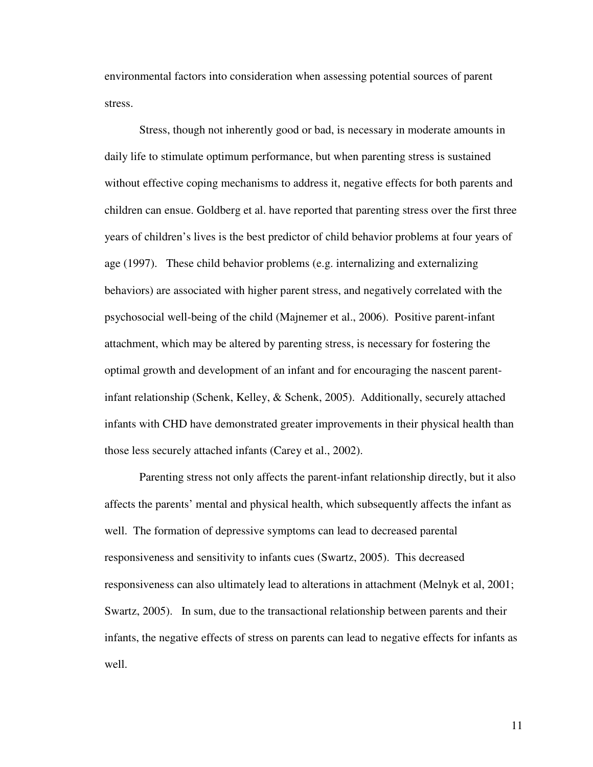environmental factors into consideration when assessing potential sources of parent stress.

Stress, though not inherently good or bad, is necessary in moderate amounts in daily life to stimulate optimum performance, but when parenting stress is sustained without effective coping mechanisms to address it, negative effects for both parents and children can ensue. Goldberg et al. have reported that parenting stress over the first three years of children's lives is the best predictor of child behavior problems at four years of age (1997). These child behavior problems (e.g. internalizing and externalizing behaviors) are associated with higher parent stress, and negatively correlated with the psychosocial well-being of the child (Majnemer et al., 2006). Positive parent-infant attachment, which may be altered by parenting stress, is necessary for fostering the optimal growth and development of an infant and for encouraging the nascent parent-infant relationship (Schenk, Kelley, & Schenk, 2005). Additionally, securely attached infants with CHD have demonstrated greater improvements in their physical health than those less securely attached infants (Carey et al., 2002).

Parenting stress not only affects the parent-infant relationship directly, but it also affects the parents' mental and physical health, which subsequently affects the infant as well. The formation of depressive symptoms can lead to decreased parental responsiveness and sensitivity to infants cues (Swartz, 2005). This decreased responsiveness can also ultimately lead to alterations in attachment (Melnyk et al, 2001; Swartz, 2005). In sum, due to the transactional relationship between parents and their infants, the negative effects of stress on parents can lead to negative effects for infants as well.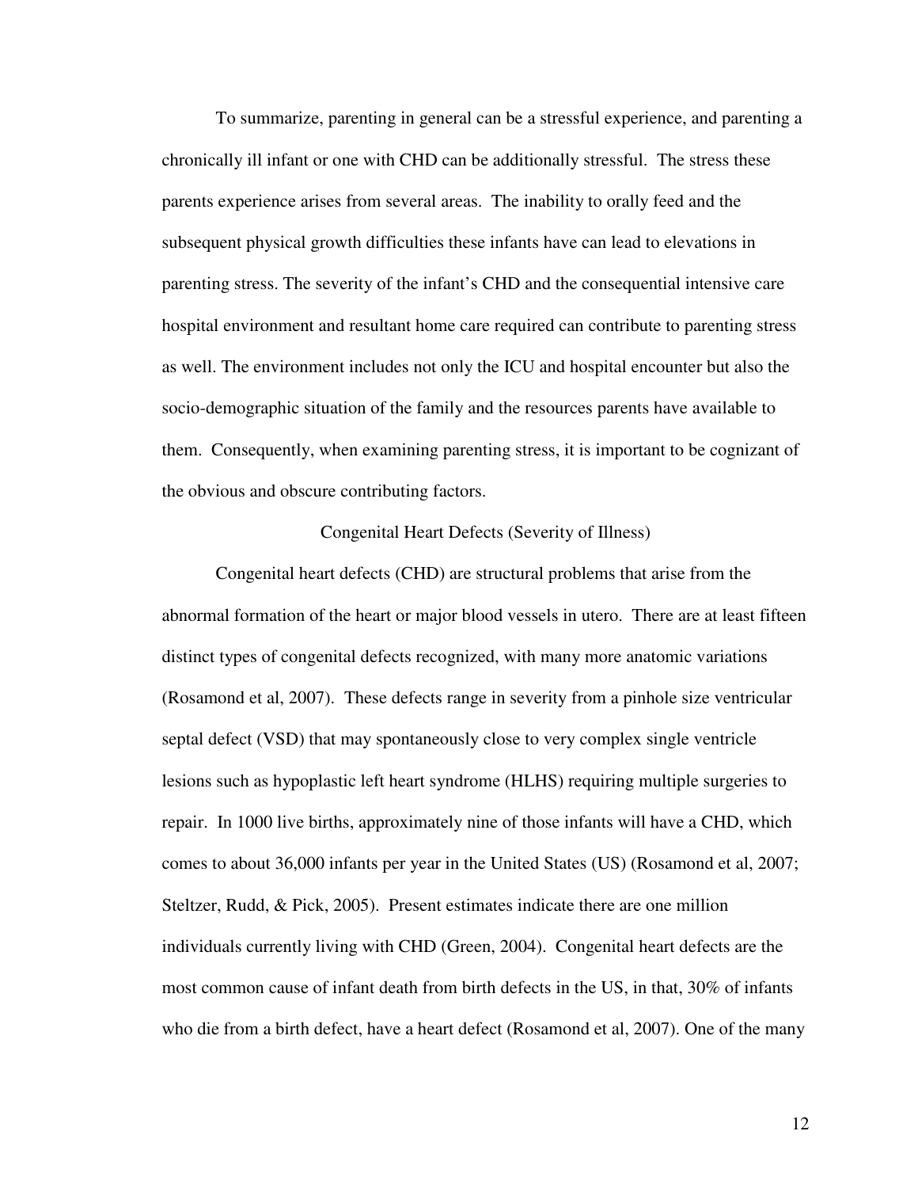To summarize, parenting in general can be a stressful experience, and parenting a chronically ill infant or one with CHD can be additionally stressful. The stress these parents experience arises from several areas. The inability to orally feed and the subsequent physical growth difficulties these infants have can lead to elevations in parenting stress. The severity of the infant's CHD and the consequential intensive care hospital environment and resultant home care required can contribute to parenting stress as well. The environment includes not only the ICU and hospital encounter but also the socio-demographic situation of the family and the resources parents have available to them. Consequently, when examining parenting stress, it is important to be cognizant of the obvious and obscure contributing factors.

## Congenital Heart Defects (Severity of Illness)

Congenital heart defects (CHD) are structural problems that arise from the abnormal formation of the heart or major blood vessels in utero. There are at least fifteen distinct types of congenital defects recognized, with many more anatomic variations (Rosamond et al, 2007). These defects range in severity from a pinhole size ventricular septal defect (VSD) that may spontaneously close to very complex single ventricle lesions such as hypoplastic left heart syndrome (HLHS) requiring multiple surgeries to repair. In 1000 live births, approximately nine of those infants will have a CHD, which comes to about 36,000 infants per year in the United States (US) (Rosamond et al, 2007; Steltzer, Rudd, & Pick, 2005). Present estimates indicate there are one million individuals currently living with CHD (Green, 2004). Congenital heart defects are the most common cause of infant death from birth defects in the US, in that, 30% of infants who die from a birth defect, have a heart defect (Rosamond et al, 2007). One of the many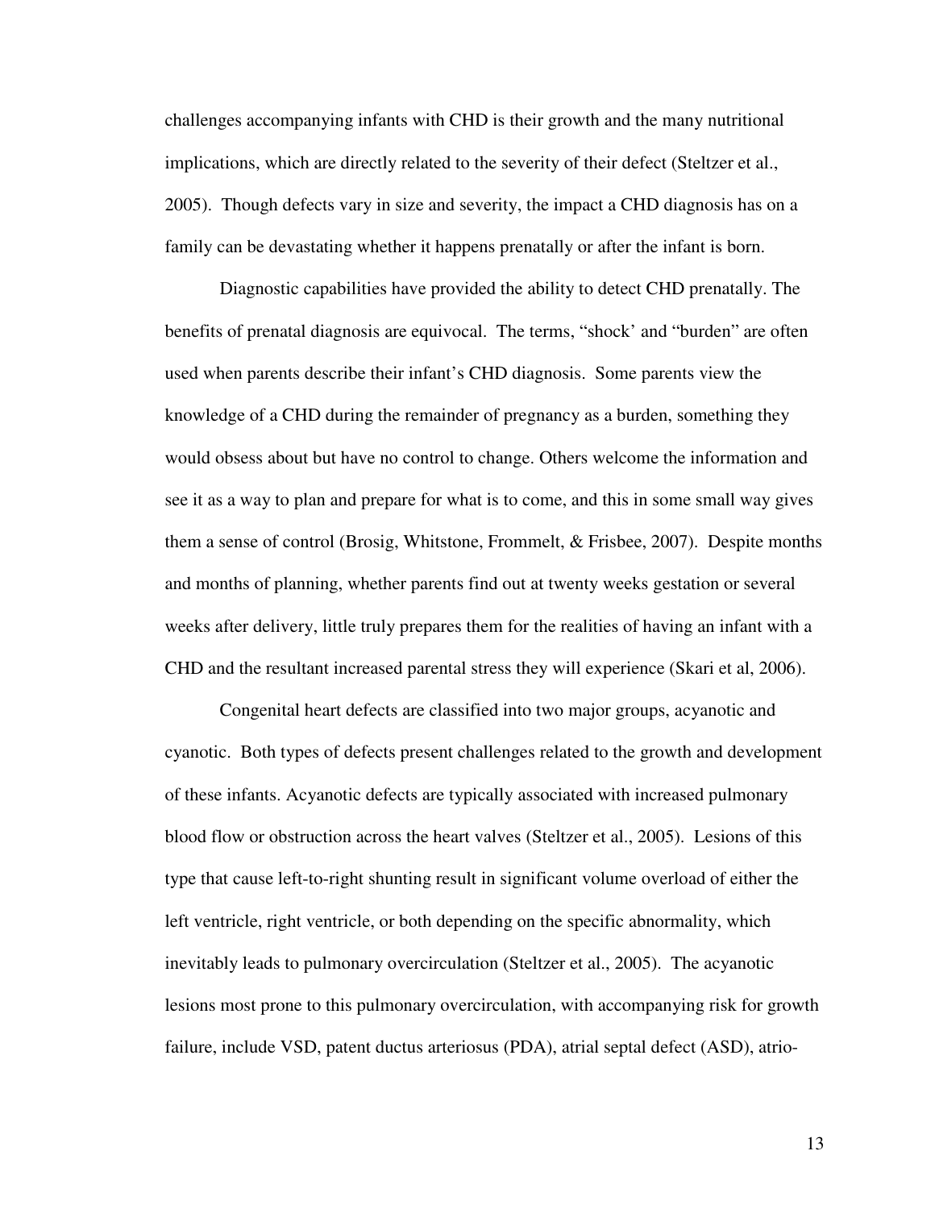challenges accompanying infants with CHD is their growth and the many nutritional implications, which are directly related to the severity of their defect (Steltzer et al., 2005). Though defects vary in size and severity, the impact a CHD diagnosis has on a family can be devastating whether it happens prenatally or after the infant is born.

Diagnostic capabilities have provided the ability to detect CHD prenatally. The benefits of prenatal diagnosis are equivocal. The terms, "shock' and "burden" are often used when parents describe their infant's CHD diagnosis. Some parents view the knowledge of a CHD during the remainder of pregnancy as a burden, something they would obsess about but have no control to change. Others welcome the information and see it as a way to plan and prepare for what is to come, and this in some small way gives them a sense of control (Brosig, Whitstone, Frommelt, & Frisbee, 2007). Despite months and months of planning, whether parents find out at twenty weeks gestation or several weeks after delivery, little truly prepares them for the realities of having an infant with a CHD and the resultant increased parental stress they will experience (Skari et al, 2006).

Congenital heart defects are classified into two major groups, acyanotic and cyanotic. Both types of defects present challenges related to the growth and development of these infants. Acyanotic defects are typically associated with increased pulmonary blood flow or obstruction across the heart valves (Steltzer et al., 2005). Lesions of this type that cause left-to-right shunting result in significant volume overload of either the left ventricle, right ventricle, or both depending on the specific abnormality, which inevitably leads to pulmonary overcirculation (Steltzer et al., 2005). The acyanotic lesions most prone to this pulmonary overcirculation, with accompanying risk for growth failure, include VSD, patent ductus arteriosus (PDA), atrial septal defect (ASD), atrio-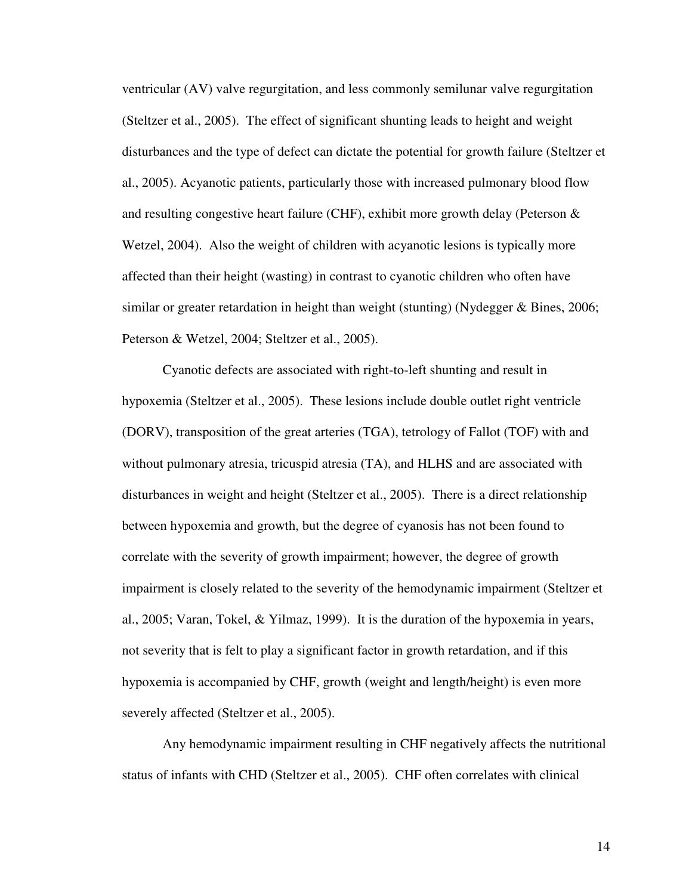ventricular (AV) valve regurgitation, and less commonly semilunar valve regurgitation (Steltzer et al., 2005). The effect of significant shunting leads to height and weight disturbances and the type of defect can dictate the potential for growth failure (Steltzer et al., 2005). Acyanotic patients, particularly those with increased pulmonary blood flow and resulting congestive heart failure (CHF), exhibit more growth delay (Peterson & Wetzel, 2004). Also the weight of children with acyanotic lesions is typically more affected than their height (wasting) in contrast to cyanotic children who often have similar or greater retardation in height than weight (stunting) (Nydegger & Bines, 2006; Peterson & Wetzel, 2004; Steltzer et al., 2005).

Cyanotic defects are associated with right-to-left shunting and result in hypoxemia (Steltzer et al., 2005). These lesions include double outlet right ventricle (DORV), transposition of the great arteries (TGA), tetrology of Fallot (TOF) with and without pulmonary atresia, tricuspid atresia (TA), and HLHS and are associated with disturbances in weight and height (Steltzer et al., 2005). There is a direct relationship between hypoxemia and growth, but the degree of cyanosis has not been found to correlate with the severity of growth impairment; however, the degree of growth impairment is closely related to the severity of the hemodynamic impairment (Steltzer et al., 2005; Varan, Tokel, & Yilmaz, 1999). It is the duration of the hypoxemia in years, not severity that is felt to play a significant factor in growth retardation, and if this hypoxemia is accompanied by CHF, growth (weight and length/height) is even more severely affected (Steltzer et al., 2005).

Any hemodynamic impairment resulting in CHF negatively affects the nutritional status of infants with CHD (Steltzer et al., 2005). CHF often correlates with clinical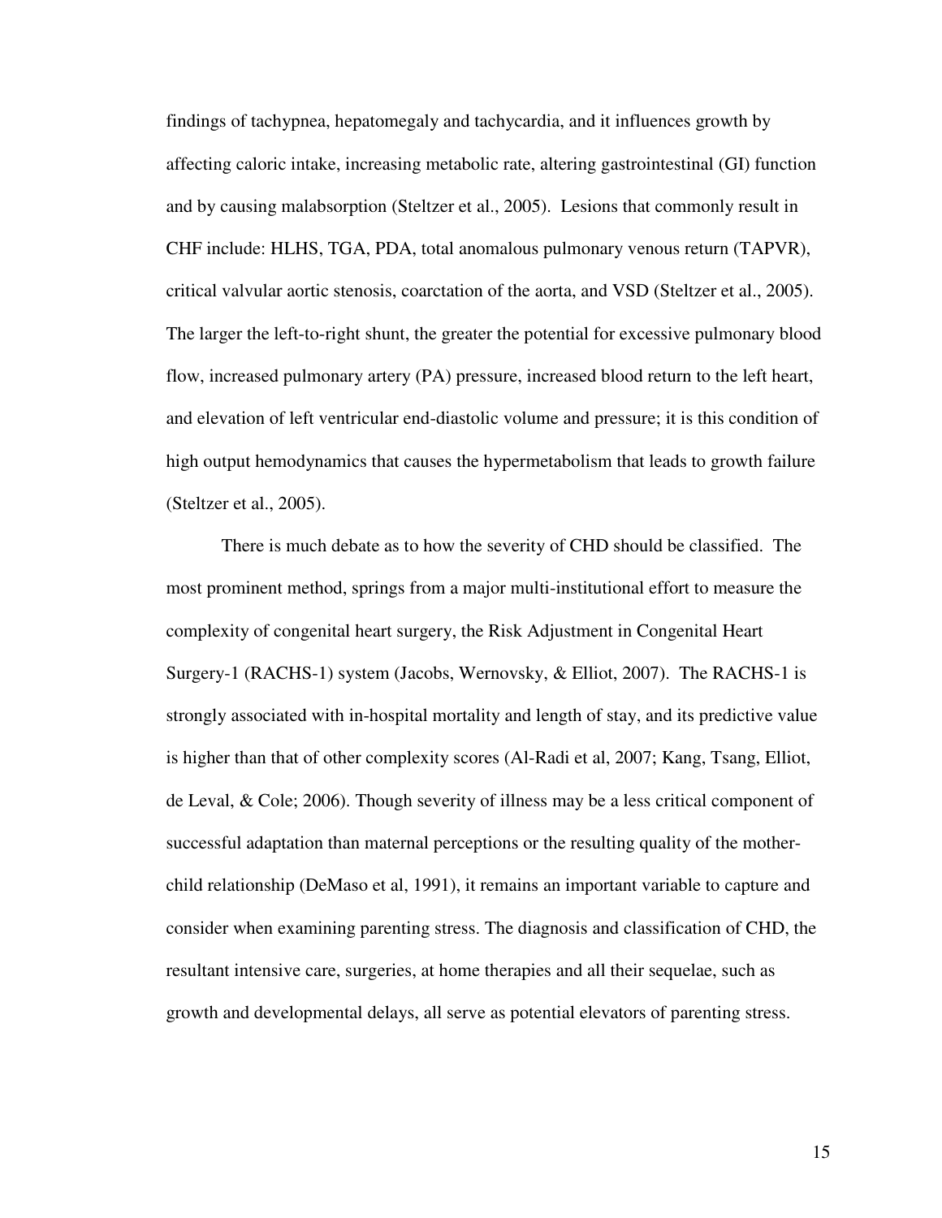findings of tachypnea, hepatomegaly and tachycardia, and it influences growth by affecting caloric intake, increasing metabolic rate, altering gastrointestinal (GI) function and by causing malabsorption (Steltzer et al., 2005). Lesions that commonly result in CHF include: HLHS, TGA, PDA, total anomalous pulmonary venous return (TAPVR), critical valvular aortic stenosis, coarctation of the aorta, and VSD (Steltzer et al., 2005). The larger the left-to-right shunt, the greater the potential for excessive pulmonary blood flow, increased pulmonary artery (PA) pressure, increased blood return to the left heart, and elevation of left ventricular end-diastolic volume and pressure; it is this condition of high output hemodynamics that causes the hypermetabolism that leads to growth failure (Steltzer et al., 2005).

There is much debate as to how the severity of CHD should be classified. The most prominent method, springs from a major multi-institutional effort to measure the complexity of congenital heart surgery, the Risk Adjustment in Congenital Heart Surgery-1 (RACHS-1) system (Jacobs, Wernovsky, & Elliot, 2007). The RACHS-1 is strongly associated with in-hospital mortality and length of stay, and its predictive value is higher than that of other complexity scores (Al-Radi et al, 2007; Kang, Tsang, Elliot, de Leval, & Cole; 2006). Though severity of illness may be a less critical component of successful adaptation than maternal perceptions or the resulting quality of the mother-child relationship (DeMaso et al, 1991), it remains an important variable to capture and consider when examining parenting stress. The diagnosis and classification of CHD, the resultant intensive care, surgeries, at home therapies and all their sequelae, such as growth and developmental delays, all serve as potential elevators of parenting stress.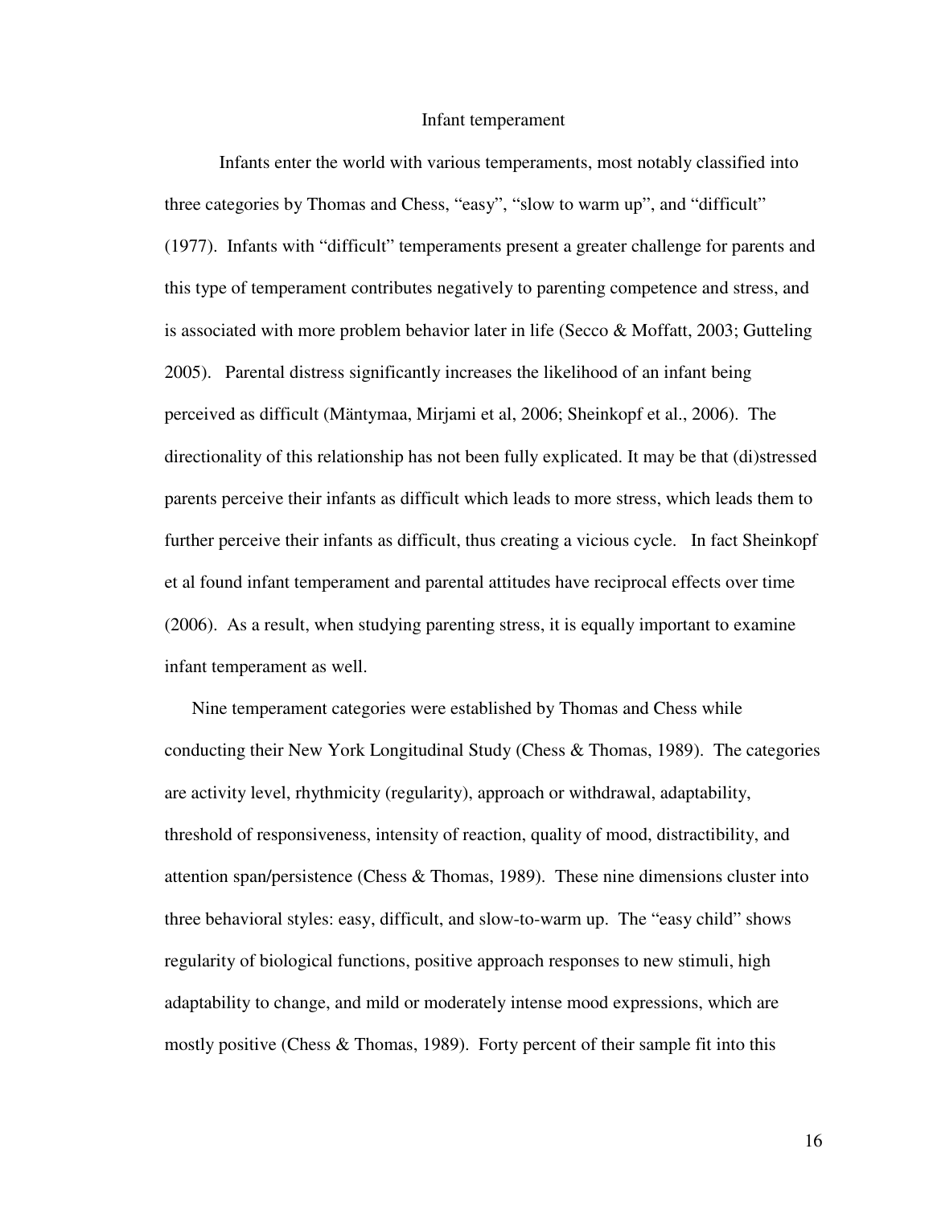## Infant temperament

Infants enter the world with various temperaments, most notably classified into three categories by Thomas and Chess, “easy”, “slow to warm up”, and “difficult” (1977). Infants with “difficult” temperaments present a greater challenge for parents and this type of temperament contributes negatively to parenting competence and stress, and is associated with more problem behavior later in life (Secco & Moffatt, 2003; Gutteling 2005). Parental distress significantly increases the likelihood of an infant being perceived as difficult (Mäntymaa, Mirjami et al, 2006; Sheinkopf et al., 2006). The directionality of this relationship has not been fully explicated. It may be that (di)stressed parents perceive their infants as difficult which leads to more stress, which leads them to further perceive their infants as difficult, thus creating a vicious cycle. In fact Sheinkopf et al found infant temperament and parental attitudes have reciprocal effects over time (2006). As a result, when studying parenting stress, it is equally important to examine infant temperament as well.

Nine temperament categories were established by Thomas and Chess while conducting their New York Longitudinal Study (Chess & Thomas, 1989). The categories are activity level, rhythmicity (regularity), approach or withdrawal, adaptability, threshold of responsiveness, intensity of reaction, quality of mood, distractibility, and attention span/persistence (Chess & Thomas, 1989). These nine dimensions cluster into three behavioral styles: easy, difficult, and slow-to-warm up. The “easy child” shows regularity of biological functions, positive approach responses to new stimuli, high adaptability to change, and mild or moderately intense mood expressions, which are mostly positive (Chess & Thomas, 1989). Forty percent of their sample fit into this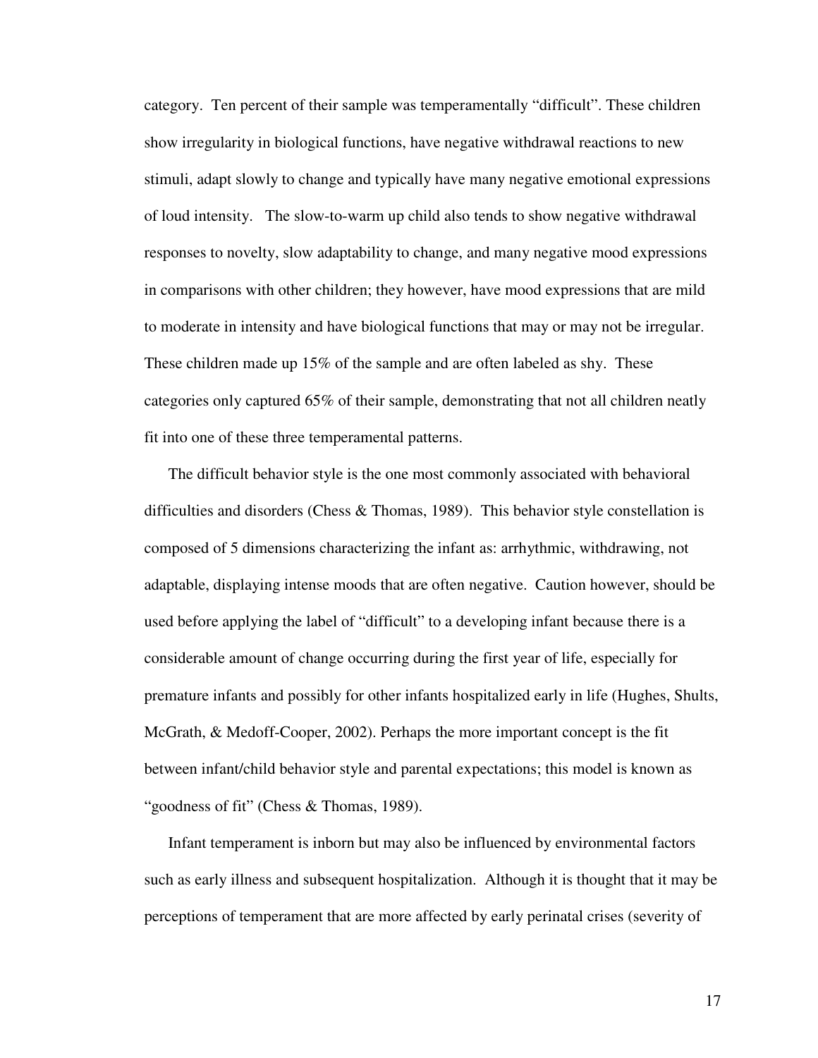category. Ten percent of their sample was temperamentally "difficult". These children show irregularity in biological functions, have negative withdrawal reactions to new stimuli, adapt slowly to change and typically have many negative emotional expressions of loud intensity. The slow-to-warm up child also tends to show negative withdrawal responses to novelty, slow adaptability to change, and many negative mood expressions in comparisons with other children; they however, have mood expressions that are mild to moderate in intensity and have biological functions that may or may not be irregular. These children made up 15% of the sample and are often labeled as shy. These categories only captured 65% of their sample, demonstrating that not all children neatly fit into one of these three temperamental patterns.

The difficult behavior style is the one most commonly associated with behavioral difficulties and disorders (Chess & Thomas, 1989). This behavior style constellation is composed of 5 dimensions characterizing the infant as: arrhythmic, withdrawing, not adaptable, displaying intense moods that are often negative. Caution however, should be used before applying the label of "difficult" to a developing infant because there is a considerable amount of change occurring during the first year of life, especially for premature infants and possibly for other infants hospitalized early in life (Hughes, Shults, McGrath, & Medoff-Cooper, 2002). Perhaps the more important concept is the fit between infant/child behavior style and parental expectations; this model is known as "goodness of fit" (Chess & Thomas, 1989).

Infant temperament is inborn but may also be influenced by environmental factors such as early illness and subsequent hospitalization. Although it is thought that it may be perceptions of temperament that are more affected by early perinatal crises (severity of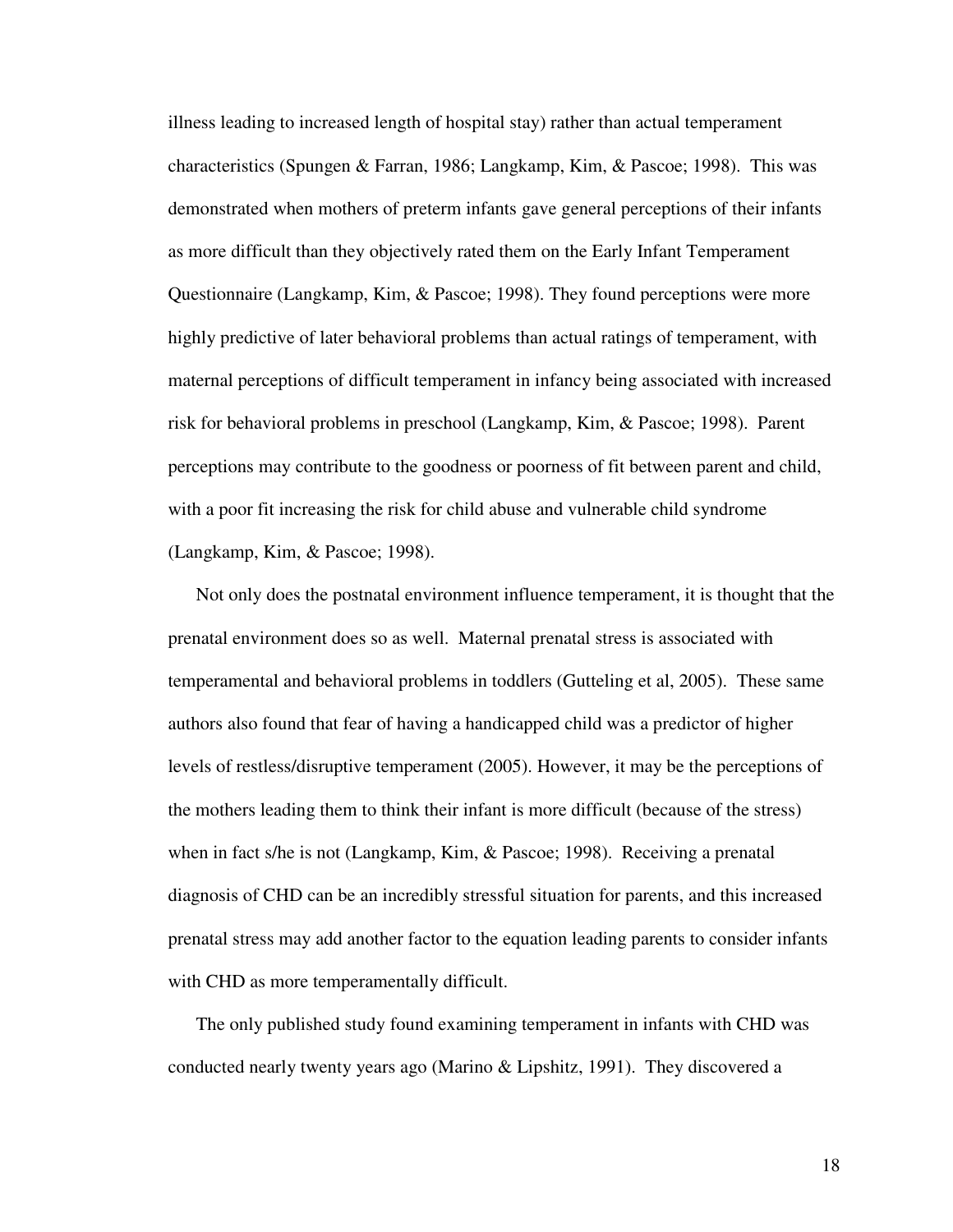illness leading to increased length of hospital stay) rather than actual temperament characteristics (Spungen & Farran, 1986; Langkamp, Kim, & Pascoe; 1998). This was demonstrated when mothers of preterm infants gave general perceptions of their infants as more difficult than they objectively rated them on the Early Infant Temperament Questionnaire (Langkamp, Kim, & Pascoe; 1998). They found perceptions were more highly predictive of later behavioral problems than actual ratings of temperament, with maternal perceptions of difficult temperament in infancy being associated with increased risk for behavioral problems in preschool (Langkamp, Kim, & Pascoe; 1998). Parent perceptions may contribute to the goodness or poorness of fit between parent and child, with a poor fit increasing the risk for child abuse and vulnerable child syndrome (Langkamp, Kim, & Pascoe; 1998).

Not only does the postnatal environment influence temperament, it is thought that the prenatal environment does so as well. Maternal prenatal stress is associated with temperamental and behavioral problems in toddlers (Gutteling et al, 2005). These same authors also found that fear of having a handicapped child was a predictor of higher levels of restless/disruptive temperament (2005). However, it may be the perceptions of the mothers leading them to think their infant is more difficult (because of the stress) when in fact s/he is not (Langkamp, Kim, & Pascoe; 1998). Receiving a prenatal diagnosis of CHD can be an incredibly stressful situation for parents, and this increased prenatal stress may add another factor to the equation leading parents to consider infants with CHD as more temperamentally difficult.

The only published study found examining temperament in infants with CHD was conducted nearly twenty years ago (Marino & Lipshitz, 1991). They discovered a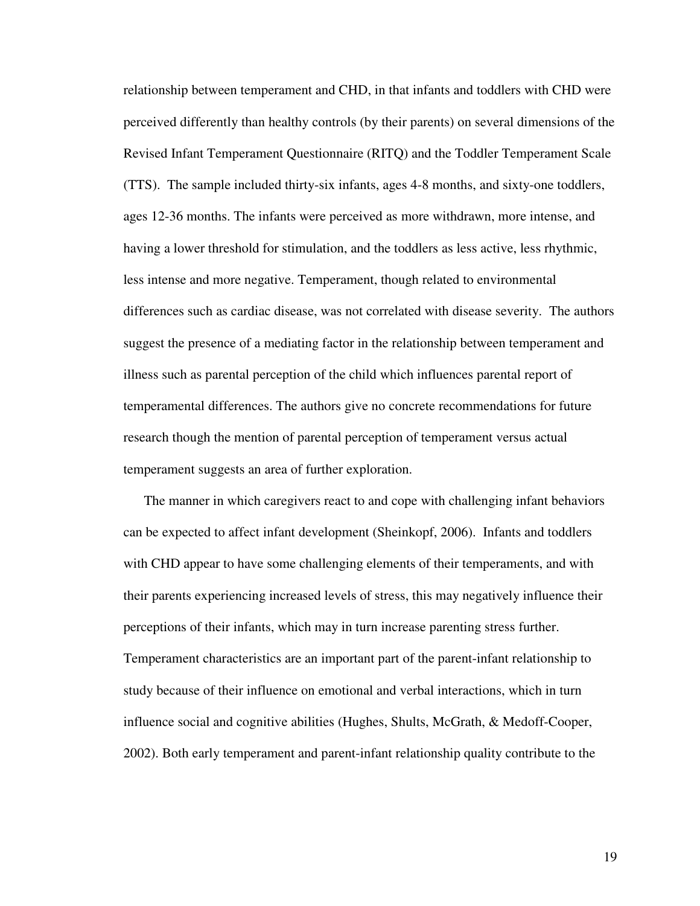relationship between temperament and CHD, in that infants and toddlers with CHD were perceived differently than healthy controls (by their parents) on several dimensions of the Revised Infant Temperament Questionnaire (RITQ) and the Toddler Temperament Scale (TTS). The sample included thirty-six infants, ages 4-8 months, and sixty-one toddlers, ages 12-36 months. The infants were perceived as more withdrawn, more intense, and having a lower threshold for stimulation, and the toddlers as less active, less rhythmic, less intense and more negative. Temperament, though related to environmental differences such as cardiac disease, was not correlated with disease severity. The authors suggest the presence of a mediating factor in the relationship between temperament and illness such as parental perception of the child which influences parental report of temperamental differences. The authors give no concrete recommendations for future research though the mention of parental perception of temperament versus actual temperament suggests an area of further exploration.

The manner in which caregivers react to and cope with challenging infant behaviors can be expected to affect infant development (Sheinkopf, 2006). Infants and toddlers with CHD appear to have some challenging elements of their temperaments, and with their parents experiencing increased levels of stress, this may negatively influence their perceptions of their infants, which may in turn increase parenting stress further. Temperament characteristics are an important part of the parent-infant relationship to study because of their influence on emotional and verbal interactions, which in turn influence social and cognitive abilities (Hughes, Shults, McGrath, & Medoff-Cooper, 2002). Both early temperament and parent-infant relationship quality contribute to the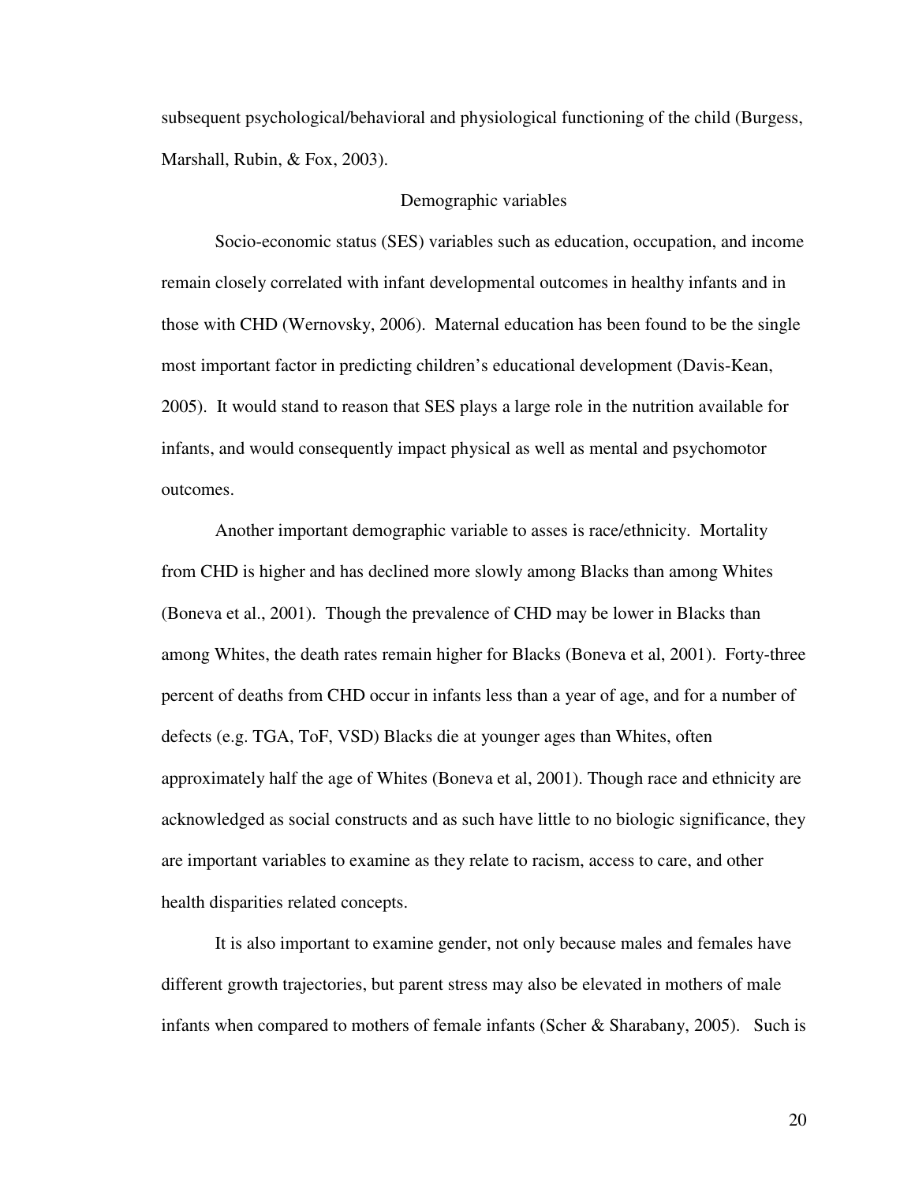subsequent psychological/behavioral and physiological functioning of the child (Burgess, Marshall, Rubin, & Fox, 2003).

## Demographic variables

Socio-economic status (SES) variables such as education, occupation, and income remain closely correlated with infant developmental outcomes in healthy infants and in those with CHD (Wernovsky, 2006). Maternal education has been found to be the single most important factor in predicting children's educational development (Davis-Kean, 2005). It would stand to reason that SES plays a large role in the nutrition available for infants, and would consequently impact physical as well as mental and psychomotor outcomes.

Another important demographic variable to asses is race/ethnicity. Mortality from CHD is higher and has declined more slowly among Blacks than among Whites (Boneva et al., 2001). Though the prevalence of CHD may be lower in Blacks than among Whites, the death rates remain higher for Blacks (Boneva et al, 2001). Forty-three percent of deaths from CHD occur in infants less than a year of age, and for a number of defects (e.g. TGA, ToF, VSD) Blacks die at younger ages than Whites, often approximately half the age of Whites (Boneva et al, 2001). Though race and ethnicity are acknowledged as social constructs and as such have little to no biologic significance, they are important variables to examine as they relate to racism, access to care, and other health disparities related concepts.

It is also important to examine gender, not only because males and females have different growth trajectories, but parent stress may also be elevated in mothers of male infants when compared to mothers of female infants (Scher & Sharabany, 2005). Such is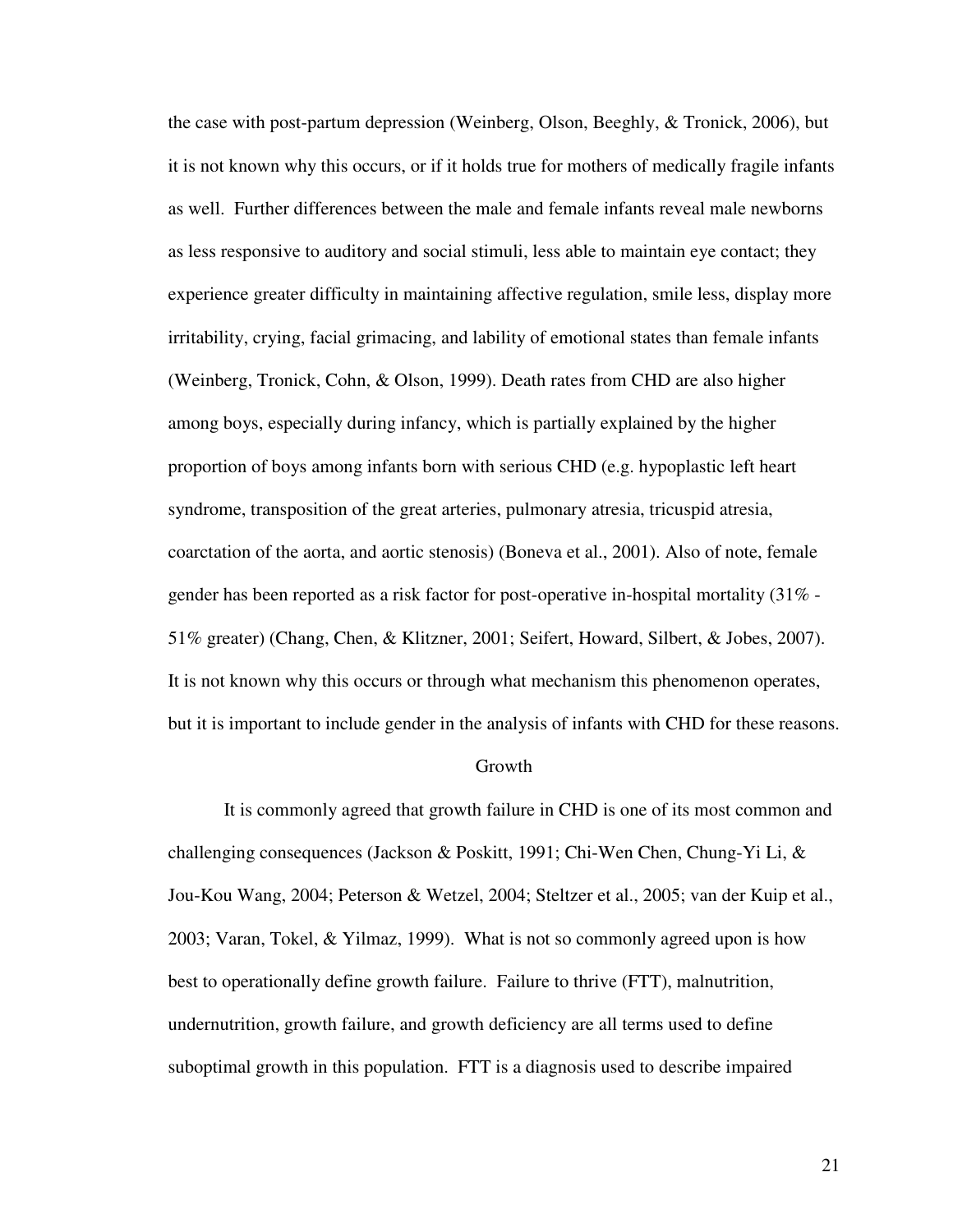the case with post-partum depression (Weinberg, Olson, Beeghly, & Tronick, 2006), but it is not known why this occurs, or if it holds true for mothers of medically fragile infants as well. Further differences between the male and female infants reveal male newborns as less responsive to auditory and social stimuli, less able to maintain eye contact; they experience greater difficulty in maintaining affective regulation, smile less, display more irritability, crying, facial grimacing, and lability of emotional states than female infants (Weinberg, Tronick, Cohn, & Olson, 1999). Death rates from CHD are also higher among boys, especially during infancy, which is partially explained by the higher proportion of boys among infants born with serious CHD (e.g. hypoplastic left heart syndrome, transposition of the great arteries, pulmonary atresia, tricuspid atresia, coarctation of the aorta, and aortic stenosis) (Boneva et al., 2001). Also of note, female gender has been reported as a risk factor for post-operative in-hospital mortality (31% - 51% greater) (Chang, Chen, & Klitzner, 2001; Seifert, Howard, Silbert, & Jobes, 2007). It is not known why this occurs or through what mechanism this phenomenon operates, but it is important to include gender in the analysis of infants with CHD for these reasons.

## Growth

It is commonly agreed that growth failure in CHD is one of its most common and challenging consequences (Jackson & Poskitt, 1991; Chi-Wen Chen, Chung-Yi Li, & Jou-Kou Wang, 2004; Peterson & Wetzel, 2004; Steltzer et al., 2005; van der Kuip et al., 2003; Varan, Tokel, & Yilmaz, 1999). What is not so commonly agreed upon is how best to operationally define growth failure. Failure to thrive (FTT), malnutrition, undernutrition, growth failure, and growth deficiency are all terms used to define suboptimal growth in this population. FTT is a diagnosis used to describe impaired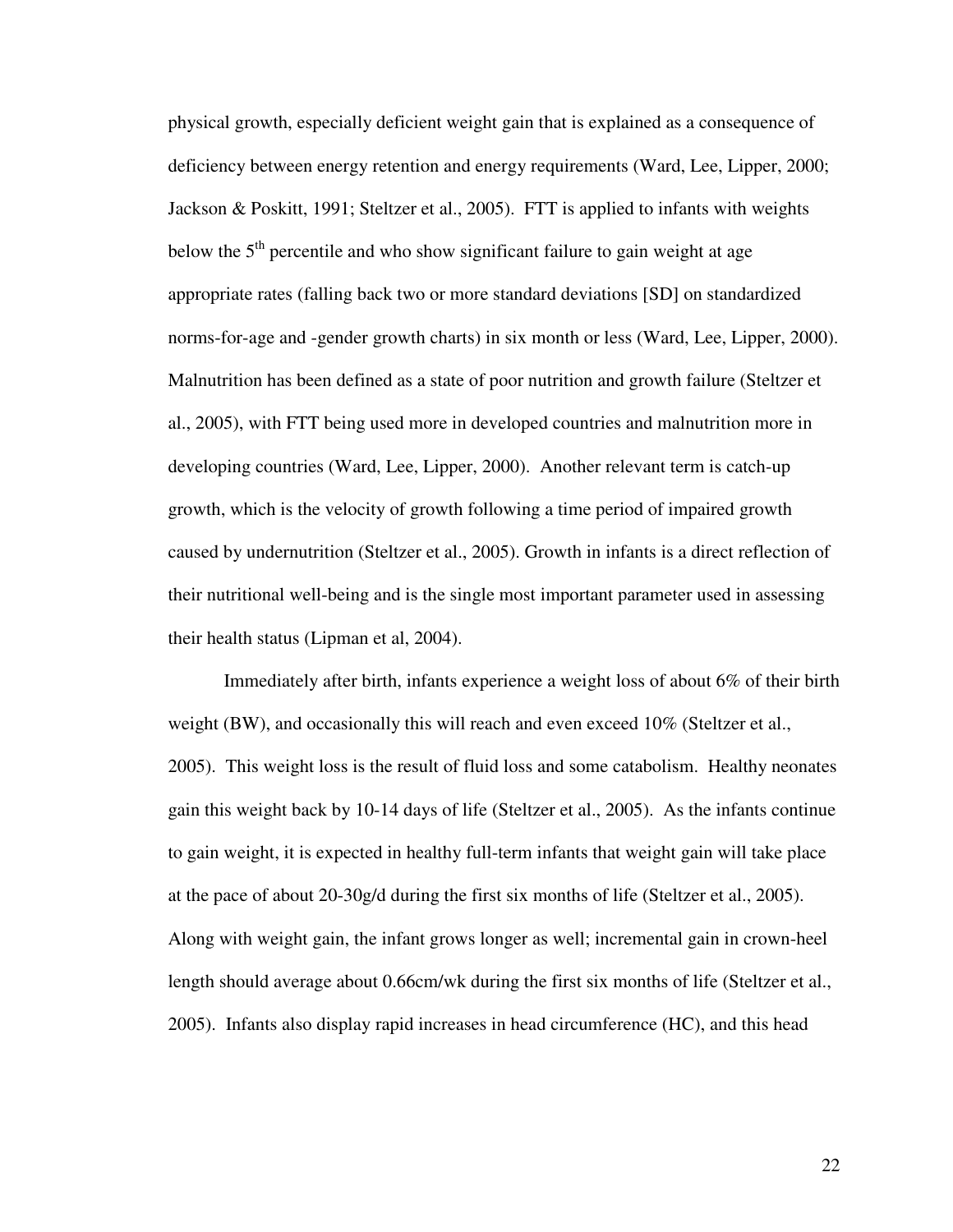physical growth, especially deficient weight gain that is explained as a consequence of deficiency between energy retention and energy requirements (Ward, Lee, Lipper, 2000; Jackson & Poskitt, 1991; Steltzer et al., 2005). FTT is applied to infants with weights below the $5^{th}$ percentile and who show significant failure to gain weight at age appropriate rates (falling back two or more standard deviations [SD] on standardized norms-for-age and -gender growth charts) in six month or less (Ward, Lee, Lipper, 2000). Malnutrition has been defined as a state of poor nutrition and growth failure (Steltzer et al., 2005), with FTT being used more in developed countries and malnutrition more in developing countries (Ward, Lee, Lipper, 2000). Another relevant term is catch-up growth, which is the velocity of growth following a time period of impaired growth caused by undernutrition (Steltzer et al., 2005). Growth in infants is a direct reflection of their nutritional well-being and is the single most important parameter used in assessing their health status (Lipman et al, 2004).

Immediately after birth, infants experience a weight loss of about 6% of their birth weight (BW), and occasionally this will reach and even exceed 10% (Steltzer et al., 2005). This weight loss is the result of fluid loss and some catabolism. Healthy neonates gain this weight back by 10-14 days of life (Steltzer et al., 2005). As the infants continue to gain weight, it is expected in healthy full-term infants that weight gain will take place at the pace of about 20-30g/d during the first six months of life (Steltzer et al., 2005). Along with weight gain, the infant grows longer as well; incremental gain in crown-heel length should average about 0.66cm/wk during the first six months of life (Steltzer et al., 2005). Infants also display rapid increases in head circumference (HC), and this head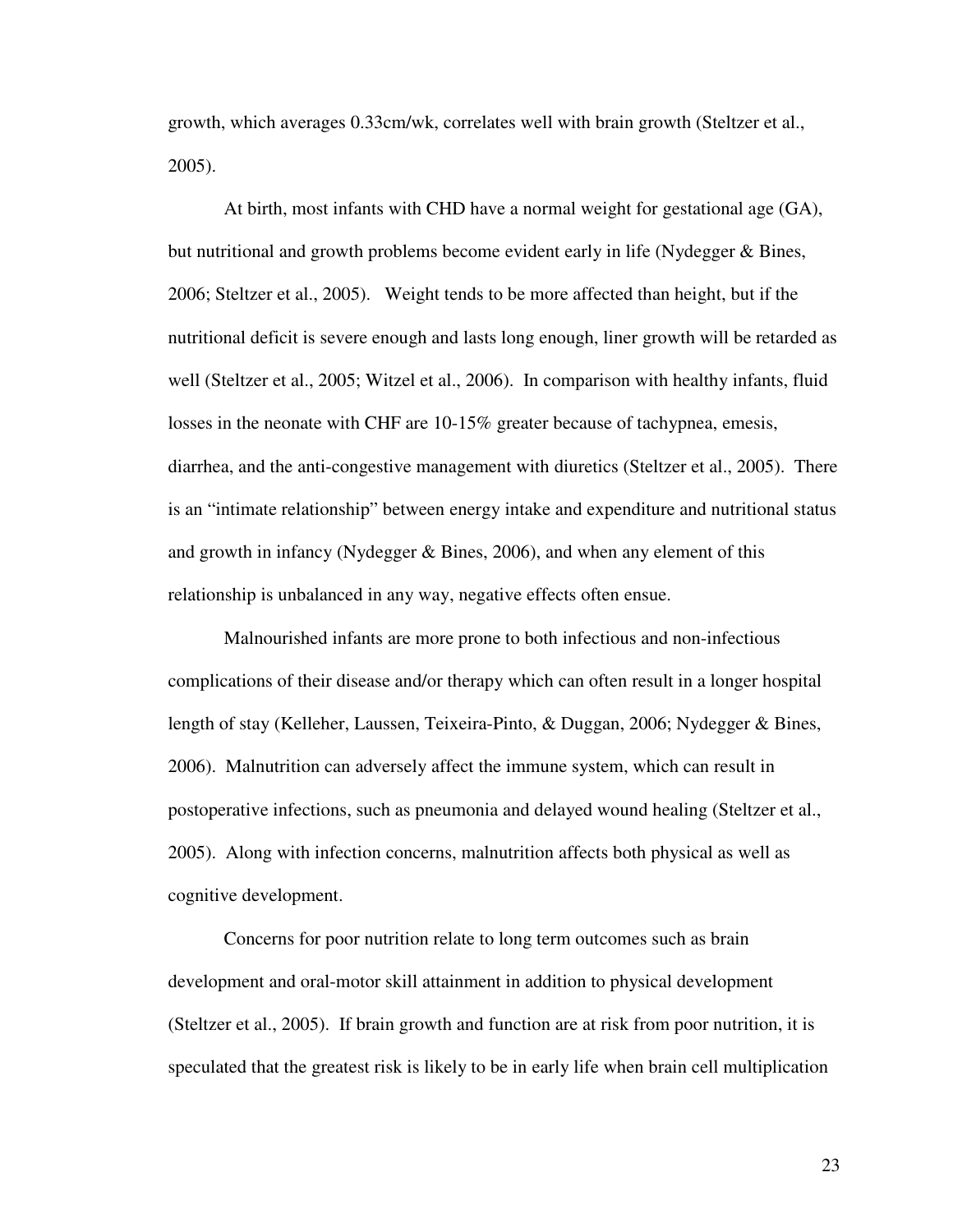growth, which averages 0.33cm/wk, correlates well with brain growth (Steltzer et al., 2005).

At birth, most infants with CHD have a normal weight for gestational age (GA), but nutritional and growth problems become evident early in life (Nydegger & Bines, 2006; Steltzer et al., 2005). Weight tends to be more affected than height, but if the nutritional deficit is severe enough and lasts long enough, liner growth will be retarded as well (Steltzer et al., 2005; Witzel et al., 2006). In comparison with healthy infants, fluid losses in the neonate with CHF are 10-15% greater because of tachypnea, emesis, diarrhea, and the anti-congestive management with diuretics (Steltzer et al., 2005). There is an "intimate relationship" between energy intake and expenditure and nutritional status and growth in infancy (Nydegger & Bines, 2006), and when any element of this relationship is unbalanced in any way, negative effects often ensue.

Malnourished infants are more prone to both infectious and non-infectious complications of their disease and/or therapy which can often result in a longer hospital length of stay (Kelleher, Laussen, Teixeira-Pinto, & Duggan, 2006; Nydegger & Bines, 2006). Malnutrition can adversely affect the immune system, which can result in postoperative infections, such as pneumonia and delayed wound healing (Steltzer et al., 2005). Along with infection concerns, malnutrition affects both physical as well as cognitive development.

Concerns for poor nutrition relate to long term outcomes such as brain development and oral-motor skill attainment in addition to physical development (Steltzer et al., 2005). If brain growth and function are at risk from poor nutrition, it is speculated that the greatest risk is likely to be in early life when brain cell multiplication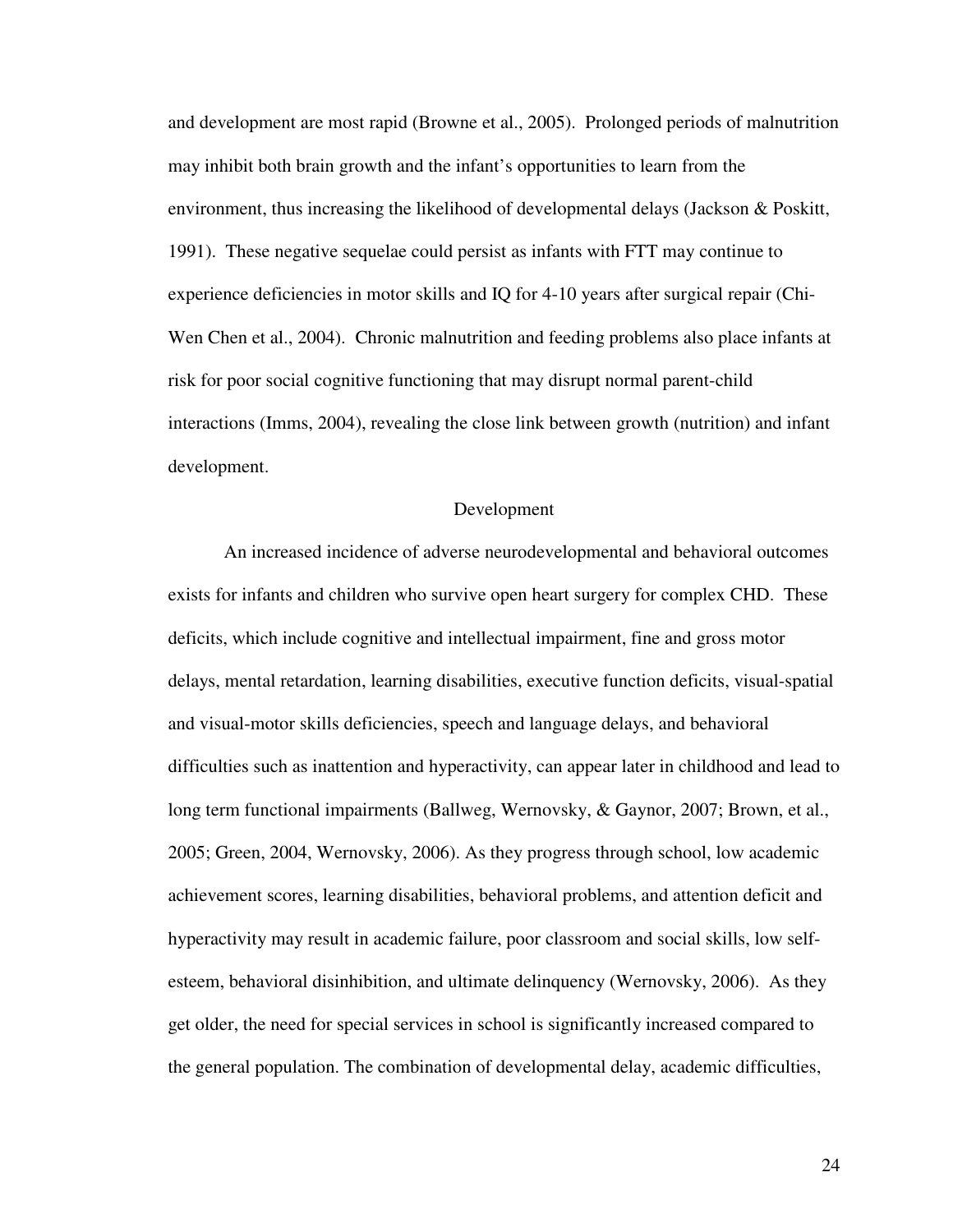and development are most rapid (Browne et al., 2005). Prolonged periods of malnutrition may inhibit both brain growth and the infant's opportunities to learn from the environment, thus increasing the likelihood of developmental delays (Jackson & Poskitt, 1991). These negative sequelae could persist as infants with FTT may continue to experience deficiencies in motor skills and IQ for 4-10 years after surgical repair (Chi-Wen Chen et al., 2004). Chronic malnutrition and feeding problems also place infants at risk for poor social cognitive functioning that may disrupt normal parent-child interactions (Imms, 2004), revealing the close link between growth (nutrition) and infant development.

## Development

An increased incidence of adverse neurodevelopmental and behavioral outcomes exists for infants and children who survive open heart surgery for complex CHD. These deficits, which include cognitive and intellectual impairment, fine and gross motor delays, mental retardation, learning disabilities, executive function deficits, visual-spatial and visual-motor skills deficiencies, speech and language delays, and behavioral difficulties such as inattention and hyperactivity, can appear later in childhood and lead to long term functional impairments (Ballweg, Wernovsky, & Gaynor, 2007; Brown, et al., 2005; Green, 2004, Wernovsky, 2006). As they progress through school, low academic achievement scores, learning disabilities, behavioral problems, and attention deficit and hyperactivity may result in academic failure, poor classroom and social skills, low self-esteem, behavioral disinhibition, and ultimate delinquency (Wernovsky, 2006). As they get older, the need for special services in school is significantly increased compared to the general population. The combination of developmental delay, academic difficulties,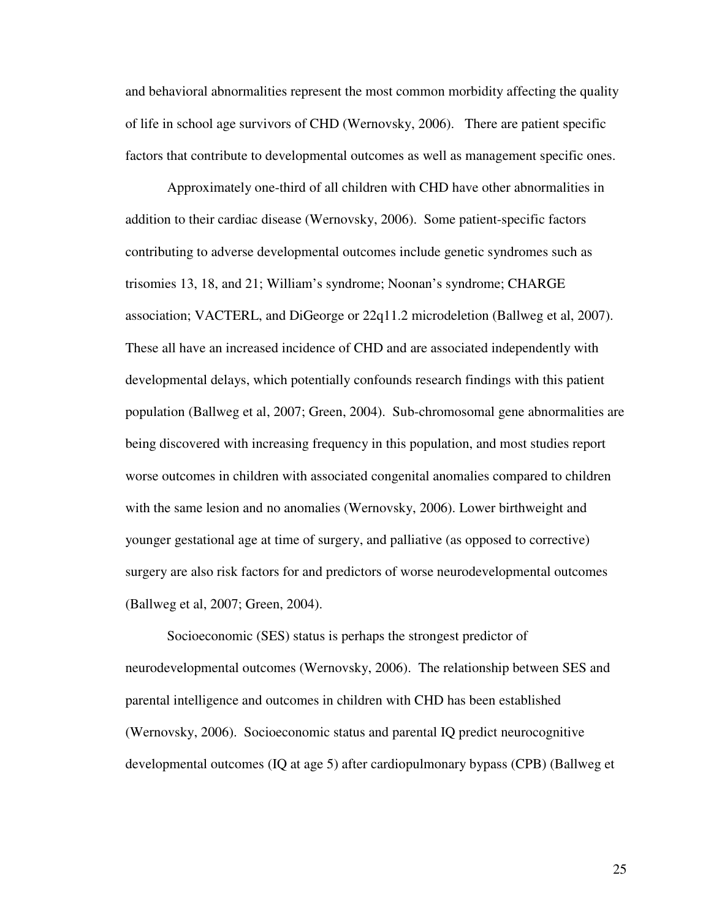and behavioral abnormalities represent the most common morbidity affecting the quality of life in school age survivors of CHD (Wernovsky, 2006). There are patient specific factors that contribute to developmental outcomes as well as management specific ones.

Approximately one-third of all children with CHD have other abnormalities in addition to their cardiac disease (Wernovsky, 2006). Some patient-specific factors contributing to adverse developmental outcomes include genetic syndromes such as trisomies 13, 18, and 21; William's syndrome; Noonan's syndrome; CHARGE association; VACTERL, and DiGeorge or 22q11.2 microdeletion (Ballweg et al, 2007). These all have an increased incidence of CHD and are associated independently with developmental delays, which potentially confounds research findings with this patient population (Ballweg et al, 2007; Green, 2004). Sub-chromosomal gene abnormalities are being discovered with increasing frequency in this population, and most studies report worse outcomes in children with associated congenital anomalies compared to children with the same lesion and no anomalies (Wernovsky, 2006). Lower birthweight and younger gestational age at time of surgery, and palliative (as opposed to corrective) surgery are also risk factors for and predictors of worse neurodevelopmental outcomes (Ballweg et al, 2007; Green, 2004).

Socioeconomic (SES) status is perhaps the strongest predictor of neurodevelopmental outcomes (Wernovsky, 2006). The relationship between SES and parental intelligence and outcomes in children with CHD has been established (Wernovsky, 2006). Socioeconomic status and parental IQ predict neurocognitive developmental outcomes (IQ at age 5) after cardiopulmonary bypass (CPB) (Ballweg et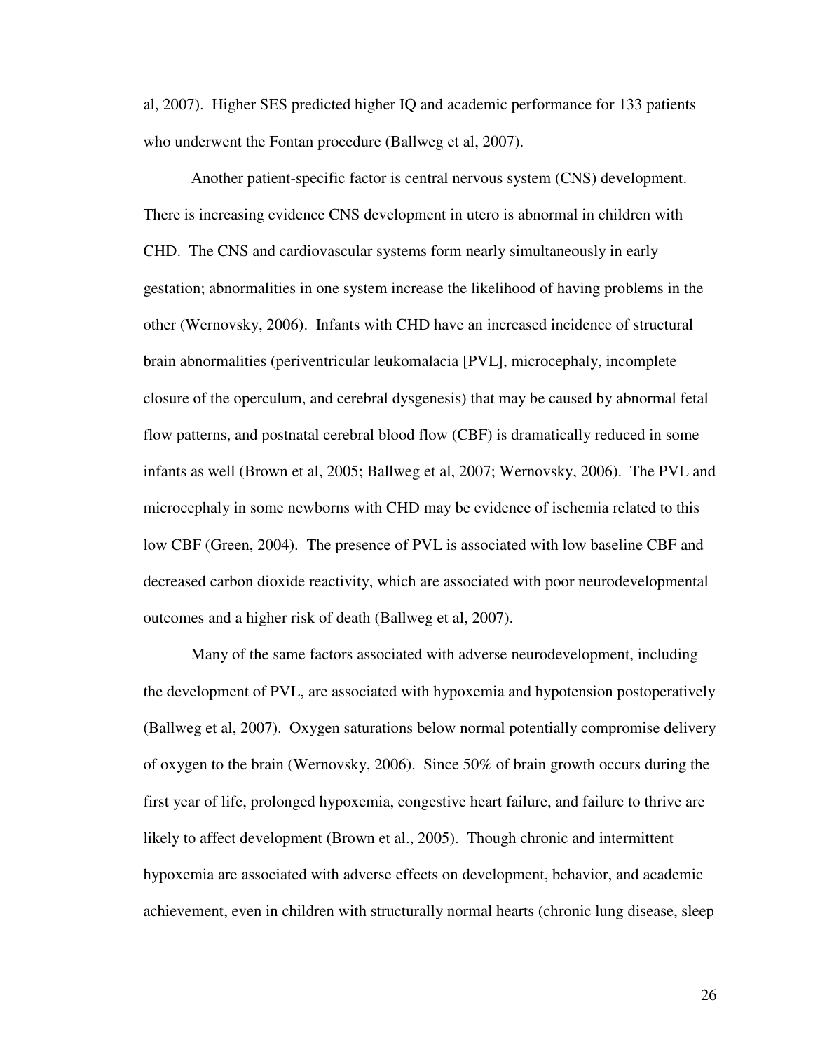al, 2007). Higher SES predicted higher IQ and academic performance for 133 patients who underwent the Fontan procedure (Ballweg et al, 2007).

Another patient-specific factor is central nervous system (CNS) development. There is increasing evidence CNS development in utero is abnormal in children with CHD. The CNS and cardiovascular systems form nearly simultaneously in early gestation; abnormalities in one system increase the likelihood of having problems in the other (Wernovsky, 2006). Infants with CHD have an increased incidence of structural brain abnormalities (periventricular leukomalacia [PVL], microcephaly, incomplete closure of the operculum, and cerebral dysgenesis) that may be caused by abnormal fetal flow patterns, and postnatal cerebral blood flow (CBF) is dramatically reduced in some infants as well (Brown et al, 2005; Ballweg et al, 2007; Wernovsky, 2006). The PVL and microcephaly in some newborns with CHD may be evidence of ischemia related to this low CBF (Green, 2004). The presence of PVL is associated with low baseline CBF and decreased carbon dioxide reactivity, which are associated with poor neurodevelopmental outcomes and a higher risk of death (Ballweg et al, 2007).

Many of the same factors associated with adverse neurodevelopment, including the development of PVL, are associated with hypoxemia and hypotension postoperatively (Ballweg et al, 2007). Oxygen saturations below normal potentially compromise delivery of oxygen to the brain (Wernovsky, 2006). Since 50% of brain growth occurs during the first year of life, prolonged hypoxemia, congestive heart failure, and failure to thrive are likely to affect development (Brown et al., 2005). Though chronic and intermittent hypoxemia are associated with adverse effects on development, behavior, and academic achievement, even in children with structurally normal hearts (chronic lung disease, sleep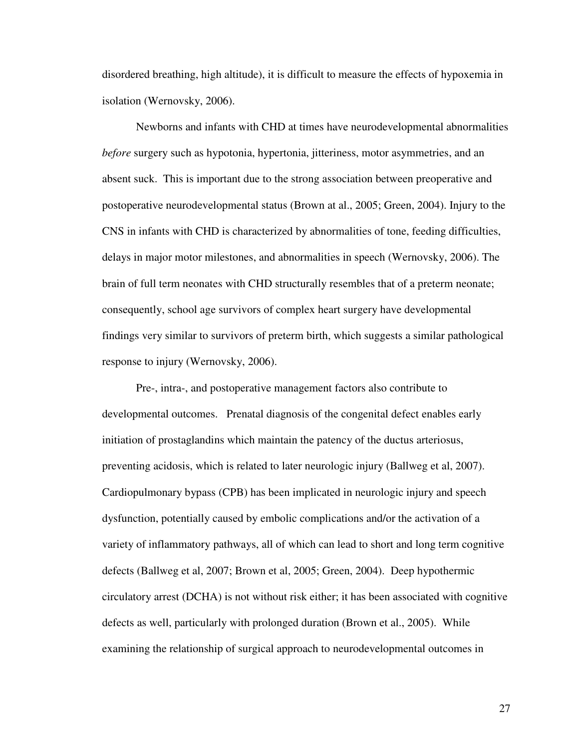disordered breathing, high altitude), it is difficult to measure the effects of hypoxemia in isolation (Wernovsky, 2006).

Newborns and infants with CHD at times have neurodevelopmental abnormalities *before* surgery such as hypotonia, hypertonia, jitteriness, motor asymmetries, and an absent suck. This is important due to the strong association between preoperative and postoperative neurodevelopmental status (Brown at al., 2005; Green, 2004). Injury to the CNS in infants with CHD is characterized by abnormalities of tone, feeding difficulties, delays in major motor milestones, and abnormalities in speech (Wernovsky, 2006). The brain of full term neonates with CHD structurally resembles that of a preterm neonate; consequently, school age survivors of complex heart surgery have developmental findings very similar to survivors of preterm birth, which suggests a similar pathological response to injury (Wernovsky, 2006).

Pre-, intra-, and postoperative management factors also contribute to developmental outcomes. Prenatal diagnosis of the congenital defect enables early initiation of prostaglandins which maintain the patency of the ductus arteriosus, preventing acidosis, which is related to later neurologic injury (Ballweg et al, 2007). Cardiopulmonary bypass (CPB) has been implicated in neurologic injury and speech dysfunction, potentially caused by embolic complications and/or the activation of a variety of inflammatory pathways, all of which can lead to short and long term cognitive defects (Ballweg et al, 2007; Brown et al, 2005; Green, 2004). Deep hypothermic circulatory arrest (DCHA) is not without risk either; it has been associated with cognitive defects as well, particularly with prolonged duration (Brown et al., 2005). While examining the relationship of surgical approach to neurodevelopmental outcomes in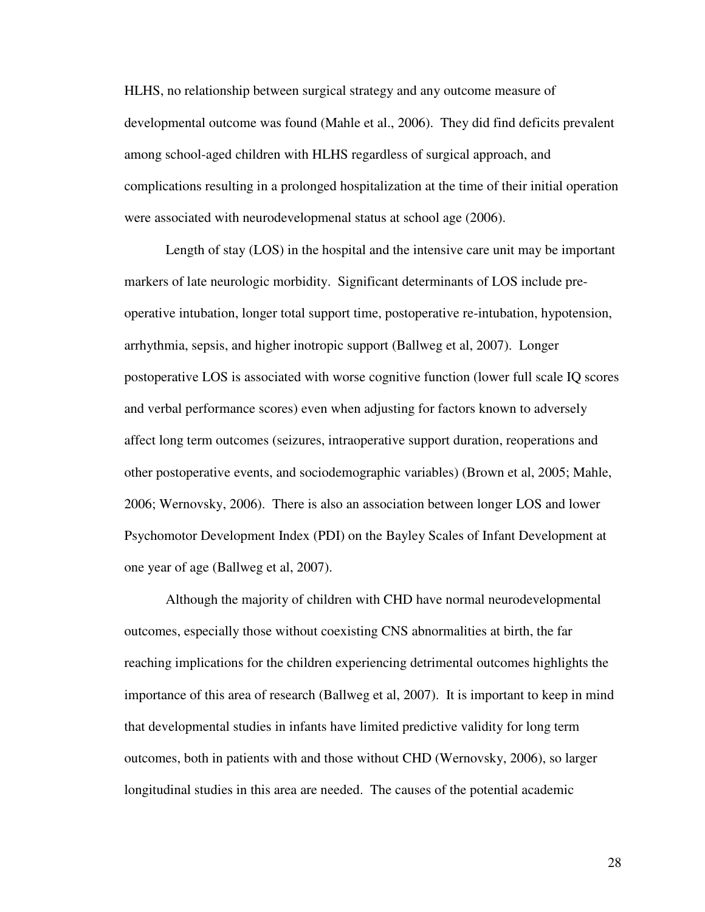HLHS, no relationship between surgical strategy and any outcome measure of developmental outcome was found (Mahle et al., 2006). They did find deficits prevalent among school-aged children with HLHS regardless of surgical approach, and complications resulting in a prolonged hospitalization at the time of their initial operation were associated with neurodevelopmenal status at school age (2006).

Length of stay (LOS) in the hospital and the intensive care unit may be important markers of late neurologic morbidity. Significant determinants of LOS include pre-operative intubation, longer total support time, postoperative re-intubation, hypotension, arrhythmia, sepsis, and higher inotropic support (Ballweg et al, 2007). Longer postoperative LOS is associated with worse cognitive function (lower full scale IQ scores and verbal performance scores) even when adjusting for factors known to adversely affect long term outcomes (seizures, intraoperative support duration, reoperations and other postoperative events, and sociodemographic variables) (Brown et al, 2005; Mahle, 2006; Wernovsky, 2006). There is also an association between longer LOS and lower Psychomotor Development Index (PDI) on the Bayley Scales of Infant Development at one year of age (Ballweg et al, 2007).

Although the majority of children with CHD have normal neurodevelopmental outcomes, especially those without coexisting CNS abnormalities at birth, the far reaching implications for the children experiencing detrimental outcomes highlights the importance of this area of research (Ballweg et al, 2007). It is important to keep in mind that developmental studies in infants have limited predictive validity for long term outcomes, both in patients with and those without CHD (Wernovsky, 2006), so larger longitudinal studies in this area are needed. The causes of the potential academic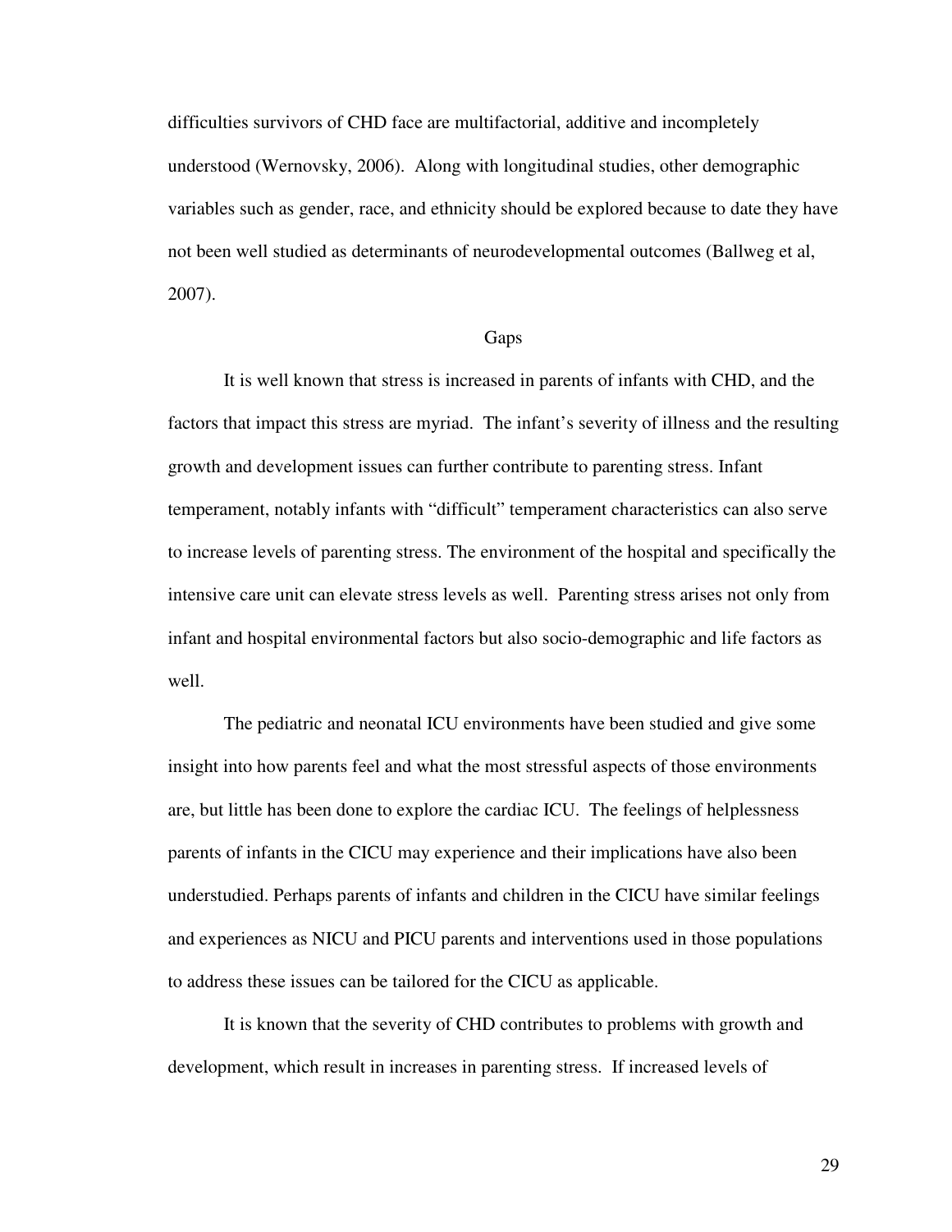difficulties survivors of CHD face are multifactorial, additive and incompletely understood (Wernovsky, 2006). Along with longitudinal studies, other demographic variables such as gender, race, and ethnicity should be explored because to date they have not been well studied as determinants of neurodevelopmental outcomes (Ballweg et al, 2007).

## Gaps

It is well known that stress is increased in parents of infants with CHD, and the factors that impact this stress are myriad. The infant's severity of illness and the resulting growth and development issues can further contribute to parenting stress. Infant temperament, notably infants with "difficult" temperament characteristics can also serve to increase levels of parenting stress. The environment of the hospital and specifically the intensive care unit can elevate stress levels as well. Parenting stress arises not only from infant and hospital environmental factors but also socio-demographic and life factors as well.

The pediatric and neonatal ICU environments have been studied and give some insight into how parents feel and what the most stressful aspects of those environments are, but little has been done to explore the cardiac ICU. The feelings of helplessness parents of infants in the CICU may experience and their implications have also been understudied. Perhaps parents of infants and children in the CICU have similar feelings and experiences as NICU and PICU parents and interventions used in those populations to address these issues can be tailored for the CICU as applicable.

It is known that the severity of CHD contributes to problems with growth and development, which result in increases in parenting stress. If increased levels of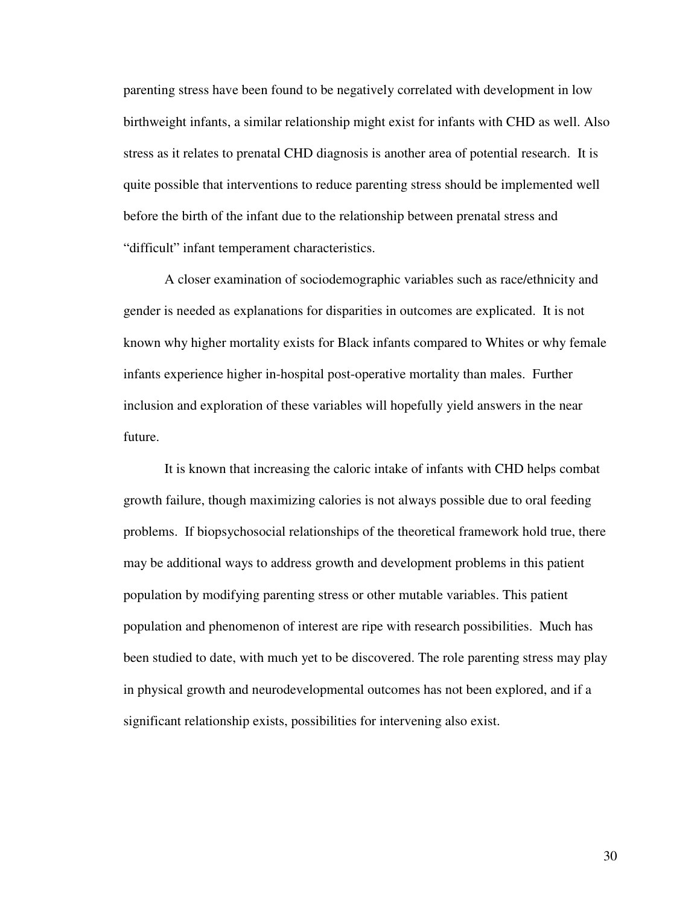parenting stress have been found to be negatively correlated with development in low birthweight infants, a similar relationship might exist for infants with CHD as well. Also stress as it relates to prenatal CHD diagnosis is another area of potential research. It is quite possible that interventions to reduce parenting stress should be implemented well before the birth of the infant due to the relationship between prenatal stress and "difficult" infant temperament characteristics.

A closer examination of sociodemographic variables such as race/ethnicity and gender is needed as explanations for disparities in outcomes are explicated. It is not known why higher mortality exists for Black infants compared to Whites or why female infants experience higher in-hospital post-operative mortality than males. Further inclusion and exploration of these variables will hopefully yield answers in the near future.

It is known that increasing the caloric intake of infants with CHD helps combat growth failure, though maximizing calories is not always possible due to oral feeding problems. If biopsychosocial relationships of the theoretical framework hold true, there may be additional ways to address growth and development problems in this patient population by modifying parenting stress or other mutable variables. This patient population and phenomenon of interest are ripe with research possibilities. Much has been studied to date, with much yet to be discovered. The role parenting stress may play in physical growth and neurodevelopmental outcomes has not been explored, and if a significant relationship exists, possibilities for intervening also exist.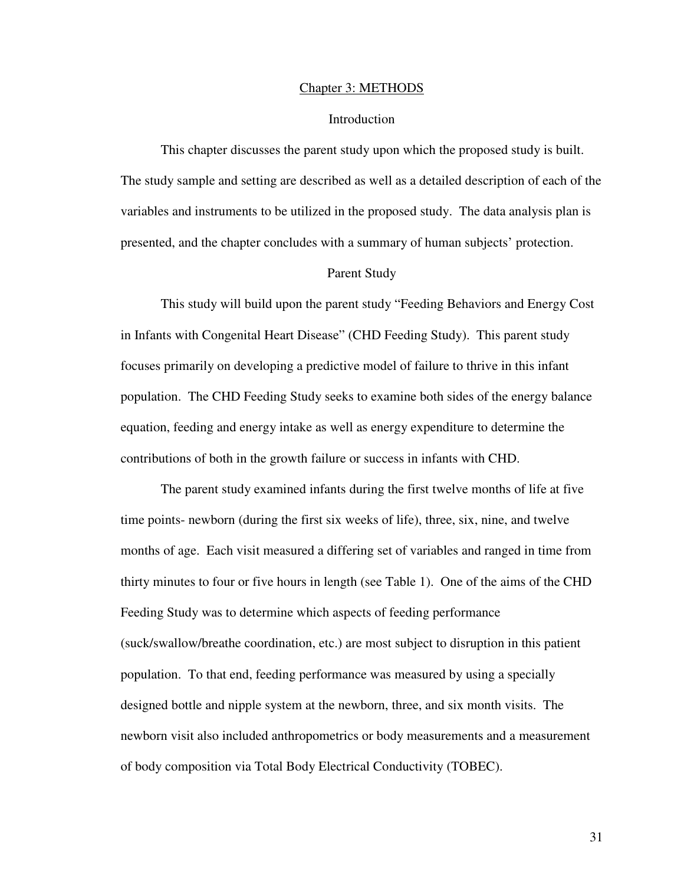# Chapter 3: METHODS

## Introduction

This chapter discusses the parent study upon which the proposed study is built. The study sample and setting are described as well as a detailed description of each of the variables and instruments to be utilized in the proposed study. The data analysis plan is presented, and the chapter concludes with a summary of human subjects' protection.

## Parent Study

This study will build upon the parent study "Feeding Behaviors and Energy Cost in Infants with Congenital Heart Disease" (CHD Feeding Study). This parent study focuses primarily on developing a predictive model of failure to thrive in this infant population. The CHD Feeding Study seeks to examine both sides of the energy balance equation, feeding and energy intake as well as energy expenditure to determine the contributions of both in the growth failure or success in infants with CHD.

The parent study examined infants during the first twelve months of life at five time points- newborn (during the first six weeks of life), three, six, nine, and twelve months of age. Each visit measured a differing set of variables and ranged in time from thirty minutes to four or five hours in length (see Table 1). One of the aims of the CHD Feeding Study was to determine which aspects of feeding performance (suck/swallow/breathe coordination, etc.) are most subject to disruption in this patient population. To that end, feeding performance was measured by using a specially designed bottle and nipple system at the newborn, three, and six month visits. The newborn visit also included anthropometrics or body measurements and a measurement of body composition via Total Body Electrical Conductivity (TOBEC).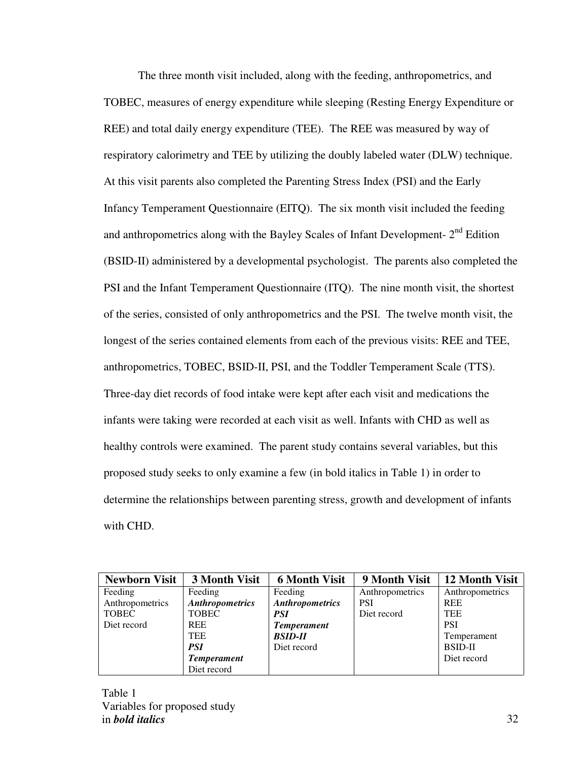The three month visit included, along with the feeding, anthropometrics, and TOBEC, measures of energy expenditure while sleeping (Resting Energy Expenditure or REE) and total daily energy expenditure (TEE). The REE was measured by way of respiratory calorimetry and TEE by utilizing the doubly labeled water (DLW) technique. At this visit parents also completed the Parenting Stress Index (PSI) and the Early Infancy Temperament Questionnaire (EITQ). The six month visit included the feeding and anthropometrics along with the Bayley Scales of Infant Development- 2nd Edition (BSID-II) administered by a developmental psychologist. The parents also completed the PSI and the Infant Temperament Questionnaire (ITQ). The nine month visit, the shortest of the series, consisted of only anthropometrics and the PSI. The twelve month visit, the longest of the series contained elements from each of the previous visits: REE and TEE, anthropometrics, TOBEC, BSID-II, PSI, and the Toddler Temperament Scale (TTS). Three-day diet records of food intake were kept after each visit and medications the infants were taking were recorded at each visit as well. Infants with CHD as well as healthy controls were examined. The parent study contains several variables, but this proposed study seeks to only examine a few (in bold italics in Table 1) in order to determine the relationships between parenting stress, growth and development of infants with CHD.

| Newborn Visit | 3 Month Visit | 6 Month Visit | 9 Month Visit | 12 Month Visit |
|---|---|---|---|---|
| Feeding | Feeding | Feeding | Anthropometrics | Anthropometrics |
| Anthropometrics | ***Anthropometrics*** | ***Anthropometrics*** | PSI | REE |
| TOBEC | TOBEC | ***PSI*** | Diet record | TEE |
| Diet record | REE | ***Temperament*** | | PSI |
| | TEE | ***BSID-II*** | | Temperament |
| | ***PSI*** | Diet record | | BSID-II |
| | ***Temperament*** | | | Diet record |
| | Diet record | | | |

Table 1
Variables for proposed study
in ***bold italics***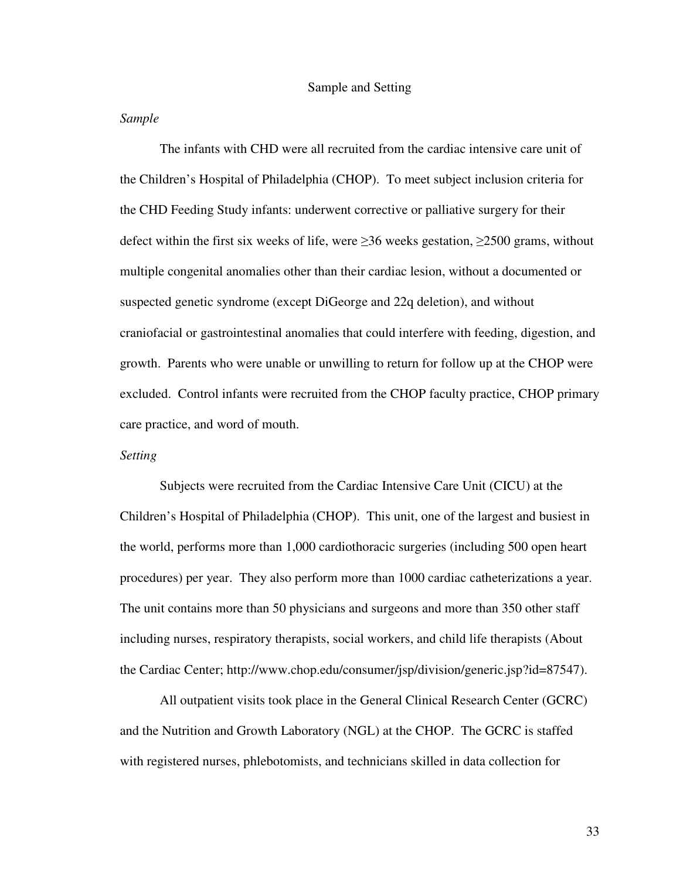## Sample and Setting

### *Sample*

The infants with CHD were all recruited from the cardiac intensive care unit of the Children's Hospital of Philadelphia (CHOP). To meet subject inclusion criteria for the CHD Feeding Study infants: underwent corrective or palliative surgery for their defect within the first six weeks of life, were ≥36 weeks gestation, ≥2500 grams, without multiple congenital anomalies other than their cardiac lesion, without a documented or suspected genetic syndrome (except DiGeorge and 22q deletion), and without craniofacial or gastrointestinal anomalies that could interfere with feeding, digestion, and growth. Parents who were unable or unwilling to return for follow up at the CHOP were excluded. Control infants were recruited from the CHOP faculty practice, CHOP primary care practice, and word of mouth.

### *Setting*

Subjects were recruited from the Cardiac Intensive Care Unit (CICU) at the Children's Hospital of Philadelphia (CHOP). This unit, one of the largest and busiest in the world, performs more than 1,000 cardiothoracic surgeries (including 500 open heart procedures) per year. They also perform more than 1000 cardiac catheterizations a year. The unit contains more than 50 physicians and surgeons and more than 350 other staff including nurses, respiratory therapists, social workers, and child life therapists (About the Cardiac Center; http://www.chop.edu/consumer/jsp/division/generic.jsp?id=87547).

All outpatient visits took place in the General Clinical Research Center (GCRC) and the Nutrition and Growth Laboratory (NGL) at the CHOP. The GCRC is staffed with registered nurses, phlebotomists, and technicians skilled in data collection for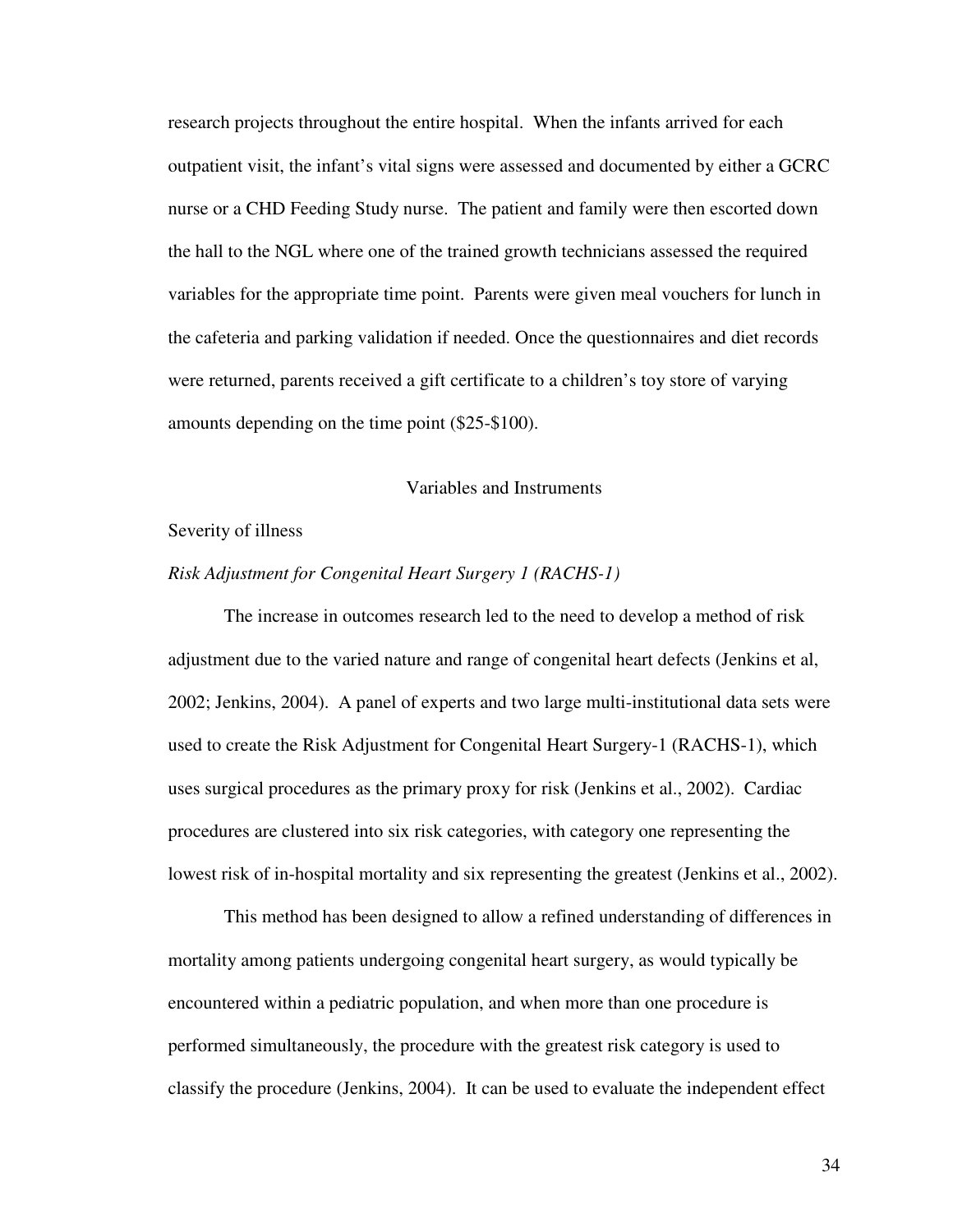research projects throughout the entire hospital. When the infants arrived for each outpatient visit, the infant's vital signs were assessed and documented by either a GCRC nurse or a CHD Feeding Study nurse. The patient and family were then escorted down the hall to the NGL where one of the trained growth technicians assessed the required variables for the appropriate time point. Parents were given meal vouchers for lunch in the cafeteria and parking validation if needed. Once the questionnaires and diet records were returned, parents received a gift certificate to a children's toy store of varying amounts depending on the time point ($25-$100).

## Variables and Instruments

### Severity of illness

#### *Risk Adjustment for Congenital Heart Surgery 1 (RACHS-1)*

The increase in outcomes research led to the need to develop a method of risk adjustment due to the varied nature and range of congenital heart defects (Jenkins et al, 2002; Jenkins, 2004). A panel of experts and two large multi-institutional data sets were used to create the Risk Adjustment for Congenital Heart Surgery-1 (RACHS-1), which uses surgical procedures as the primary proxy for risk (Jenkins et al., 2002). Cardiac procedures are clustered into six risk categories, with category one representing the lowest risk of in-hospital mortality and six representing the greatest (Jenkins et al., 2002).

This method has been designed to allow a refined understanding of differences in mortality among patients undergoing congenital heart surgery, as would typically be encountered within a pediatric population, and when more than one procedure is performed simultaneously, the procedure with the greatest risk category is used to classify the procedure (Jenkins, 2004). It can be used to evaluate the independent effect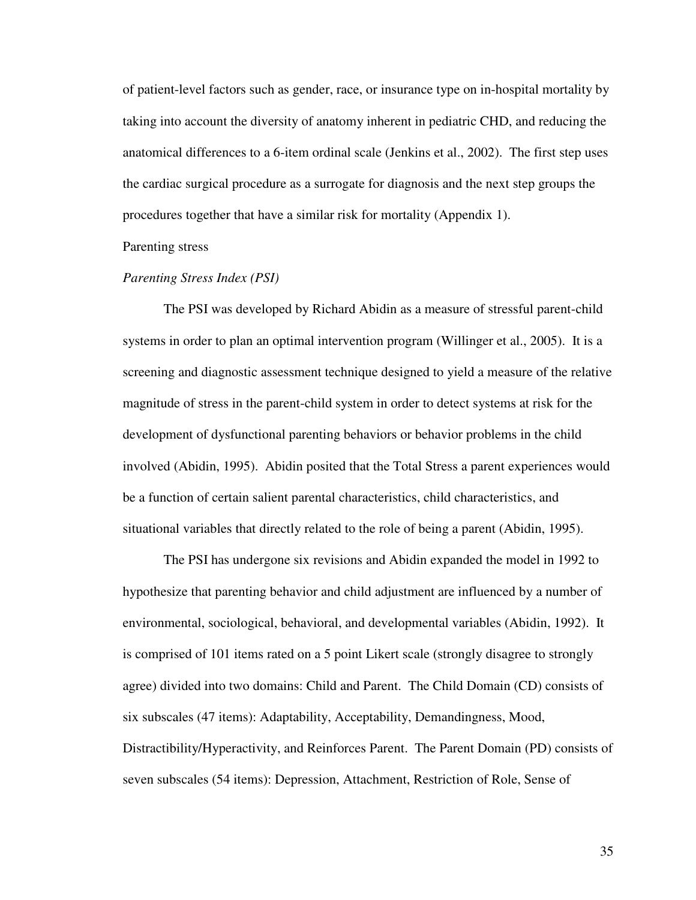of patient-level factors such as gender, race, or insurance type on in-hospital mortality by taking into account the diversity of anatomy inherent in pediatric CHD, and reducing the anatomical differences to a 6-item ordinal scale (Jenkins et al., 2002). The first step uses the cardiac surgical procedure as a surrogate for diagnosis and the next step groups the procedures together that have a similar risk for mortality (Appendix 1).

Parenting stress

*Parenting Stress Index (PSI)*

The PSI was developed by Richard Abidin as a measure of stressful parent-child systems in order to plan an optimal intervention program (Willinger et al., 2005). It is a screening and diagnostic assessment technique designed to yield a measure of the relative magnitude of stress in the parent-child system in order to detect systems at risk for the development of dysfunctional parenting behaviors or behavior problems in the child involved (Abidin, 1995). Abidin posited that the Total Stress a parent experiences would be a function of certain salient parental characteristics, child characteristics, and situational variables that directly related to the role of being a parent (Abidin, 1995).

The PSI has undergone six revisions and Abidin expanded the model in 1992 to hypothesize that parenting behavior and child adjustment are influenced by a number of environmental, sociological, behavioral, and developmental variables (Abidin, 1992). It is comprised of 101 items rated on a 5 point Likert scale (strongly disagree to strongly agree) divided into two domains: Child and Parent. The Child Domain (CD) consists of six subscales (47 items): Adaptability, Acceptability, Demandingness, Mood, Distractibility/Hyperactivity, and Reinforces Parent. The Parent Domain (PD) consists of seven subscales (54 items): Depression, Attachment, Restriction of Role, Sense of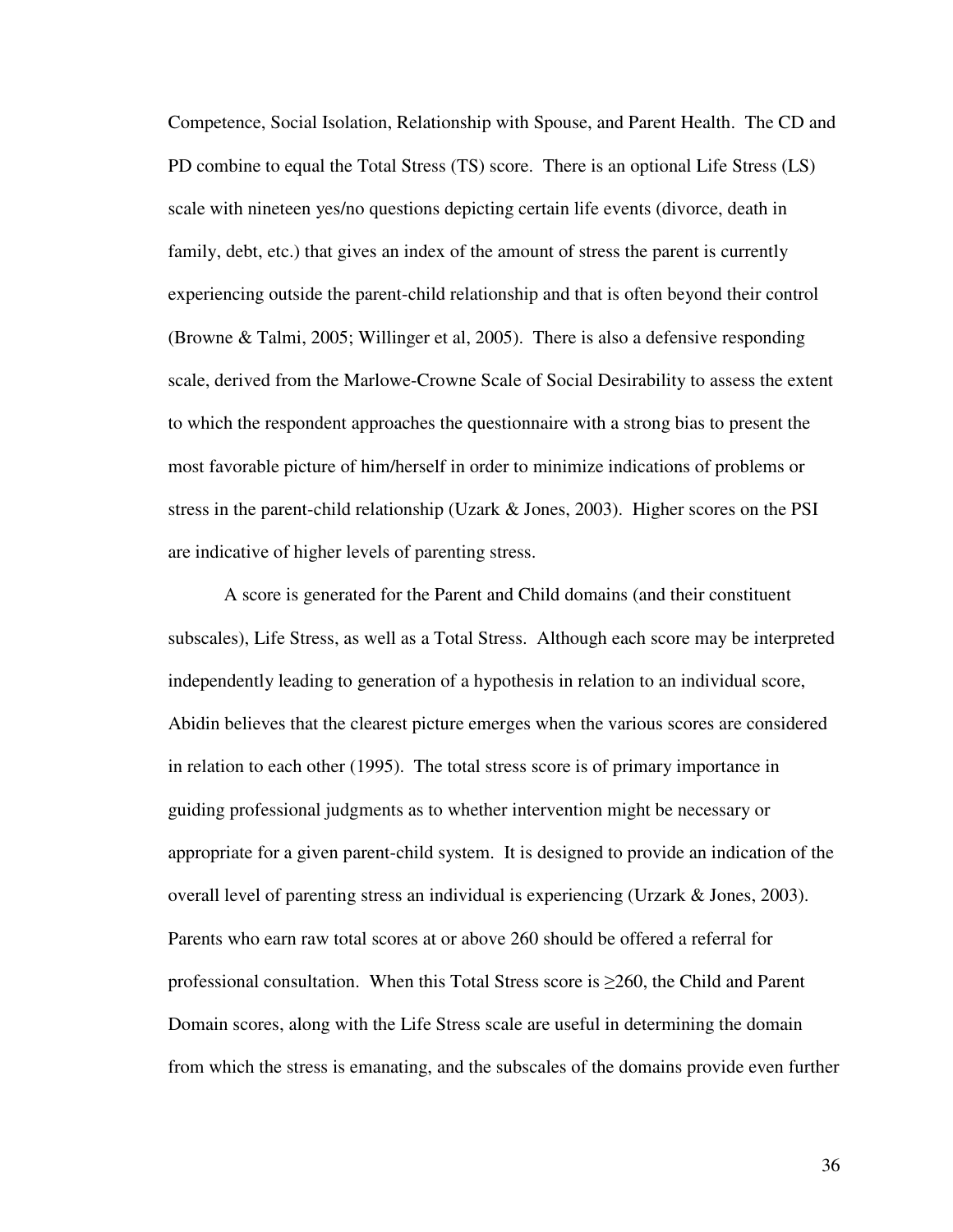Competence, Social Isolation, Relationship with Spouse, and Parent Health. The CD and PD combine to equal the Total Stress (TS) score. There is an optional Life Stress (LS) scale with nineteen yes/no questions depicting certain life events (divorce, death in family, debt, etc.) that gives an index of the amount of stress the parent is currently experiencing outside the parent-child relationship and that is often beyond their control (Browne & Talmi, 2005; Willinger et al, 2005). There is also a defensive responding scale, derived from the Marlowe-Crowne Scale of Social Desirability to assess the extent to which the respondent approaches the questionnaire with a strong bias to present the most favorable picture of him/herself in order to minimize indications of problems or stress in the parent-child relationship (Uzark & Jones, 2003). Higher scores on the PSI are indicative of higher levels of parenting stress.

A score is generated for the Parent and Child domains (and their constituent subscales), Life Stress, as well as a Total Stress. Although each score may be interpreted independently leading to generation of a hypothesis in relation to an individual score, Abidin believes that the clearest picture emerges when the various scores are considered in relation to each other (1995). The total stress score is of primary importance in guiding professional judgments as to whether intervention might be necessary or appropriate for a given parent-child system. It is designed to provide an indication of the overall level of parenting stress an individual is experiencing (Urzark & Jones, 2003). Parents who earn raw total scores at or above 260 should be offered a referral for professional consultation. When this Total Stress score is $\geq$260, the Child and Parent Domain scores, along with the Life Stress scale are useful in determining the domain from which the stress is emanating, and the subscales of the domains provide even further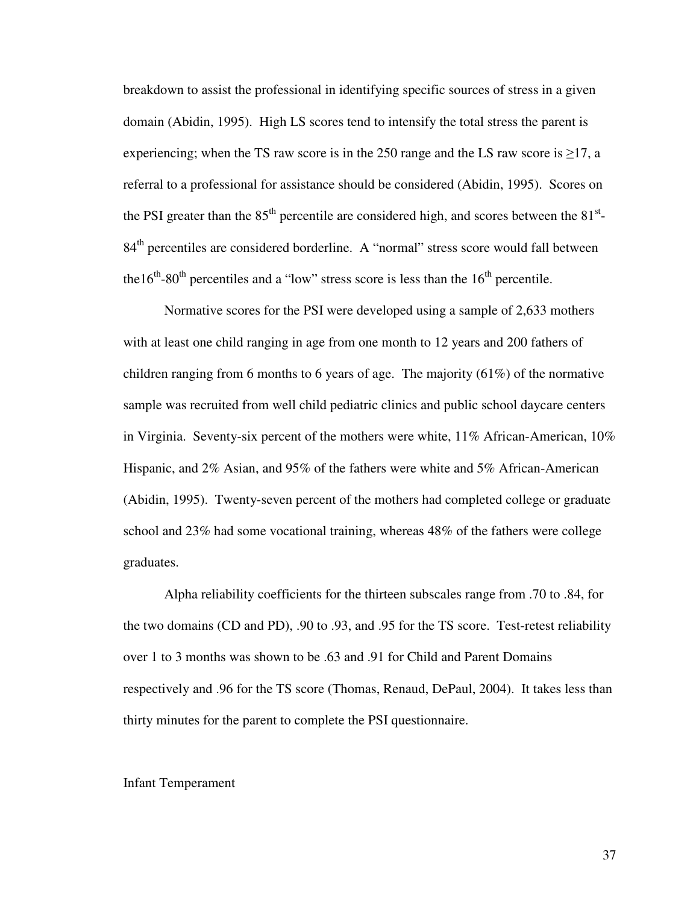breakdown to assist the professional in identifying specific sources of stress in a given domain (Abidin, 1995). High LS scores tend to intensify the total stress the parent is experiencing; when the TS raw score is in the 250 range and the LS raw score is ≥17, a referral to a professional for assistance should be considered (Abidin, 1995). Scores on the PSI greater than the 85th percentile are considered high, and scores between the 81st-84th percentiles are considered borderline. A "normal" stress score would fall between the16th-80th percentiles and a "low" stress score is less than the 16th percentile.

Normative scores for the PSI were developed using a sample of 2,633 mothers with at least one child ranging in age from one month to 12 years and 200 fathers of children ranging from 6 months to 6 years of age. The majority (61%) of the normative sample was recruited from well child pediatric clinics and public school daycare centers in Virginia. Seventy-six percent of the mothers were white, 11% African-American, 10% Hispanic, and 2% Asian, and 95% of the fathers were white and 5% African-American (Abidin, 1995). Twenty-seven percent of the mothers had completed college or graduate school and 23% had some vocational training, whereas 48% of the fathers were college graduates.

Alpha reliability coefficients for the thirteen subscales range from .70 to .84, for the two domains (CD and PD), .90 to .93, and .95 for the TS score. Test-retest reliability over 1 to 3 months was shown to be .63 and .91 for Child and Parent Domains respectively and .96 for the TS score (Thomas, Renaud, DePaul, 2004). It takes less than thirty minutes for the parent to complete the PSI questionnaire.

Infant Temperament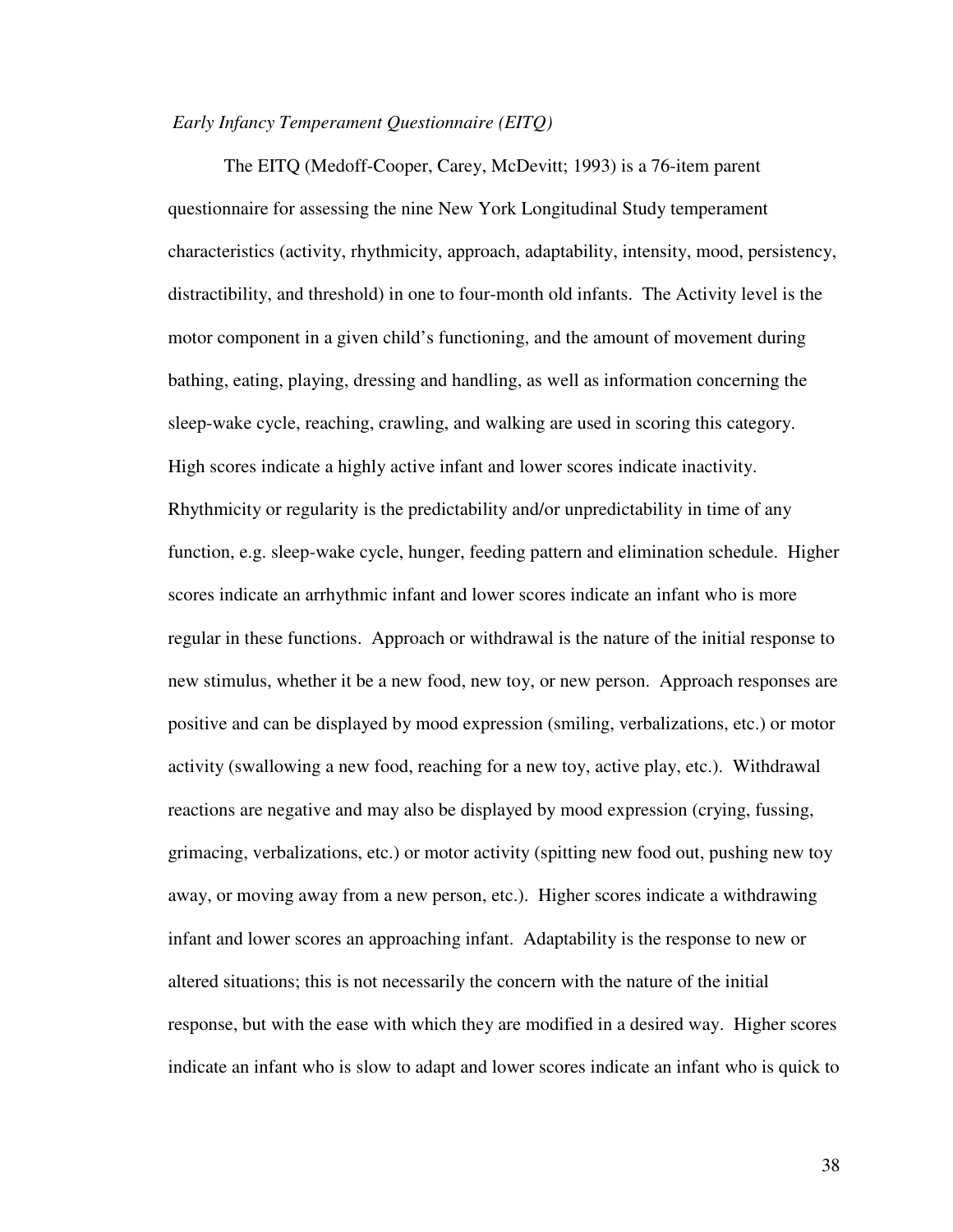*Early Infancy Temperament Questionnaire (EITQ)*

The EITQ (Medoff-Cooper, Carey, McDevitt; 1993) is a 76-item parent questionnaire for assessing the nine New York Longitudinal Study temperament characteristics (activity, rhythmicity, approach, adaptability, intensity, mood, persistency, distractibility, and threshold) in one to four-month old infants. The Activity level is the motor component in a given child's functioning, and the amount of movement during bathing, eating, playing, dressing and handling, as well as information concerning the sleep-wake cycle, reaching, crawling, and walking are used in scoring this category. High scores indicate a highly active infant and lower scores indicate inactivity. Rhythmicity or regularity is the predictability and/or unpredictability in time of any function, e.g. sleep-wake cycle, hunger, feeding pattern and elimination schedule. Higher scores indicate an arrhythmic infant and lower scores indicate an infant who is more regular in these functions. Approach or withdrawal is the nature of the initial response to new stimulus, whether it be a new food, new toy, or new person. Approach responses are positive and can be displayed by mood expression (smiling, verbalizations, etc.) or motor activity (swallowing a new food, reaching for a new toy, active play, etc.). Withdrawal reactions are negative and may also be displayed by mood expression (crying, fussing, grimacing, verbalizations, etc.) or motor activity (spitting new food out, pushing new toy away, or moving away from a new person, etc.). Higher scores indicate a withdrawing infant and lower scores an approaching infant. Adaptability is the response to new or altered situations; this is not necessarily the concern with the nature of the initial response, but with the ease with which they are modified in a desired way. Higher scores indicate an infant who is slow to adapt and lower scores indicate an infant who is quick to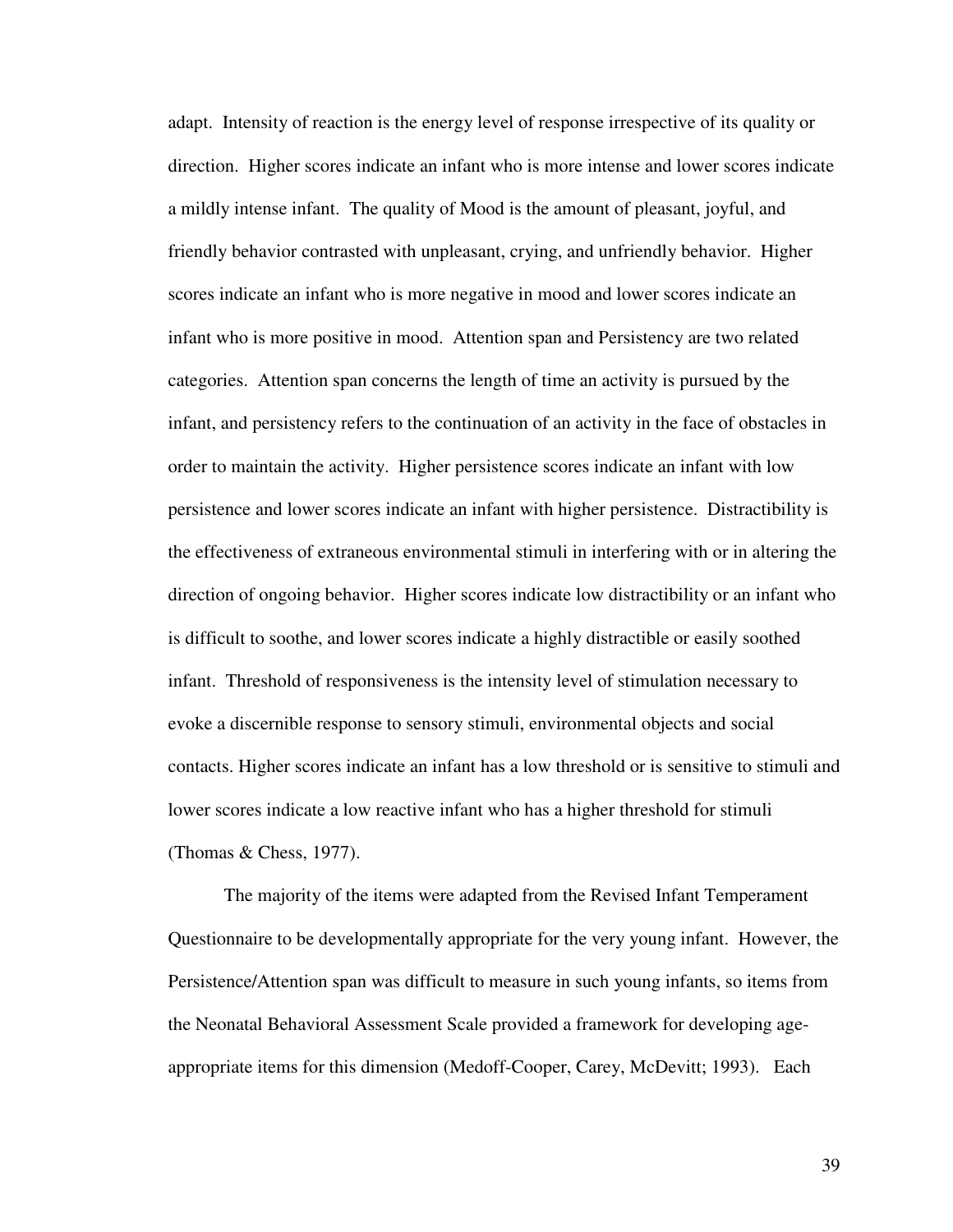adapt. Intensity of reaction is the energy level of response irrespective of its quality or direction. Higher scores indicate an infant who is more intense and lower scores indicate a mildly intense infant. The quality of Mood is the amount of pleasant, joyful, and friendly behavior contrasted with unpleasant, crying, and unfriendly behavior. Higher scores indicate an infant who is more negative in mood and lower scores indicate an infant who is more positive in mood. Attention span and Persistency are two related categories. Attention span concerns the length of time an activity is pursued by the infant, and persistency refers to the continuation of an activity in the face of obstacles in order to maintain the activity. Higher persistence scores indicate an infant with low persistence and lower scores indicate an infant with higher persistence. Distractibility is the effectiveness of extraneous environmental stimuli in interfering with or in altering the direction of ongoing behavior. Higher scores indicate low distractibility or an infant who is difficult to soothe, and lower scores indicate a highly distractible or easily soothed infant. Threshold of responsiveness is the intensity level of stimulation necessary to evoke a discernible response to sensory stimuli, environmental objects and social contacts. Higher scores indicate an infant has a low threshold or is sensitive to stimuli and lower scores indicate a low reactive infant who has a higher threshold for stimuli (Thomas & Chess, 1977).

The majority of the items were adapted from the Revised Infant Temperament Questionnaire to be developmentally appropriate for the very young infant. However, the Persistence/Attention span was difficult to measure in such young infants, so items from the Neonatal Behavioral Assessment Scale provided a framework for developing age-appropriate items for this dimension (Medoff-Cooper, Carey, McDevitt; 1993). Each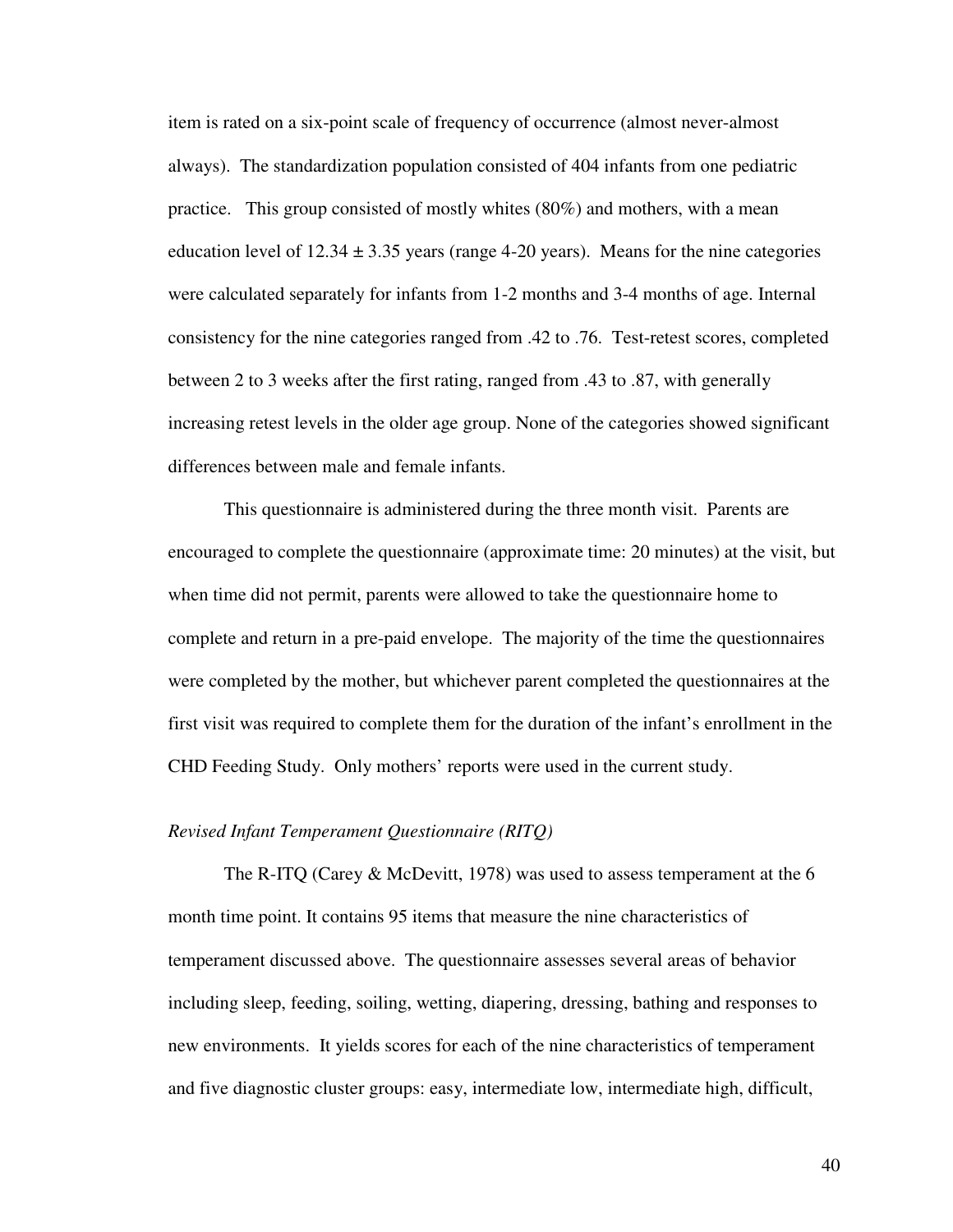item is rated on a six-point scale of frequency of occurrence (almost never-almost always). The standardization population consisted of 404 infants from one pediatric practice. This group consisted of mostly whites (80%) and mothers, with a mean education level of 12.34 ± 3.35 years (range 4-20 years). Means for the nine categories were calculated separately for infants from 1-2 months and 3-4 months of age. Internal consistency for the nine categories ranged from .42 to .76. Test-retest scores, completed between 2 to 3 weeks after the first rating, ranged from .43 to .87, with generally increasing retest levels in the older age group. None of the categories showed significant differences between male and female infants.

This questionnaire is administered during the three month visit. Parents are encouraged to complete the questionnaire (approximate time: 20 minutes) at the visit, but when time did not permit, parents were allowed to take the questionnaire home to complete and return in a pre-paid envelope. The majority of the time the questionnaires were completed by the mother, but whichever parent completed the questionnaires at the first visit was required to complete them for the duration of the infant's enrollment in the CHD Feeding Study. Only mothers' reports were used in the current study.

*Revised Infant Temperament Questionnaire (RITQ)*

The R-ITQ (Carey & McDevitt, 1978) was used to assess temperament at the 6 month time point. It contains 95 items that measure the nine characteristics of temperament discussed above. The questionnaire assesses several areas of behavior including sleep, feeding, soiling, wetting, diapering, dressing, bathing and responses to new environments. It yields scores for each of the nine characteristics of temperament and five diagnostic cluster groups: easy, intermediate low, intermediate high, difficult,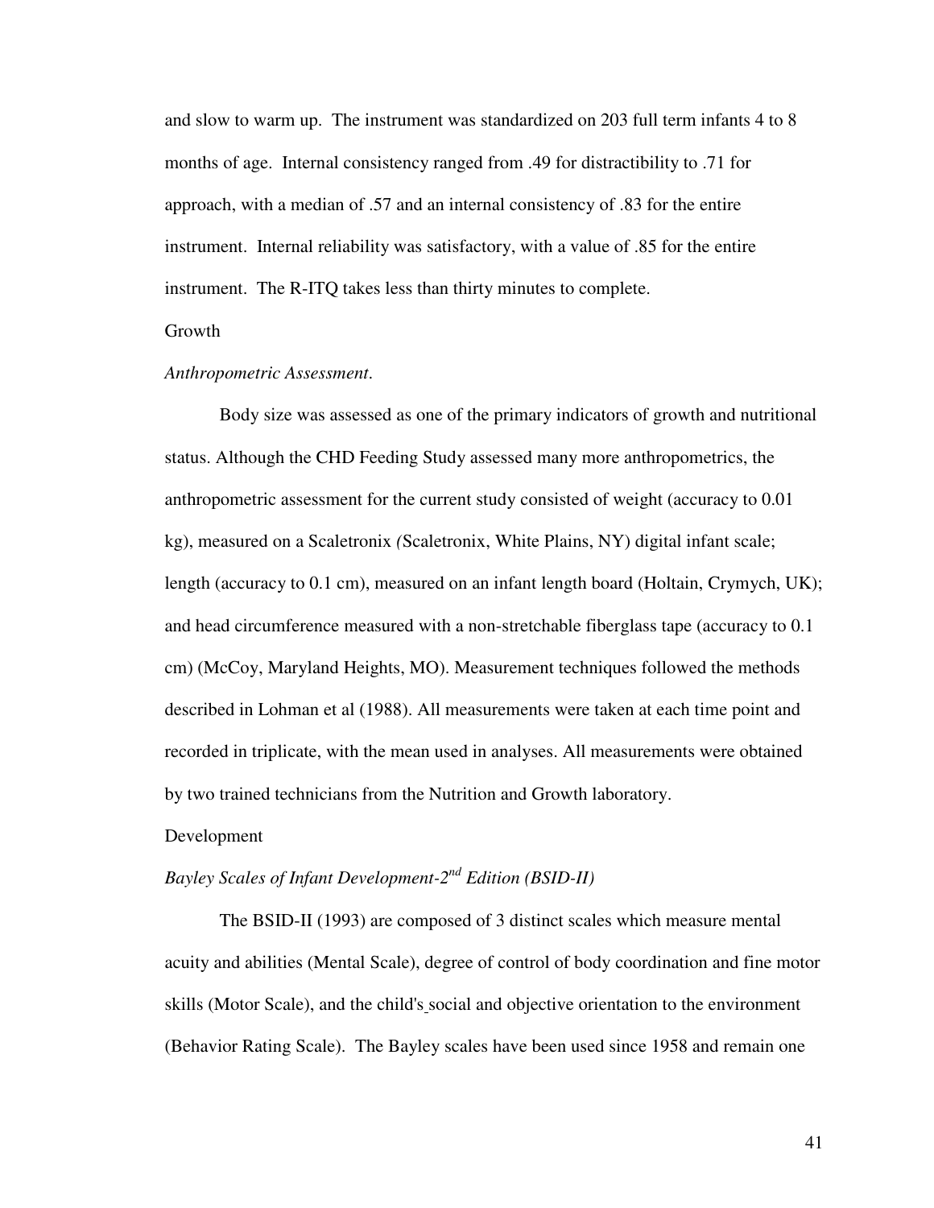and slow to warm up. The instrument was standardized on 203 full term infants 4 to 8 months of age. Internal consistency ranged from .49 for distractibility to .71 for approach, with a median of .57 and an internal consistency of .83 for the entire instrument. Internal reliability was satisfactory, with a value of .85 for the entire instrument. The R-ITQ takes less than thirty minutes to complete.

Growth

*Anthropometric Assessment*.

Body size was assessed as one of the primary indicators of growth and nutritional status. Although the CHD Feeding Study assessed many more anthropometrics, the anthropometric assessment for the current study consisted of weight (accuracy to 0.01 kg), measured on a Scaletronix *(*Scaletronix, White Plains, NY) digital infant scale; length (accuracy to 0.1 cm), measured on an infant length board (Holtain, Crymych, UK); and head circumference measured with a non-stretchable fiberglass tape (accuracy to 0.1 cm) (McCoy, Maryland Heights, MO). Measurement techniques followed the methods described in Lohman et al (1988). All measurements were taken at each time point and recorded in triplicate, with the mean used in analyses. All measurements were obtained by two trained technicians from the Nutrition and Growth laboratory.

Development

*Bayley Scales of Infant Development-2nd Edition (BSID-II)*

The BSID-II (1993) are composed of 3 distinct scales which measure mental acuity and abilities (Mental Scale), degree of control of body coordination and fine motor skills (Motor Scale), and the child's social and objective orientation to the environment (Behavior Rating Scale). The Bayley scales have been used since 1958 and remain one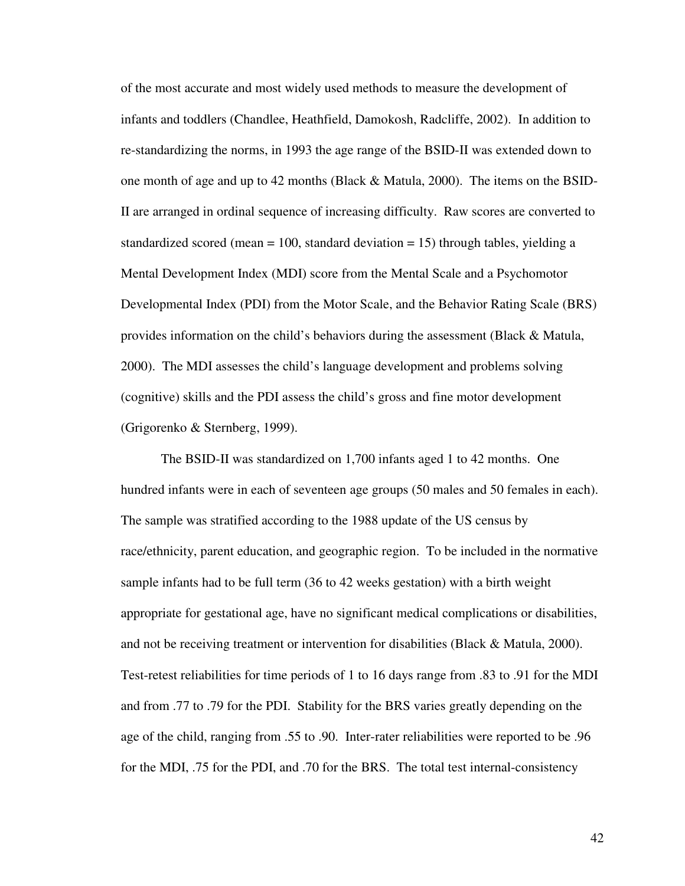of the most accurate and most widely used methods to measure the development of infants and toddlers (Chandlee, Heathfield, Damokosh, Radcliffe, 2002). In addition to re-standardizing the norms, in 1993 the age range of the BSID-II was extended down to one month of age and up to 42 months (Black & Matula, 2000). The items on the BSID-II are arranged in ordinal sequence of increasing difficulty. Raw scores are converted to standardized scored (mean = 100, standard deviation = 15) through tables, yielding a Mental Development Index (MDI) score from the Mental Scale and a Psychomotor Developmental Index (PDI) from the Motor Scale, and the Behavior Rating Scale (BRS) provides information on the child's behaviors during the assessment (Black & Matula, 2000). The MDI assesses the child's language development and problems solving (cognitive) skills and the PDI assess the child's gross and fine motor development (Grigorenko & Sternberg, 1999).

The BSID-II was standardized on 1,700 infants aged 1 to 42 months. One hundred infants were in each of seventeen age groups (50 males and 50 females in each). The sample was stratified according to the 1988 update of the US census by race/ethnicity, parent education, and geographic region. To be included in the normative sample infants had to be full term (36 to 42 weeks gestation) with a birth weight appropriate for gestational age, have no significant medical complications or disabilities, and not be receiving treatment or intervention for disabilities (Black & Matula, 2000). Test-retest reliabilities for time periods of 1 to 16 days range from .83 to .91 for the MDI and from .77 to .79 for the PDI. Stability for the BRS varies greatly depending on the age of the child, ranging from .55 to .90. Inter-rater reliabilities were reported to be .96 for the MDI, .75 for the PDI, and .70 for the BRS. The total test internal-consistency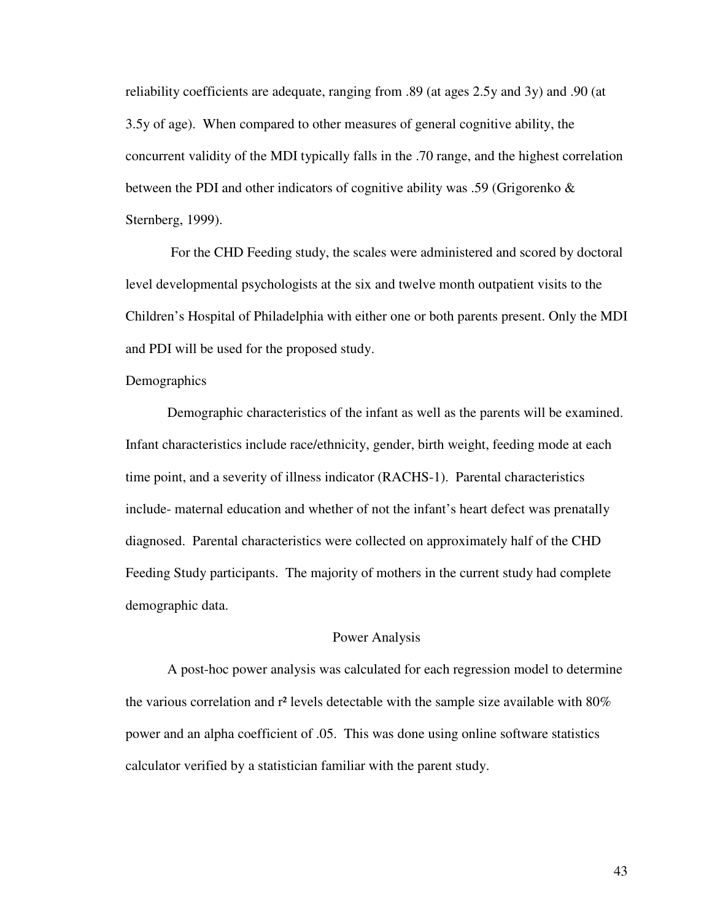reliability coefficients are adequate, ranging from .89 (at ages 2.5y and 3y) and .90 (at 3.5y of age). When compared to other measures of general cognitive ability, the concurrent validity of the MDI typically falls in the .70 range, and the highest correlation between the PDI and other indicators of cognitive ability was .59 (Grigorenko & Sternberg, 1999).

For the CHD Feeding study, the scales were administered and scored by doctoral level developmental psychologists at the six and twelve month outpatient visits to the Children's Hospital of Philadelphia with either one or both parents present. Only the MDI and PDI will be used for the proposed study.

Demographics

Demographic characteristics of the infant as well as the parents will be examined. Infant characteristics include race/ethnicity, gender, birth weight, feeding mode at each time point, and a severity of illness indicator (RACHS-1). Parental characteristics include- maternal education and whether of not the infant's heart defect was prenatally diagnosed. Parental characteristics were collected on approximately half of the CHD Feeding Study participants. The majority of mothers in the current study had complete demographic data.

## Power Analysis

A post-hoc power analysis was calculated for each regression model to determine the various correlation and $r^2$ levels detectable with the sample size available with 80% power and an alpha coefficient of .05. This was done using online software statistics calculator verified by a statistician familiar with the parent study.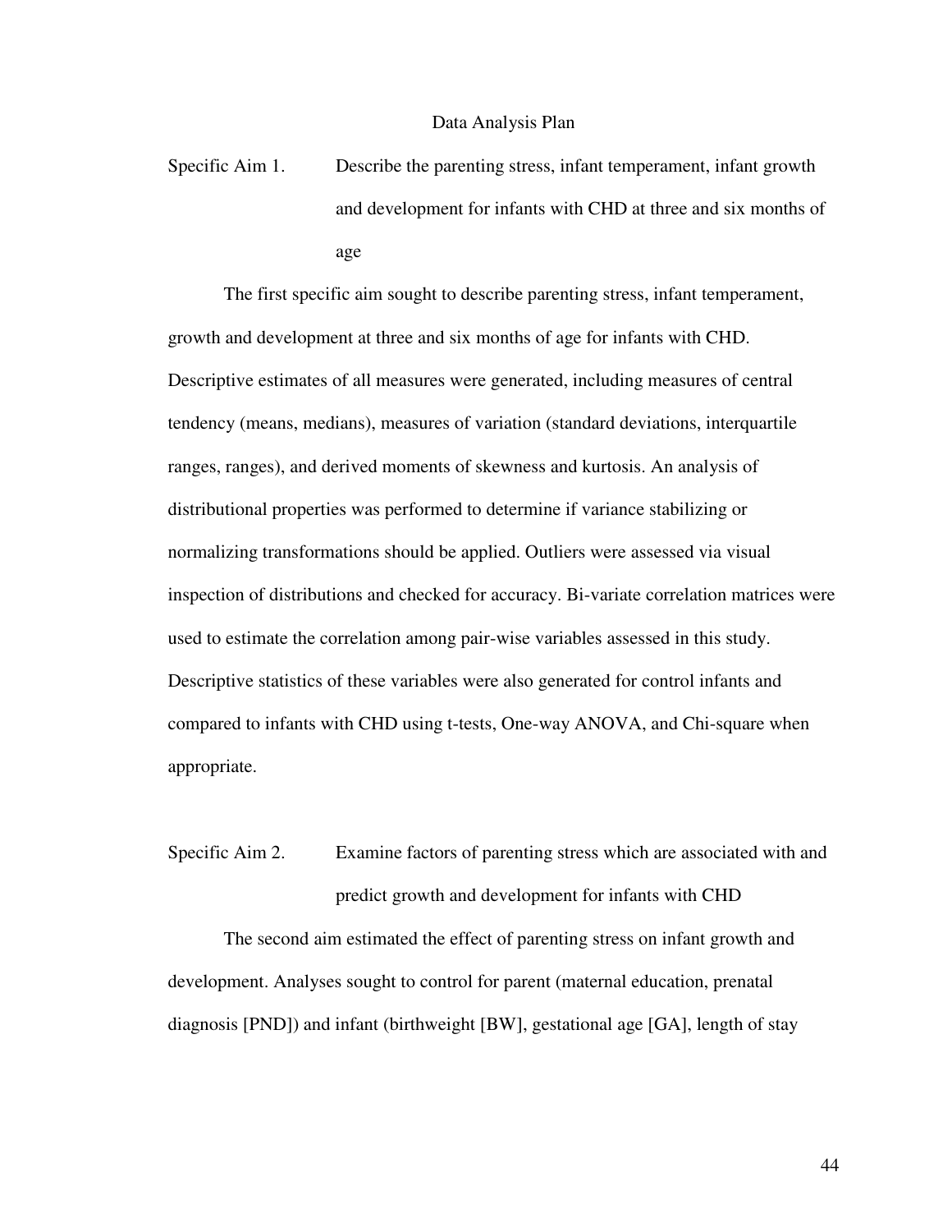## Data Analysis Plan

Specific Aim 1. Describe the parenting stress, infant temperament, infant growth and development for infants with CHD at three and six months of age

The first specific aim sought to describe parenting stress, infant temperament, growth and development at three and six months of age for infants with CHD. Descriptive estimates of all measures were generated, including measures of central tendency (means, medians), measures of variation (standard deviations, interquartile ranges, ranges), and derived moments of skewness and kurtosis. An analysis of distributional properties was performed to determine if variance stabilizing or normalizing transformations should be applied. Outliers were assessed via visual inspection of distributions and checked for accuracy. Bi-variate correlation matrices were used to estimate the correlation among pair-wise variables assessed in this study. Descriptive statistics of these variables were also generated for control infants and compared to infants with CHD using t-tests, One-way ANOVA, and Chi-square when appropriate.

Specific Aim 2. Examine factors of parenting stress which are associated with and predict growth and development for infants with CHD

The second aim estimated the effect of parenting stress on infant growth and development. Analyses sought to control for parent (maternal education, prenatal diagnosis [PND]) and infant (birthweight [BW], gestational age [GA], length of stay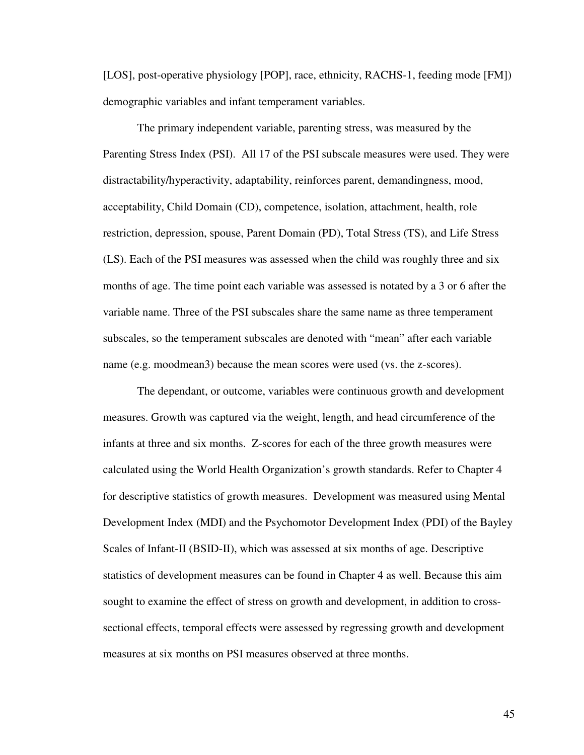[LOS], post-operative physiology [POP], race, ethnicity, RACHS-1, feeding mode [FM]) demographic variables and infant temperament variables.

The primary independent variable, parenting stress, was measured by the Parenting Stress Index (PSI). All 17 of the PSI subscale measures were used. They were distractability/hyperactivity, adaptability, reinforces parent, demandingness, mood, acceptability, Child Domain (CD), competence, isolation, attachment, health, role restriction, depression, spouse, Parent Domain (PD), Total Stress (TS), and Life Stress (LS). Each of the PSI measures was assessed when the child was roughly three and six months of age. The time point each variable was assessed is notated by a 3 or 6 after the variable name. Three of the PSI subscales share the same name as three temperament subscales, so the temperament subscales are denoted with "mean" after each variable name (e.g. moodmean3) because the mean scores were used (vs. the z-scores).

The dependant, or outcome, variables were continuous growth and development measures. Growth was captured via the weight, length, and head circumference of the infants at three and six months. Z-scores for each of the three growth measures were calculated using the World Health Organization's growth standards. Refer to Chapter 4 for descriptive statistics of growth measures. Development was measured using Mental Development Index (MDI) and the Psychomotor Development Index (PDI) of the Bayley Scales of Infant-II (BSID-II), which was assessed at six months of age. Descriptive statistics of development measures can be found in Chapter 4 as well. Because this aim sought to examine the effect of stress on growth and development, in addition to cross-sectional effects, temporal effects were assessed by regressing growth and development measures at six months on PSI measures observed at three months.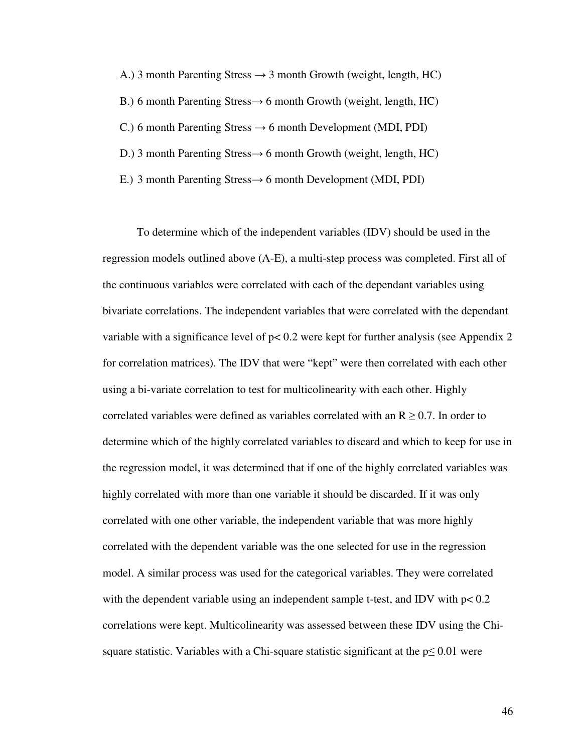A.) 3 month Parenting Stress → 3 month Growth (weight, length, HC)

B.) 6 month Parenting Stress→ 6 month Growth (weight, length, HC)

C.) 6 month Parenting Stress → 6 month Development (MDI, PDI)

D.) 3 month Parenting Stress→ 6 month Growth (weight, length, HC)

E.) 3 month Parenting Stress→ 6 month Development (MDI, PDI)

To determine which of the independent variables (IDV) should be used in the regression models outlined above (A-E), a multi-step process was completed. First all of the continuous variables were correlated with each of the dependant variables using bivariate correlations. The independent variables that were correlated with the dependant variable with a significance level of $p < 0.2$ were kept for further analysis (see Appendix 2 for correlation matrices). The IDV that were "kept" were then correlated with each other using a bi-variate correlation to test for multicolinearity with each other. Highly correlated variables were defined as variables correlated with an $R \geq 0.7$. In order to determine which of the highly correlated variables to discard and which to keep for use in the regression model, it was determined that if one of the highly correlated variables was highly correlated with more than one variable it should be discarded. If it was only correlated with one other variable, the independent variable that was more highly correlated with the dependent variable was the one selected for use in the regression model. A similar process was used for the categorical variables. They were correlated with the dependent variable using an independent sample t-test, and IDV with $p < 0.2$ correlations were kept. Multicolinearity was assessed between these IDV using the Chi-square statistic. Variables with a Chi-square statistic significant at the $p \leq 0.01$ were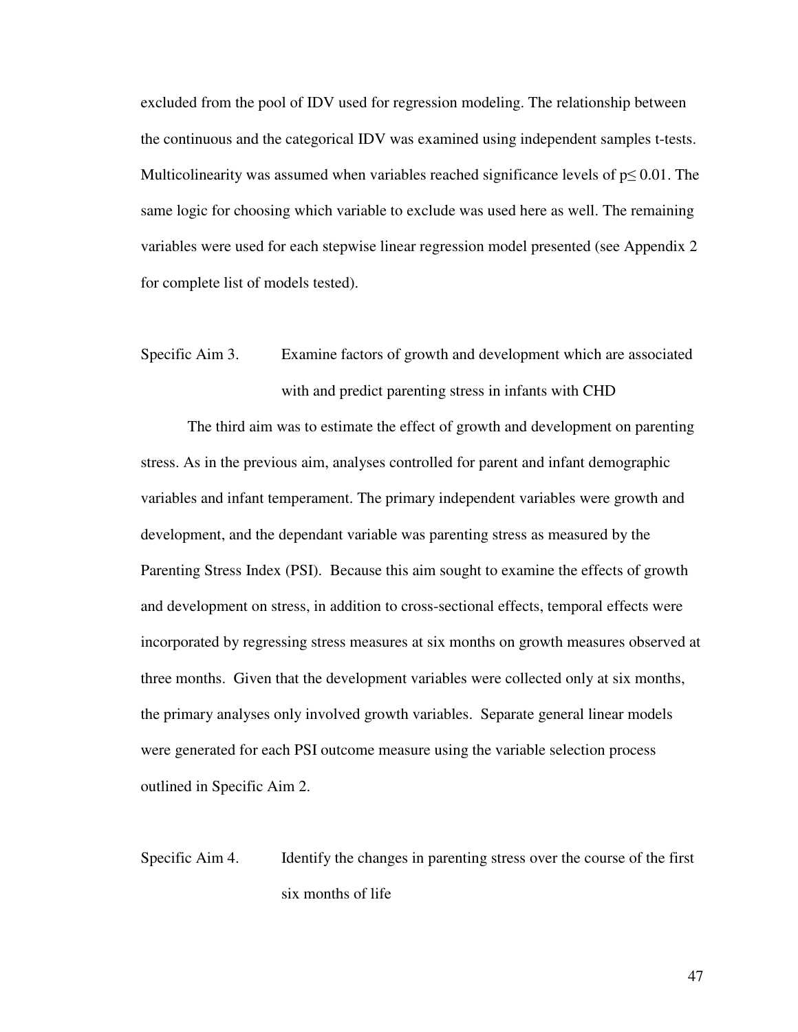excluded from the pool of IDV used for regression modeling. The relationship between the continuous and the categorical IDV was examined using independent samples t-tests. Multicolinearity was assumed when variables reached significance levels of $p \leq 0.01$. The same logic for choosing which variable to exclude was used here as well. The remaining variables were used for each stepwise linear regression model presented (see Appendix 2 for complete list of models tested).

Specific Aim 3. Examine factors of growth and development which are associated with and predict parenting stress in infants with CHD

The third aim was to estimate the effect of growth and development on parenting stress. As in the previous aim, analyses controlled for parent and infant demographic variables and infant temperament. The primary independent variables were growth and development, and the dependant variable was parenting stress as measured by the Parenting Stress Index (PSI). Because this aim sought to examine the effects of growth and development on stress, in addition to cross-sectional effects, temporal effects were incorporated by regressing stress measures at six months on growth measures observed at three months. Given that the development variables were collected only at six months, the primary analyses only involved growth variables. Separate general linear models were generated for each PSI outcome measure using the variable selection process outlined in Specific Aim 2.

Specific Aim 4. Identify the changes in parenting stress over the course of the first six months of life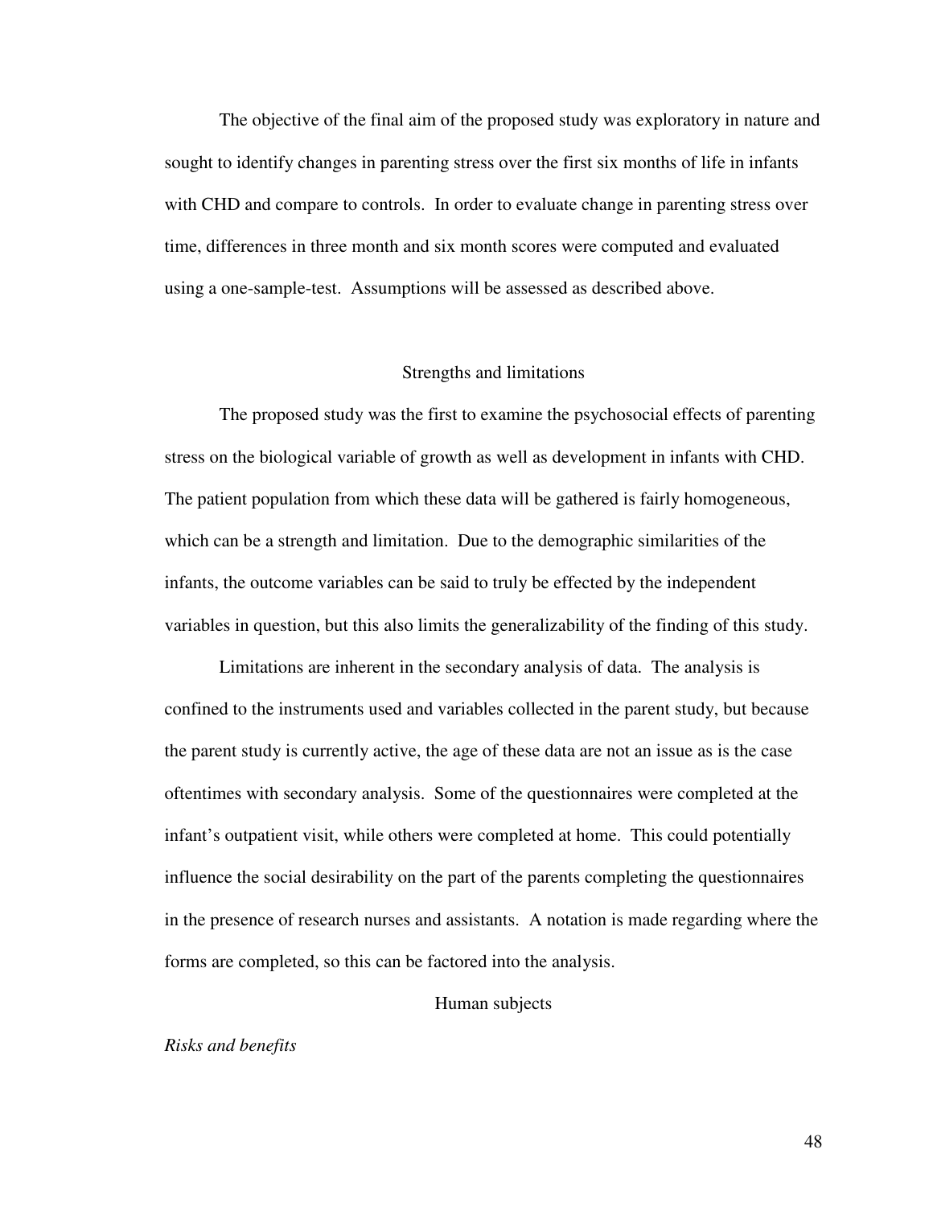The objective of the final aim of the proposed study was exploratory in nature and sought to identify changes in parenting stress over the first six months of life in infants with CHD and compare to controls. In order to evaluate change in parenting stress over time, differences in three month and six month scores were computed and evaluated using a one-sample-test. Assumptions will be assessed as described above.

## Strengths and limitations

The proposed study was the first to examine the psychosocial effects of parenting stress on the biological variable of growth as well as development in infants with CHD. The patient population from which these data will be gathered is fairly homogeneous, which can be a strength and limitation. Due to the demographic similarities of the infants, the outcome variables can be said to truly be effected by the independent variables in question, but this also limits the generalizability of the finding of this study.

Limitations are inherent in the secondary analysis of data. The analysis is confined to the instruments used and variables collected in the parent study, but because the parent study is currently active, the age of these data are not an issue as is the case oftentimes with secondary analysis. Some of the questionnaires were completed at the infant's outpatient visit, while others were completed at home. This could potentially influence the social desirability on the part of the parents completing the questionnaires in the presence of research nurses and assistants. A notation is made regarding where the forms are completed, so this can be factored into the analysis.

## Human subjects

### *Risks and benefits*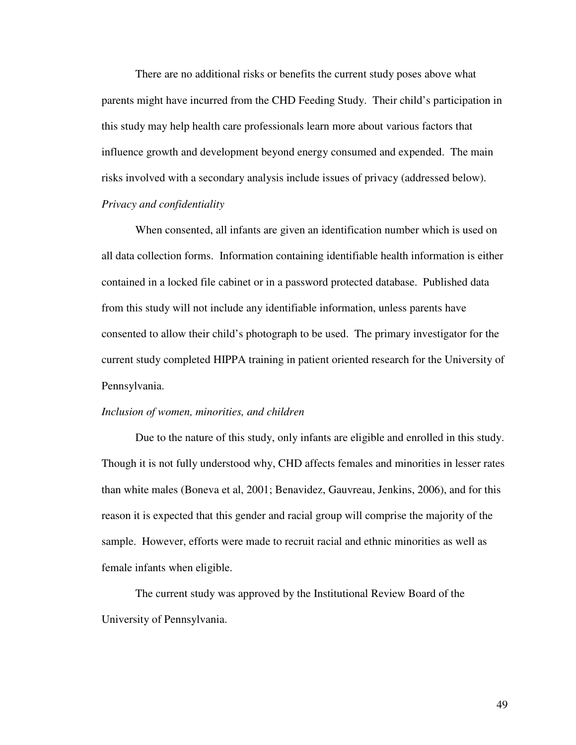There are no additional risks or benefits the current study poses above what parents might have incurred from the CHD Feeding Study. Their child's participation in this study may help health care professionals learn more about various factors that influence growth and development beyond energy consumed and expended. The main risks involved with a secondary analysis include issues of privacy (addressed below).

*Privacy and confidentiality*

When consented, all infants are given an identification number which is used on all data collection forms. Information containing identifiable health information is either contained in a locked file cabinet or in a password protected database. Published data from this study will not include any identifiable information, unless parents have consented to allow their child's photograph to be used. The primary investigator for the current study completed HIPPA training in patient oriented research for the University of Pennsylvania.

*Inclusion of women, minorities, and children*

Due to the nature of this study, only infants are eligible and enrolled in this study. Though it is not fully understood why, CHD affects females and minorities in lesser rates than white males (Boneva et al, 2001; Benavidez, Gauvreau, Jenkins, 2006), and for this reason it is expected that this gender and racial group will comprise the majority of the sample. However, efforts were made to recruit racial and ethnic minorities as well as female infants when eligible.

The current study was approved by the Institutional Review Board of the University of Pennsylvania.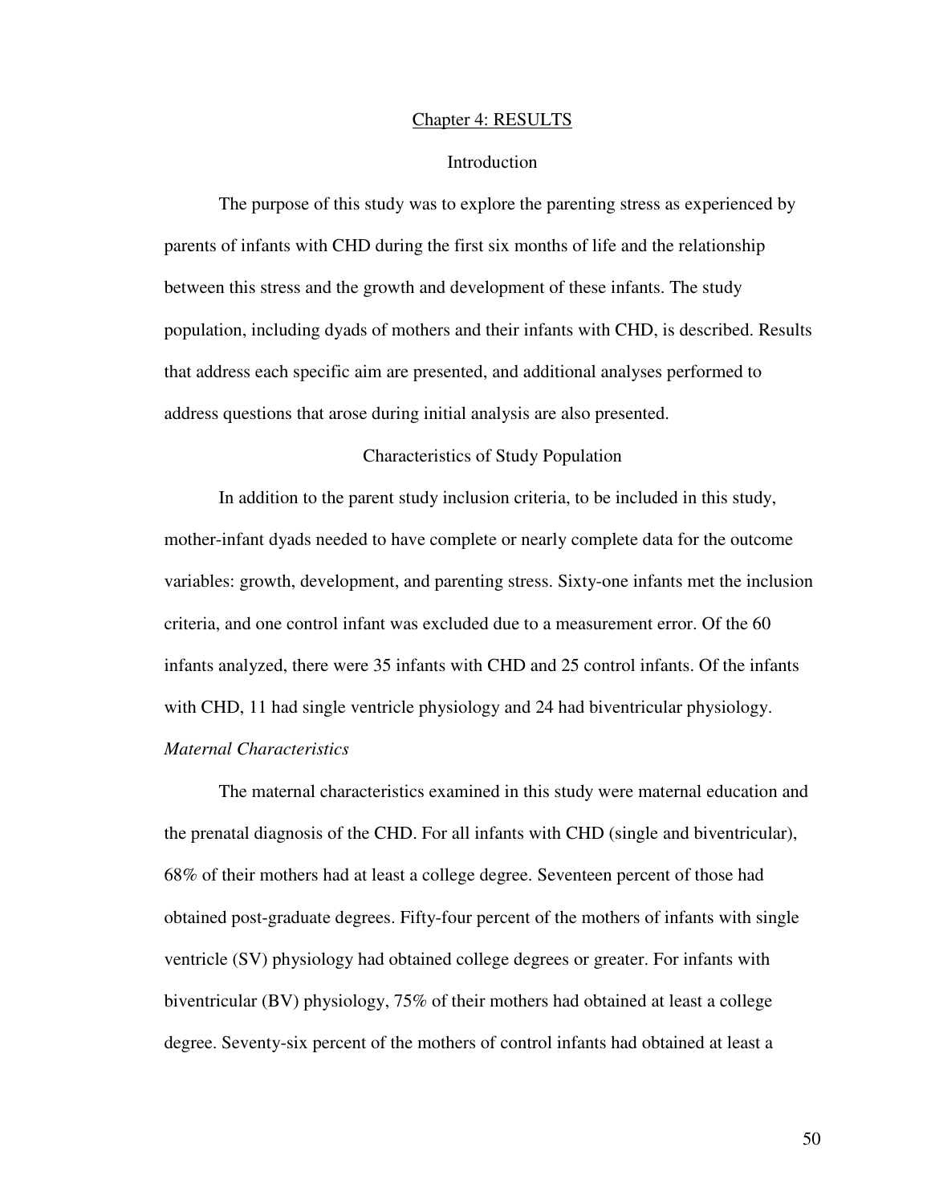# Chapter 4: RESULTS

## Introduction

The purpose of this study was to explore the parenting stress as experienced by parents of infants with CHD during the first six months of life and the relationship between this stress and the growth and development of these infants. The study population, including dyads of mothers and their infants with CHD, is described. Results that address each specific aim are presented, and additional analyses performed to address questions that arose during initial analysis are also presented.

## Characteristics of Study Population

In addition to the parent study inclusion criteria, to be included in this study, mother-infant dyads needed to have complete or nearly complete data for the outcome variables: growth, development, and parenting stress. Sixty-one infants met the inclusion criteria, and one control infant was excluded due to a measurement error. Of the 60 infants analyzed, there were 35 infants with CHD and 25 control infants. Of the infants with CHD, 11 had single ventricle physiology and 24 had biventricular physiology.

### *Maternal Characteristics*

The maternal characteristics examined in this study were maternal education and the prenatal diagnosis of the CHD. For all infants with CHD (single and biventricular), 68% of their mothers had at least a college degree. Seventeen percent of those had obtained post-graduate degrees. Fifty-four percent of the mothers of infants with single ventricle (SV) physiology had obtained college degrees or greater. For infants with biventricular (BV) physiology, 75% of their mothers had obtained at least a college degree. Seventy-six percent of the mothers of control infants had obtained at least a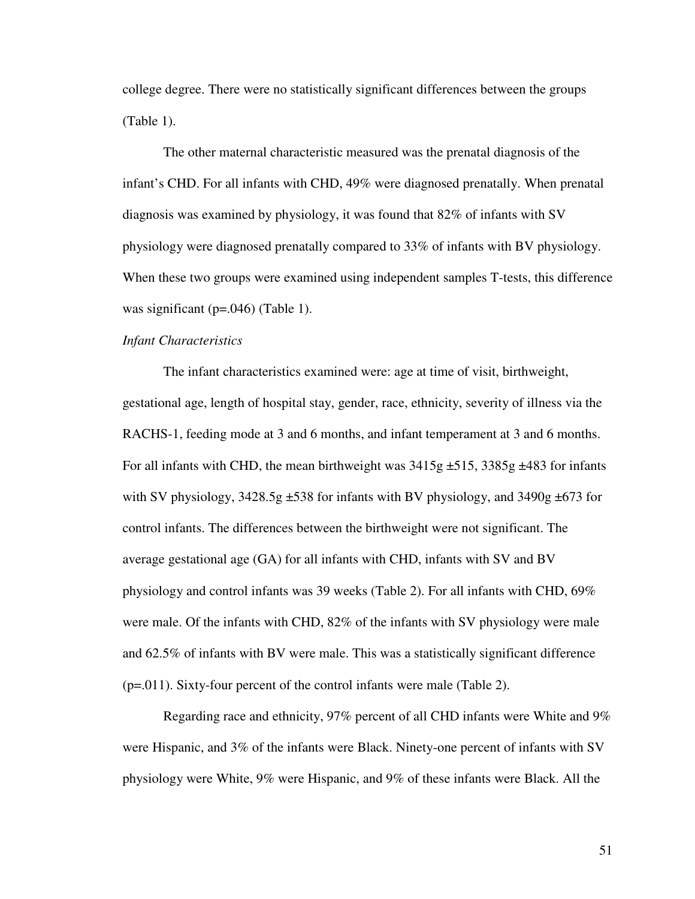college degree. There were no statistically significant differences between the groups (Table 1).

The other maternal characteristic measured was the prenatal diagnosis of the infant's CHD. For all infants with CHD, 49% were diagnosed prenatally. When prenatal diagnosis was examined by physiology, it was found that 82% of infants with SV physiology were diagnosed prenatally compared to 33% of infants with BV physiology. When these two groups were examined using independent samples T-tests, this difference was significant (p=.046) (Table 1).

*Infant Characteristics*

The infant characteristics examined were: age at time of visit, birthweight, gestational age, length of hospital stay, gender, race, ethnicity, severity of illness via the RACHS-1, feeding mode at 3 and 6 months, and infant temperament at 3 and 6 months. For all infants with CHD, the mean birthweight was 3415g ±515, 3385g ±483 for infants with SV physiology, 3428.5g ±538 for infants with BV physiology, and 3490g ±673 for control infants. The differences between the birthweight were not significant. The average gestational age (GA) for all infants with CHD, infants with SV and BV physiology and control infants was 39 weeks (Table 2). For all infants with CHD, 69% were male. Of the infants with CHD, 82% of the infants with SV physiology were male and 62.5% of infants with BV were male. This was a statistically significant difference (p=.011). Sixty-four percent of the control infants were male (Table 2).

Regarding race and ethnicity, 97% percent of all CHD infants were White and 9% were Hispanic, and 3% of the infants were Black. Ninety-one percent of infants with SV physiology were White, 9% were Hispanic, and 9% of these infants were Black. All the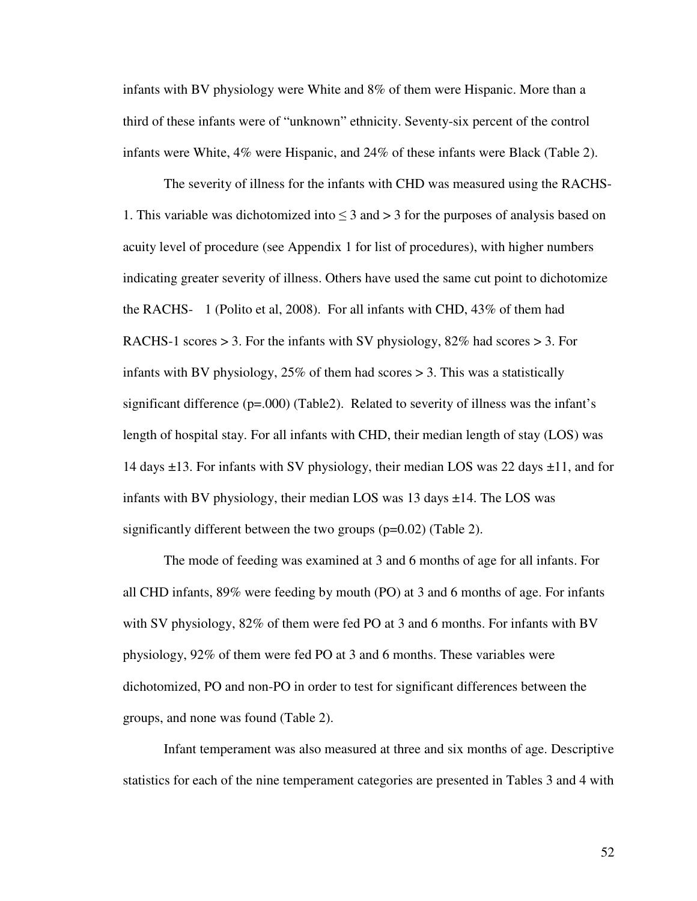infants with BV physiology were White and 8% of them were Hispanic. More than a third of these infants were of "unknown" ethnicity. Seventy-six percent of the control infants were White, 4% were Hispanic, and 24% of these infants were Black (Table 2).

The severity of illness for the infants with CHD was measured using the RACHS-1. This variable was dichotomized into ≤ 3 and > 3 for the purposes of analysis based on acuity level of procedure (see Appendix 1 for list of procedures), with higher numbers indicating greater severity of illness. Others have used the same cut point to dichotomize the RACHS- 1 (Polito et al, 2008). For all infants with CHD, 43% of them had RACHS-1 scores > 3. For the infants with SV physiology, 82% had scores > 3. For infants with BV physiology, 25% of them had scores > 3. This was a statistically significant difference (p=.000) (Table2). Related to severity of illness was the infant's length of hospital stay. For all infants with CHD, their median length of stay (LOS) was 14 days ±13. For infants with SV physiology, their median LOS was 22 days ±11, and for infants with BV physiology, their median LOS was 13 days ±14. The LOS was significantly different between the two groups (p=0.02) (Table 2).

The mode of feeding was examined at 3 and 6 months of age for all infants. For all CHD infants, 89% were feeding by mouth (PO) at 3 and 6 months of age. For infants with SV physiology, 82% of them were fed PO at 3 and 6 months. For infants with BV physiology, 92% of them were fed PO at 3 and 6 months. These variables were dichotomized, PO and non-PO in order to test for significant differences between the groups, and none was found (Table 2).

Infant temperament was also measured at three and six months of age. Descriptive statistics for each of the nine temperament categories are presented in Tables 3 and 4 with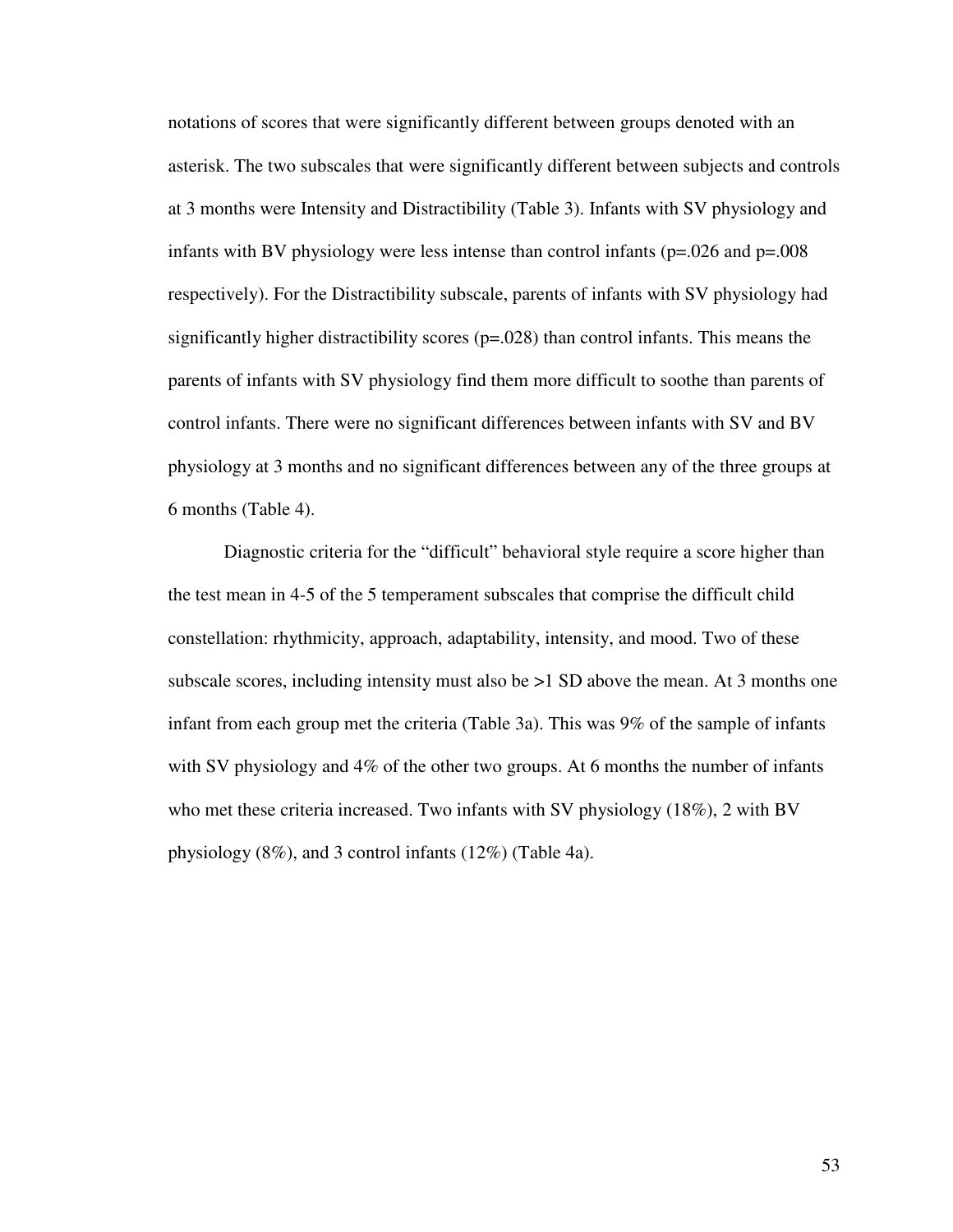notations of scores that were significantly different between groups denoted with an asterisk. The two subscales that were significantly different between subjects and controls at 3 months were Intensity and Distractibility (Table 3). Infants with SV physiology and infants with BV physiology were less intense than control infants ($p=.026$ and $p=.008$ respectively). For the Distractibility subscale, parents of infants with SV physiology had significantly higher distractibility scores ($p=.028$) than control infants. This means the parents of infants with SV physiology find them more difficult to soothe than parents of control infants. There were no significant differences between infants with SV and BV physiology at 3 months and no significant differences between any of the three groups at 6 months (Table 4).

Diagnostic criteria for the "difficult" behavioral style require a score higher than the test mean in 4-5 of the 5 temperament subscales that comprise the difficult child constellation: rhythmicity, approach, adaptability, intensity, and mood. Two of these subscale scores, including intensity must also be >1 SD above the mean. At 3 months one infant from each group met the criteria (Table 3a). This was 9% of the sample of infants with SV physiology and 4% of the other two groups. At 6 months the number of infants who met these criteria increased. Two infants with SV physiology (18%), 2 with BV physiology (8%), and 3 control infants (12%) (Table 4a).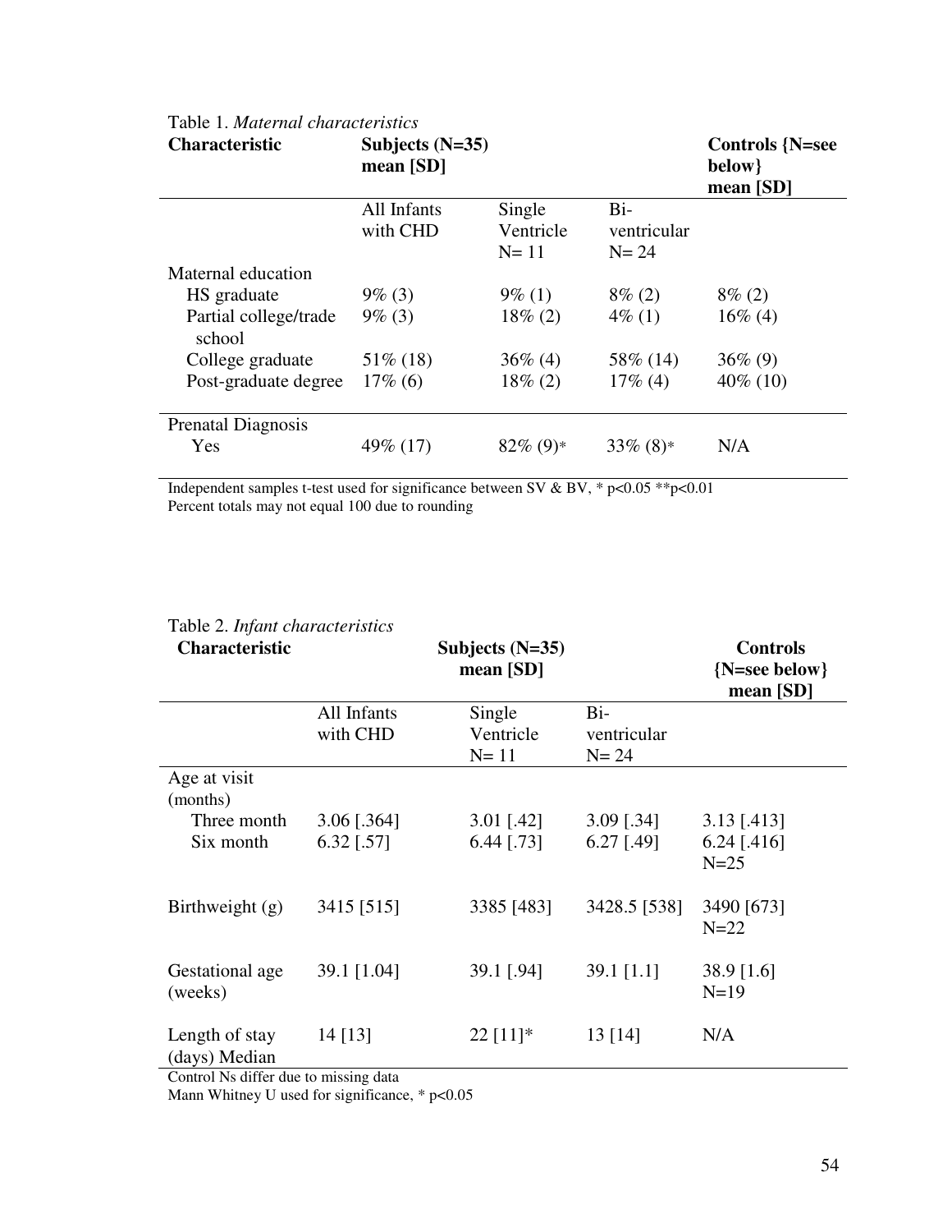Table 1. *Maternal characteristics*

| Characteristic | Subjects (N=35) mean [SD] | | | Controls {N=see below} mean [SD] |
|---|---|---|---|---|
| | All Infants with CHD | Single Ventricle N= 11 | Bi-ventricular N= 24 | |
| Maternal education | | | | |
| HS graduate | 9% (3) | 9% (1) | 8% (2) | 8% (2) |
| Partial college/trade school | 9% (3) | 18% (2) | 4% (1) | 16% (4) |
| College graduate | 51% (18) | 36% (4) | 58% (14) | 36% (9) |
| Post-graduate degree | 17% (6) | 18% (2) | 17% (4) | 40% (10) |
| Prenatal Diagnosis | | | | |
| Yes | 49% (17) | 82% (9)* | 33% (8)* | N/A |

Independent samples t-test used for significance between SV & BV, * $p<0.05$ ** $p<0.01$
Percent totals may not equal 100 due to rounding

Table 2. *Infant characteristics*

| Characteristic | Subjects (N=35) mean [SD] | | | Controls {N=see below} mean [SD] |
|---|---|---|---|---|
| | All Infants with CHD | Single Ventricle N= 11 | Bi-ventricular N= 24 | |
| Age at visit (months) | | | | |
| Three month | 3.06 [.364] | 3.01 [.42] | 3.09 [.34] | 3.13 [.413] |
| Six month | 6.32 [.57] | 6.44 [.73] | 6.27 [.49] | 6.24 [.416] N=25 |
| Birthweight (g) | 3415 [515] | 3385 [483] | 3428.5 [538] | 3490 [673] N=22 |
| Gestational age (weeks) | 39.1 [1.04] | 39.1 [.94] | 39.1 [1.1] | 38.9 [1.6] N=19 |
| Length of stay (days) Median | 14 [13] | 22 [11]* | 13 [14] | N/A |

Control Ns differ due to missing data
Mann Whitney U used for significance, * $p<0.05$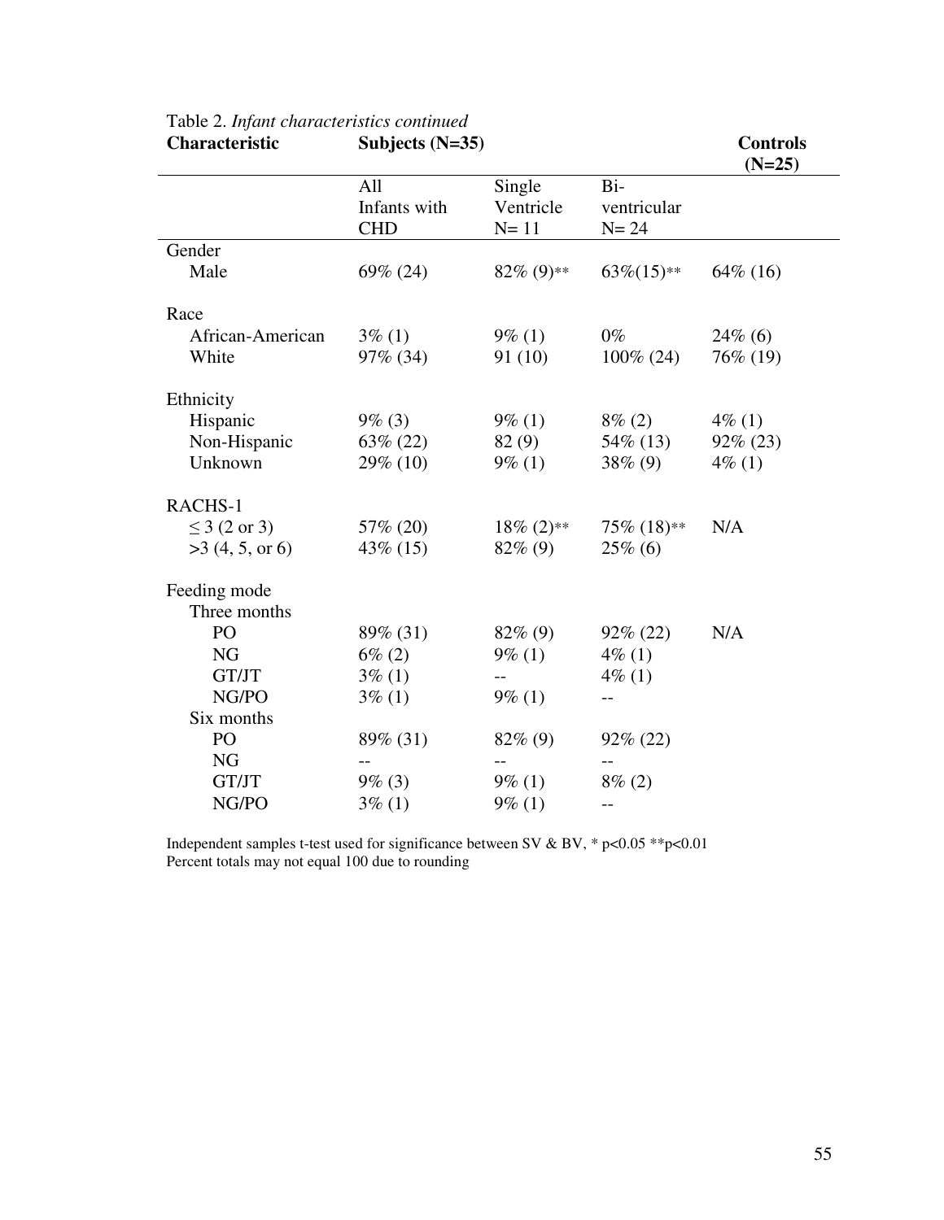Table 2. *Infant characteristics continued*

| **Characteristic** | **Subjects (N=35)** | | | **Controls (N=25)** |
|---|---|---|---|---|
| | All Infants with CHD | Single Ventricle N= 11 | Bi-ventricular N= 24 | |
| Gender | | | | |
| Male | 69% (24) | 82% (9)** | 63%(15)** | 64% (16) |
| Race | | | | |
| African-American | 3% (1) | 9% (1) | 0% | 24% (6) |
| White | 97% (34) | 91 (10) | 100% (24) | 76% (19) |
| Ethnicity | | | | |
| Hispanic | 9% (3) | 9% (1) | 8% (2) | 4% (1) |
| Non-Hispanic | 63% (22) | 82 (9) | 54% (13) | 92% (23) |
| Unknown | 29% (10) | 9% (1) | 38% (9) | 4% (1) |
| RACHS-1 | | | | |
| ≤ 3 (2 or 3) | 57% (20) | 18% (2)** | 75% (18)** | N/A |
| >3 (4, 5, or 6) | 43% (15) | 82% (9) | 25% (6) | |
| Feeding mode | | | | |
| Three months | | | | |
| PO | 89% (31) | 82% (9) | 92% (22) | N/A |
| NG | 6% (2) | 9% (1) | 4% (1) | |
| GT/JT | 3% (1) | -- | 4% (1) | |
| NG/PO | 3% (1) | 9% (1) | -- | |
| Six months | | | | |
| PO | 89% (31) | 82% (9) | 92% (22) | |
| NG | -- | -- | -- | |
| GT/JT | 9% (3) | 9% (1) | 8% (2) | |
| NG/PO | 3% (1) | 9% (1) | -- | |

Independent samples t-test used for significance between SV & BV, * $p<0.05$ ** $p<0.01$
Percent totals may not equal 100 due to rounding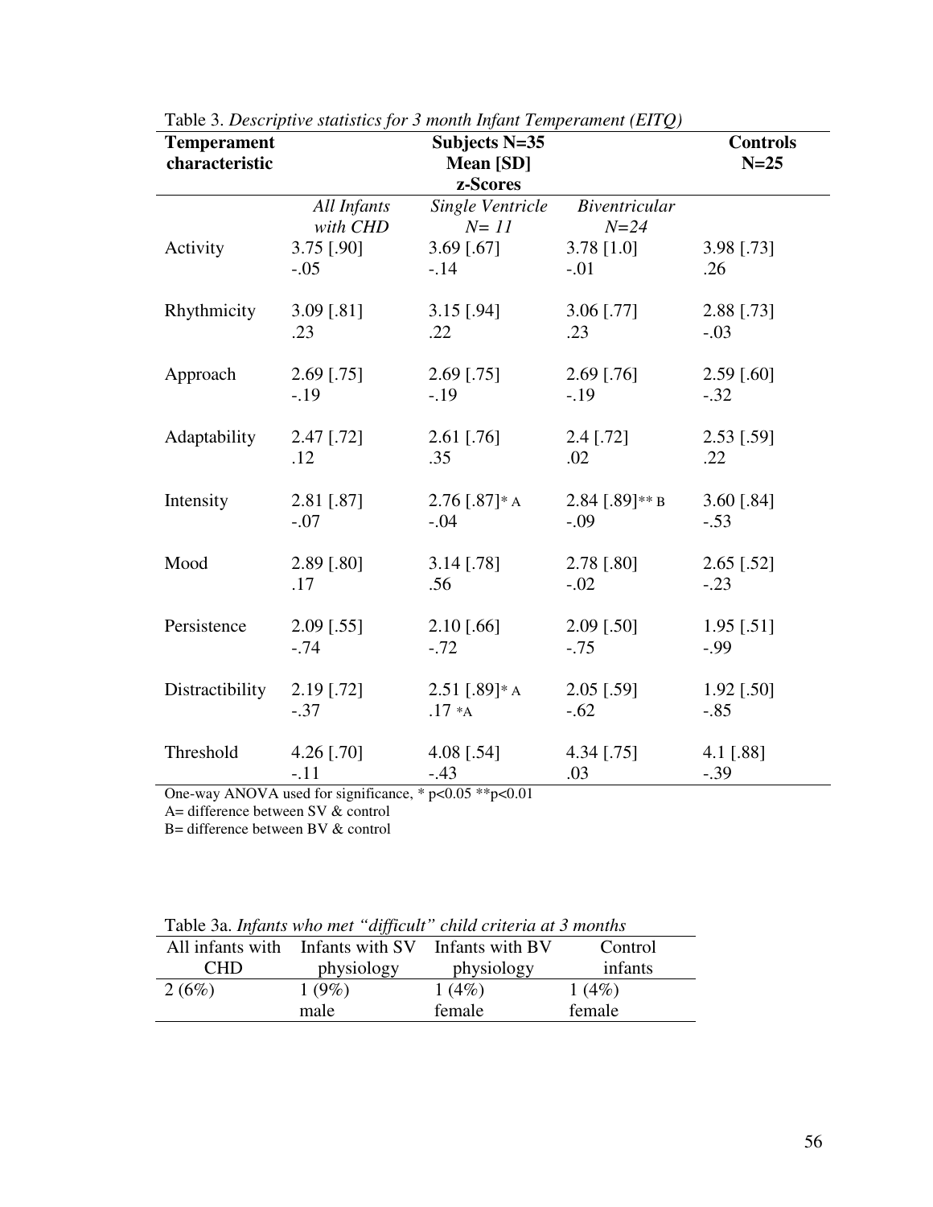Table 3. *Descriptive statistics for 3 month Infant Temperament (EITQ)*

| **Temperament characteristic** | **Subjects N=35 Mean [SD] z-Scores** | | | **Controls N=25** |
|---|---|---|---|---|
| | *All Infants with CHD* | *Single Ventricle N= 11* | *Biventricular N=24* | |
| Activity | 3.75 [.90]<br>-.05 | 3.69 [.67]<br>-.14 | 3.78 [1.0]<br>-.01 | 3.98 [.73]<br>.26 |
| Rhythmicity | 3.09 [.81]<br>.23 | 3.15 [.94]<br>.22 | 3.06 [.77]<br>.23 | 2.88 [.73]<br>-.03 |
| Approach | 2.69 [.75]<br>-.19 | 2.69 [.75]<br>-.19 | 2.69 [.76]<br>-.19 | 2.59 [.60]<br>-.32 |
| Adaptability | 2.47 [.72]<br>.12 | 2.61 [.76]<br>.35 | 2.4 [.72]<br>.02 | 2.53 [.59]<br>.22 |
| Intensity | 2.81 [.87]<br>-.07 | 2.76 [.87]* A<br>-.04 | 2.84 [.89]** B<br>-.09 | 3.60 [.84]<br>-.53 |
| Mood | 2.89 [.80]<br>.17 | 3.14 [.78]<br>.56 | 2.78 [.80]<br>-.02 | 2.65 [.52]<br>-.23 |
| Persistence | 2.09 [.55]<br>-.74 | 2.10 [.66]<br>-.72 | 2.09 [.50]<br>-.75 | 1.95 [.51]<br>-.99 |
| Distractibility | 2.19 [.72]<br>-.37 | 2.51 [.89]* A<br>.17 *A | 2.05 [.59]<br>-.62 | 1.92 [.50]<br>-.85 |
| Threshold | 4.26 [.70]<br>-.11 | 4.08 [.54]<br>-.43 | 4.34 [.75]<br>.03 | 4.1 [.88]<br>-.39 |

One-way ANOVA used for significance, * $p<0.05$ ** $p<0.01$

A= difference between SV & control

B= difference between BV & control

Table 3a. *Infants who met "difficult" child criteria at 3 months*

| All infants with CHD | Infants with SV physiology | Infants with BV physiology | Control infants |
|---|---|---|---|
| 2 (6%) | 1 (9%)<br>male | 1 (4%)<br>female | 1 (4%)<br>female |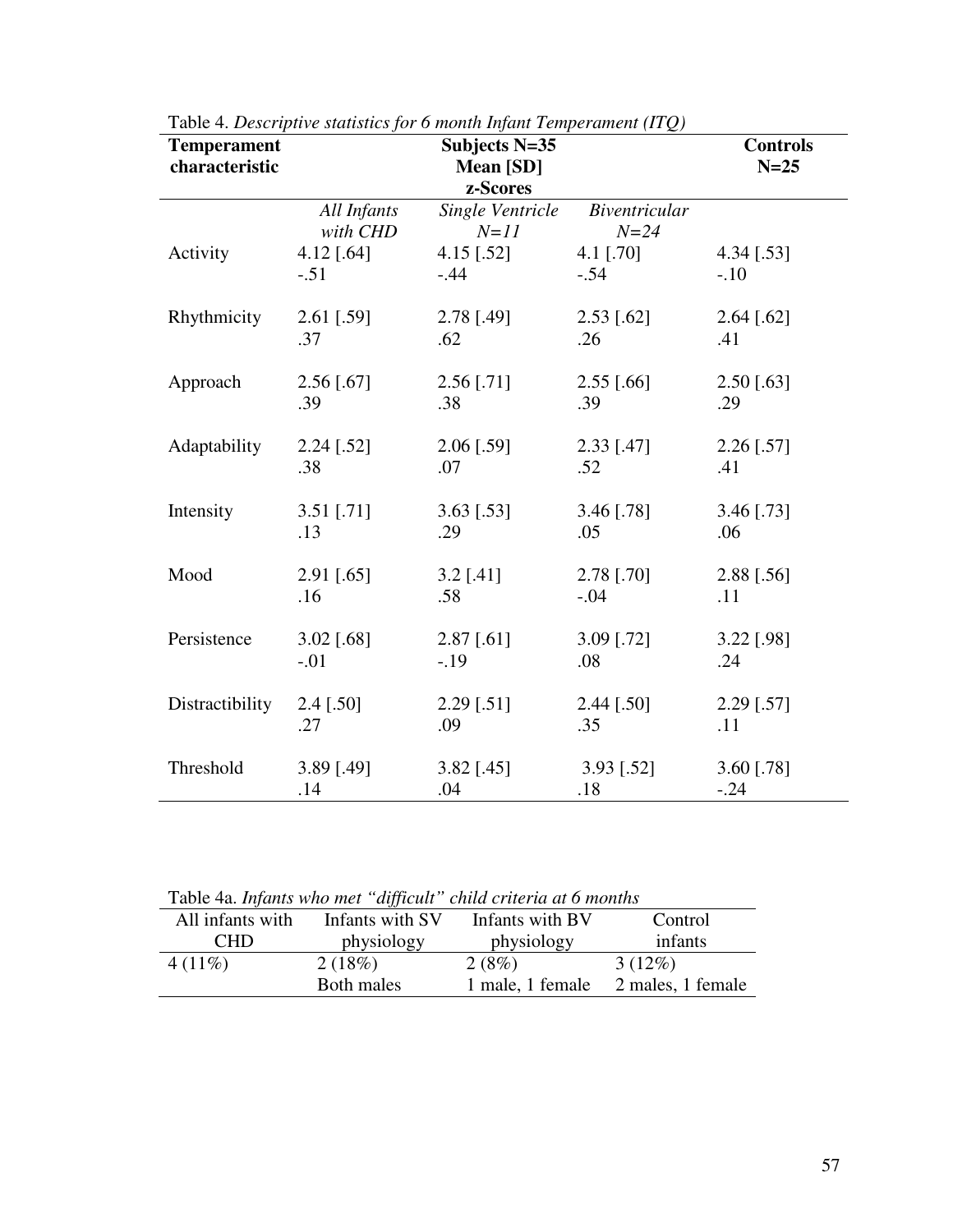Table 4. *Descriptive statistics for 6 month Infant Temperament (ITQ)*

| **Temperament characteristic** | **Subjects N=35 Mean [SD] z-Scores** | | | **Controls N=25** |
|---|---|---|---|---|
| | *All Infants with CHD* | *Single Ventricle N=11* | *Biventricular N=24* | |
| Activity | 4.12 [.64]<br>-.51 | 4.15 [.52]<br>-.44 | 4.1 [.70]<br>-.54 | 4.34 [.53]<br>-.10 |
| Rhythmicity | 2.61 [.59]<br>.37 | 2.78 [.49]<br>.62 | 2.53 [.62]<br>.26 | 2.64 [.62]<br>.41 |
| Approach | 2.56 [.67]<br>.39 | 2.56 [.71]<br>.38 | 2.55 [.66]<br>.39 | 2.50 [.63]<br>.29 |
| Adaptability | 2.24 [.52]<br>.38 | 2.06 [.59]<br>.07 | 2.33 [.47]<br>.52 | 2.26 [.57]<br>.41 |
| Intensity | 3.51 [.71]<br>.13 | 3.63 [.53]<br>.29 | 3.46 [.78]<br>.05 | 3.46 [.73]<br>.06 |
| Mood | 2.91 [.65]<br>.16 | 3.2 [.41]<br>.58 | 2.78 [.70]<br>-.04 | 2.88 [.56]<br>.11 |
| Persistence | 3.02 [.68]<br>-.01 | 2.87 [.61]<br>-.19 | 3.09 [.72]<br>.08 | 3.22 [.98]<br>.24 |
| Distractibility | 2.4 [.50]<br>.27 | 2.29 [.51]<br>.09 | 2.44 [.50]<br>.35 | 2.29 [.57]<br>.11 |
| Threshold | 3.89 [.49]<br>.14 | 3.82 [.45]<br>.04 | 3.93 [.52]<br>.18 | 3.60 [.78]<br>-.24 |

Table 4a. *Infants who met "difficult" child criteria at 6 months*

| All infants with CHD | Infants with SV physiology | Infants with BV physiology | Control infants |
|---|---|---|---|
| 4 (11%) | 2 (18%)<br>Both males | 2 (8%)<br>1 male, 1 female | 3 (12%)<br>2 males, 1 female |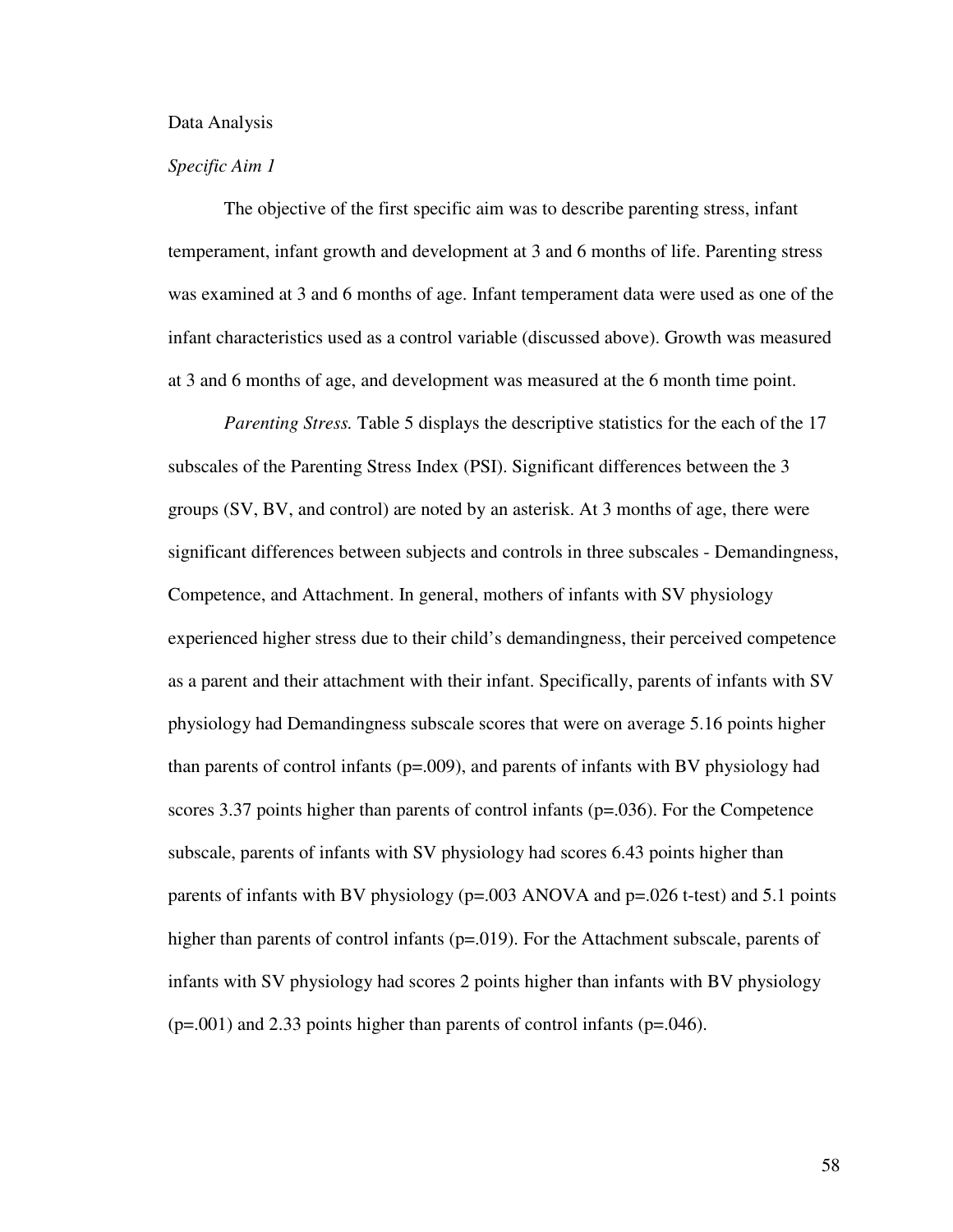Data Analysis

*Specific Aim 1*

The objective of the first specific aim was to describe parenting stress, infant temperament, infant growth and development at 3 and 6 months of life. Parenting stress was examined at 3 and 6 months of age. Infant temperament data were used as one of the infant characteristics used as a control variable (discussed above). Growth was measured at 3 and 6 months of age, and development was measured at the 6 month time point.

*Parenting Stress.* Table 5 displays the descriptive statistics for the each of the 17 subscales of the Parenting Stress Index (PSI). Significant differences between the 3 groups (SV, BV, and control) are noted by an asterisk. At 3 months of age, there were significant differences between subjects and controls in three subscales - Demandingness, Competence, and Attachment. In general, mothers of infants with SV physiology experienced higher stress due to their child's demandingness, their perceived competence as a parent and their attachment with their infant. Specifically, parents of infants with SV physiology had Demandingness subscale scores that were on average 5.16 points higher than parents of control infants ($p=.009$), and parents of infants with BV physiology had scores 3.37 points higher than parents of control infants ($p=.036$). For the Competence subscale, parents of infants with SV physiology had scores 6.43 points higher than parents of infants with BV physiology ($p=.003$ ANOVA and $p=.026$ t-test) and 5.1 points higher than parents of control infants ($p=.019$). For the Attachment subscale, parents of infants with SV physiology had scores 2 points higher than infants with BV physiology ($p=.001$) and 2.33 points higher than parents of control infants ($p=.046$).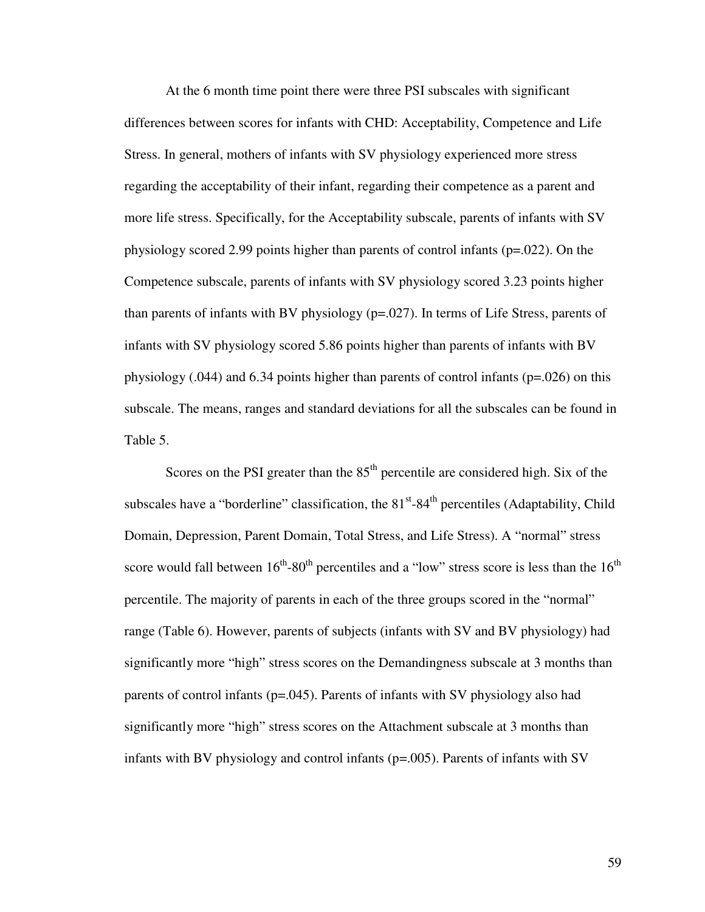At the 6 month time point there were three PSI subscales with significant differences between scores for infants with CHD: Acceptability, Competence and Life Stress. In general, mothers of infants with SV physiology experienced more stress regarding the acceptability of their infant, regarding their competence as a parent and more life stress. Specifically, for the Acceptability subscale, parents of infants with SV physiology scored 2.99 points higher than parents of control infants (p=.022). On the Competence subscale, parents of infants with SV physiology scored 3.23 points higher than parents of infants with BV physiology (p=.027). In terms of Life Stress, parents of infants with SV physiology scored 5.86 points higher than parents of infants with BV physiology (.044) and 6.34 points higher than parents of control infants (p=.026) on this subscale. The means, ranges and standard deviations for all the subscales can be found in Table 5.

Scores on the PSI greater than the 85th percentile are considered high. Six of the subscales have a "borderline" classification, the 81st-84th percentiles (Adaptability, Child Domain, Depression, Parent Domain, Total Stress, and Life Stress). A "normal" stress score would fall between 16th-80th percentiles and a "low" stress score is less than the 16th percentile. The majority of parents in each of the three groups scored in the "normal" range (Table 6). However, parents of subjects (infants with SV and BV physiology) had significantly more "high" stress scores on the Demandingness subscale at 3 months than parents of control infants (p=.045). Parents of infants with SV physiology also had significantly more "high" stress scores on the Attachment subscale at 3 months than infants with BV physiology and control infants (p=.005). Parents of infants with SV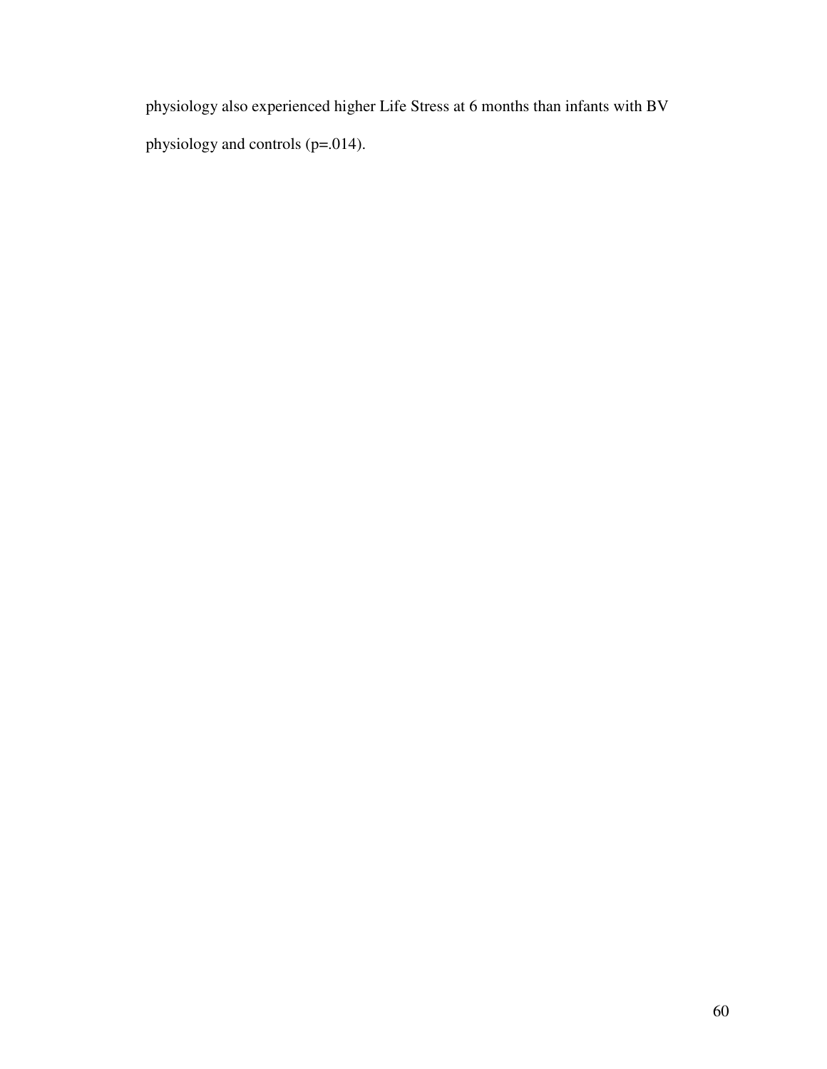physiology also experienced higher Life Stress at 6 months than infants with BV physiology and controls ($p=.014$).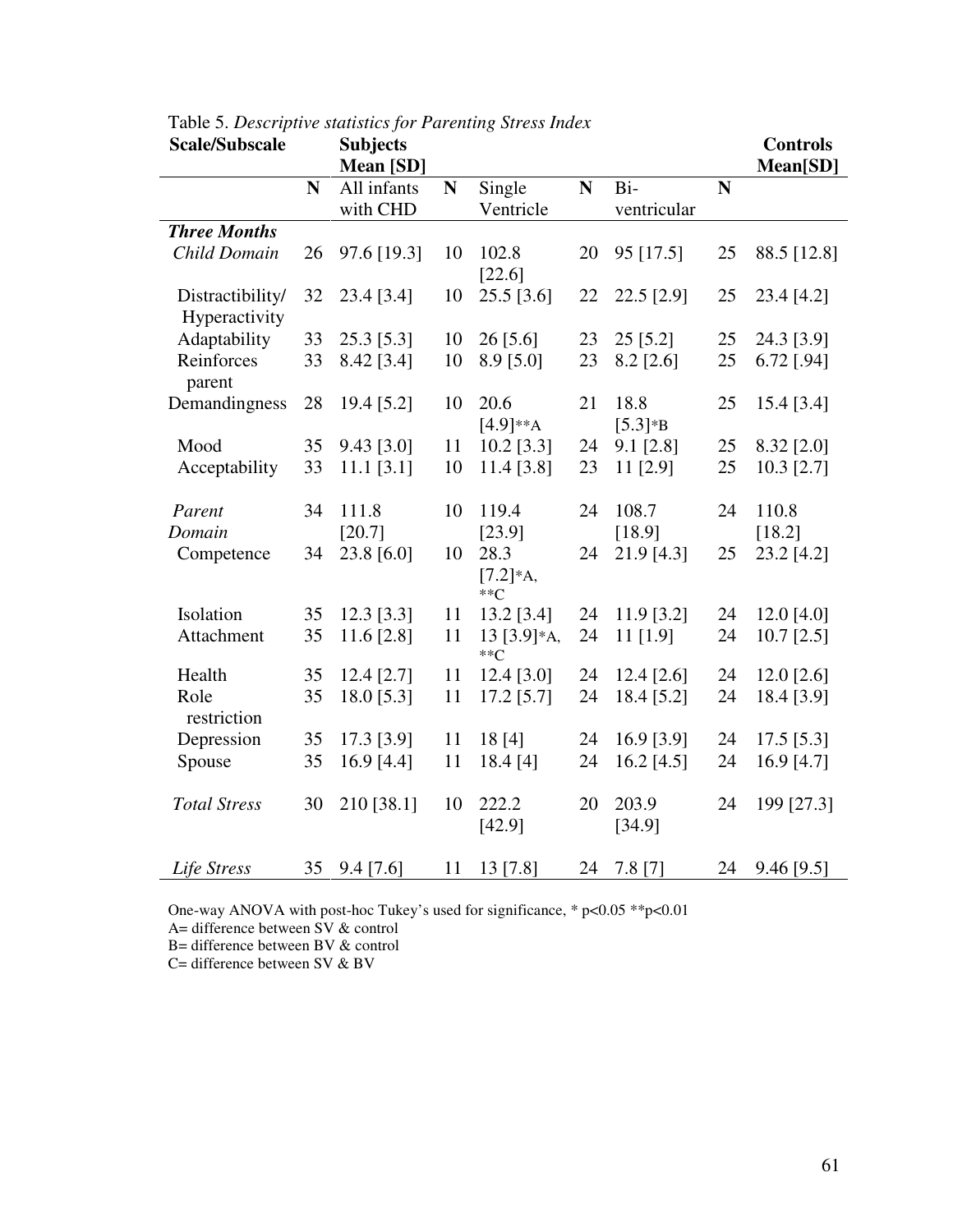Table 5. *Descriptive statistics for Parenting Stress Index*

| **Scale/Subscale** | | **Subjects Mean [SD]** | | | | | | **Controls Mean[SD]** |
|---|---|---|---|---|---|---|---|---|
| | **N** | All infants with CHD | **N** | Single Ventricle | **N** | Bi-ventricular | **N** | |
| ***Three Months*** | | | | | | | | |
| *Child Domain* | 26 | 97.6 [19.3] | 10 | 102.8 [22.6] | 20 | 95 [17.5] | 25 | 88.5 [12.8] |
| Distractibility/ Hyperactivity | 32 | 23.4 [3.4] | 10 | 25.5 [3.6] | 22 | 22.5 [2.9] | 25 | 23.4 [4.2] |
| Adaptability | 33 | 25.3 [5.3] | 10 | 26 [5.6] | 23 | 25 [5.2] | 25 | 24.3 [3.9] |
| Reinforces parent | 33 | 8.42 [3.4] | 10 | 8.9 [5.0] | 23 | 8.2 [2.6] | 25 | 6.72 [.94] |
| Demandingness | 28 | 19.4 [5.2] | 10 | 20.6 [4.9]**A | 21 | 18.8 [5.3]*B | 25 | 15.4 [3.4] |
| Mood | 35 | 9.43 [3.0] | 11 | 10.2 [3.3] | 24 | 9.1 [2.8] | 25 | 8.32 [2.0] |
| Acceptability | 33 | 11.1 [3.1] | 10 | 11.4 [3.8] | 23 | 11 [2.9] | 25 | 10.3 [2.7] |
| *Parent Domain* | 34 | 111.8 [20.7] | 10 | 119.4 [23.9] | 24 | 108.7 [18.9] | 24 | 110.8 [18.2] |
| Competence | 34 | 23.8 [6.0] | 10 | 28.3 [7.2]*A, **C | 24 | 21.9 [4.3] | 25 | 23.2 [4.2] |
| Isolation | 35 | 12.3 [3.3] | 11 | 13.2 [3.4] | 24 | 11.9 [3.2] | 24 | 12.0 [4.0] |
| Attachment | 35 | 11.6 [2.8] | 11 | 13 [3.9]*A, **C | 24 | 11 [1.9] | 24 | 10.7 [2.5] |
| Health | 35 | 12.4 [2.7] | 11 | 12.4 [3.0] | 24 | 12.4 [2.6] | 24 | 12.0 [2.6] |
| Role restriction | 35 | 18.0 [5.3] | 11 | 17.2 [5.7] | 24 | 18.4 [5.2] | 24 | 18.4 [3.9] |
| Depression | 35 | 17.3 [3.9] | 11 | 18 [4] | 24 | 16.9 [3.9] | 24 | 17.5 [5.3] |
| Spouse | 35 | 16.9 [4.4] | 11 | 18.4 [4] | 24 | 16.2 [4.5] | 24 | 16.9 [4.7] |
| *Total Stress* | 30 | 210 [38.1] | 10 | 222.2 [42.9] | 20 | 203.9 [34.9] | 24 | 199 [27.3] |
| *Life Stress* | 35 | 9.4 [7.6] | 11 | 13 [7.8] | 24 | 7.8 [7] | 24 | 9.46 [9.5] |

One-way ANOVA with post-hoc Tukey's used for significance, * $p<0.05$ ** $p<0.01$

A= difference between SV & control

B= difference between BV & control

C= difference between SV & BV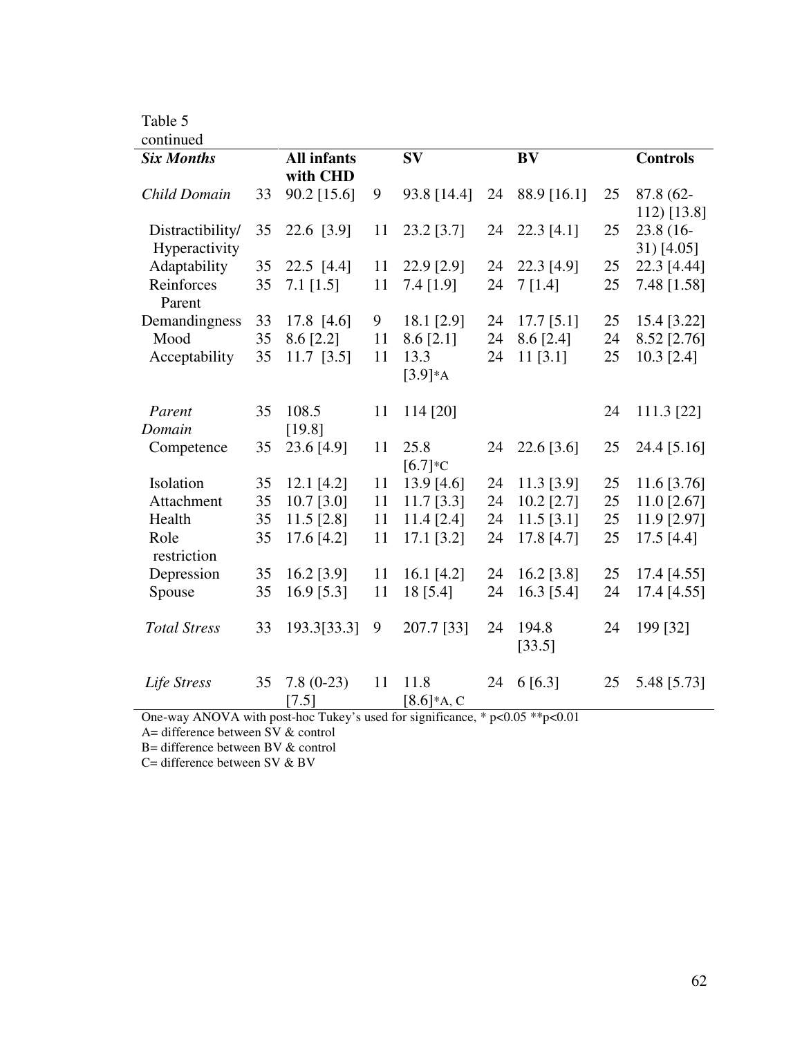Table 5
continued

| *Six Months* | | All infants with CHD | | SV | | BV | | Controls |
|---|---|---|---|---|---|---|---|---|
| *Child Domain* | 33 | 90.2 [15.6] | 9 | 93.8 [14.4] | 24 | 88.9 [16.1] | 25 | 87.8 (62-112) [13.8] |
| Distractibility/ Hyperactivity | 35 | 22.6 [3.9] | 11 | 23.2 [3.7] | 24 | 22.3 [4.1] | 25 | 23.8 (16-31) [4.05] |
| Adaptability | 35 | 22.5 [4.4] | 11 | 22.9 [2.9] | 24 | 22.3 [4.9] | 25 | 22.3 [4.44] |
| Reinforces Parent | 35 | 7.1 [1.5] | 11 | 7.4 [1.9] | 24 | 7 [1.4] | 25 | 7.48 [1.58] |
| Demandingness | 33 | 17.8 [4.6] | 9 | 18.1 [2.9] | 24 | 17.7 [5.1] | 25 | 15.4 [3.22] |
| Mood | 35 | 8.6 [2.2] | 11 | 8.6 [2.1] | 24 | 8.6 [2.4] | 24 | 8.52 [2.76] |
| Acceptability | 35 | 11.7 [3.5] | 11 | 13.3 [3.9]*A | 24 | 11 [3.1] | 25 | 10.3 [2.4] |
| *Parent Domain* | 35 | 108.5 [19.8] | 11 | 114 [20] | | | 24 | 111.3 [22] |
| Competence | 35 | 23.6 [4.9] | 11 | 25.8 [6.7]*C | 24 | 22.6 [3.6] | 25 | 24.4 [5.16] |
| Isolation | 35 | 12.1 [4.2] | 11 | 13.9 [4.6] | 24 | 11.3 [3.9] | 25 | 11.6 [3.76] |
| Attachment | 35 | 10.7 [3.0] | 11 | 11.7 [3.3] | 24 | 10.2 [2.7] | 25 | 11.0 [2.67] |
| Health | 35 | 11.5 [2.8] | 11 | 11.4 [2.4] | 24 | 11.5 [3.1] | 25 | 11.9 [2.97] |
| Role restriction | 35 | 17.6 [4.2] | 11 | 17.1 [3.2] | 24 | 17.8 [4.7] | 25 | 17.5 [4.4] |
| Depression | 35 | 16.2 [3.9] | 11 | 16.1 [4.2] | 24 | 16.2 [3.8] | 25 | 17.4 [4.55] |
| Spouse | 35 | 16.9 [5.3] | 11 | 18 [5.4] | 24 | 16.3 [5.4] | 24 | 17.4 [4.55] |
| *Total Stress* | 33 | 193.3[33.3] | 9 | 207.7 [33] | 24 | 194.8 [33.5] | 24 | 199 [32] |
| *Life Stress* | 35 | 7.8 (0-23) [7.5] | 11 | 11.8 [8.6]*A, C | 24 | 6 [6.3] | 25 | 5.48 [5.73] |

One-way ANOVA with post-hoc Tukey's used for significance, * $p<0.05$ ** $p<0.01$
A= difference between SV & control
B= difference between BV & control
C= difference between SV & BV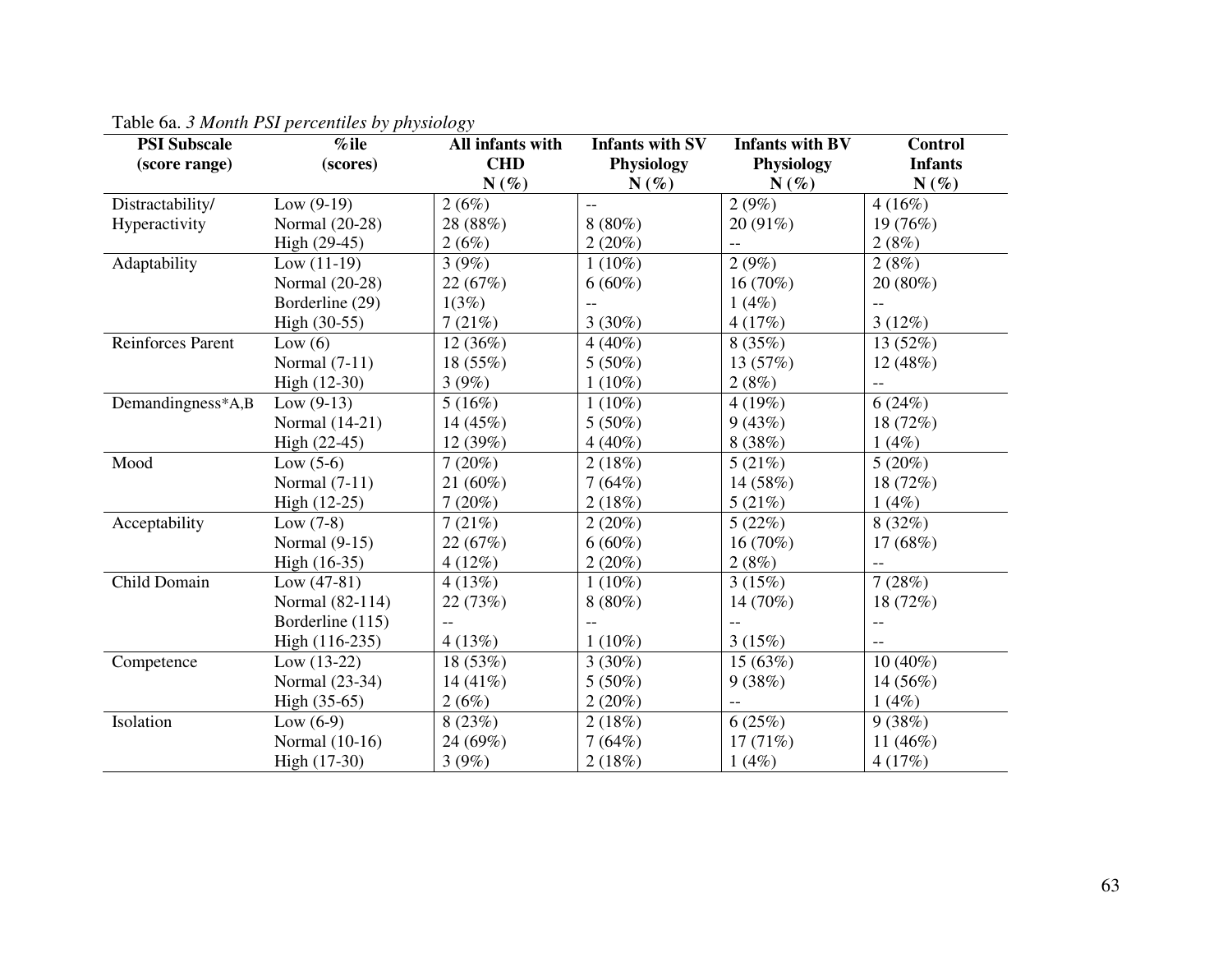Table 6a. *3 Month PSI percentiles by physiology*

| PSI Subscale (score range) | %ile (scores) | All infants with CHD N (%) | Infants with SV Physiology N (%) | Infants with BV Physiology N (%) | Control Infants N (%) |
|---|---|---|---|---|---|
| Distractability/ Hyperactivity | Low (9-19) | 2 (6%) | -- | 2 (9%) | 4 (16%) |
| | Normal (20-28) | 28 (88%) | 8 (80%) | 20 (91%) | 19 (76%) |
| | High (29-45) | 2 (6%) | 2 (20%) | -- | 2 (8%) |
| Adaptability | Low (11-19) | 3 (9%) | 1 (10%) | 2 (9%) | 2 (8%) |
| | Normal (20-28) | 22 (67%) | 6 (60%) | 16 (70%) | 20 (80%) |
| | Borderline (29) | 1(3%) | -- | 1 (4%) | -- |
| | High (30-55) | 7 (21%) | 3 (30%) | 4 (17%) | 3 (12%) |
| Reinforces Parent | Low (6) | 12 (36%) | 4 (40%) | 8 (35%) | 13 (52%) |
| | Normal (7-11) | 18 (55%) | 5 (50%) | 13 (57%) | 12 (48%) |
| | High (12-30) | 3 (9%) | 1 (10%) | 2 (8%) | -- |
| Demandingness*A,B | Low (9-13) | 5 (16%) | 1 (10%) | 4 (19%) | 6 (24%) |
| | Normal (14-21) | 14 (45%) | 5 (50%) | 9 (43%) | 18 (72%) |
| | High (22-45) | 12 (39%) | 4 (40%) | 8 (38%) | 1 (4%) |
| Mood | Low (5-6) | 7 (20%) | 2 (18%) | 5 (21%) | 5 (20%) |
| | Normal (7-11) | 21 (60%) | 7 (64%) | 14 (58%) | 18 (72%) |
| | High (12-25) | 7 (20%) | 2 (18%) | 5 (21%) | 1 (4%) |
| Acceptability | Low (7-8) | 7 (21%) | 2 (20%) | 5 (22%) | 8 (32%) |
| | Normal (9-15) | 22 (67%) | 6 (60%) | 16 (70%) | 17 (68%) |
| | High (16-35) | 4 (12%) | 2 (20%) | 2 (8%) | -- |
| Child Domain | Low (47-81) | 4 (13%) | 1 (10%) | 3 (15%) | 7 (28%) |
| | Normal (82-114) | 22 (73%) | 8 (80%) | 14 (70%) | 18 (72%) |
| | Borderline (115) | -- | -- | -- | -- |
| | High (116-235) | 4 (13%) | 1 (10%) | 3 (15%) | -- |
| Competence | Low (13-22) | 18 (53%) | 3 (30%) | 15 (63%) | 10 (40%) |
| | Normal (23-34) | 14 (41%) | 5 (50%) | 9 (38%) | 14 (56%) |
| | High (35-65) | 2 (6%) | 2 (20%) | -- | 1 (4%) |
| Isolation | Low (6-9) | 8 (23%) | 2 (18%) | 6 (25%) | 9 (38%) |
| | Normal (10-16) | 24 (69%) | 7 (64%) | 17 (71%) | 11 (46%) |
| | High (17-30) | 3 (9%) | 2 (18%) | 1 (4%) | 4 (17%) |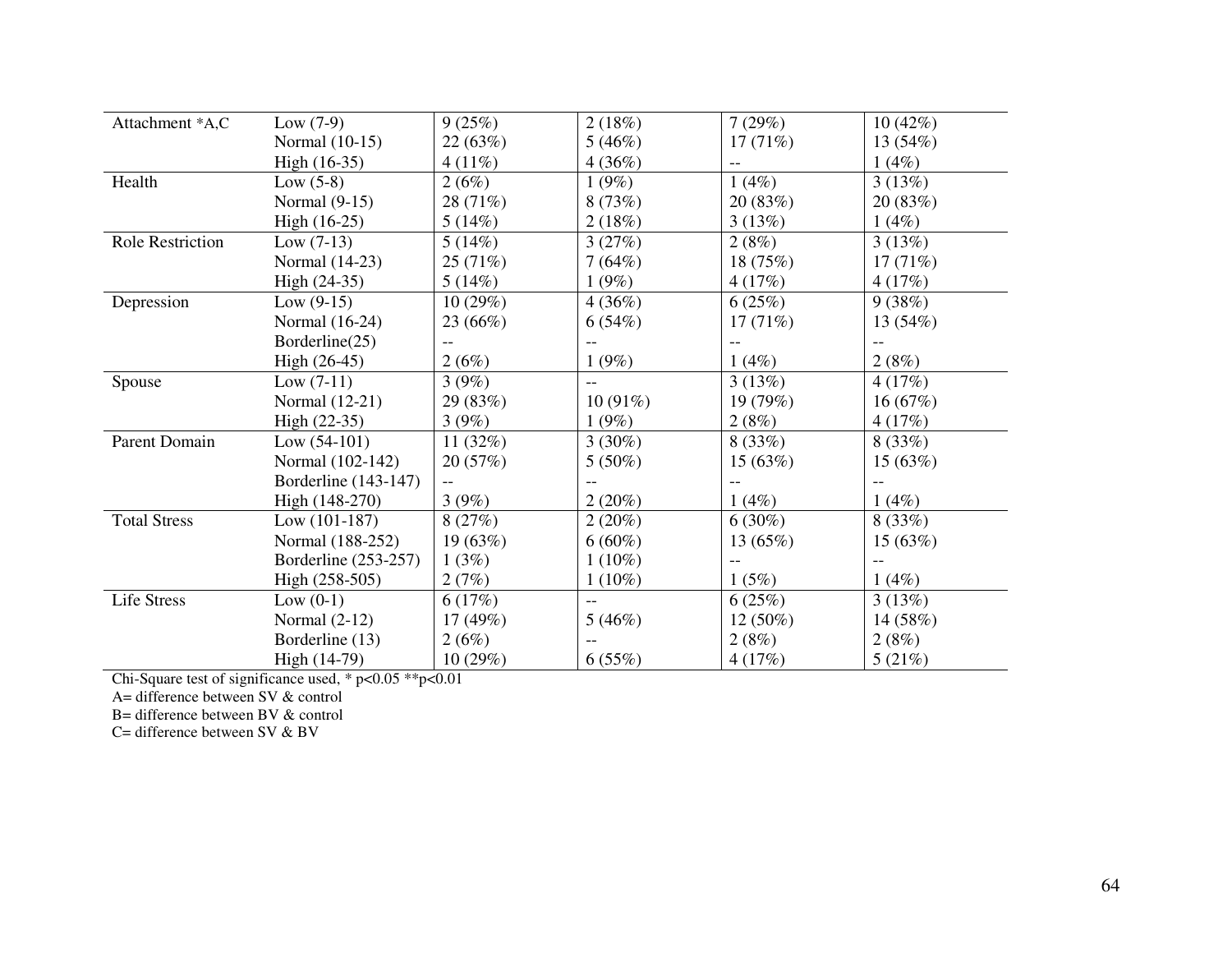| | | | | | |
|---|---|---|---|---|---|
| Attachment *A,C | Low (7-9) | 9 (25%) | 2 (18%) | 7 (29%) | 10 (42%) |
| | Normal (10-15) | 22 (63%) | 5 (46%) | 17 (71%) | 13 (54%) |
| | High (16-35) | 4 (11%) | 4 (36%) | -- | 1 (4%) |
| Health | Low (5-8) | 2 (6%) | 1 (9%) | 1 (4%) | 3 (13%) |
| | Normal (9-15) | 28 (71%) | 8 (73%) | 20 (83%) | 20 (83%) |
| | High (16-25) | 5 (14%) | 2 (18%) | 3 (13%) | 1 (4%) |
| Role Restriction | Low (7-13) | 5 (14%) | 3 (27%) | 2 (8%) | 3 (13%) |
| | Normal (14-23) | 25 (71%) | 7 (64%) | 18 (75%) | 17 (71%) |
| | High (24-35) | 5 (14%) | 1 (9%) | 4 (17%) | 4 (17%) |
| Depression | Low (9-15) | 10 (29%) | 4 (36%) | 6 (25%) | 9 (38%) |
| | Normal (16-24) | 23 (66%) | 6 (54%) | 17 (71%) | 13 (54%) |
| | Borderline(25) | -- | -- | -- | -- |
| | High (26-45) | 2 (6%) | 1 (9%) | 1 (4%) | 2 (8%) |
| Spouse | Low (7-11) | 3 (9%) | -- | 3 (13%) | 4 (17%) |
| | Normal (12-21) | 29 (83%) | 10 (91%) | 19 (79%) | 16 (67%) |
| | High (22-35) | 3 (9%) | 1 (9%) | 2 (8%) | 4 (17%) |
| Parent Domain | Low (54-101) | 11 (32%) | 3 (30%) | 8 (33%) | 8 (33%) |
| | Normal (102-142) | 20 (57%) | 5 (50%) | 15 (63%) | 15 (63%) |
| | Borderline (143-147) | -- | -- | -- | -- |
| | High (148-270) | 3 (9%) | 2 (20%) | 1 (4%) | 1 (4%) |
| Total Stress | Low (101-187) | 8 (27%) | 2 (20%) | 6 (30%) | 8 (33%) |
| | Normal (188-252) | 19 (63%) | 6 (60%) | 13 (65%) | 15 (63%) |
| | Borderline (253-257) | 1 (3%) | 1 (10%) | -- | -- |
| | High (258-505) | 2 (7%) | 1 (10%) | 1 (5%) | 1 (4%) |
| Life Stress | Low (0-1) | 6 (17%) | -- | 6 (25%) | 3 (13%) |
| | Normal (2-12) | 17 (49%) | 5 (46%) | 12 (50%) | 14 (58%) |
| | Borderline (13) | 2 (6%) | -- | 2 (8%) | 2 (8%) |
| | High (14-79) | 10 (29%) | 6 (55%) | 4 (17%) | 5 (21%) |

Chi-Square test of significance used, * $p<0.05$ ** $p<0.01$

A= difference between SV & control

B= difference between BV & control

C= difference between SV & BV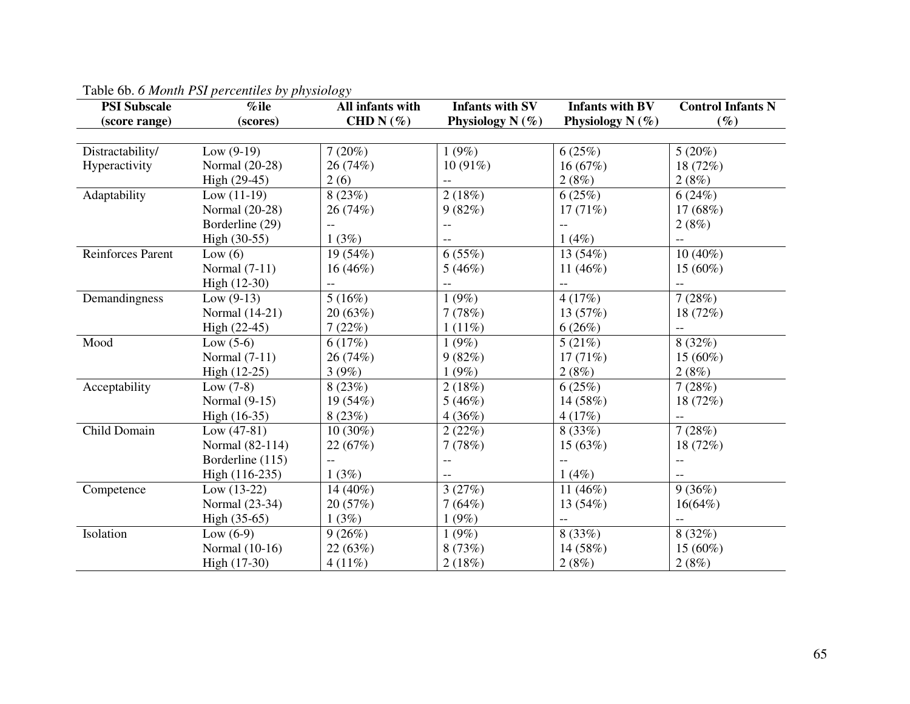Table 6b. *6 Month PSI percentiles by physiology*

| PSI Subscale (score range) | %ile (scores) | All infants with CHD N (%) | Infants with SV Physiology N (%) | Infants with BV Physiology N (%) | Control Infants N (%) |
|---|---|---|---|---|---|
| Distractability/ Hyperactivity | Low (9-19) | 7 (20%) | 1 (9%) | 6 (25%) | 5 (20%) |
| | Normal (20-28) | 26 (74%) | 10 (91%) | 16 (67%) | 18 (72%) |
| | High (29-45) | 2 (6) | -- | 2 (8%) | 2 (8%) |
| Adaptability | Low (11-19) | 8 (23%) | 2 (18%) | 6 (25%) | 6 (24%) |
| | Normal (20-28) | 26 (74%) | 9 (82%) | 17 (71%) | 17 (68%) |
| | Borderline (29) | -- | -- | -- | 2 (8%) |
| | High (30-55) | 1 (3%) | -- | 1 (4%) | -- |
| Reinforces Parent | Low (6) | 19 (54%) | 6 (55%) | 13 (54%) | 10 (40%) |
| | Normal (7-11) | 16 (46%) | 5 (46%) | 11 (46%) | 15 (60%) |
| | High (12-30) | -- | -- | -- | -- |
| Demandingness | Low (9-13) | 5 (16%) | 1 (9%) | 4 (17%) | 7 (28%) |
| | Normal (14-21) | 20 (63%) | 7 (78%) | 13 (57%) | 18 (72%) |
| | High (22-45) | 7 (22%) | 1 (11%) | 6 (26%) | -- |
| Mood | Low (5-6) | 6 (17%) | 1 (9%) | 5 (21%) | 8 (32%) |
| | Normal (7-11) | 26 (74%) | 9 (82%) | 17 (71%) | 15 (60%) |
| | High (12-25) | 3 (9%) | 1 (9%) | 2 (8%) | 2 (8%) |
| Acceptability | Low (7-8) | 8 (23%) | 2 (18%) | 6 (25%) | 7 (28%) |
| | Normal (9-15) | 19 (54%) | 5 (46%) | 14 (58%) | 18 (72%) |
| | High (16-35) | 8 (23%) | 4 (36%) | 4 (17%) | -- |
| Child Domain | Low (47-81) | 10 (30%) | 2 (22%) | 8 (33%) | 7 (28%) |
| | Normal (82-114) | 22 (67%) | 7 (78%) | 15 (63%) | 18 (72%) |
| | Borderline (115) | -- | -- | -- | -- |
| | High (116-235) | 1 (3%) | -- | 1 (4%) | -- |
| Competence | Low (13-22) | 14 (40%) | 3 (27%) | 11 (46%) | 9 (36%) |
| | Normal (23-34) | 20 (57%) | 7 (64%) | 13 (54%) | 16(64%) |
| | High (35-65) | 1 (3%) | 1 (9%) | -- | -- |
| Isolation | Low (6-9) | 9 (26%) | 1 (9%) | 8 (33%) | 8 (32%) |
| | Normal (10-16) | 22 (63%) | 8 (73%) | 14 (58%) | 15 (60%) |
| | High (17-30) | 4 (11%) | 2 (18%) | 2 (8%) | 2 (8%) |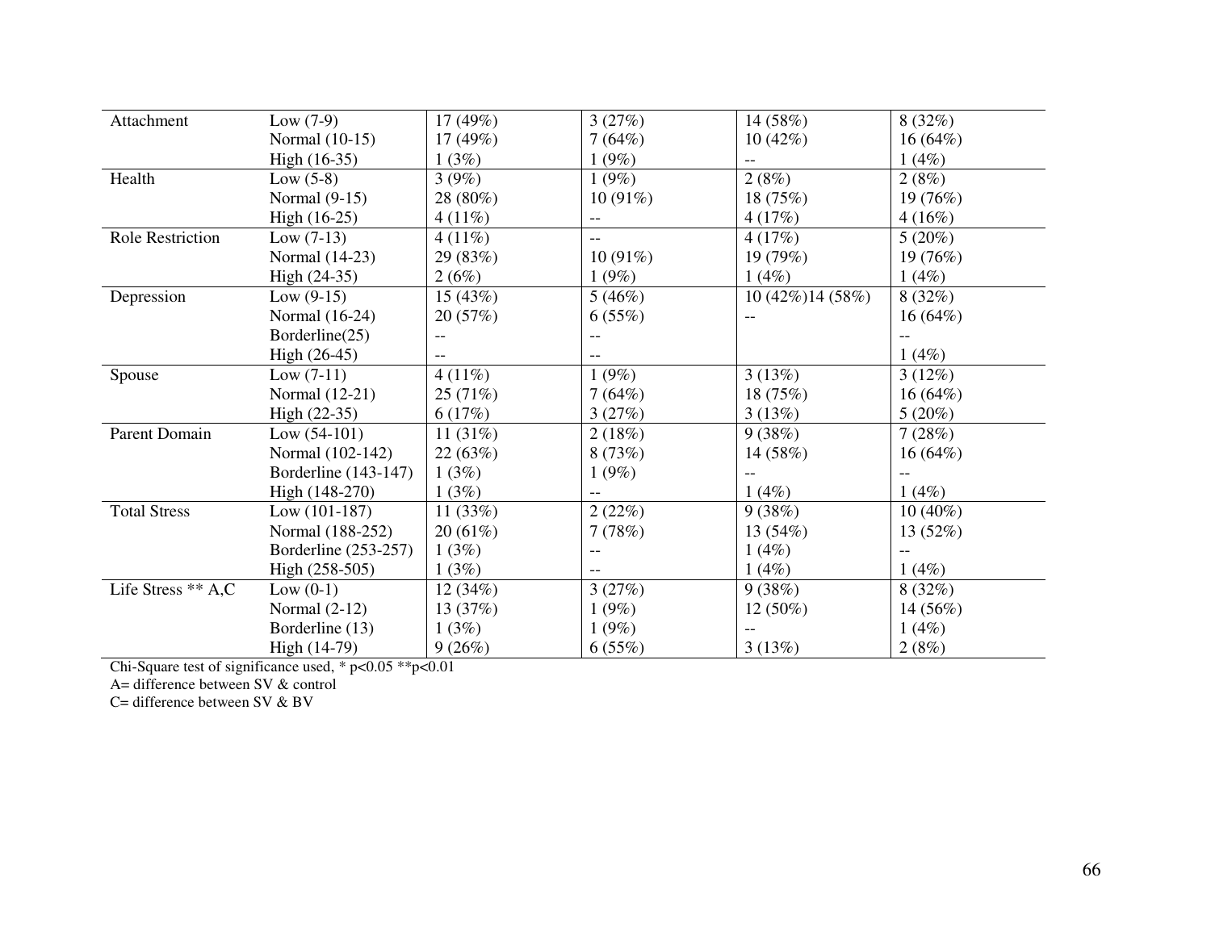| | | | | | |
|---|---|---|---|---|---|
| Attachment | Low (7-9) | 17 (49%) | 3 (27%) | 14 (58%) | 8 (32%) |
| | Normal (10-15) | 17 (49%) | 7 (64%) | 10 (42%) | 16 (64%) |
| | High (16-35) | 1 (3%) | 1 (9%) | -- | 1 (4%) |
| Health | Low (5-8) | 3 (9%) | 1 (9%) | 2 (8%) | 2 (8%) |
| | Normal (9-15) | 28 (80%) | 10 (91%) | 18 (75%) | 19 (76%) |
| | High (16-25) | 4 (11%) | -- | 4 (17%) | 4 (16%) |
| Role Restriction | Low (7-13) | 4 (11%) | -- | 4 (17%) | 5 (20%) |
| | Normal (14-23) | 29 (83%) | 10 (91%) | 19 (79%) | 19 (76%) |
| | High (24-35) | 2 (6%) | 1 (9%) | 1 (4%) | 1 (4%) |
| Depression | Low (9-15) | 15 (43%) | 5 (46%) | 10 (42%)14 (58%) | 8 (32%) |
| | Normal (16-24) | 20 (57%) | 6 (55%) | -- | 16 (64%) |
| | Borderline(25) | -- | -- | | -- |
| | High (26-45) | -- | -- | | 1 (4%) |
| Spouse | Low (7-11) | 4 (11%) | 1 (9%) | 3 (13%) | 3 (12%) |
| | Normal (12-21) | 25 (71%) | 7 (64%) | 18 (75%) | 16 (64%) |
| | High (22-35) | 6 (17%) | 3 (27%) | 3 (13%) | 5 (20%) |
| Parent Domain | Low (54-101) | 11 (31%) | 2 (18%) | 9 (38%) | 7 (28%) |
| | Normal (102-142) | 22 (63%) | 8 (73%) | 14 (58%) | 16 (64%) |
| | Borderline (143-147) | 1 (3%) | 1 (9%) | -- | -- |
| | High (148-270) | 1 (3%) | -- | 1 (4%) | 1 (4%) |
| Total Stress | Low (101-187) | 11 (33%) | 2 (22%) | 9 (38%) | 10 (40%) |
| | Normal (188-252) | 20 (61%) | 7 (78%) | 13 (54%) | 13 (52%) |
| | Borderline (253-257) | 1 (3%) | -- | 1 (4%) | -- |
| | High (258-505) | 1 (3%) | -- | 1 (4%) | 1 (4%) |
| Life Stress ** A,C | Low (0-1) | 12 (34%) | 3 (27%) | 9 (38%) | 8 (32%) |
| | Normal (2-12) | 13 (37%) | 1 (9%) | 12 (50%) | 14 (56%) |
| | Borderline (13) | 1 (3%) | 1 (9%) | -- | 1 (4%) |
| | High (14-79) | 9 (26%) | 6 (55%) | 3 (13%) | 2 (8%) |

Chi-Square test of significance used, * $p<0.05$ ** $p<0.01$

A= difference between SV & control

C= difference between SV & BV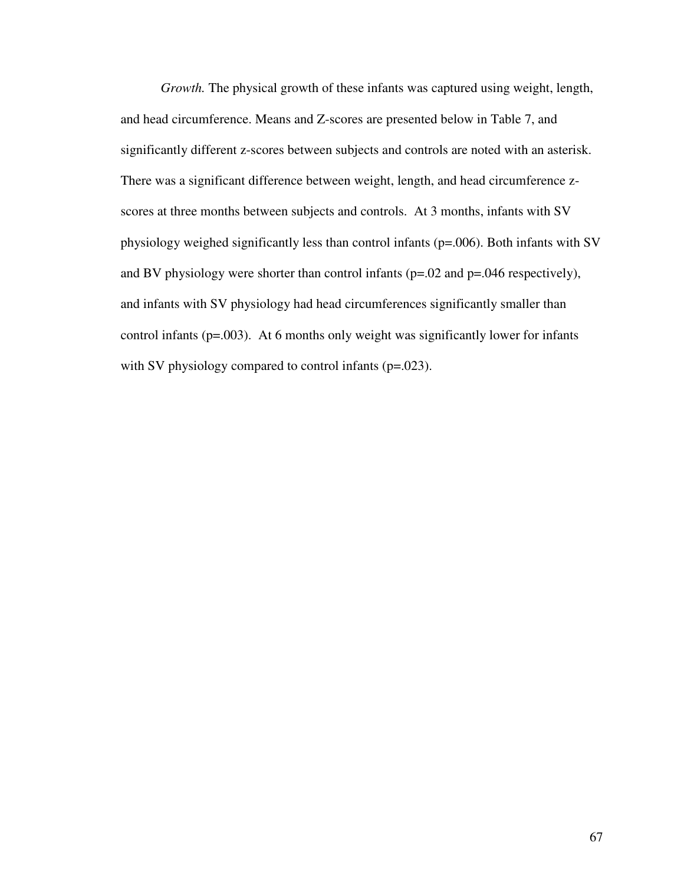*Growth.* The physical growth of these infants was captured using weight, length, and head circumference. Means and Z-scores are presented below in Table 7, and significantly different z-scores between subjects and controls are noted with an asterisk. There was a significant difference between weight, length, and head circumference z-scores at three months between subjects and controls. At 3 months, infants with SV physiology weighed significantly less than control infants ($p=.006$). Both infants with SV and BV physiology were shorter than control infants ($p=.02$ and $p=.046$ respectively), and infants with SV physiology had head circumferences significantly smaller than control infants ($p=.003$). At 6 months only weight was significantly lower for infants with SV physiology compared to control infants ($p=.023$).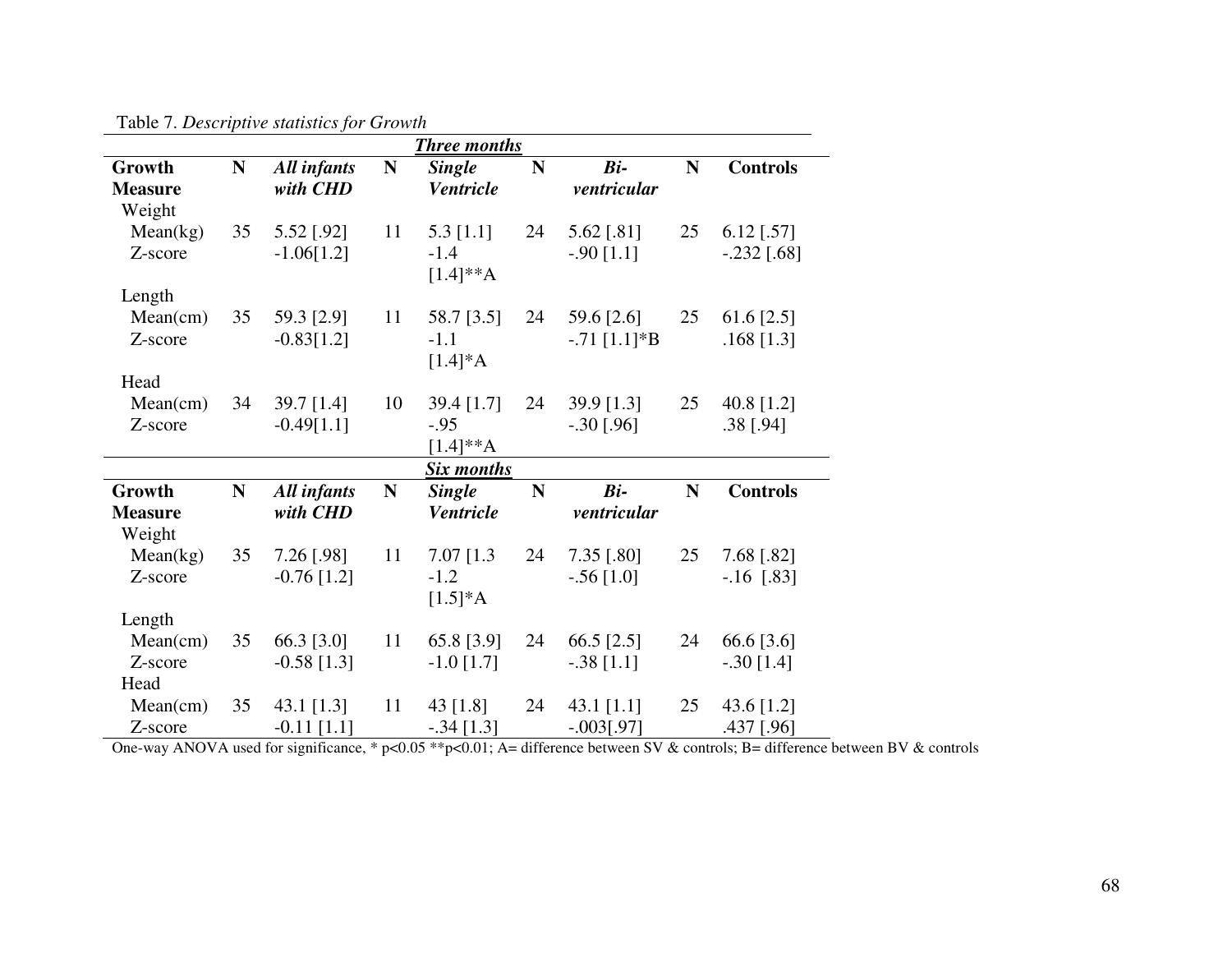Table 7. *Descriptive statistics for Growth*

| **Three months** | | | | | | | | |
|---|---|---|---|---|---|---|---|---|
| **Growth Measure** | **N** | ***All infants with CHD*** | **N** | ***Single Ventricle*** | **N** | ***Bi-ventricular*** | **N** | **Controls** |
| Weight | | | | | | | | |
| Mean(kg) | 35 | 5.52 [.92] | 11 | 5.3 [1.1] | 24 | 5.62 [.81] | 25 | 6.12 [.57] |
| Z-score | | -1.06[1.2] | | -1.4 [1.4]**A | | -.90 [1.1] | | -.232 [.68] |
| Length | | | | | | | | |
| Mean(cm) | 35 | 59.3 [2.9] | 11 | 58.7 [3.5] | 24 | 59.6 [2.6] | 25 | 61.6 [2.5] |
| Z-score | | -0.83[1.2] | | -1.1 [1.4]*A | | -.71 [1.1]*B | | .168 [1.3] |
| Head | | | | | | | | |
| Mean(cm) | 34 | 39.7 [1.4] | 10 | 39.4 [1.7] | 24 | 39.9 [1.3] | 25 | 40.8 [1.2] |
| Z-score | | -0.49[1.1] | | -.95 [1.4]**A | | -.30 [.96] | | .38 [.94] |
| **Six months** | | | | | | | | |
| **Growth Measure** | **N** | ***All infants with CHD*** | **N** | ***Single Ventricle*** | **N** | ***Bi-ventricular*** | **N** | **Controls** |
| Weight | | | | | | | | |
| Mean(kg) | 35 | 7.26 [.98] | 11 | 7.07 [1.3 | 24 | 7.35 [.80] | 25 | 7.68 [.82] |
| Z-score | | -0.76 [1.2] | | -1.2 [1.5]*A | | -.56 [1.0] | | -.16 [.83] |
| Length | | | | | | | | |
| Mean(cm) | 35 | 66.3 [3.0] | 11 | 65.8 [3.9] | 24 | 66.5 [2.5] | 24 | 66.6 [3.6] |
| Z-score | | -0.58 [1.3] | | -1.0 [1.7] | | -.38 [1.1] | | -.30 [1.4] |
| Head | | | | | | | | |
| Mean(cm) | 35 | 43.1 [1.3] | 11 | 43 [1.8] | 24 | 43.1 [1.1] | 25 | 43.6 [1.2] |
| Z-score | | -0.11 [1.1] | | -.34 [1.3] | | -.003[.97] | | .437 [.96] |

One-way ANOVA used for significance, * $p<0.05$ ** $p<0.01$; A= difference between SV & controls; B= difference between BV & controls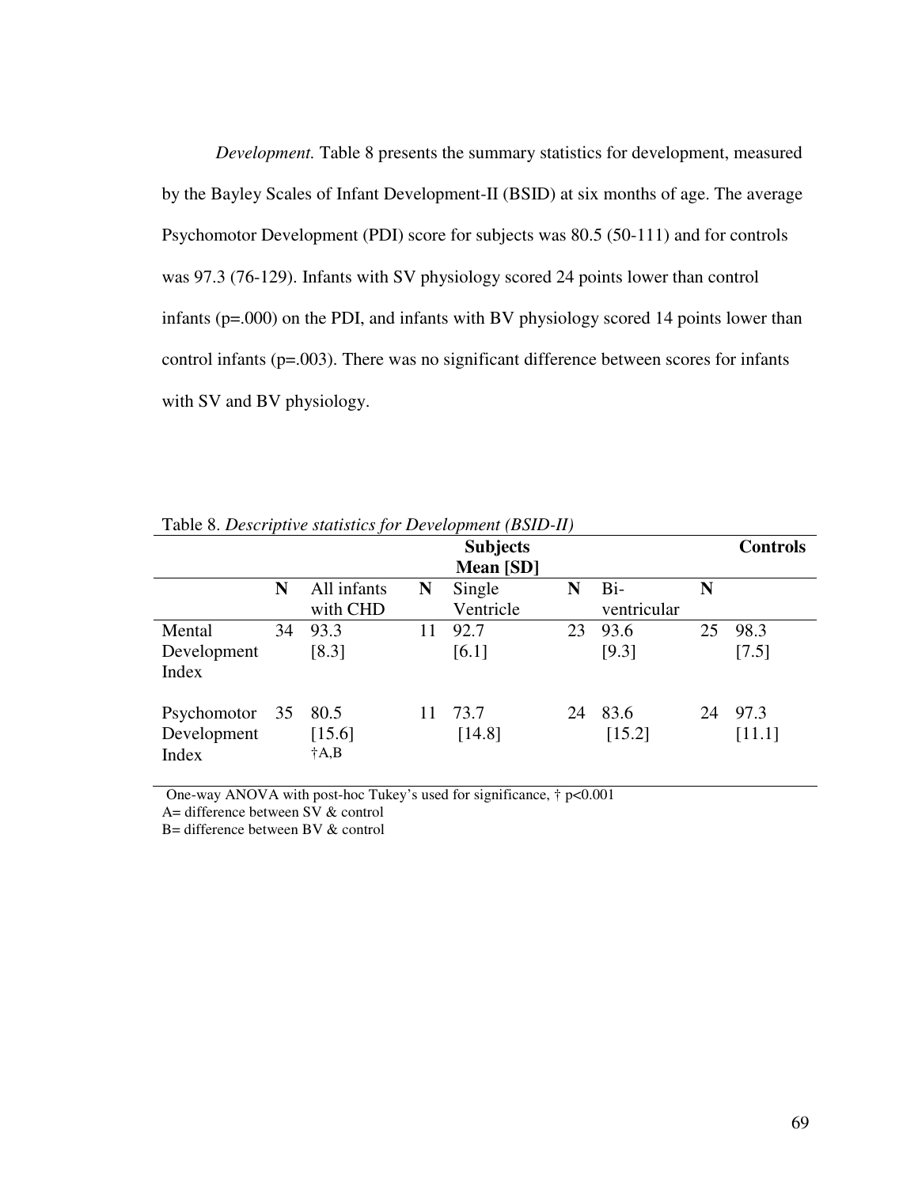*Development.* Table 8 presents the summary statistics for development, measured by the Bayley Scales of Infant Development-II (BSID) at six months of age. The average Psychomotor Development (PDI) score for subjects was 80.5 (50-111) and for controls was 97.3 (76-129). Infants with SV physiology scored 24 points lower than control infants (p=.000) on the PDI, and infants with BV physiology scored 14 points lower than control infants (p=.003). There was no significant difference between scores for infants with SV and BV physiology.

Table 8. *Descriptive statistics for Development (BSID-II)*

| | Subjects Mean [SD] | | | | | | Controls | |
|---|---|---|---|---|---|---|---|---|
| | N | All infants with CHD | N | Single Ventricle | N | Bi-ventricular | N | |
| Mental Development Index | 34 | 93.3 [8.3] | 11 | 92.7 [6.1] | 23 | 93.6 [9.3] | 25 | 98.3 [7.5] |
| Psychomotor Development Index | 35 | 80.5 [15.6] †A,B | 11 | 73.7 [14.8] | 24 | 83.6 [15.2] | 24 | 97.3 [11.1] |

One-way ANOVA with post-hoc Tukey's used for significance, † $p<0.001$
A= difference between SV & control
B= difference between BV & control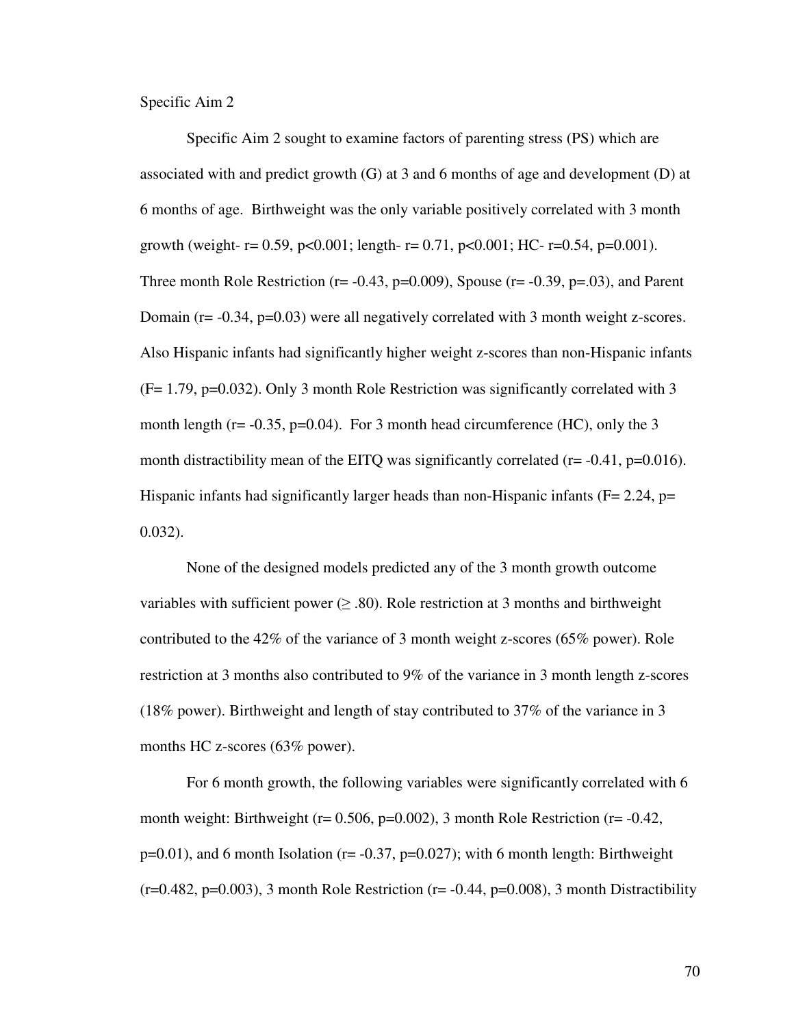Specific Aim 2

Specific Aim 2 sought to examine factors of parenting stress (PS) which are associated with and predict growth (G) at 3 and 6 months of age and development (D) at 6 months of age. Birthweight was the only variable positively correlated with 3 month growth (weight- $r= 0.59$, $p<0.001$; length- $r= 0.71$, $p<0.001$; HC- $r=0.54$, $p=0.001$). Three month Role Restriction ($r= -0.43$, $p=0.009$), Spouse ($r= -0.39$, $p=.03$), and Parent Domain ($r= -0.34$, $p=0.03$) were all negatively correlated with 3 month weight z-scores. Also Hispanic infants had significantly higher weight z-scores than non-Hispanic infants ($F= 1.79$, $p=0.032$). Only 3 month Role Restriction was significantly correlated with 3 month length ($r= -0.35$, $p=0.04$). For 3 month head circumference (HC), only the 3 month distractibility mean of the EITQ was significantly correlated ($r= -0.41$, $p=0.016$). Hispanic infants had significantly larger heads than non-Hispanic infants ($F= 2.24$, $p= 0.032$).

None of the designed models predicted any of the 3 month growth outcome variables with sufficient power ($\geq .80$). Role restriction at 3 months and birthweight contributed to the 42% of the variance of 3 month weight z-scores (65% power). Role restriction at 3 months also contributed to 9% of the variance in 3 month length z-scores (18% power). Birthweight and length of stay contributed to 37% of the variance in 3 months HC z-scores (63% power).

For 6 month growth, the following variables were significantly correlated with 6 month weight: Birthweight ($r= 0.506$, $p=0.002$), 3 month Role Restriction ($r= -0.42$, $p=0.01$), and 6 month Isolation ($r= -0.37$, $p=0.027$); with 6 month length: Birthweight ($r=0.482$, $p=0.003$), 3 month Role Restriction ($r= -0.44$, $p=0.008$), 3 month Distractibility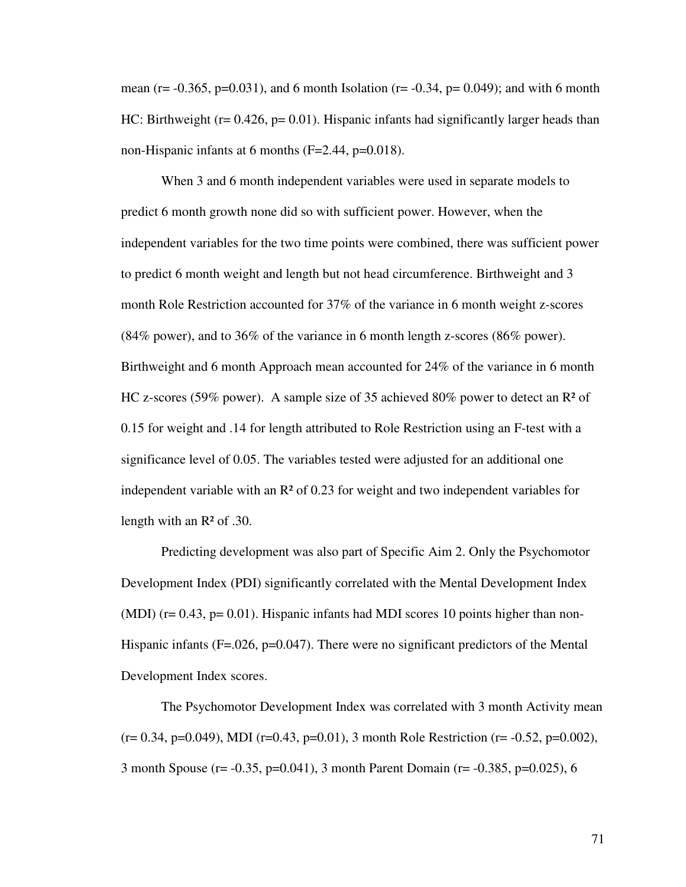mean (r= -0.365, p=0.031), and 6 month Isolation (r= -0.34, p= 0.049); and with 6 month HC: Birthweight (r= 0.426, p= 0.01). Hispanic infants had significantly larger heads than non-Hispanic infants at 6 months (F=2.44, p=0.018).

When 3 and 6 month independent variables were used in separate models to predict 6 month growth none did so with sufficient power. However, when the independent variables for the two time points were combined, there was sufficient power to predict 6 month weight and length but not head circumference. Birthweight and 3 month Role Restriction accounted for 37% of the variance in 6 month weight z-scores (84% power), and to 36% of the variance in 6 month length z-scores (86% power). Birthweight and 6 month Approach mean accounted for 24% of the variance in 6 month HC z-scores (59% power). A sample size of 35 achieved 80% power to detect an $R^2$ of 0.15 for weight and .14 for length attributed to Role Restriction using an F-test with a significance level of 0.05. The variables tested were adjusted for an additional one independent variable with an $R^2$ of 0.23 for weight and two independent variables for length with an $R^2$ of .30.

Predicting development was also part of Specific Aim 2. Only the Psychomotor Development Index (PDI) significantly correlated with the Mental Development Index (MDI) (r= 0.43, p= 0.01). Hispanic infants had MDI scores 10 points higher than non-Hispanic infants (F=.026, p=0.047). There were no significant predictors of the Mental Development Index scores.

The Psychomotor Development Index was correlated with 3 month Activity mean (r= 0.34, p=0.049), MDI (r=0.43, p=0.01), 3 month Role Restriction (r= -0.52, p=0.002), 3 month Spouse (r= -0.35, p=0.041), 3 month Parent Domain (r= -0.385, p=0.025), 6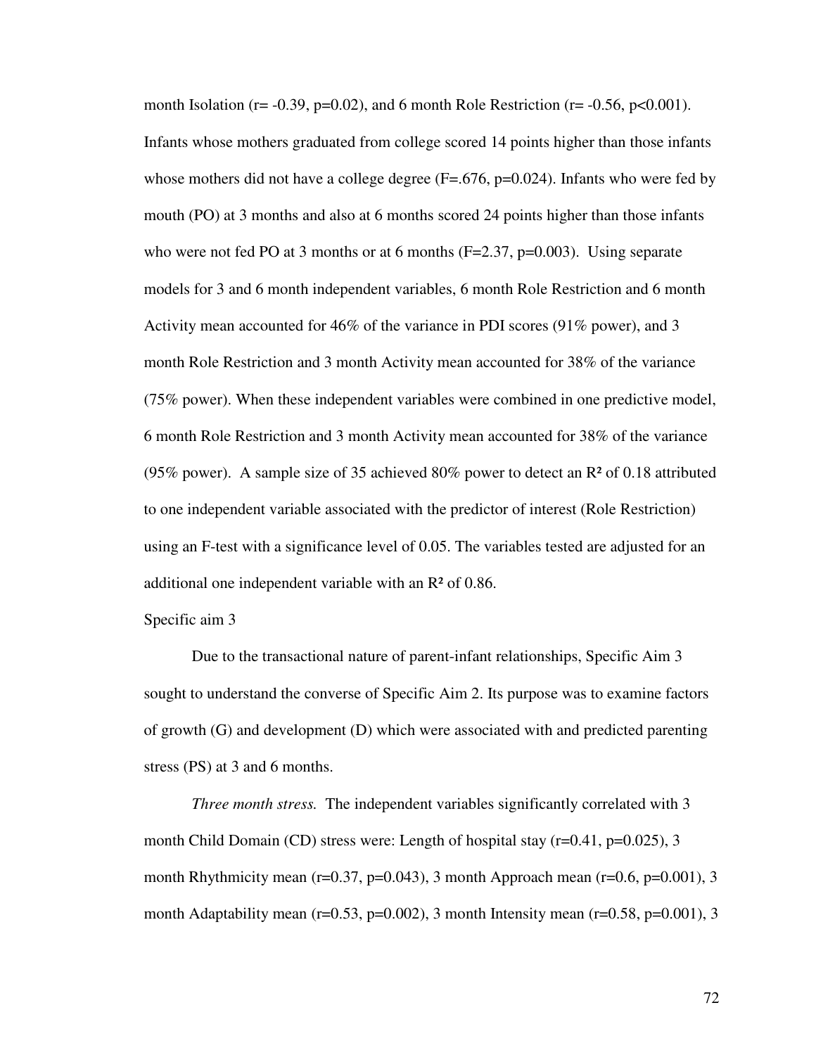month Isolation ($r = -0.39$, $p=0.02$), and 6 month Role Restriction ($r = -0.56$, $p<0.001$). Infants whose mothers graduated from college scored 14 points higher than those infants whose mothers did not have a college degree ($F=.676$, $p=0.024$). Infants who were fed by mouth (PO) at 3 months and also at 6 months scored 24 points higher than those infants who were not fed PO at 3 months or at 6 months ($F=2.37$, $p=0.003$). Using separate models for 3 and 6 month independent variables, 6 month Role Restriction and 6 month Activity mean accounted for 46% of the variance in PDI scores (91% power), and 3 month Role Restriction and 3 month Activity mean accounted for 38% of the variance (75% power). When these independent variables were combined in one predictive model, 6 month Role Restriction and 3 month Activity mean accounted for 38% of the variance (95% power). A sample size of 35 achieved 80% power to detect an $R^2$ of 0.18 attributed to one independent variable associated with the predictor of interest (Role Restriction) using an F-test with a significance level of 0.05. The variables tested are adjusted for an additional one independent variable with an $R^2$ of 0.86.

Specific aim 3

Due to the transactional nature of parent-infant relationships, Specific Aim 3 sought to understand the converse of Specific Aim 2. Its purpose was to examine factors of growth (G) and development (D) which were associated with and predicted parenting stress (PS) at 3 and 6 months.

*Three month stress.* The independent variables significantly correlated with 3 month Child Domain (CD) stress were: Length of hospital stay ($r=0.41$, $p=0.025$), 3 month Rhythmicity mean ($r=0.37$, $p=0.043$), 3 month Approach mean ($r=0.6$, $p=0.001$), 3 month Adaptability mean ($r=0.53$, $p=0.002$), 3 month Intensity mean ($r=0.58$, $p=0.001$), 3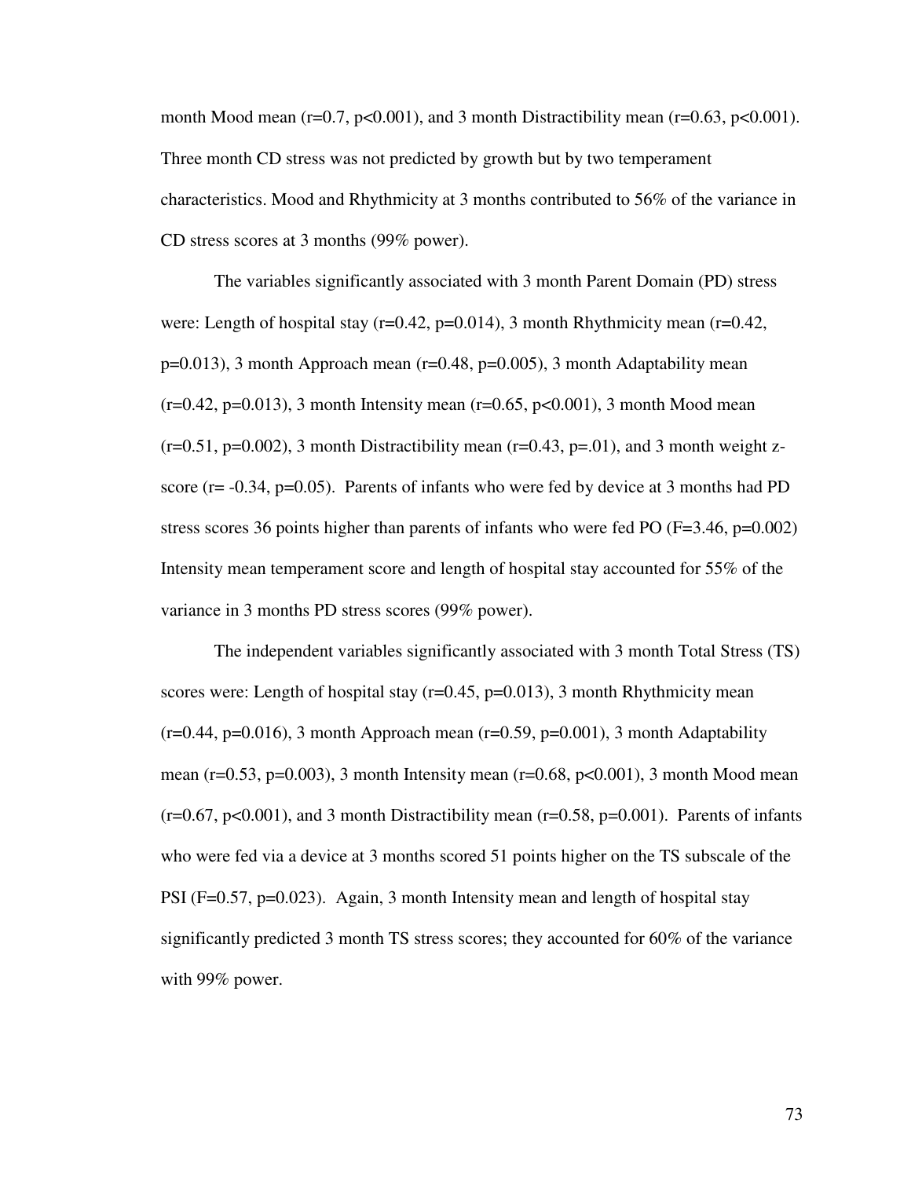month Mood mean ($r=0.7$, $p<0.001$), and 3 month Distractibility mean ($r=0.63$, $p<0.001$). Three month CD stress was not predicted by growth but by two temperament characteristics. Mood and Rhythmicity at 3 months contributed to 56% of the variance in CD stress scores at 3 months (99% power).

The variables significantly associated with 3 month Parent Domain (PD) stress were: Length of hospital stay ($r=0.42$, $p=0.014$), 3 month Rhythmicity mean ($r=0.42$, $p=0.013$), 3 month Approach mean ($r=0.48$, $p=0.005$), 3 month Adaptability mean ($r=0.42$, $p=0.013$), 3 month Intensity mean ($r=0.65$, $p<0.001$), 3 month Mood mean ($r=0.51$, $p=0.002$), 3 month Distractibility mean ($r=0.43$, $p=.01$), and 3 month weight z-score ($r= -0.34$, $p=0.05$). Parents of infants who were fed by device at 3 months had PD stress scores 36 points higher than parents of infants who were fed PO ($F=3.46$, $p=0.002$) Intensity mean temperament score and length of hospital stay accounted for 55% of the variance in 3 months PD stress scores (99% power).

The independent variables significantly associated with 3 month Total Stress (TS) scores were: Length of hospital stay ($r=0.45$, $p=0.013$), 3 month Rhythmicity mean ($r=0.44$, $p=0.016$), 3 month Approach mean ($r=0.59$, $p=0.001$), 3 month Adaptability mean ($r=0.53$, $p=0.003$), 3 month Intensity mean ($r=0.68$, $p<0.001$), 3 month Mood mean ($r=0.67$, $p<0.001$), and 3 month Distractibility mean ($r=0.58$, $p=0.001$). Parents of infants who were fed via a device at 3 months scored 51 points higher on the TS subscale of the PSI ($F=0.57$, $p=0.023$). Again, 3 month Intensity mean and length of hospital stay significantly predicted 3 month TS stress scores; they accounted for 60% of the variance with 99% power.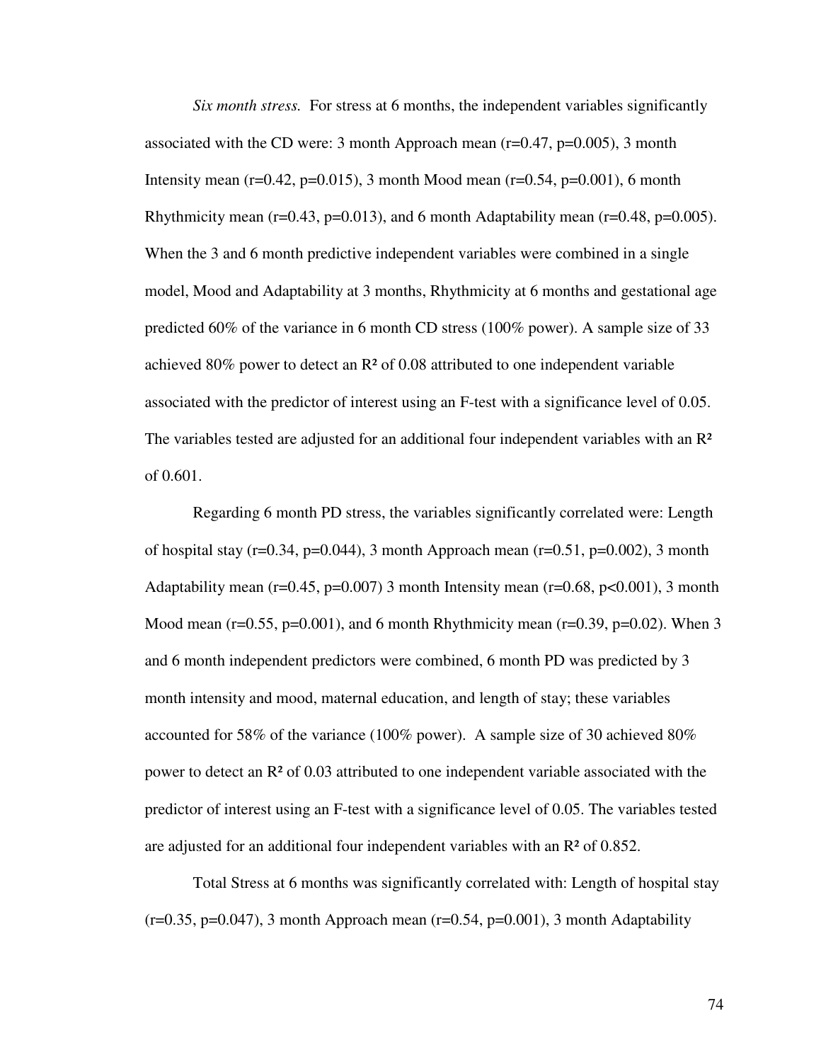*Six month stress.* For stress at 6 months, the independent variables significantly associated with the CD were: 3 month Approach mean ($r=0.47$, $p=0.005$), 3 month Intensity mean ($r=0.42$, $p=0.015$), 3 month Mood mean ($r=0.54$, $p=0.001$), 6 month Rhythmicity mean ($r=0.43$, $p=0.013$), and 6 month Adaptability mean ($r=0.48$, $p=0.005$). When the 3 and 6 month predictive independent variables were combined in a single model, Mood and Adaptability at 3 months, Rhythmicity at 6 months and gestational age predicted 60% of the variance in 6 month CD stress (100% power). A sample size of 33 achieved 80% power to detect an $R^2$ of 0.08 attributed to one independent variable associated with the predictor of interest using an F-test with a significance level of 0.05. The variables tested are adjusted for an additional four independent variables with an $R^2$ of 0.601.

Regarding 6 month PD stress, the variables significantly correlated were: Length of hospital stay ($r=0.34$, $p=0.044$), 3 month Approach mean ($r=0.51$, $p=0.002$), 3 month Adaptability mean ($r=0.45$, $p=0.007$) 3 month Intensity mean ($r=0.68$, $p<0.001$), 3 month Mood mean ($r=0.55$, $p=0.001$), and 6 month Rhythmicity mean ($r=0.39$, $p=0.02$). When 3 and 6 month independent predictors were combined, 6 month PD was predicted by 3 month intensity and mood, maternal education, and length of stay; these variables accounted for 58% of the variance (100% power). A sample size of 30 achieved 80% power to detect an $R^2$ of 0.03 attributed to one independent variable associated with the predictor of interest using an F-test with a significance level of 0.05. The variables tested are adjusted for an additional four independent variables with an $R^2$ of 0.852.

Total Stress at 6 months was significantly correlated with: Length of hospital stay ($r=0.35$, $p=0.047$), 3 month Approach mean ($r=0.54$, $p=0.001$), 3 month Adaptability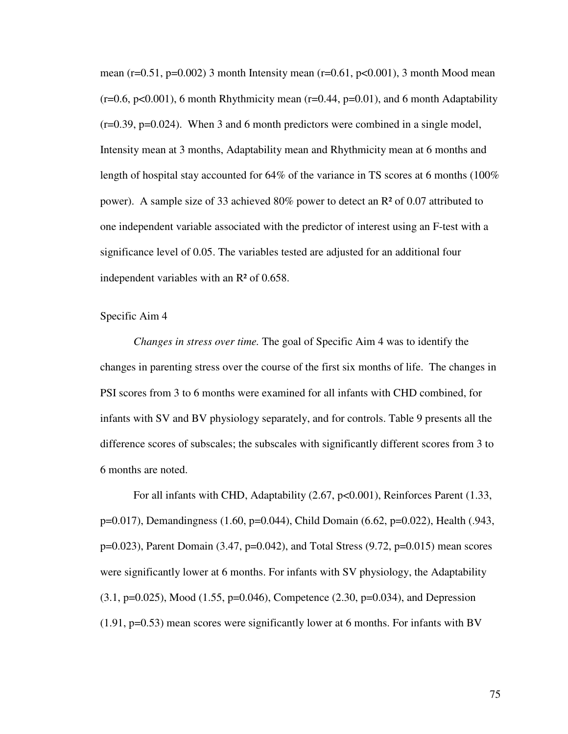mean ($r=0.51$, $p=0.002$) 3 month Intensity mean ($r=0.61$, $p<0.001$), 3 month Mood mean ($r=0.6$, $p<0.001$), 6 month Rhythmicity mean ($r=0.44$, $p=0.01$), and 6 month Adaptability ($r=0.39$, $p=0.024$). When 3 and 6 month predictors were combined in a single model, Intensity mean at 3 months, Adaptability mean and Rhythmicity mean at 6 months and length of hospital stay accounted for 64% of the variance in TS scores at 6 months (100% power). A sample size of 33 achieved 80% power to detect an $R^2$ of 0.07 attributed to one independent variable associated with the predictor of interest using an F-test with a significance level of 0.05. The variables tested are adjusted for an additional four independent variables with an $R^2$ of 0.658.

Specific Aim 4

*Changes in stress over time.* The goal of Specific Aim 4 was to identify the changes in parenting stress over the course of the first six months of life. The changes in PSI scores from 3 to 6 months were examined for all infants with CHD combined, for infants with SV and BV physiology separately, and for controls. Table 9 presents all the difference scores of subscales; the subscales with significantly different scores from 3 to 6 months are noted.

For all infants with CHD, Adaptability (2.67, $p<0.001$), Reinforces Parent (1.33, $p=0.017$), Demandingness (1.60, $p=0.044$), Child Domain (6.62, $p=0.022$), Health (.943, $p=0.023$), Parent Domain (3.47, $p=0.042$), and Total Stress (9.72, $p=0.015$) mean scores were significantly lower at 6 months. For infants with SV physiology, the Adaptability (3.1, $p=0.025$), Mood (1.55, $p=0.046$), Competence (2.30, $p=0.034$), and Depression (1.91, $p=0.53$) mean scores were significantly lower at 6 months. For infants with BV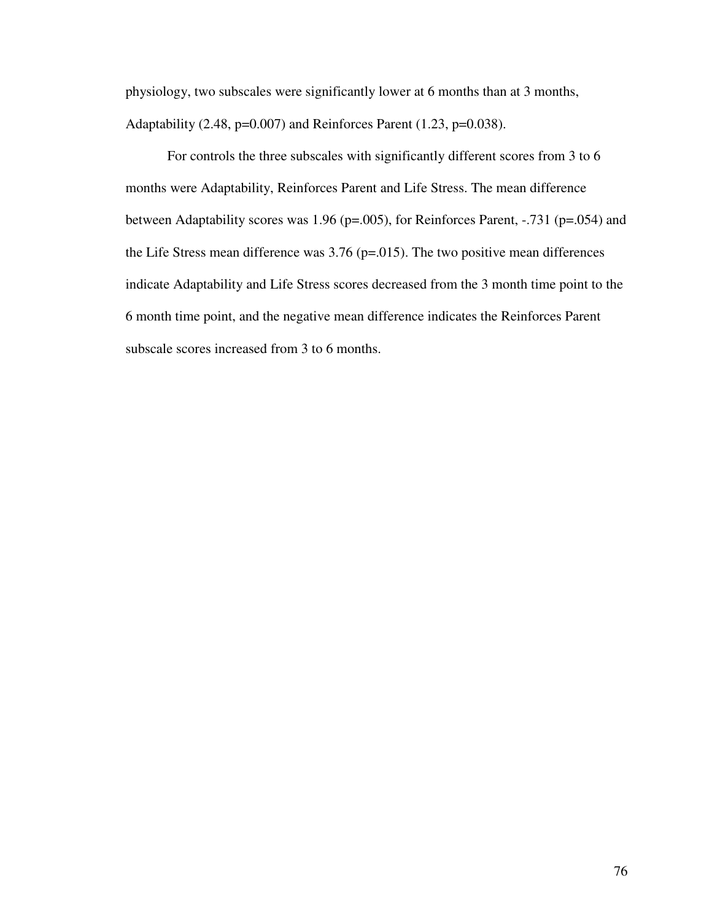physiology, two subscales were significantly lower at 6 months than at 3 months, Adaptability (2.48, $p=0.007$) and Reinforces Parent (1.23, $p=0.038$).

For controls the three subscales with significantly different scores from 3 to 6 months were Adaptability, Reinforces Parent and Life Stress. The mean difference between Adaptability scores was 1.96 ($p=.005$), for Reinforces Parent, -.731 ($p=.054$) and the Life Stress mean difference was 3.76 ($p=.015$). The two positive mean differences indicate Adaptability and Life Stress scores decreased from the 3 month time point to the 6 month time point, and the negative mean difference indicates the Reinforces Parent subscale scores increased from 3 to 6 months.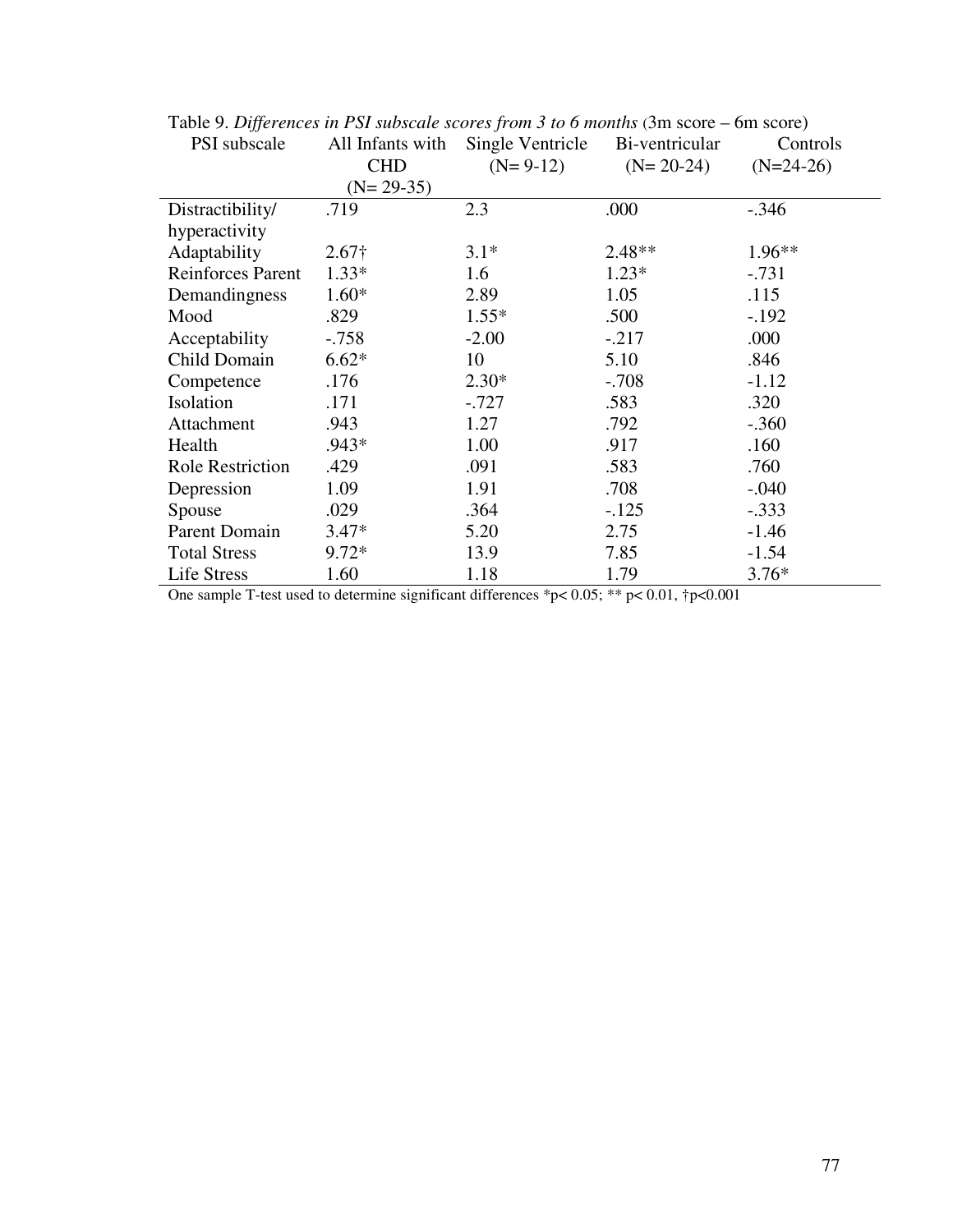Table 9. *Differences in PSI subscale scores from 3 to 6 months* (3m score – 6m score)

| PSI subscale | All Infants with CHD (N= 29-35) | Single Ventricle (N= 9-12) | Bi-ventricular (N= 20-24) | Controls (N=24-26) |
|---|---|---|---|---|
| Distractibility/ hyperactivity | .719 | 2.3 | .000 | -.346 |
| Adaptability | 2.67† | 3.1* | 2.48** | 1.96** |
| Reinforces Parent | 1.33* | 1.6 | 1.23* | -.731 |
| Demandingness | 1.60* | 2.89 | 1.05 | .115 |
| Mood | .829 | 1.55* | .500 | -.192 |
| Acceptability | -.758 | -2.00 | -.217 | .000 |
| Child Domain | 6.62* | 10 | 5.10 | .846 |
| Competence | .176 | 2.30* | -.708 | -1.12 |
| Isolation | .171 | -.727 | .583 | .320 |
| Attachment | .943 | 1.27 | .792 | -.360 |
| Health | .943* | 1.00 | .917 | .160 |
| Role Restriction | .429 | .091 | .583 | .760 |
| Depression | 1.09 | 1.91 | .708 | -.040 |
| Spouse | .029 | .364 | -.125 | -.333 |
| Parent Domain | 3.47* | 5.20 | 2.75 | -1.46 |
| Total Stress | 9.72* | 13.9 | 7.85 | -1.54 |
| Life Stress | 1.60 | 1.18 | 1.79 | 3.76* |

One sample T-test used to determine significant differences * $p < 0.05$; ** $p < 0.01$, † $p < 0.001$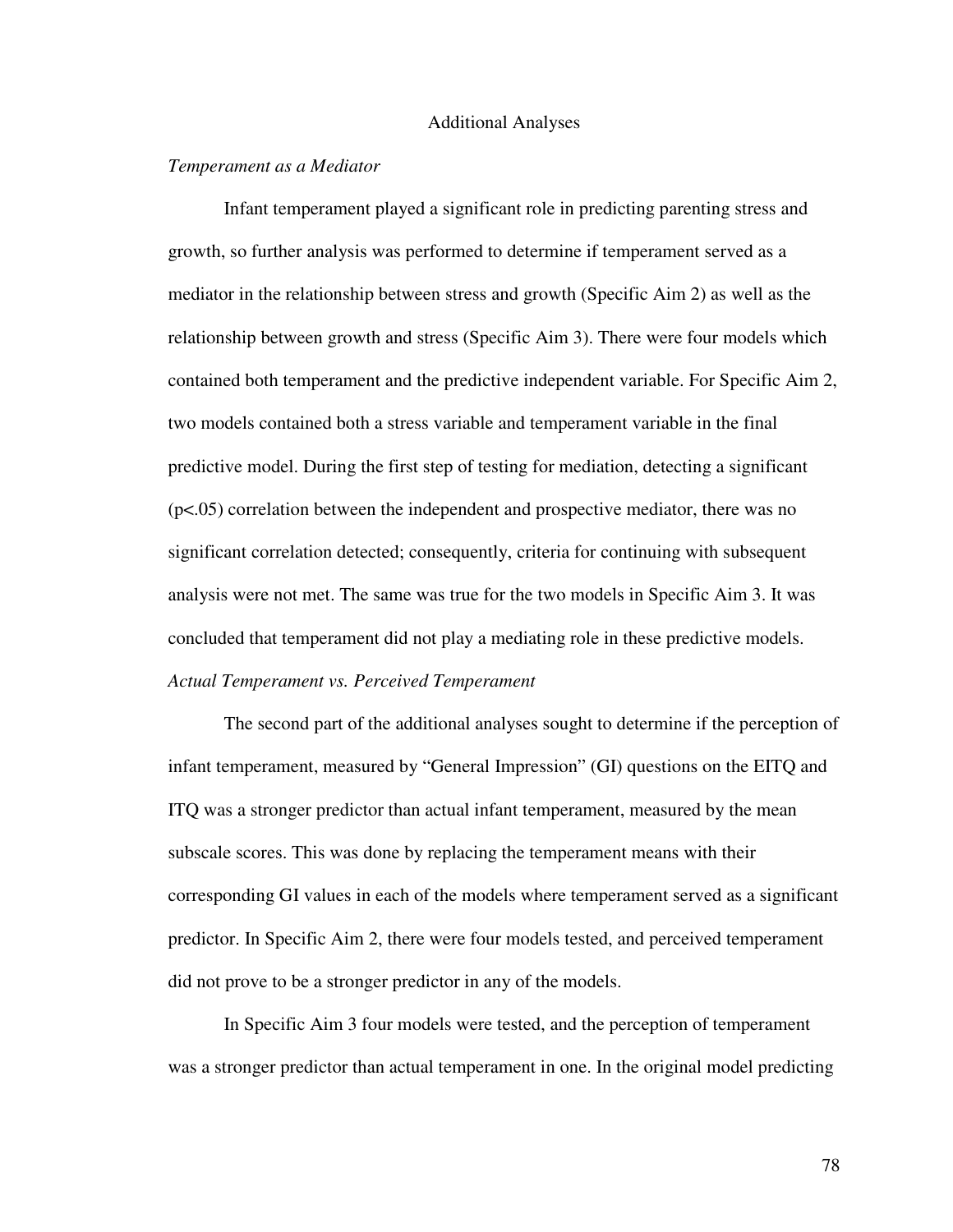## Additional Analyses

### *Temperament as a Mediator*

Infant temperament played a significant role in predicting parenting stress and growth, so further analysis was performed to determine if temperament served as a mediator in the relationship between stress and growth (Specific Aim 2) as well as the relationship between growth and stress (Specific Aim 3). There were four models which contained both temperament and the predictive independent variable. For Specific Aim 2, two models contained both a stress variable and temperament variable in the final predictive model. During the first step of testing for mediation, detecting a significant ($p<.05$) correlation between the independent and prospective mediator, there was no significant correlation detected; consequently, criteria for continuing with subsequent analysis were not met. The same was true for the two models in Specific Aim 3. It was concluded that temperament did not play a mediating role in these predictive models.

### *Actual Temperament vs. Perceived Temperament*

The second part of the additional analyses sought to determine if the perception of infant temperament, measured by "General Impression" (GI) questions on the EITQ and ITQ was a stronger predictor than actual infant temperament, measured by the mean subscale scores. This was done by replacing the temperament means with their corresponding GI values in each of the models where temperament served as a significant predictor. In Specific Aim 2, there were four models tested, and perceived temperament did not prove to be a stronger predictor in any of the models.

In Specific Aim 3 four models were tested, and the perception of temperament was a stronger predictor than actual temperament in one. In the original model predicting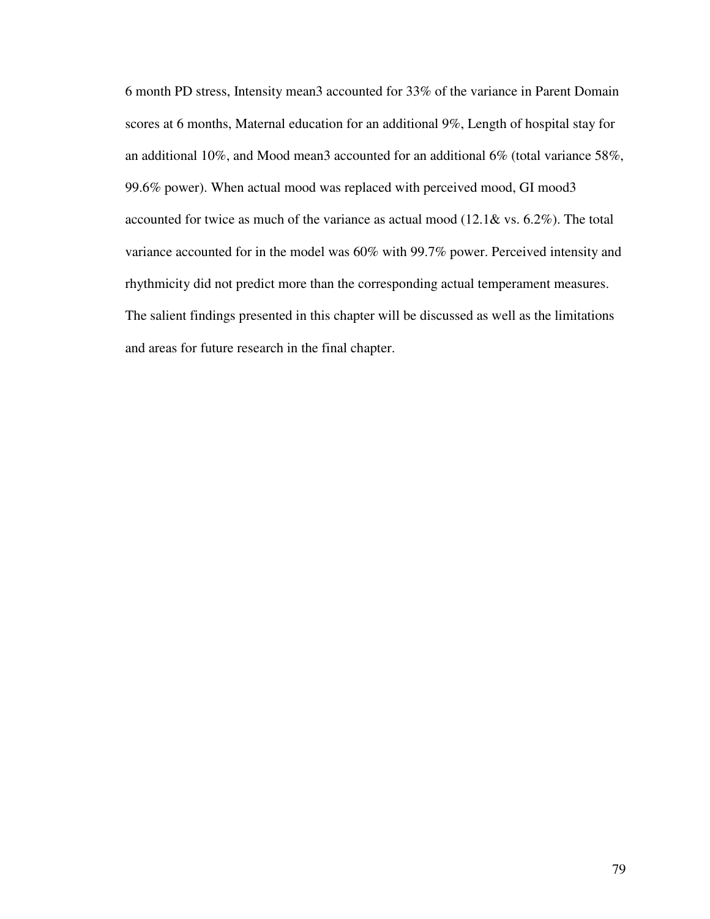6 month PD stress, Intensity mean3 accounted for 33% of the variance in Parent Domain scores at 6 months, Maternal education for an additional 9%, Length of hospital stay for an additional 10%, and Mood mean3 accounted for an additional 6% (total variance 58%, 99.6% power). When actual mood was replaced with perceived mood, GI mood3 accounted for twice as much of the variance as actual mood (12.1& vs. 6.2%). The total variance accounted for in the model was 60% with 99.7% power. Perceived intensity and rhythmicity did not predict more than the corresponding actual temperament measures. The salient findings presented in this chapter will be discussed as well as the limitations and areas for future research in the final chapter.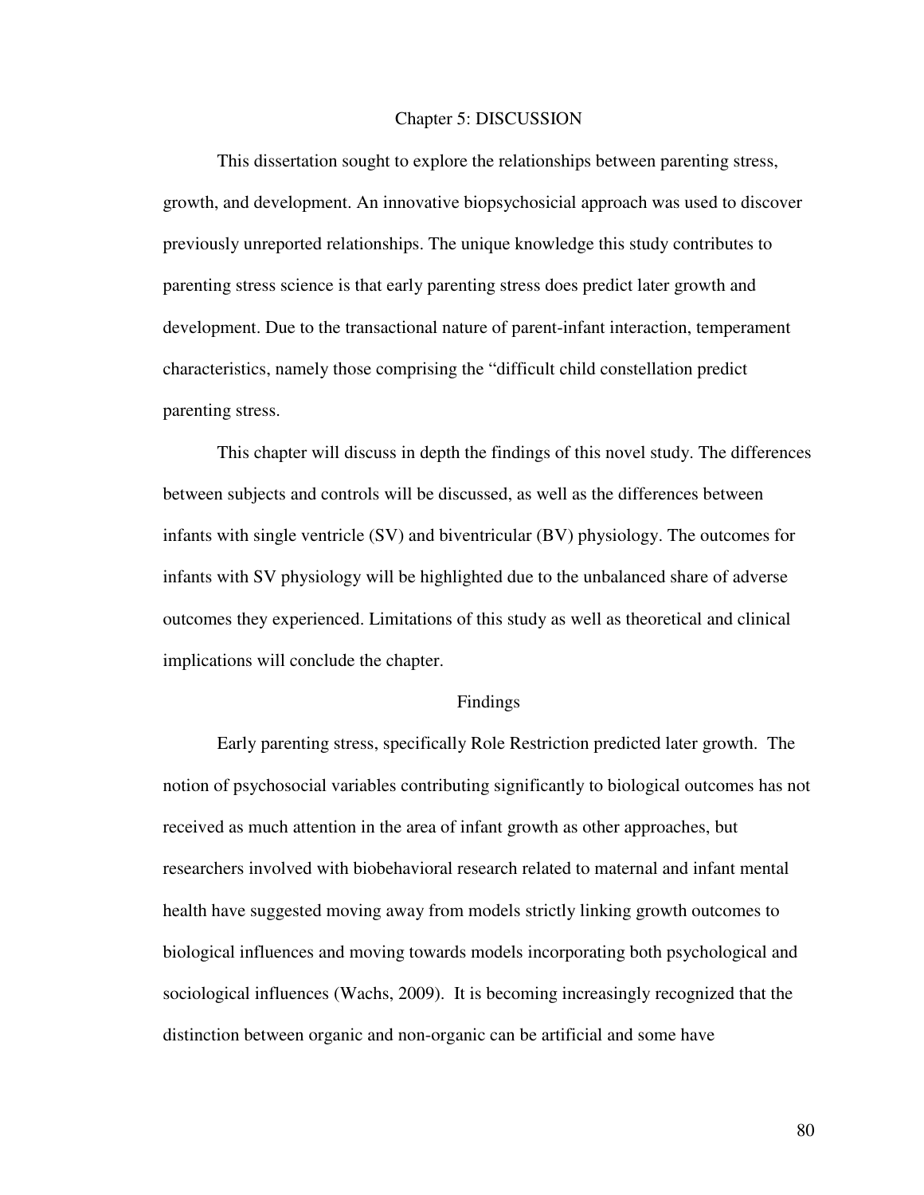# Chapter 5: DISCUSSION

This dissertation sought to explore the relationships between parenting stress, growth, and development. An innovative biopsychosicial approach was used to discover previously unreported relationships. The unique knowledge this study contributes to parenting stress science is that early parenting stress does predict later growth and development. Due to the transactional nature of parent-infant interaction, temperament characteristics, namely those comprising the "difficult child constellation predict parenting stress.

This chapter will discuss in depth the findings of this novel study. The differences between subjects and controls will be discussed, as well as the differences between infants with single ventricle (SV) and biventricular (BV) physiology. The outcomes for infants with SV physiology will be highlighted due to the unbalanced share of adverse outcomes they experienced. Limitations of this study as well as theoretical and clinical implications will conclude the chapter.

## Findings

Early parenting stress, specifically Role Restriction predicted later growth. The notion of psychosocial variables contributing significantly to biological outcomes has not received as much attention in the area of infant growth as other approaches, but researchers involved with biobehavioral research related to maternal and infant mental health have suggested moving away from models strictly linking growth outcomes to biological influences and moving towards models incorporating both psychological and sociological influences (Wachs, 2009). It is becoming increasingly recognized that the distinction between organic and non-organic can be artificial and some have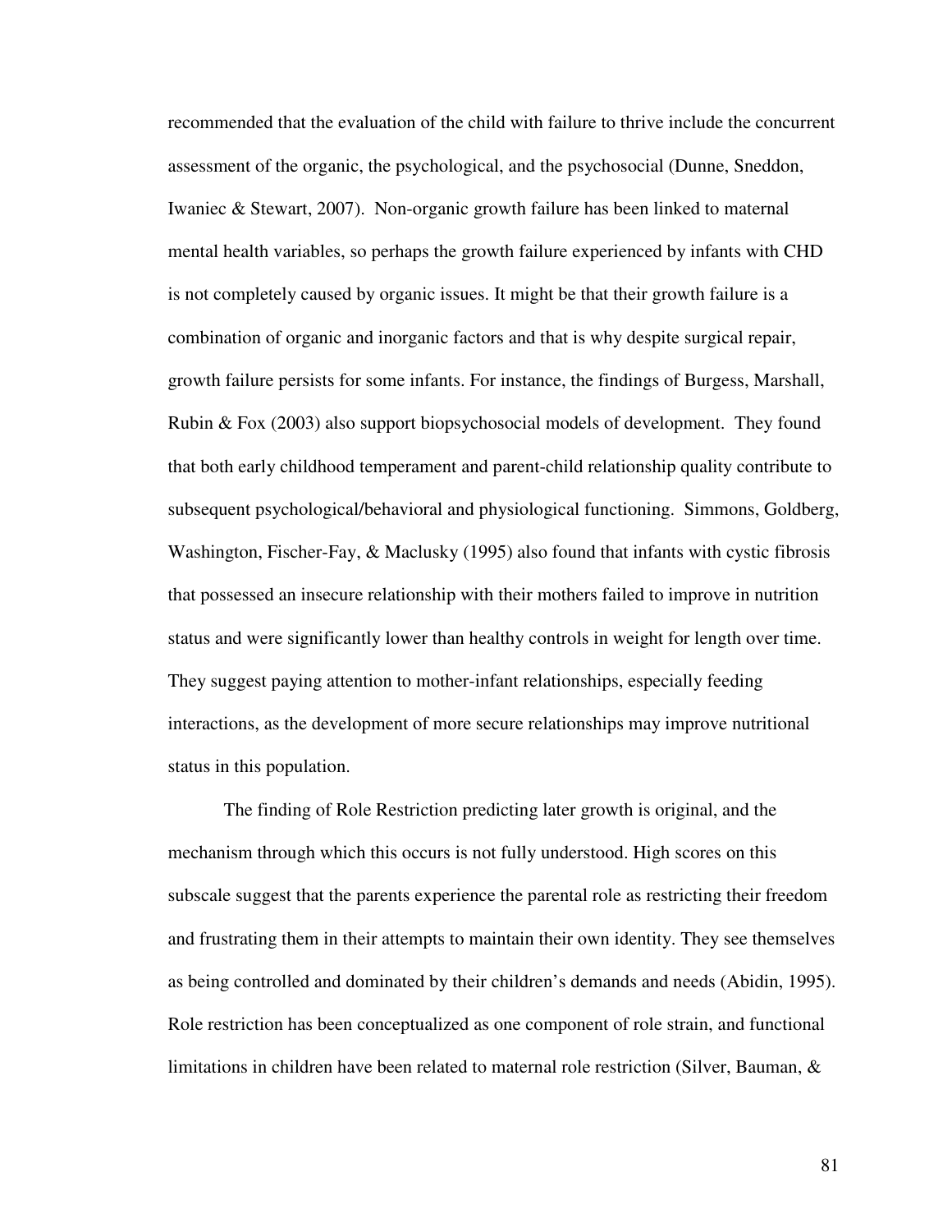recommended that the evaluation of the child with failure to thrive include the concurrent assessment of the organic, the psychological, and the psychosocial (Dunne, Sneddon, Iwaniec & Stewart, 2007). Non-organic growth failure has been linked to maternal mental health variables, so perhaps the growth failure experienced by infants with CHD is not completely caused by organic issues. It might be that their growth failure is a combination of organic and inorganic factors and that is why despite surgical repair, growth failure persists for some infants. For instance, the findings of Burgess, Marshall, Rubin & Fox (2003) also support biopsychosocial models of development. They found that both early childhood temperament and parent-child relationship quality contribute to subsequent psychological/behavioral and physiological functioning. Simmons, Goldberg, Washington, Fischer-Fay, & Maclusky (1995) also found that infants with cystic fibrosis that possessed an insecure relationship with their mothers failed to improve in nutrition status and were significantly lower than healthy controls in weight for length over time. They suggest paying attention to mother-infant relationships, especially feeding interactions, as the development of more secure relationships may improve nutritional status in this population.

The finding of Role Restriction predicting later growth is original, and the mechanism through which this occurs is not fully understood. High scores on this subscale suggest that the parents experience the parental role as restricting their freedom and frustrating them in their attempts to maintain their own identity. They see themselves as being controlled and dominated by their children's demands and needs (Abidin, 1995). Role restriction has been conceptualized as one component of role strain, and functional limitations in children have been related to maternal role restriction (Silver, Bauman, &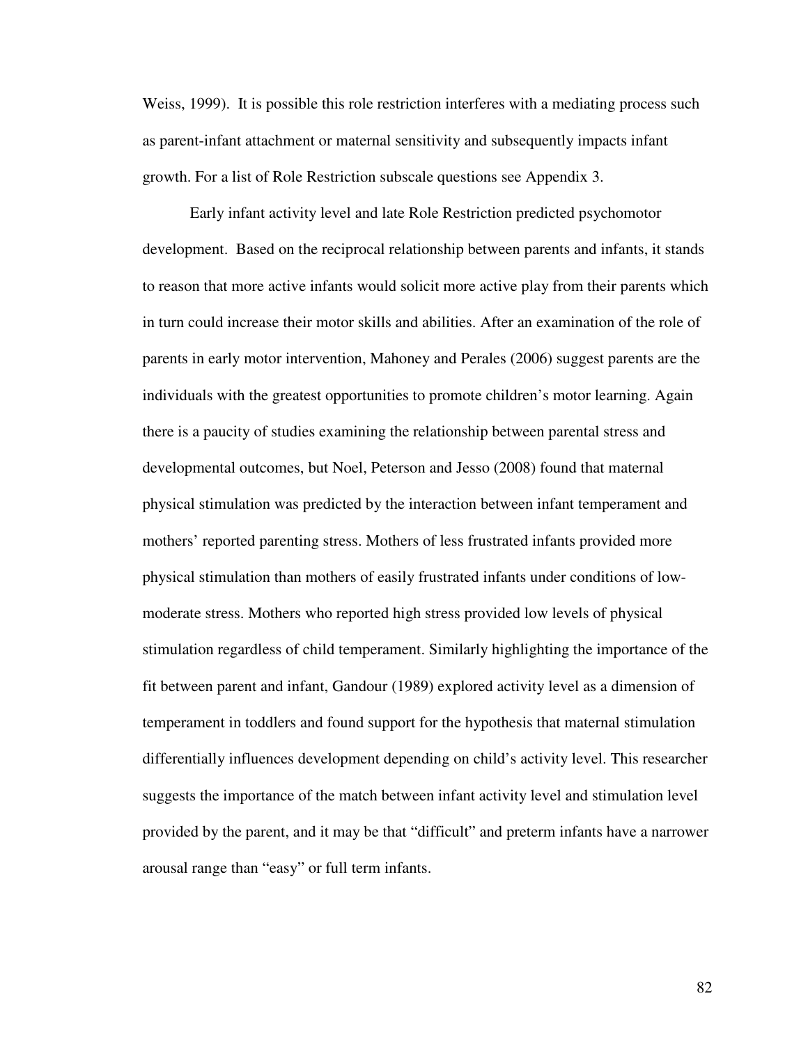Weiss, 1999). It is possible this role restriction interferes with a mediating process such as parent-infant attachment or maternal sensitivity and subsequently impacts infant growth. For a list of Role Restriction subscale questions see Appendix 3.

Early infant activity level and late Role Restriction predicted psychomotor development. Based on the reciprocal relationship between parents and infants, it stands to reason that more active infants would solicit more active play from their parents which in turn could increase their motor skills and abilities. After an examination of the role of parents in early motor intervention, Mahoney and Perales (2006) suggest parents are the individuals with the greatest opportunities to promote children's motor learning. Again there is a paucity of studies examining the relationship between parental stress and developmental outcomes, but Noel, Peterson and Jesso (2008) found that maternal physical stimulation was predicted by the interaction between infant temperament and mothers' reported parenting stress. Mothers of less frustrated infants provided more physical stimulation than mothers of easily frustrated infants under conditions of low-moderate stress. Mothers who reported high stress provided low levels of physical stimulation regardless of child temperament. Similarly highlighting the importance of the fit between parent and infant, Gandour (1989) explored activity level as a dimension of temperament in toddlers and found support for the hypothesis that maternal stimulation differentially influences development depending on child's activity level. This researcher suggests the importance of the match between infant activity level and stimulation level provided by the parent, and it may be that "difficult" and preterm infants have a narrower arousal range than "easy" or full term infants.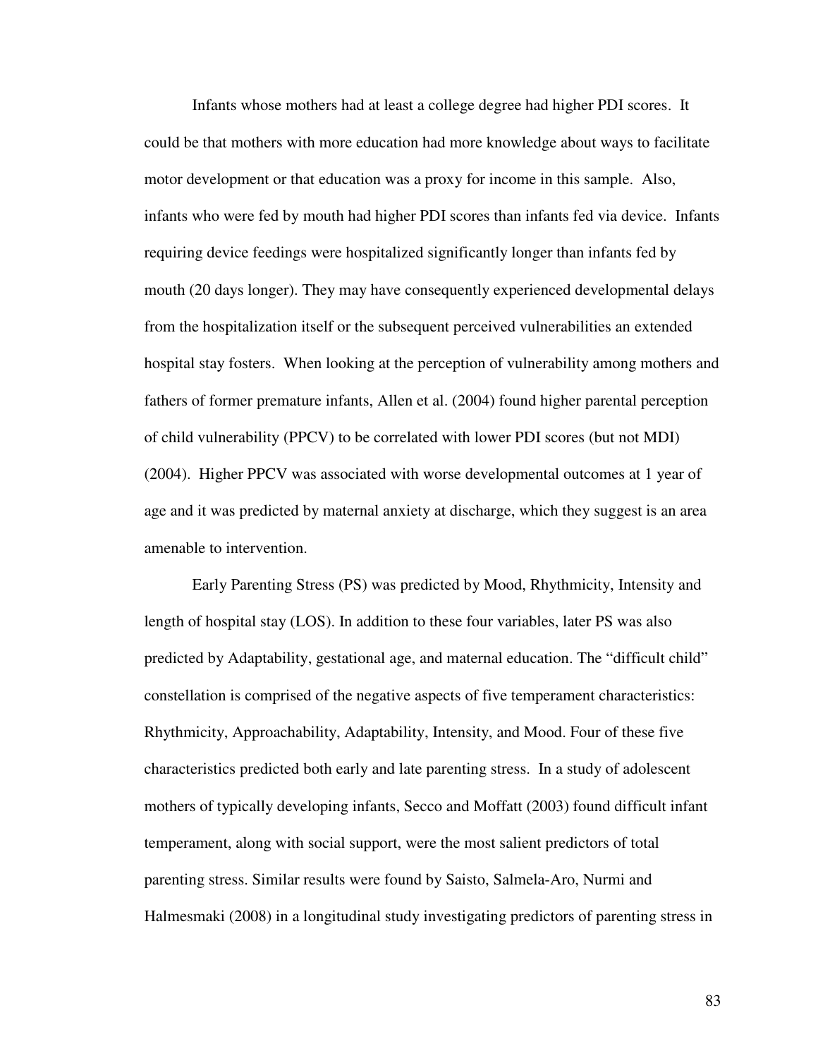Infants whose mothers had at least a college degree had higher PDI scores. It could be that mothers with more education had more knowledge about ways to facilitate motor development or that education was a proxy for income in this sample. Also, infants who were fed by mouth had higher PDI scores than infants fed via device. Infants requiring device feedings were hospitalized significantly longer than infants fed by mouth (20 days longer). They may have consequently experienced developmental delays from the hospitalization itself or the subsequent perceived vulnerabilities an extended hospital stay fosters. When looking at the perception of vulnerability among mothers and fathers of former premature infants, Allen et al. (2004) found higher parental perception of child vulnerability (PPCV) to be correlated with lower PDI scores (but not MDI) (2004). Higher PPCV was associated with worse developmental outcomes at 1 year of age and it was predicted by maternal anxiety at discharge, which they suggest is an area amenable to intervention.

Early Parenting Stress (PS) was predicted by Mood, Rhythmicity, Intensity and length of hospital stay (LOS). In addition to these four variables, later PS was also predicted by Adaptability, gestational age, and maternal education. The "difficult child" constellation is comprised of the negative aspects of five temperament characteristics: Rhythmicity, Approachability, Adaptability, Intensity, and Mood. Four of these five characteristics predicted both early and late parenting stress. In a study of adolescent mothers of typically developing infants, Secco and Moffatt (2003) found difficult infant temperament, along with social support, were the most salient predictors of total parenting stress. Similar results were found by Saisto, Salmela-Aro, Nurmi and Halmesmaki (2008) in a longitudinal study investigating predictors of parenting stress in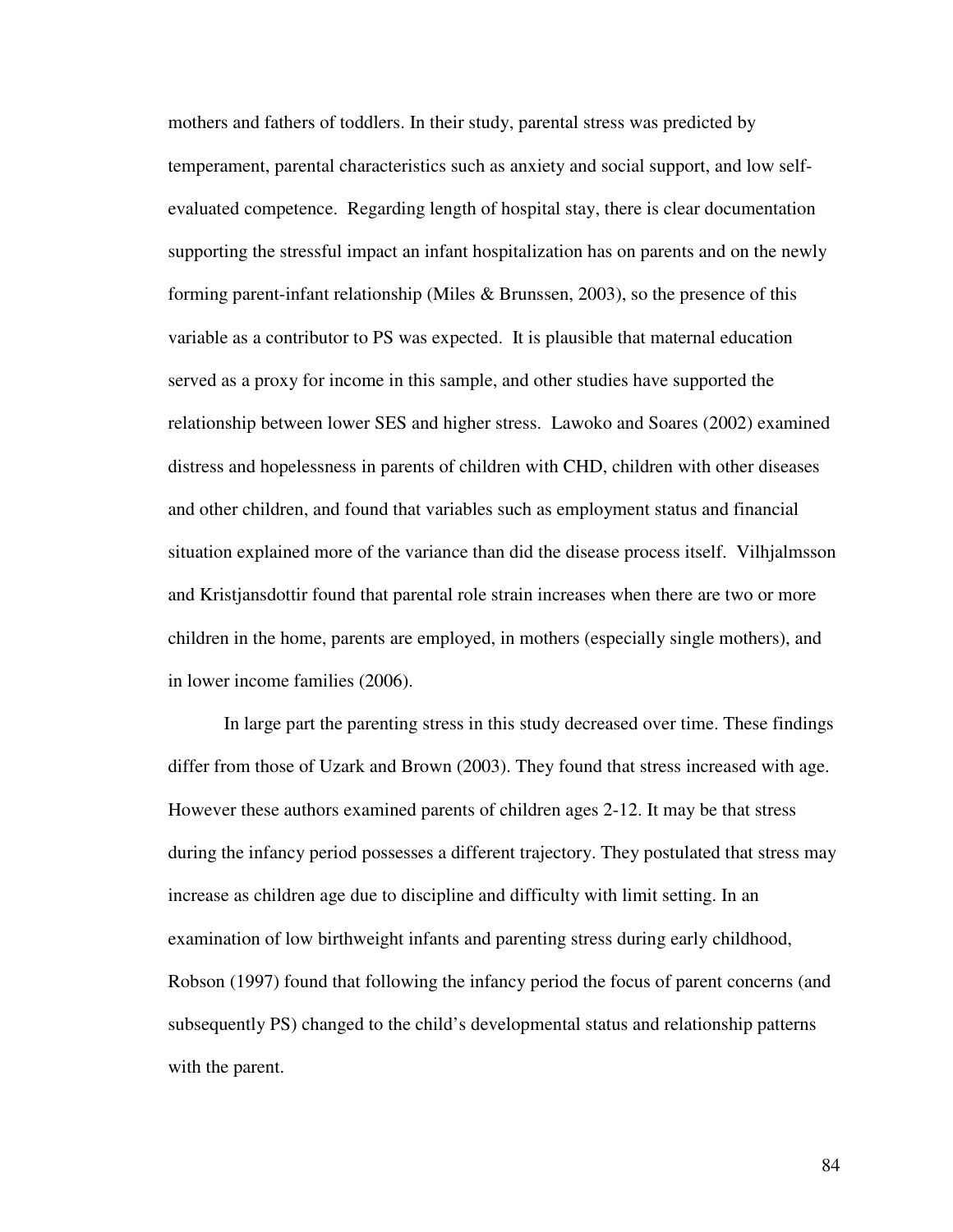mothers and fathers of toddlers. In their study, parental stress was predicted by temperament, parental characteristics such as anxiety and social support, and low self-evaluated competence. Regarding length of hospital stay, there is clear documentation supporting the stressful impact an infant hospitalization has on parents and on the newly forming parent-infant relationship (Miles & Brunssen, 2003), so the presence of this variable as a contributor to PS was expected. It is plausible that maternal education served as a proxy for income in this sample, and other studies have supported the relationship between lower SES and higher stress. Lawoko and Soares (2002) examined distress and hopelessness in parents of children with CHD, children with other diseases and other children, and found that variables such as employment status and financial situation explained more of the variance than did the disease process itself. Vilhjalmsson and Kristjansdottir found that parental role strain increases when there are two or more children in the home, parents are employed, in mothers (especially single mothers), and in lower income families (2006).

In large part the parenting stress in this study decreased over time. These findings differ from those of Uzark and Brown (2003). They found that stress increased with age. However these authors examined parents of children ages 2-12. It may be that stress during the infancy period possesses a different trajectory. They postulated that stress may increase as children age due to discipline and difficulty with limit setting. In an examination of low birthweight infants and parenting stress during early childhood, Robson (1997) found that following the infancy period the focus of parent concerns (and subsequently PS) changed to the child's developmental status and relationship patterns with the parent.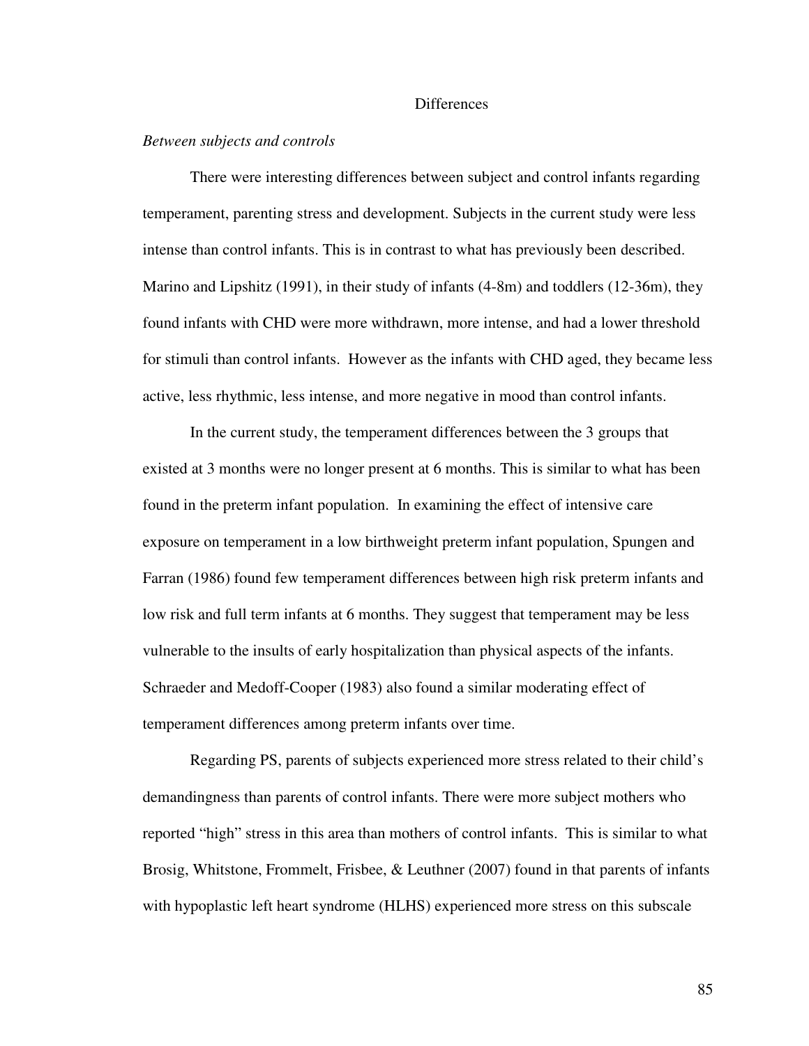## Differences

*Between subjects and controls*

There were interesting differences between subject and control infants regarding temperament, parenting stress and development. Subjects in the current study were less intense than control infants. This is in contrast to what has previously been described. Marino and Lipshitz (1991), in their study of infants (4-8m) and toddlers (12-36m), they found infants with CHD were more withdrawn, more intense, and had a lower threshold for stimuli than control infants. However as the infants with CHD aged, they became less active, less rhythmic, less intense, and more negative in mood than control infants.

In the current study, the temperament differences between the 3 groups that existed at 3 months were no longer present at 6 months. This is similar to what has been found in the preterm infant population. In examining the effect of intensive care exposure on temperament in a low birthweight preterm infant population, Spungen and Farran (1986) found few temperament differences between high risk preterm infants and low risk and full term infants at 6 months. They suggest that temperament may be less vulnerable to the insults of early hospitalization than physical aspects of the infants. Schraeder and Medoff-Cooper (1983) also found a similar moderating effect of temperament differences among preterm infants over time.

Regarding PS, parents of subjects experienced more stress related to their child's demandingness than parents of control infants. There were more subject mothers who reported "high" stress in this area than mothers of control infants. This is similar to what Brosig, Whitstone, Frommelt, Frisbee, & Leuthner (2007) found in that parents of infants with hypoplastic left heart syndrome (HLHS) experienced more stress on this subscale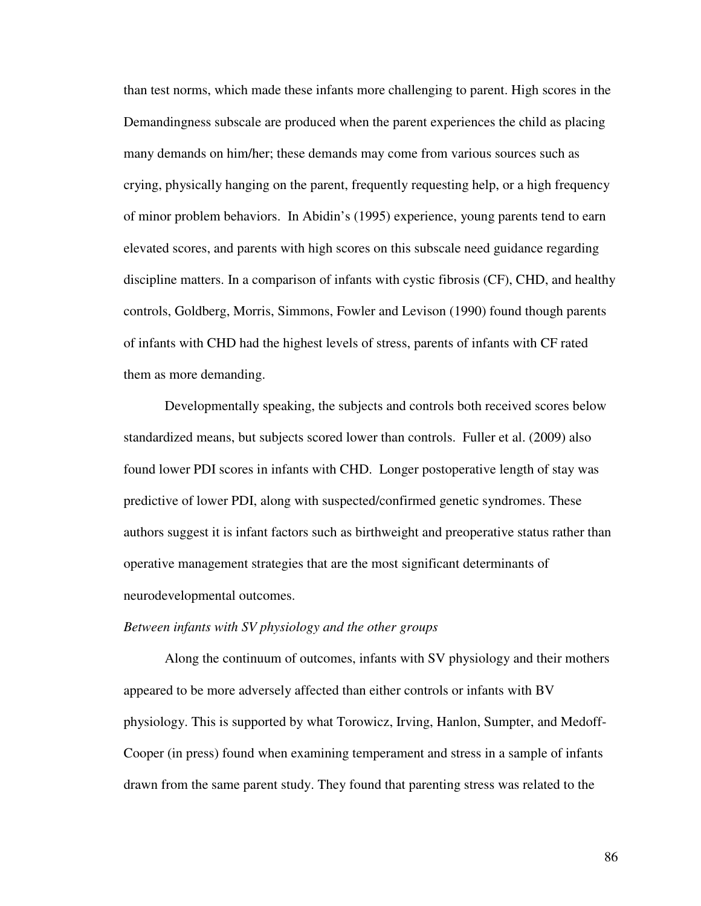than test norms, which made these infants more challenging to parent. High scores in the Demandingness subscale are produced when the parent experiences the child as placing many demands on him/her; these demands may come from various sources such as crying, physically hanging on the parent, frequently requesting help, or a high frequency of minor problem behaviors. In Abidin's (1995) experience, young parents tend to earn elevated scores, and parents with high scores on this subscale need guidance regarding discipline matters. In a comparison of infants with cystic fibrosis (CF), CHD, and healthy controls, Goldberg, Morris, Simmons, Fowler and Levison (1990) found though parents of infants with CHD had the highest levels of stress, parents of infants with CF rated them as more demanding.

Developmentally speaking, the subjects and controls both received scores below standardized means, but subjects scored lower than controls. Fuller et al. (2009) also found lower PDI scores in infants with CHD. Longer postoperative length of stay was predictive of lower PDI, along with suspected/confirmed genetic syndromes. These authors suggest it is infant factors such as birthweight and preoperative status rather than operative management strategies that are the most significant determinants of neurodevelopmental outcomes.

*Between infants with SV physiology and the other groups*

Along the continuum of outcomes, infants with SV physiology and their mothers appeared to be more adversely affected than either controls or infants with BV physiology. This is supported by what Torowicz, Irving, Hanlon, Sumpter, and Medoff-Cooper (in press) found when examining temperament and stress in a sample of infants drawn from the same parent study. They found that parenting stress was related to the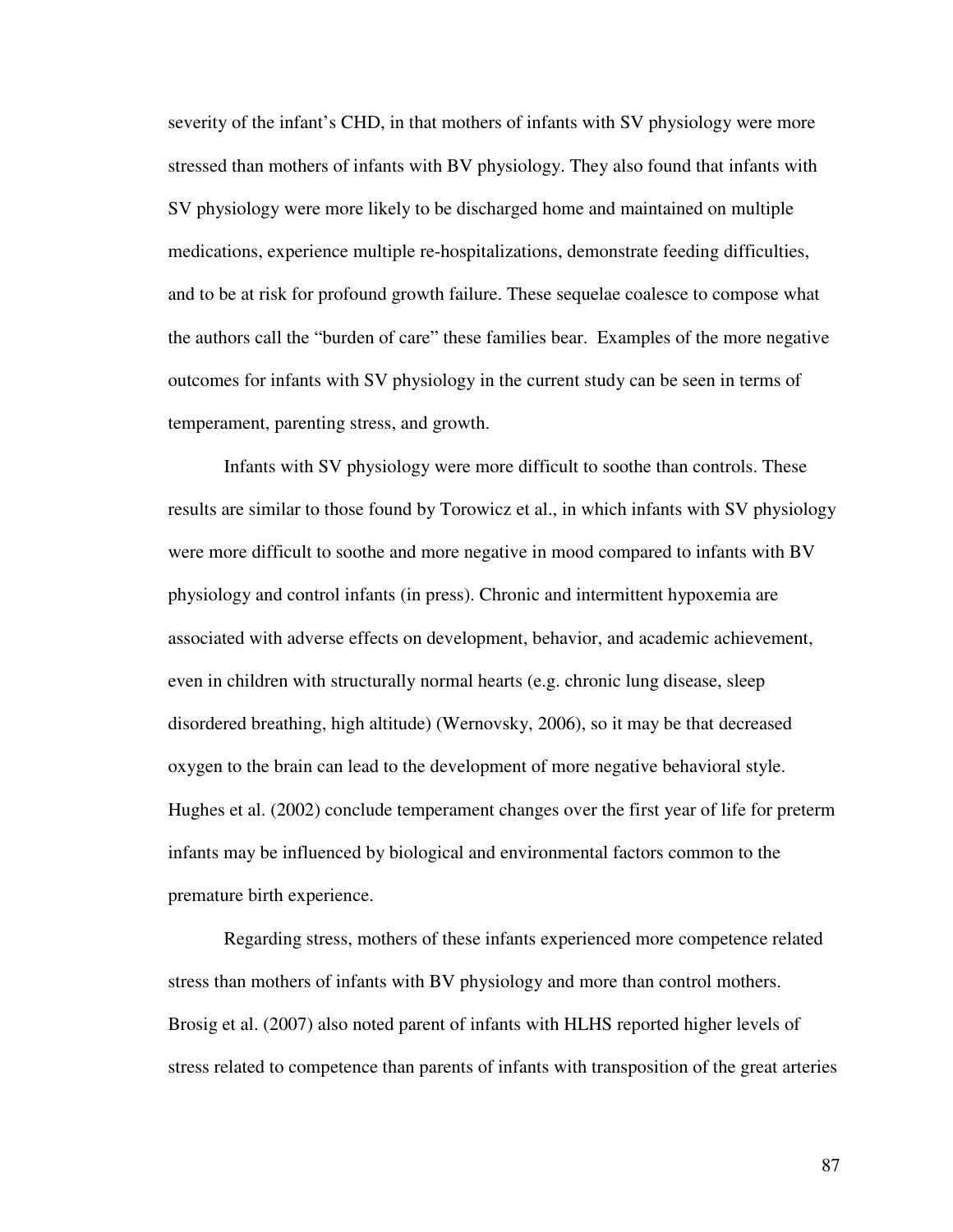severity of the infant's CHD, in that mothers of infants with SV physiology were more stressed than mothers of infants with BV physiology. They also found that infants with SV physiology were more likely to be discharged home and maintained on multiple medications, experience multiple re-hospitalizations, demonstrate feeding difficulties, and to be at risk for profound growth failure. These sequelae coalesce to compose what the authors call the "burden of care" these families bear. Examples of the more negative outcomes for infants with SV physiology in the current study can be seen in terms of temperament, parenting stress, and growth.

Infants with SV physiology were more difficult to soothe than controls. These results are similar to those found by Torowicz et al., in which infants with SV physiology were more difficult to soothe and more negative in mood compared to infants with BV physiology and control infants (in press). Chronic and intermittent hypoxemia are associated with adverse effects on development, behavior, and academic achievement, even in children with structurally normal hearts (e.g. chronic lung disease, sleep disordered breathing, high altitude) (Wernovsky, 2006), so it may be that decreased oxygen to the brain can lead to the development of more negative behavioral style. Hughes et al. (2002) conclude temperament changes over the first year of life for preterm infants may be influenced by biological and environmental factors common to the premature birth experience.

Regarding stress, mothers of these infants experienced more competence related stress than mothers of infants with BV physiology and more than control mothers. Brosig et al. (2007) also noted parent of infants with HLHS reported higher levels of stress related to competence than parents of infants with transposition of the great arteries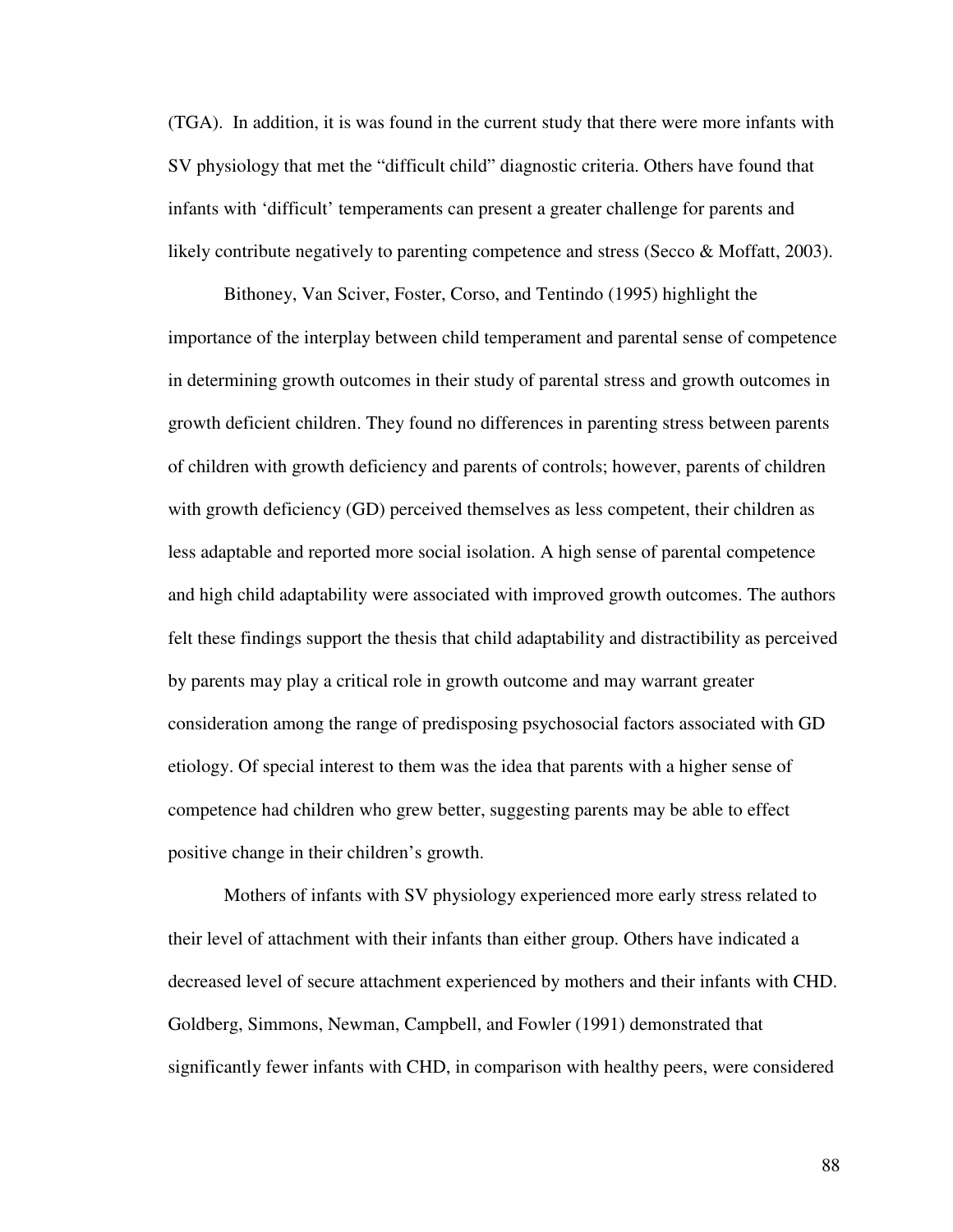(TGA). In addition, it is was found in the current study that there were more infants with SV physiology that met the "difficult child" diagnostic criteria. Others have found that infants with 'difficult' temperaments can present a greater challenge for parents and likely contribute negatively to parenting competence and stress (Secco & Moffatt, 2003).

Bithoney, Van Sciver, Foster, Corso, and Tentindo (1995) highlight the importance of the interplay between child temperament and parental sense of competence in determining growth outcomes in their study of parental stress and growth outcomes in growth deficient children. They found no differences in parenting stress between parents of children with growth deficiency and parents of controls; however, parents of children with growth deficiency (GD) perceived themselves as less competent, their children as less adaptable and reported more social isolation. A high sense of parental competence and high child adaptability were associated with improved growth outcomes. The authors felt these findings support the thesis that child adaptability and distractibility as perceived by parents may play a critical role in growth outcome and may warrant greater consideration among the range of predisposing psychosocial factors associated with GD etiology. Of special interest to them was the idea that parents with a higher sense of competence had children who grew better, suggesting parents may be able to effect positive change in their children's growth.

Mothers of infants with SV physiology experienced more early stress related to their level of attachment with their infants than either group. Others have indicated a decreased level of secure attachment experienced by mothers and their infants with CHD. Goldberg, Simmons, Newman, Campbell, and Fowler (1991) demonstrated that significantly fewer infants with CHD, in comparison with healthy peers, were considered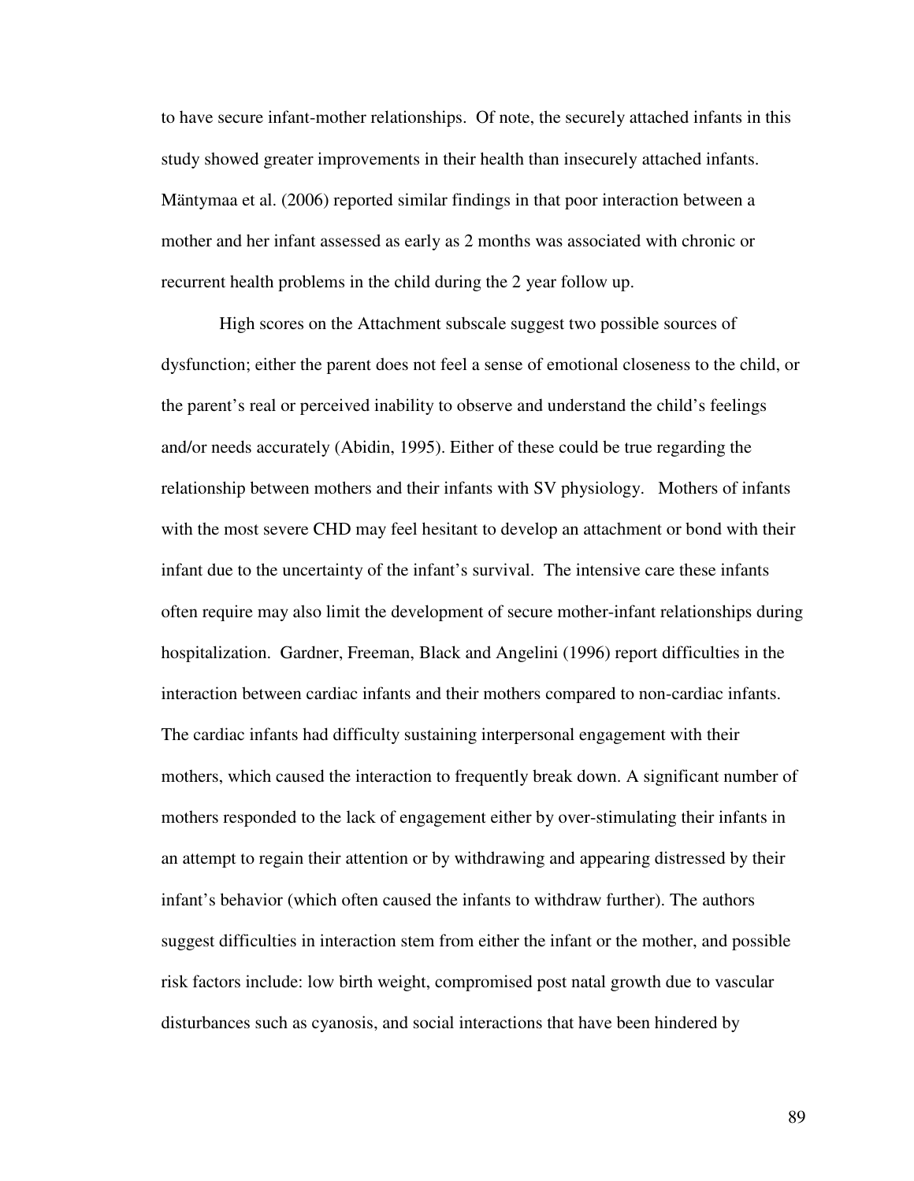to have secure infant-mother relationships. Of note, the securely attached infants in this study showed greater improvements in their health than insecurely attached infants. Mäntymaa et al. (2006) reported similar findings in that poor interaction between a mother and her infant assessed as early as 2 months was associated with chronic or recurrent health problems in the child during the 2 year follow up.

High scores on the Attachment subscale suggest two possible sources of dysfunction; either the parent does not feel a sense of emotional closeness to the child, or the parent's real or perceived inability to observe and understand the child's feelings and/or needs accurately (Abidin, 1995). Either of these could be true regarding the relationship between mothers and their infants with SV physiology. Mothers of infants with the most severe CHD may feel hesitant to develop an attachment or bond with their infant due to the uncertainty of the infant's survival. The intensive care these infants often require may also limit the development of secure mother-infant relationships during hospitalization. Gardner, Freeman, Black and Angelini (1996) report difficulties in the interaction between cardiac infants and their mothers compared to non-cardiac infants. The cardiac infants had difficulty sustaining interpersonal engagement with their mothers, which caused the interaction to frequently break down. A significant number of mothers responded to the lack of engagement either by over-stimulating their infants in an attempt to regain their attention or by withdrawing and appearing distressed by their infant's behavior (which often caused the infants to withdraw further). The authors suggest difficulties in interaction stem from either the infant or the mother, and possible risk factors include: low birth weight, compromised post natal growth due to vascular disturbances such as cyanosis, and social interactions that have been hindered by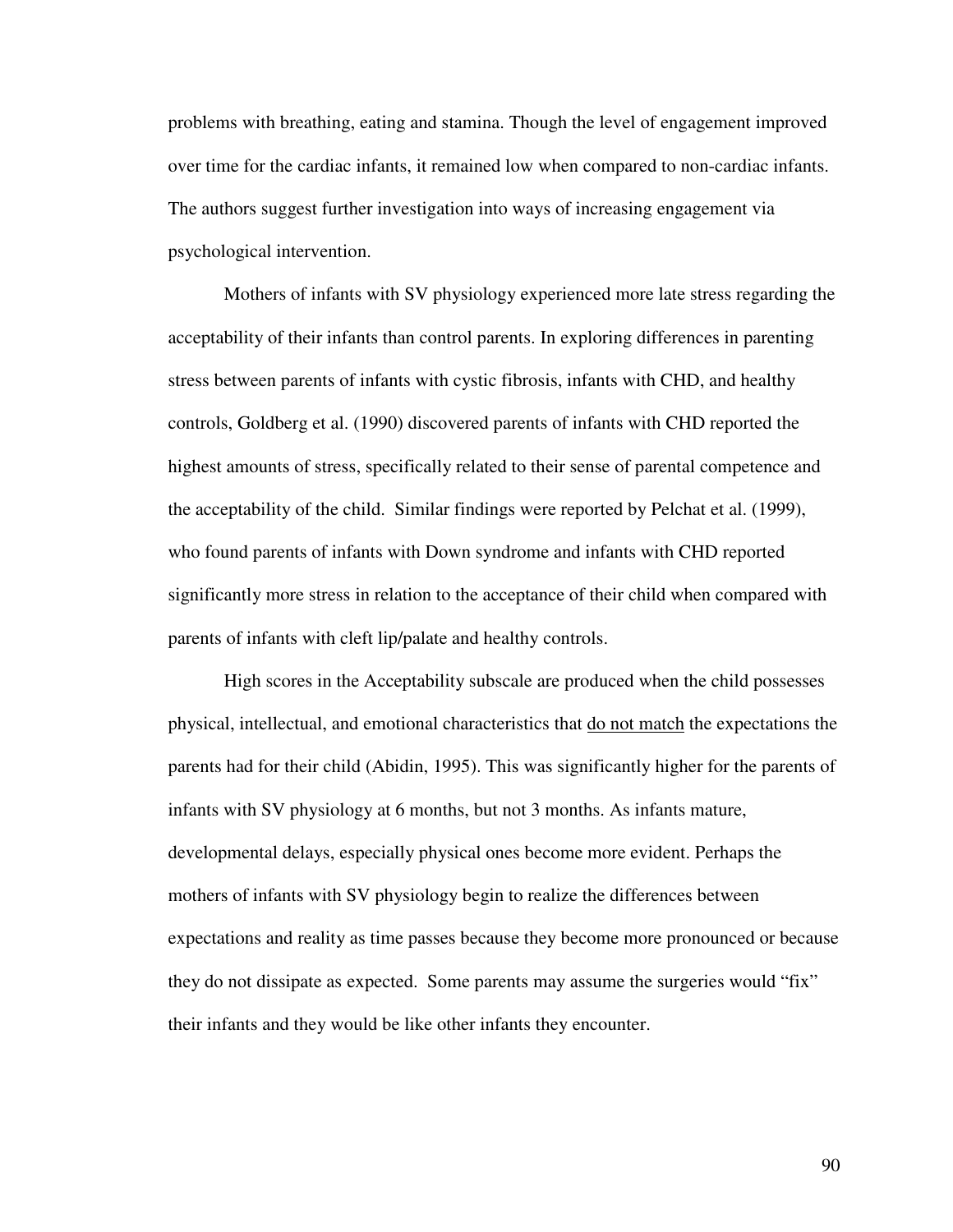problems with breathing, eating and stamina. Though the level of engagement improved over time for the cardiac infants, it remained low when compared to non-cardiac infants. The authors suggest further investigation into ways of increasing engagement via psychological intervention.

Mothers of infants with SV physiology experienced more late stress regarding the acceptability of their infants than control parents. In exploring differences in parenting stress between parents of infants with cystic fibrosis, infants with CHD, and healthy controls, Goldberg et al. (1990) discovered parents of infants with CHD reported the highest amounts of stress, specifically related to their sense of parental competence and the acceptability of the child. Similar findings were reported by Pelchat et al. (1999), who found parents of infants with Down syndrome and infants with CHD reported significantly more stress in relation to the acceptance of their child when compared with parents of infants with cleft lip/palate and healthy controls.

High scores in the Acceptability subscale are produced when the child possesses physical, intellectual, and emotional characteristics that <u>do not match</u> the expectations the parents had for their child (Abidin, 1995). This was significantly higher for the parents of infants with SV physiology at 6 months, but not 3 months. As infants mature, developmental delays, especially physical ones become more evident. Perhaps the mothers of infants with SV physiology begin to realize the differences between expectations and reality as time passes because they become more pronounced or because they do not dissipate as expected. Some parents may assume the surgeries would "fix" their infants and they would be like other infants they encounter.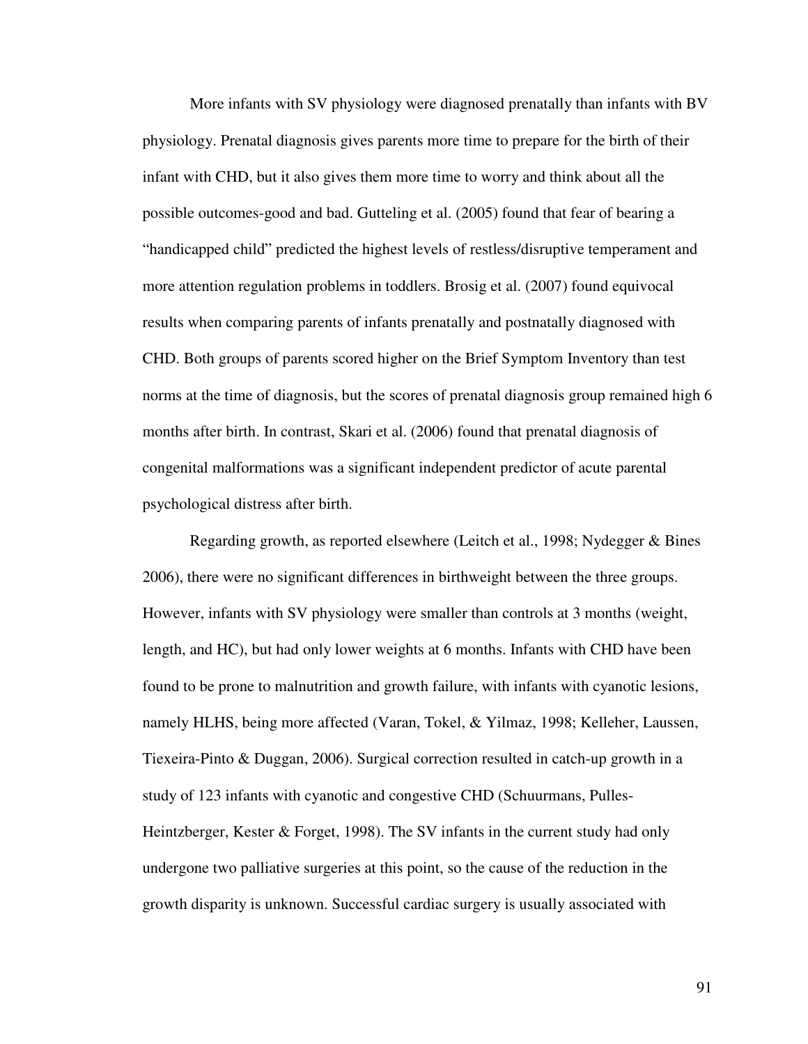More infants with SV physiology were diagnosed prenatally than infants with BV physiology. Prenatal diagnosis gives parents more time to prepare for the birth of their infant with CHD, but it also gives them more time to worry and think about all the possible outcomes-good and bad. Gutteling et al. (2005) found that fear of bearing a "handicapped child" predicted the highest levels of restless/disruptive temperament and more attention regulation problems in toddlers. Brosig et al. (2007) found equivocal results when comparing parents of infants prenatally and postnatally diagnosed with CHD. Both groups of parents scored higher on the Brief Symptom Inventory than test norms at the time of diagnosis, but the scores of prenatal diagnosis group remained high 6 months after birth. In contrast, Skari et al. (2006) found that prenatal diagnosis of congenital malformations was a significant independent predictor of acute parental psychological distress after birth.

Regarding growth, as reported elsewhere (Leitch et al., 1998; Nydegger & Bines 2006), there were no significant differences in birthweight between the three groups. However, infants with SV physiology were smaller than controls at 3 months (weight, length, and HC), but had only lower weights at 6 months. Infants with CHD have been found to be prone to malnutrition and growth failure, with infants with cyanotic lesions, namely HLHS, being more affected (Varan, Tokel, & Yilmaz, 1998; Kelleher, Laussen, Tiexeira-Pinto & Duggan, 2006). Surgical correction resulted in catch-up growth in a study of 123 infants with cyanotic and congestive CHD (Schuurmans, Pulles-Heintzberger, Kester & Forget, 1998). The SV infants in the current study had only undergone two palliative surgeries at this point, so the cause of the reduction in the growth disparity is unknown. Successful cardiac surgery is usually associated with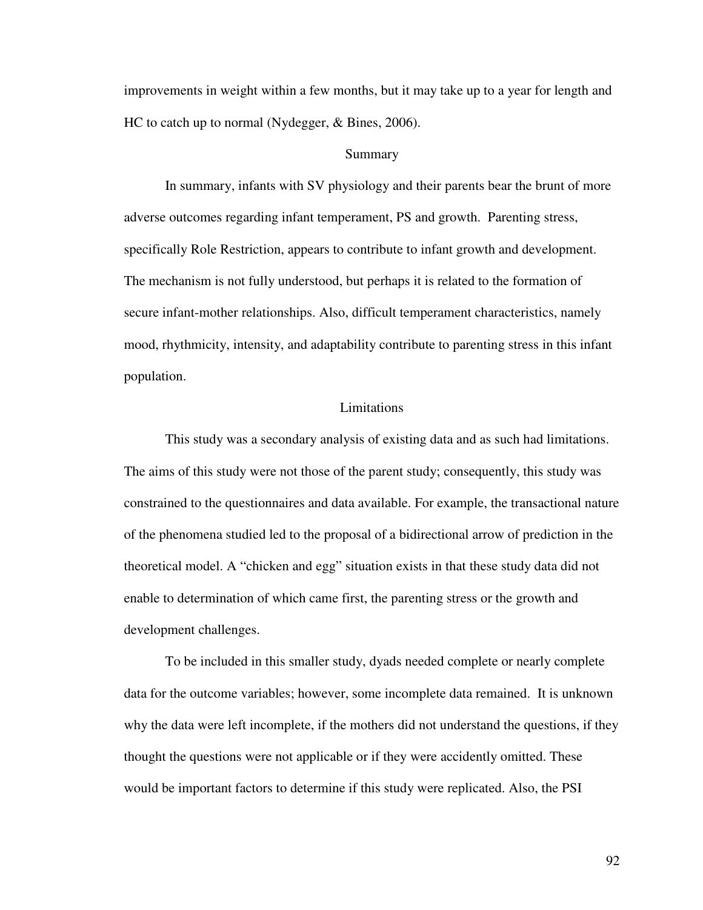improvements in weight within a few months, but it may take up to a year for length and HC to catch up to normal (Nydegger, & Bines, 2006).

## Summary

In summary, infants with SV physiology and their parents bear the brunt of more adverse outcomes regarding infant temperament, PS and growth. Parenting stress, specifically Role Restriction, appears to contribute to infant growth and development. The mechanism is not fully understood, but perhaps it is related to the formation of secure infant-mother relationships. Also, difficult temperament characteristics, namely mood, rhythmicity, intensity, and adaptability contribute to parenting stress in this infant population.

## Limitations

This study was a secondary analysis of existing data and as such had limitations. The aims of this study were not those of the parent study; consequently, this study was constrained to the questionnaires and data available. For example, the transactional nature of the phenomena studied led to the proposal of a bidirectional arrow of prediction in the theoretical model. A "chicken and egg" situation exists in that these study data did not enable to determination of which came first, the parenting stress or the growth and development challenges.

To be included in this smaller study, dyads needed complete or nearly complete data for the outcome variables; however, some incomplete data remained. It is unknown why the data were left incomplete, if the mothers did not understand the questions, if they thought the questions were not applicable or if they were accidently omitted. These would be important factors to determine if this study were replicated. Also, the PSI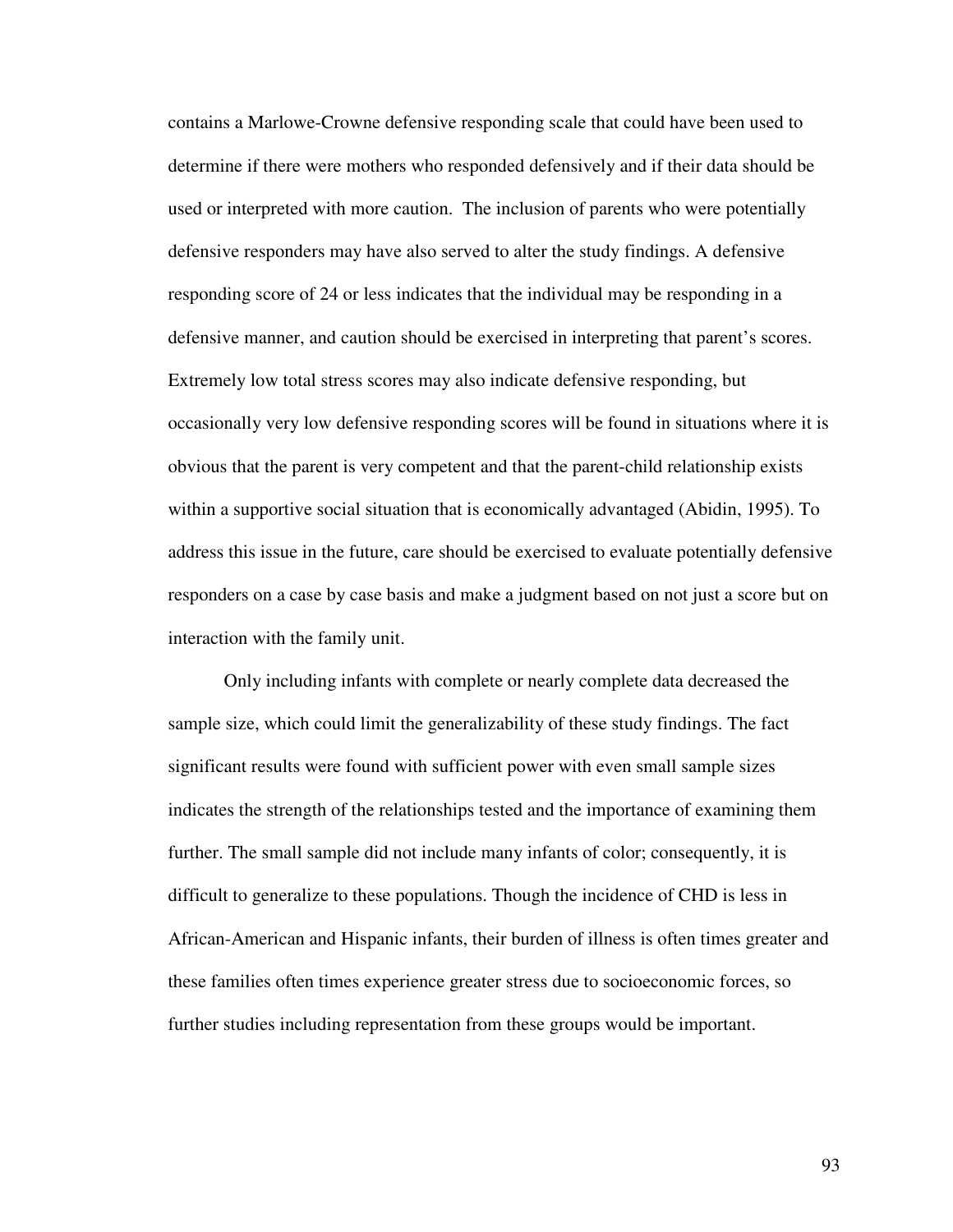contains a Marlowe-Crowne defensive responding scale that could have been used to determine if there were mothers who responded defensively and if their data should be used or interpreted with more caution. The inclusion of parents who were potentially defensive responders may have also served to alter the study findings. A defensive responding score of 24 or less indicates that the individual may be responding in a defensive manner, and caution should be exercised in interpreting that parent's scores. Extremely low total stress scores may also indicate defensive responding, but occasionally very low defensive responding scores will be found in situations where it is obvious that the parent is very competent and that the parent-child relationship exists within a supportive social situation that is economically advantaged (Abidin, 1995). To address this issue in the future, care should be exercised to evaluate potentially defensive responders on a case by case basis and make a judgment based on not just a score but on interaction with the family unit.

Only including infants with complete or nearly complete data decreased the sample size, which could limit the generalizability of these study findings. The fact significant results were found with sufficient power with even small sample sizes indicates the strength of the relationships tested and the importance of examining them further. The small sample did not include many infants of color; consequently, it is difficult to generalize to these populations. Though the incidence of CHD is less in African-American and Hispanic infants, their burden of illness is often times greater and these families often times experience greater stress due to socioeconomic forces, so further studies including representation from these groups would be important.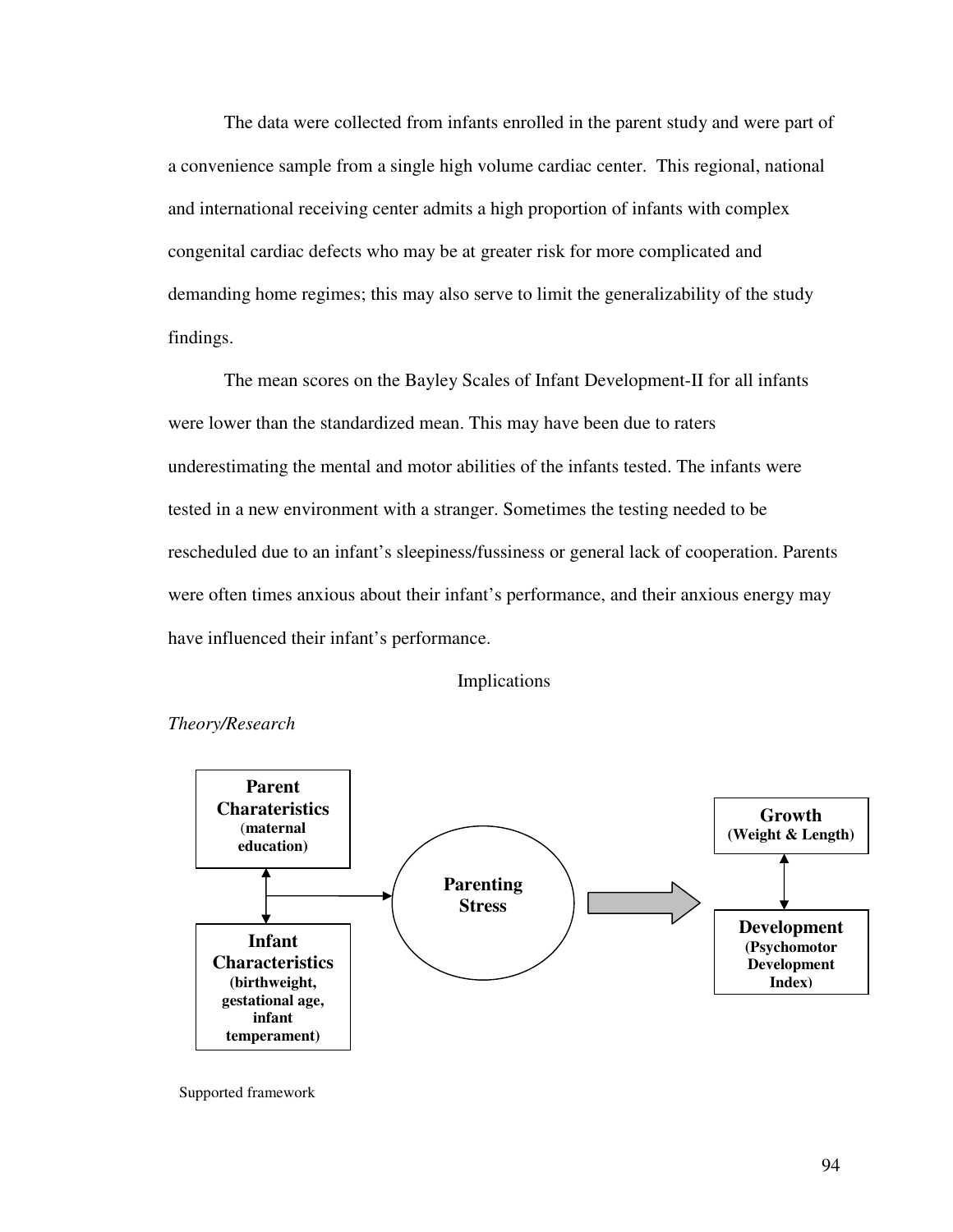The data were collected from infants enrolled in the parent study and were part of a convenience sample from a single high volume cardiac center. This regional, national and international receiving center admits a high proportion of infants with complex congenital cardiac defects who may be at greater risk for more complicated and demanding home regimes; this may also serve to limit the generalizability of the study findings.

The mean scores on the Bayley Scales of Infant Development-II for all infants were lower than the standardized mean. This may have been due to raters underestimating the mental and motor abilities of the infants tested. The infants were tested in a new environment with a stranger. Sometimes the testing needed to be rescheduled due to an infant's sleepiness/fussiness or general lack of cooperation. Parents were often times anxious about their infant's performance, and their anxious energy may have influenced their infant's performance.

## Implications

*Theory/Research*

**Parent Charateristics** **(maternal education)**

**Infant Characteristics** **(birthweight, gestational age, infant temperament)**

**Parenting Stress**

**Growth** **(Weight & Length)**

**Development** **(Psychomotor Development Index)**

Supported framework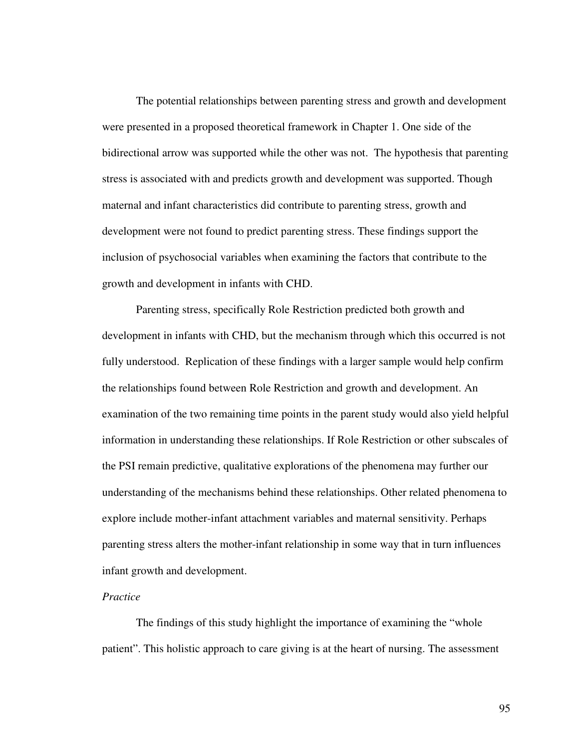The potential relationships between parenting stress and growth and development were presented in a proposed theoretical framework in Chapter 1. One side of the bidirectional arrow was supported while the other was not. The hypothesis that parenting stress is associated with and predicts growth and development was supported. Though maternal and infant characteristics did contribute to parenting stress, growth and development were not found to predict parenting stress. These findings support the inclusion of psychosocial variables when examining the factors that contribute to the growth and development in infants with CHD.

Parenting stress, specifically Role Restriction predicted both growth and development in infants with CHD, but the mechanism through which this occurred is not fully understood. Replication of these findings with a larger sample would help confirm the relationships found between Role Restriction and growth and development. An examination of the two remaining time points in the parent study would also yield helpful information in understanding these relationships. If Role Restriction or other subscales of the PSI remain predictive, qualitative explorations of the phenomena may further our understanding of the mechanisms behind these relationships. Other related phenomena to explore include mother-infant attachment variables and maternal sensitivity. Perhaps parenting stress alters the mother-infant relationship in some way that in turn influences infant growth and development.

*Practice*

The findings of this study highlight the importance of examining the "whole patient". This holistic approach to care giving is at the heart of nursing. The assessment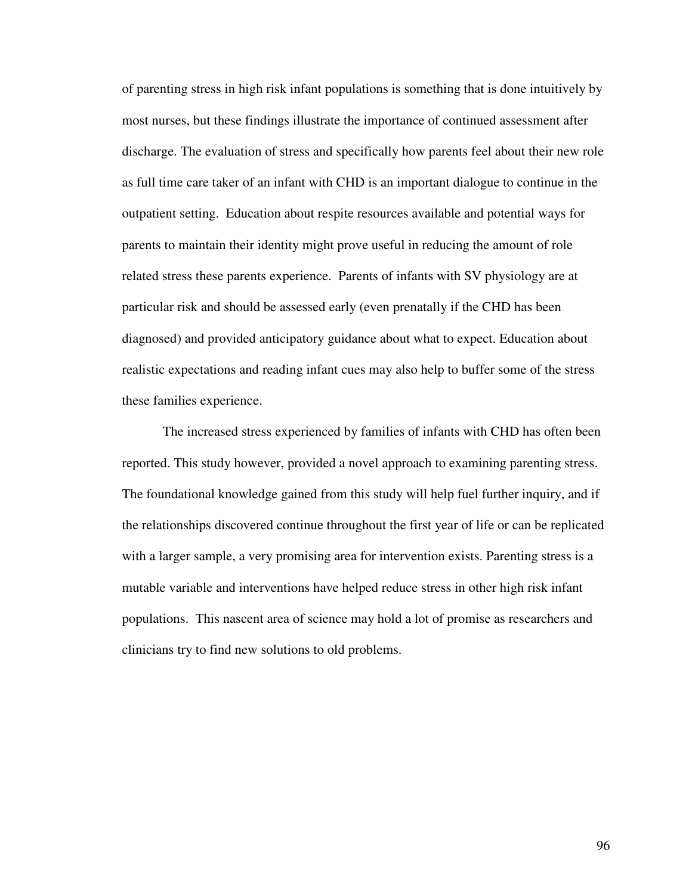of parenting stress in high risk infant populations is something that is done intuitively by most nurses, but these findings illustrate the importance of continued assessment after discharge. The evaluation of stress and specifically how parents feel about their new role as full time care taker of an infant with CHD is an important dialogue to continue in the outpatient setting. Education about respite resources available and potential ways for parents to maintain their identity might prove useful in reducing the amount of role related stress these parents experience. Parents of infants with SV physiology are at particular risk and should be assessed early (even prenatally if the CHD has been diagnosed) and provided anticipatory guidance about what to expect. Education about realistic expectations and reading infant cues may also help to buffer some of the stress these families experience.

The increased stress experienced by families of infants with CHD has often been reported. This study however, provided a novel approach to examining parenting stress. The foundational knowledge gained from this study will help fuel further inquiry, and if the relationships discovered continue throughout the first year of life or can be replicated with a larger sample, a very promising area for intervention exists. Parenting stress is a mutable variable and interventions have helped reduce stress in other high risk infant populations. This nascent area of science may hold a lot of promise as researchers and clinicians try to find new solutions to old problems.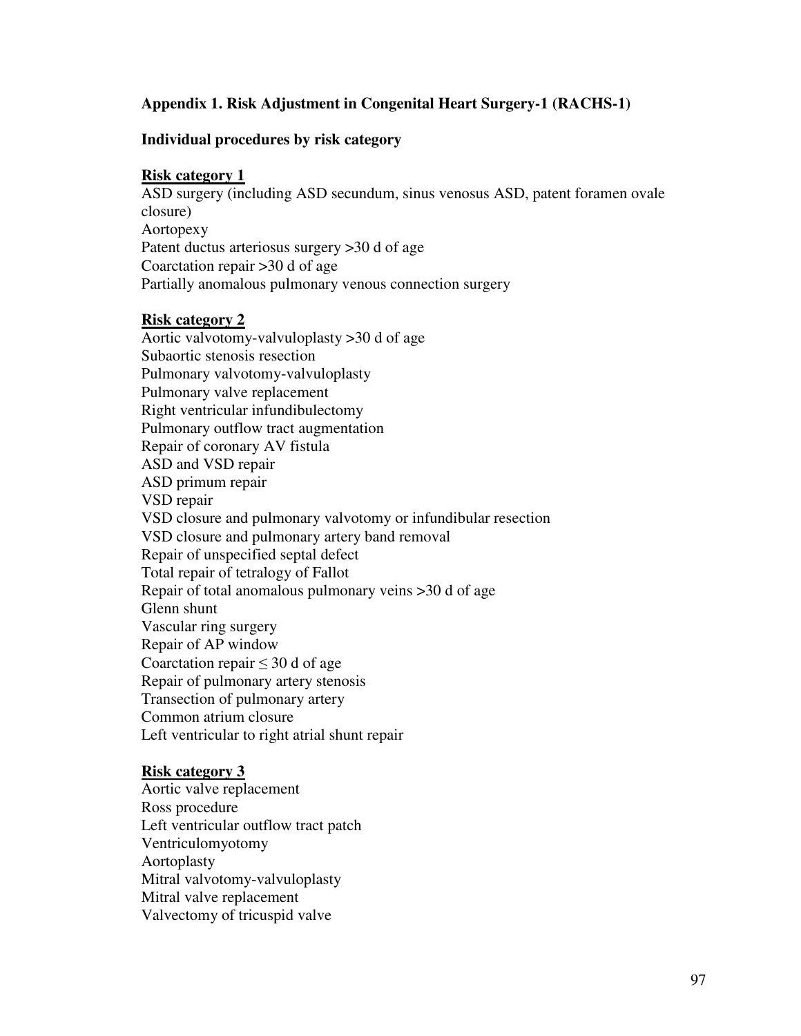**Appendix 1. Risk Adjustment in Congenital Heart Surgery-1 (RACHS-1)**

**Individual procedures by risk category**

**Risk category 1**

ASD surgery (including ASD secundum, sinus venosus ASD, patent foramen ovale closure)
Aortopexy
Patent ductus arteriosus surgery >30 d of age
Coarctation repair >30 d of age
Partially anomalous pulmonary venous connection surgery

**Risk category 2**

Aortic valvotomy-valvuloplasty >30 d of age
Subaortic stenosis resection
Pulmonary valvotomy-valvuloplasty
Pulmonary valve replacement
Right ventricular infundibulectomy
Pulmonary outflow tract augmentation
Repair of coronary AV fistula
ASD and VSD repair
ASD primum repair
VSD repair
VSD closure and pulmonary valvotomy or infundibular resection
VSD closure and pulmonary artery band removal
Repair of unspecified septal defect
Total repair of tetralogy of Fallot
Repair of total anomalous pulmonary veins >30 d of age
Glenn shunt
Vascular ring surgery
Repair of AP window
Coarctation repair $\leq$ 30 d of age
Repair of pulmonary artery stenosis
Transection of pulmonary artery
Common atrium closure
Left ventricular to right atrial shunt repair

**Risk category 3**

Aortic valve replacement
Ross procedure
Left ventricular outflow tract patch
Ventriculomyotomy
Aortoplasty
Mitral valvotomy-valvuloplasty
Mitral valve replacement
Valvectomy of tricuspid valve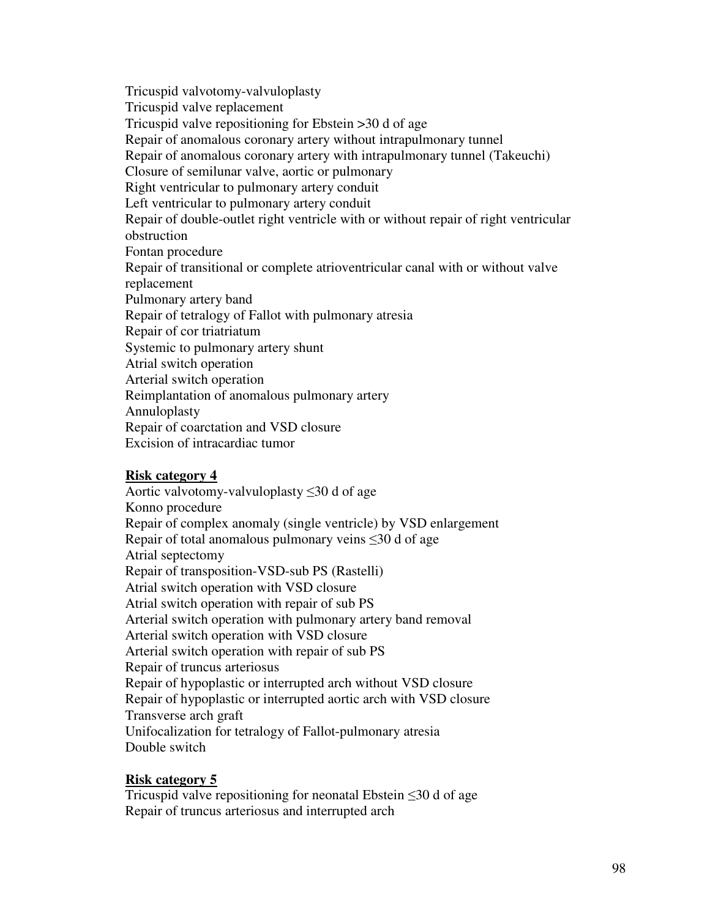Tricuspid valvotomy-valvuloplasty
Tricuspid valve replacement
Tricuspid valve repositioning for Ebstein >30 d of age
Repair of anomalous coronary artery without intrapulmonary tunnel
Repair of anomalous coronary artery with intrapulmonary tunnel (Takeuchi)
Closure of semilunar valve, aortic or pulmonary
Right ventricular to pulmonary artery conduit
Left ventricular to pulmonary artery conduit
Repair of double-outlet right ventricle with or without repair of right ventricular obstruction
Fontan procedure
Repair of transitional or complete atrioventricular canal with or without valve replacement
Pulmonary artery band
Repair of tetralogy of Fallot with pulmonary atresia
Repair of cor triatriatum
Systemic to pulmonary artery shunt
Atrial switch operation
Arterial switch operation
Reimplantation of anomalous pulmonary artery
Annuloplasty
Repair of coarctation and VSD closure
Excision of intracardiac tumor

**Risk category 4**

Aortic valvotomy-valvuloplasty ≤30 d of age
Konno procedure
Repair of complex anomaly (single ventricle) by VSD enlargement
Repair of total anomalous pulmonary veins ≤30 d of age
Atrial septectomy
Repair of transposition-VSD-sub PS (Rastelli)
Atrial switch operation with VSD closure
Atrial switch operation with repair of sub PS
Arterial switch operation with pulmonary artery band removal
Arterial switch operation with VSD closure
Arterial switch operation with repair of sub PS
Repair of truncus arteriosus
Repair of hypoplastic or interrupted arch without VSD closure
Repair of hypoplastic or interrupted aortic arch with VSD closure
Transverse arch graft
Unifocalization for tetralogy of Fallot-pulmonary atresia
Double switch

**Risk category 5**

Tricuspid valve repositioning for neonatal Ebstein ≤30 d of age
Repair of truncus arteriosus and interrupted arch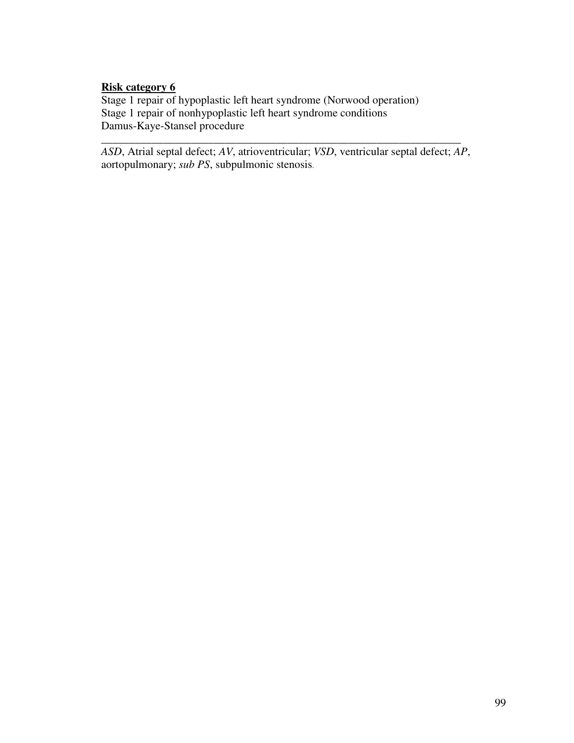**Risk category 6**

Stage 1 repair of hypoplastic left heart syndrome (Norwood operation)
Stage 1 repair of nonhypoplastic left heart syndrome conditions
Damus-Kaye-Stansel procedure

---

*ASD*, Atrial septal defect; *AV*, atrioventricular; *VSD*, ventricular septal defect; *AP*, aortopulmonary; *sub PS*, subpulmonic stenosis.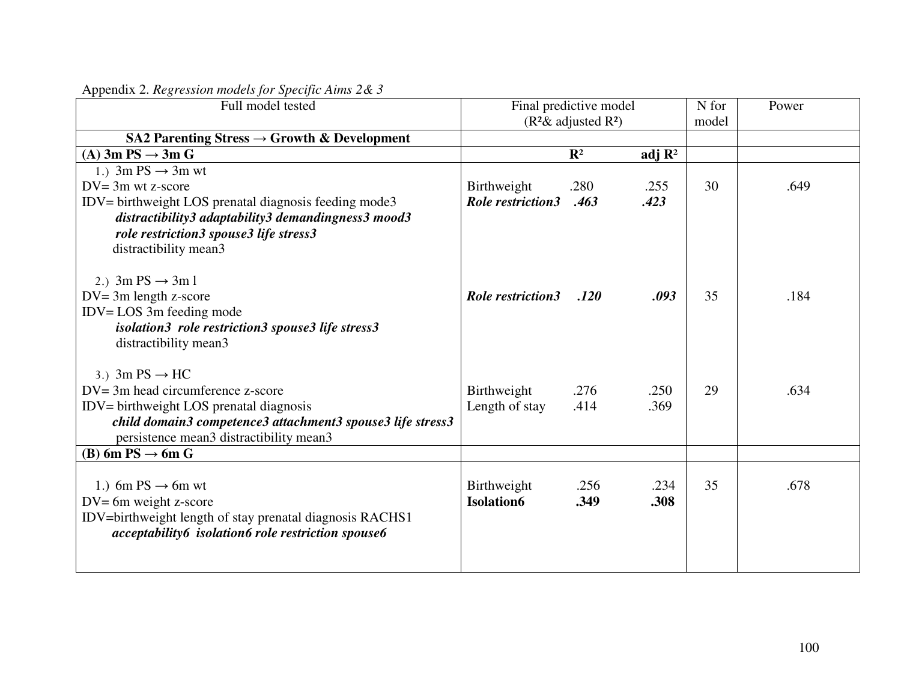Appendix 2. *Regression models for Specific Aims 2& 3*

| Full model tested | Final predictive model ($R^2$& adjusted $R^2$) | | | N for model | Power |
|---|---|---|---|---|---|
| **SA2 Parenting Stress → Growth & Development** | | | | | |
| **(A) 3m PS → 3m G** | | **$R^2$** | **adj $R^2$** | | |
| 1.) 3m PS → 3m wt<br>DV= 3m wt z-score<br>IDV= birthweight LOS prenatal diagnosis feeding mode3 ***distractibility3 adaptability3 demandingness3 mood3 role restriction3 spouse3 life stress3*** distractibility mean3 | Birthweight<br>***Role restriction3*** | .280<br>***.463*** | .255<br>***.423*** | 30 | .649 |
| 2.) 3m PS → 3m l<br>DV= 3m length z-score<br>IDV= LOS 3m feeding mode ***isolation3 role restriction3 spouse3 life stress3*** distractibility mean3 | ***Role restriction3*** | ***.120*** | ***.093*** | 35 | .184 |
| 3.) 3m PS → HC<br>DV= 3m head circumference z-score<br>IDV= birthweight LOS prenatal diagnosis ***child domain3 competence3 attachment3 spouse3 life stress3*** persistence mean3 distractibility mean3 | Birthweight<br>Length of stay | .276<br>.414 | .250<br>.369 | 29 | .634 |
| **(B) 6m PS → 6m G** | | | | | |
| 1.) 6m PS → 6m wt<br>DV= 6m weight z-score<br>IDV=birthweight length of stay prenatal diagnosis RACHS1 ***acceptability6 isolation6 role restriction spouse6*** | Birthweight<br>**Isolation6** | .256<br>**.349** | .234<br>**.308** | 35 | .678 |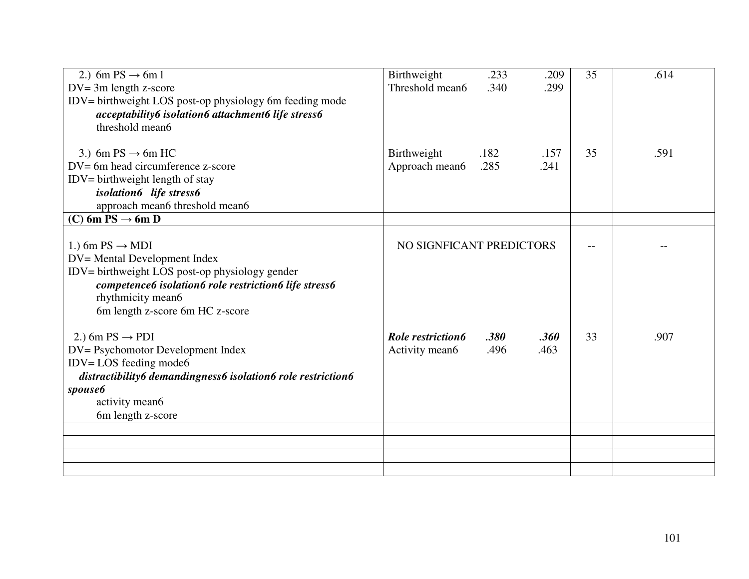| | | | |
|---|---|---|---|
| 2.) 6m PS → 6m l<br>DV= 3m length z-score<br>IDV= birthweight LOS post-op physiology 6m feeding mode<br>***acceptability6 isolation6 attachment6 life stress6***<br>threshold mean6 | Birthweight .233 .209<br>Threshold mean6 .340 .299 | 35 | .614 |
| 3.) 6m PS → 6m HC<br>DV= 6m head circumference z-score<br>IDV= birthweight length of stay<br>***isolation6 life stress6***<br>approach mean6 threshold mean6 | Birthweight .182 .157<br>Approach mean6 .285 .241 | 35 | .591 |
| **(C) 6m PS → 6m D** | | | |
| 1.) 6m PS → MDI<br>DV= Mental Development Index<br>IDV= birthweight LOS post-op physiology gender<br>***competence6 isolation6 role restriction6 life stress6***<br>rhythmicity mean6<br>6m length z-score 6m HC z-score | NO SIGNFICANT PREDICTORS | -- | -- |
| 2.) 6m PS → PDI<br>DV= Psychomotor Development Index<br>IDV= LOS feeding mode6<br>***distractibility6 demandingness6 isolation6 role restriction6 spouse6***<br>activity mean6<br>6m length z-score | ***Role restriction6 .380 .360***<br>Activity mean6 .496 .463 | 33 | .907 |
| | | | |
| | | | |
| | | | |
| | | | |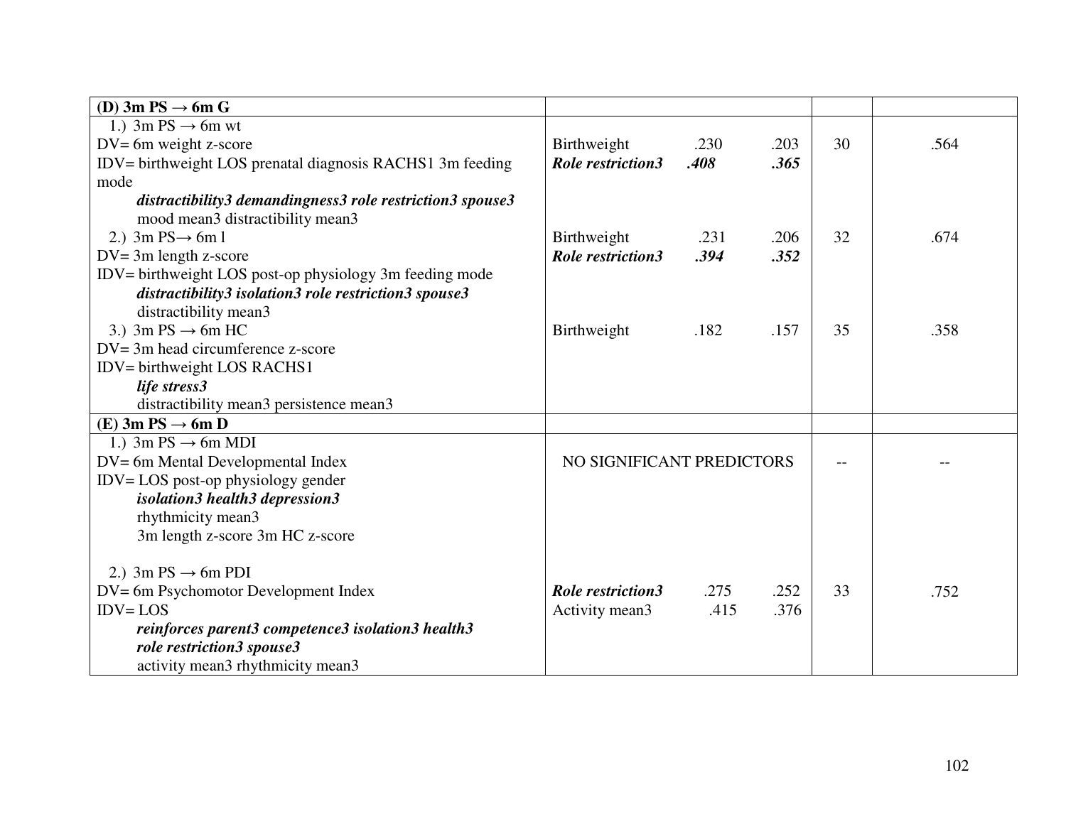| **(D) 3m PS → 6m G** | | | |
|---|---|---|---|
| 1.) 3m PS → 6m wt<br>DV= 6m weight z-score<br>IDV= birthweight LOS prenatal diagnosis RACHS1 3m feeding mode<br>***distractibility3 demandingness3 role restriction3 spouse3***<br>mood mean3 distractibility mean3 | Birthweight .230 .203<br>***Role restriction3 .408 .365*** | 30 | .564 |
| 2.) 3m PS→ 6m l<br>DV= 3m length z-score<br>IDV= birthweight LOS post-op physiology 3m feeding mode<br>***distractibility3 isolation3 role restriction3 spouse3***<br>distractibility mean3 | Birthweight .231 .206<br>***Role restriction3 .394 .352*** | 32 | .674 |
| 3.) 3m PS → 6m HC<br>DV= 3m head circumference z-score<br>IDV= birthweight LOS RACHS1<br>***life stress3***<br>distractibility mean3 persistence mean3 | Birthweight .182 .157 | 35 | .358 |
| **(E) 3m PS → 6m D** | | | |
| 1.) 3m PS → 6m MDI<br>DV= 6m Mental Developmental Index<br>IDV= LOS post-op physiology gender<br>***isolation3 health3 depression3***<br>rhythmicity mean3<br>3m length z-score 3m HC z-score | NO SIGNIFICANT PREDICTORS | -- | -- |
| 2.) 3m PS → 6m PDI<br>DV= 6m Psychomotor Development Index<br>IDV= LOS<br>***reinforces parent3 competence3 isolation3 health3 role restriction3 spouse3***<br>activity mean3 rhythmicity mean3 | ***Role restriction3*** .275 .252<br>Activity mean3 .415 .376 | 33 | .752 |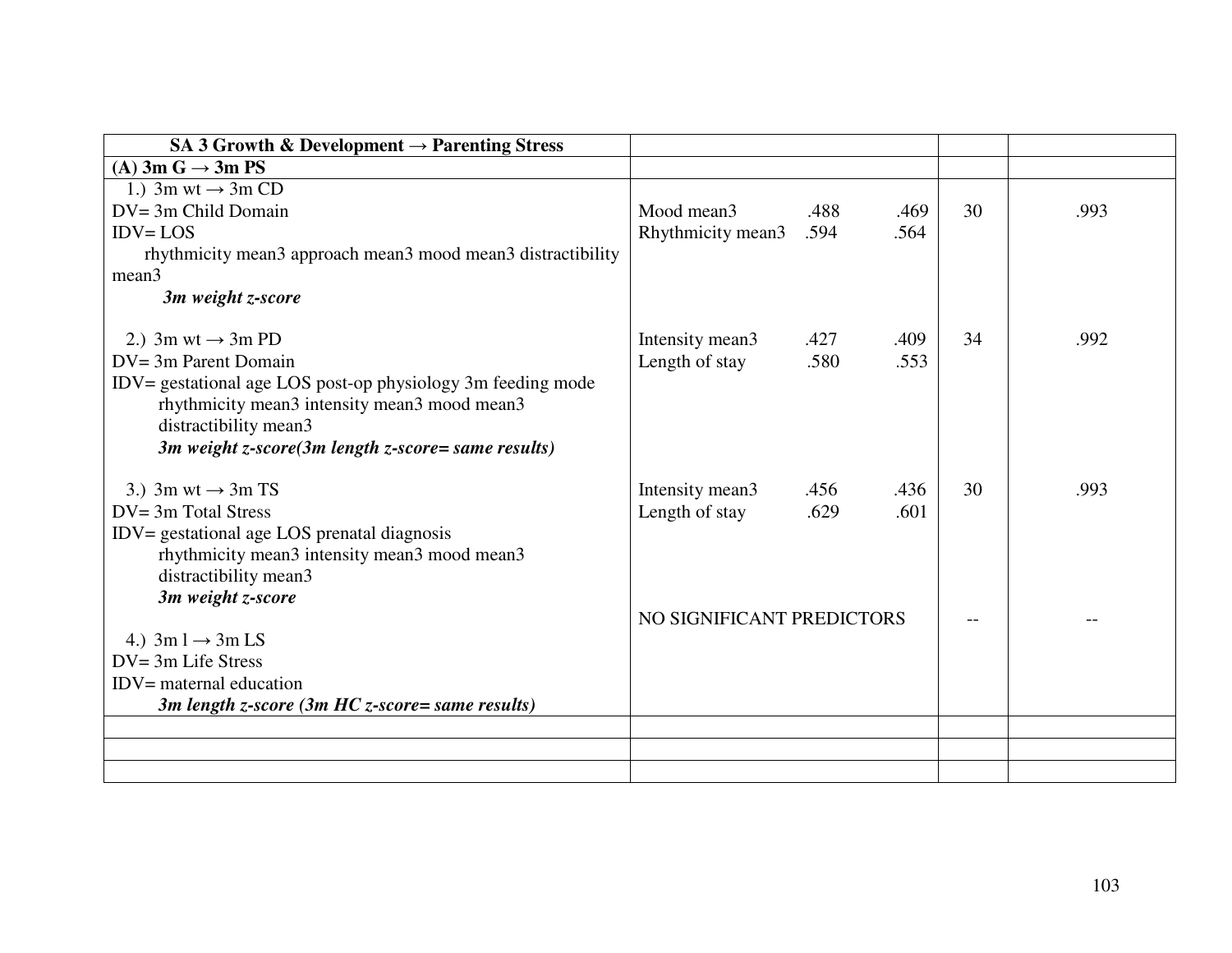| **SA 3 Growth & Development → Parenting Stress** | | | |
|---|---|---|---|
| **(A) 3m G → 3m PS** | | | |
| 1.) 3m wt → 3m CD<br>DV= 3m Child Domain<br>IDV= LOS<br>rhythmicity mean3 approach mean3 mood mean3 distractibility mean3<br>***3m weight z-score*** | Mood mean3 .488 .469<br>Rhythmicity mean3 .594 .564 | 30 | .993 |
| 2.) 3m wt → 3m PD<br>DV= 3m Parent Domain<br>IDV= gestational age LOS post-op physiology 3m feeding mode<br>rhythmicity mean3 intensity mean3 mood mean3 distractibility mean3<br>***3m weight z-score(3m length z-score= same results)*** | Intensity mean3 .427 .409<br>Length of stay .580 .553 | 34 | .992 |
| 3.) 3m wt → 3m TS<br>DV= 3m Total Stress<br>IDV= gestational age LOS prenatal diagnosis<br>rhythmicity mean3 intensity mean3 mood mean3 distractibility mean3<br>***3m weight z-score*** | Intensity mean3 .456 .436<br>Length of stay .629 .601 | 30 | .993 |
| 4.) 3m l → 3m LS<br>DV= 3m Life Stress<br>IDV= maternal education<br>***3m length z-score (3m HC z-score= same results)*** | NO SIGNIFICANT PREDICTORS | -- | -- |
| | | | |
| | | | |
| | | | |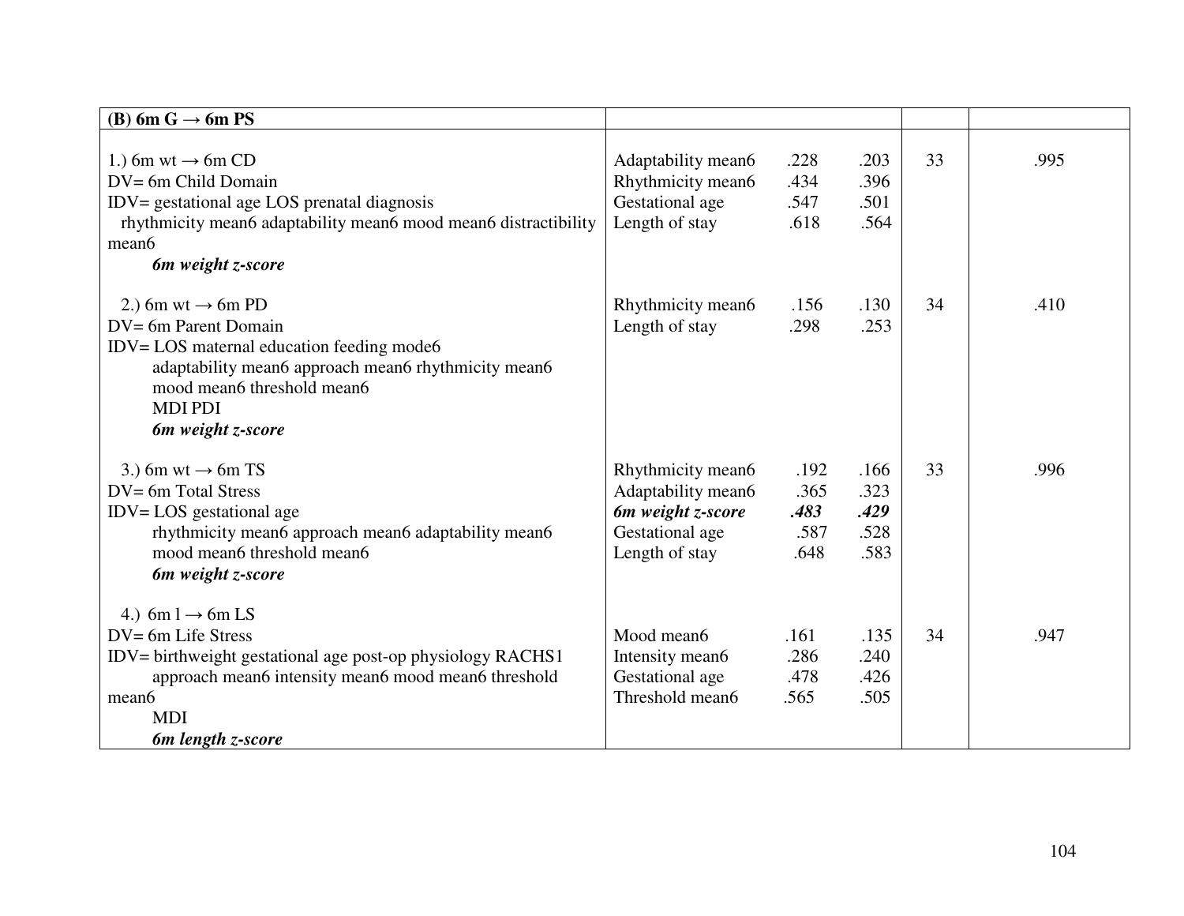| **(B) 6m G → 6m PS** | | | | | |
|---|---|---|---|---|---|
| 1.) 6m wt → 6m CD<br>DV= 6m Child Domain<br>IDV= gestational age LOS prenatal diagnosis rhythmicity mean6 adaptability mean6 mood mean6 distractibility mean6<br>***6m weight z-score*** | Adaptability mean6<br>Rhythmicity mean6<br>Gestational age<br>Length of stay | .228<br>.434<br>.547<br>.618 | .203<br>.396<br>.501<br>.564 | 33 | .995 |
| 2.) 6m wt → 6m PD<br>DV= 6m Parent Domain<br>IDV= LOS maternal education feeding mode6 adaptability mean6 approach mean6 rhythmicity mean6 mood mean6 threshold mean6 MDI PDI<br>***6m weight z-score*** | Rhythmicity mean6<br>Length of stay | .156<br>.298 | .130<br>.253 | 34 | .410 |
| 3.) 6m wt → 6m TS<br>DV= 6m Total Stress<br>IDV= LOS gestational age rhythmicity mean6 approach mean6 adaptability mean6 mood mean6 threshold mean6<br>***6m weight z-score*** | Rhythmicity mean6<br>Adaptability mean6<br>***6m weight z-score***<br>Gestational age<br>Length of stay | .192<br>.365<br>***.483***<br>.587<br>.648 | .166<br>.323<br>***.429***<br>.528<br>.583 | 33 | .996 |
| 4.) 6m l → 6m LS<br>DV= 6m Life Stress<br>IDV= birthweight gestational age post-op physiology RACHS1 approach mean6 intensity mean6 mood mean6 threshold mean6 MDI<br>***6m length z-score*** | Mood mean6<br>Intensity mean6<br>Gestational age<br>Threshold mean6 | .161<br>.286<br>.478<br>.565 | .135<br>.240<br>.426<br>.505 | 34 | .947 |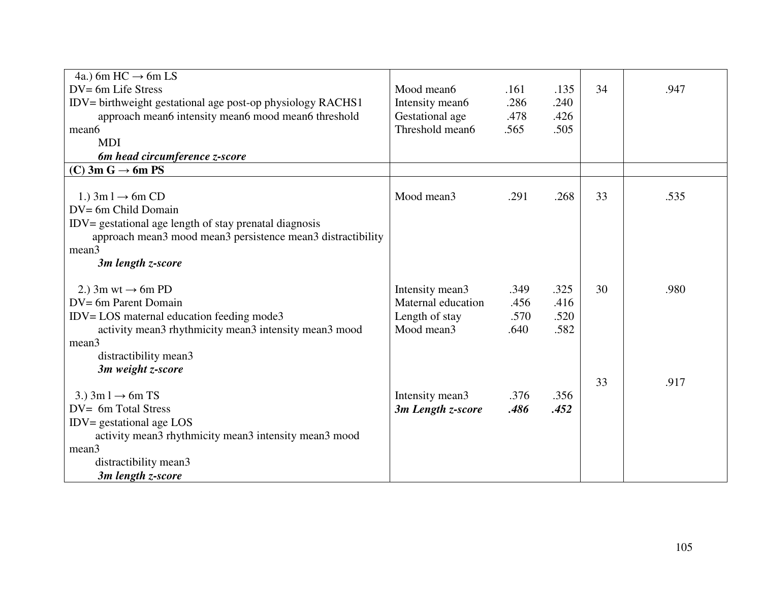| | | | | | |
|---|---|---|---|---|---|
| 4a.) 6m HC → 6m LS<br>DV= 6m Life Stress<br>IDV= birthweight gestational age post-op physiology RACHS1 approach mean6 intensity mean6 mood mean6 threshold mean6<br>MDI<br>***6m head circumference z-score*** | Mood mean6<br>Intensity mean6<br>Gestational age<br>Threshold mean6 | .161<br>.286<br>.478<br>.565 | .135<br>.240<br>.426<br>.505 | 34 | .947 |
| **(C) 3m G → 6m PS** | | | | | |
| 1.) 3m l → 6m CD<br>DV= 6m Child Domain<br>IDV= gestational age length of stay prenatal diagnosis approach mean3 mood mean3 persistence mean3 distractibility mean3<br>***3m length z-score*** | Mood mean3 | .291 | .268 | 33 | .535 |
| 2.) 3m wt → 6m PD<br>DV= 6m Parent Domain<br>IDV= LOS maternal education feeding mode3 activity mean3 rhythmicity mean3 intensity mean3 mood mean3<br>distractibility mean3<br>***3m weight z-score*** | Intensity mean3<br>Maternal education<br>Length of stay<br>Mood mean3 | .349<br>.456<br>.570<br>.640 | .325<br>.416<br>.520<br>.582 | 30 | .980 |
| 3.) 3m l → 6m TS<br>DV= 6m Total Stress<br>IDV= gestational age LOS<br>activity mean3 rhythmicity mean3 intensity mean3 mood mean3<br>distractibility mean3<br>***3m length z-score*** | Intensity mean3<br>***3m Length z-score*** | .376<br>***.486*** | .356<br>***.452*** | 33 | .917 |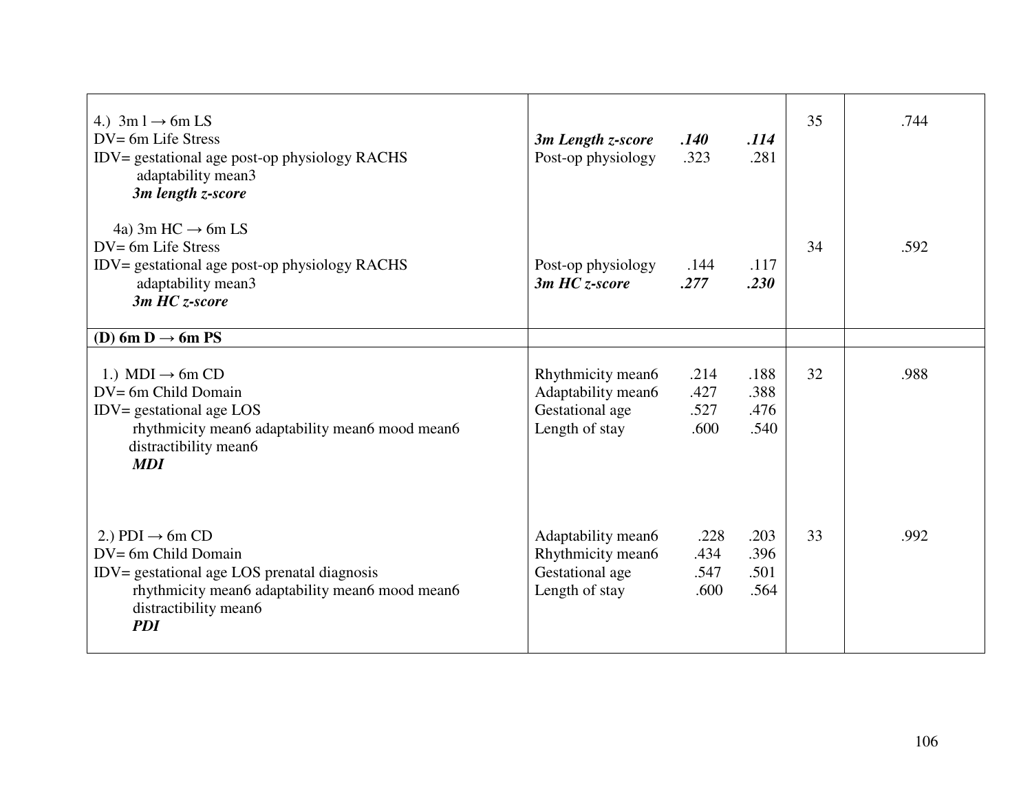| | | | |
|---|---|---|---|
| 4.) 3m l → 6m LS<br>DV= 6m Life Stress<br>IDV= gestational age post-op physiology RACHS adaptability mean3 ***3m length z-score*** | ***3m Length z-score*** ***.140*** ***.114***<br>Post-op physiology .323 .281 | 35 | .744 |
| 4a) 3m HC → 6m LS<br>DV= 6m Life Stress<br>IDV= gestational age post-op physiology RACHS adaptability mean3 ***3m HC z-score*** | Post-op physiology .144 .117<br>***3m HC z-score*** ***.277*** ***.230*** | 34 | .592 |
| **(D) 6m D → 6m PS** | | | |
| 1.) MDI → 6m CD<br>DV= 6m Child Domain<br>IDV= gestational age LOS rhythmicity mean6 adaptability mean6 mood mean6 distractibility mean6 ***MDI*** | Rhythmicity mean6 .214 .188<br>Adaptability mean6 .427 .388<br>Gestational age .527 .476<br>Length of stay .600 .540 | 32 | .988 |
| 2.) PDI → 6m CD<br>DV= 6m Child Domain<br>IDV= gestational age LOS prenatal diagnosis rhythmicity mean6 adaptability mean6 mood mean6 distractibility mean6 ***PDI*** | Adaptability mean6 .228 .203<br>Rhythmicity mean6 .434 .396<br>Gestational age .547 .501<br>Length of stay .600 .564 | 33 | .992 |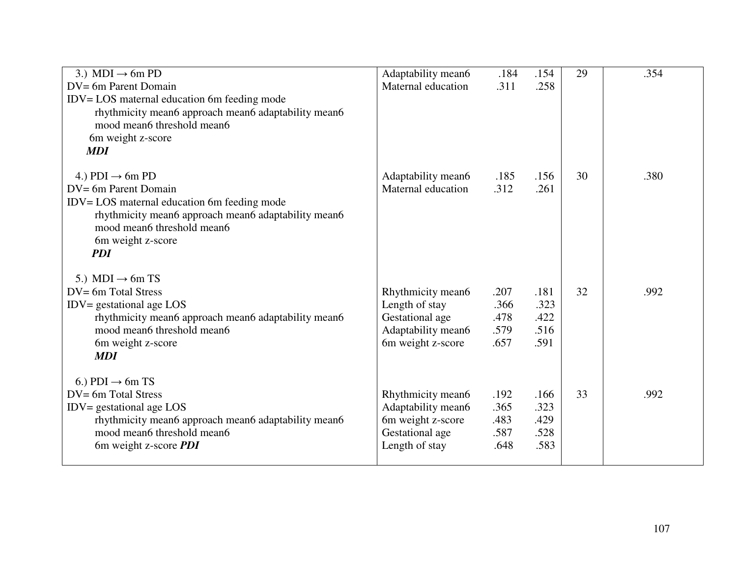| | | | | | |
|---|---|---|---|---|---|
| 3.) MDI → 6m PD<br>DV= 6m Parent Domain<br>IDV= LOS maternal education 6m feeding mode rhythmicity mean6 approach mean6 adaptability mean6 mood mean6 threshold mean6 6m weight z-score ***MDI*** | Adaptability mean6<br>Maternal education | .184<br>.311 | .154<br>.258 | 29 | .354 |
| 4.) PDI → 6m PD<br>DV= 6m Parent Domain<br>IDV= LOS maternal education 6m feeding mode rhythmicity mean6 approach mean6 adaptability mean6 mood mean6 threshold mean6 6m weight z-score ***PDI*** | Adaptability mean6<br>Maternal education | .185<br>.312 | .156<br>.261 | 30 | .380 |
| 5.) MDI → 6m TS<br>DV= 6m Total Stress<br>IDV= gestational age LOS rhythmicity mean6 approach mean6 adaptability mean6 mood mean6 threshold mean6 6m weight z-score ***MDI*** | Rhythmicity mean6<br>Length of stay<br>Gestational age<br>Adaptability mean6<br>6m weight z-score | .207<br>.366<br>.478<br>.579<br>.657 | .181<br>.323<br>.422<br>.516<br>.591 | 32 | .992 |
| 6.) PDI → 6m TS<br>DV= 6m Total Stress<br>IDV= gestational age LOS rhythmicity mean6 approach mean6 adaptability mean6 mood mean6 threshold mean6 6m weight z-score ***PDI*** | Rhythmicity mean6<br>Adaptability mean6<br>6m weight z-score<br>Gestational age<br>Length of stay | .192<br>.365<br>.483<br>.587<br>.648 | .166<br>.323<br>.429<br>.528<br>.583 | 33 | .992 |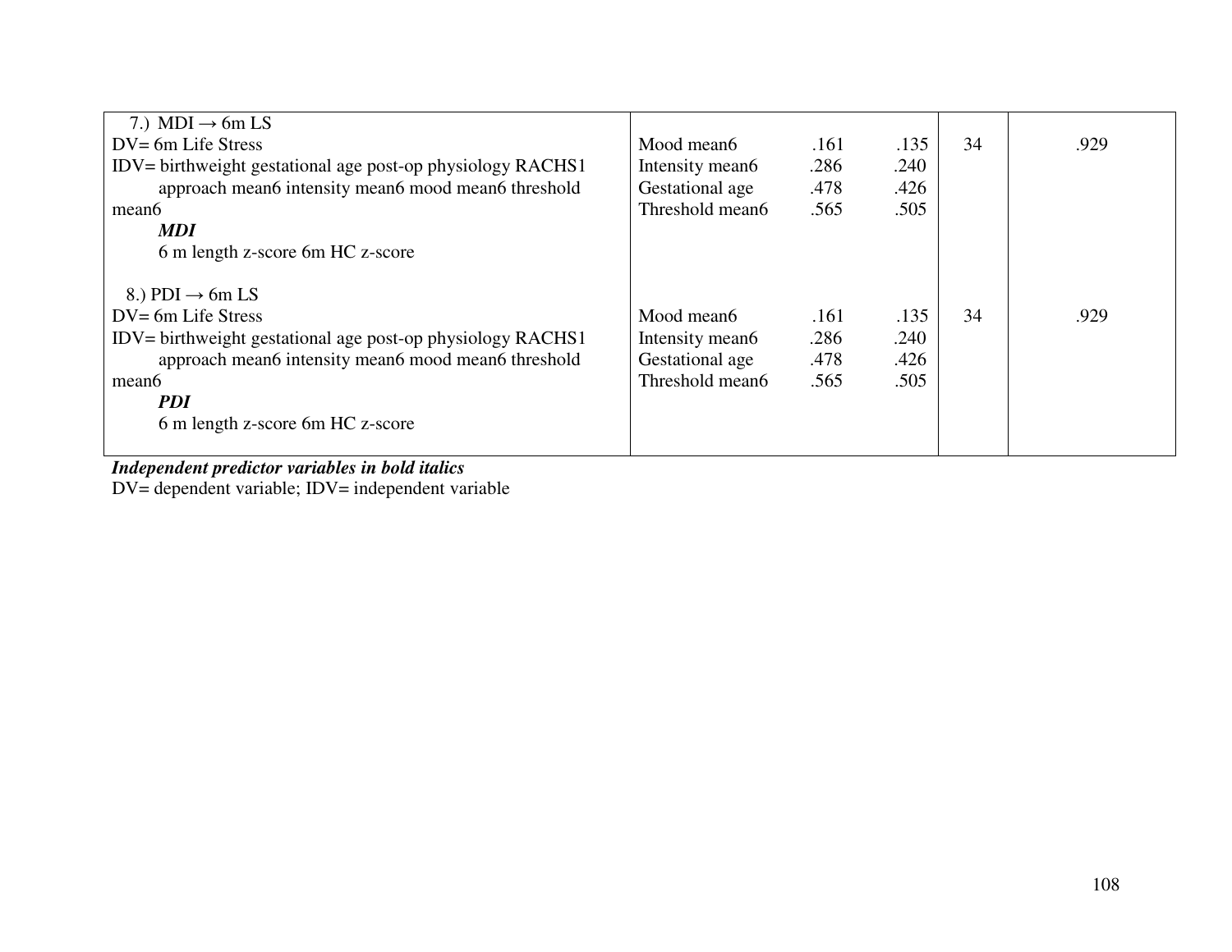| | | | | | |
|---|---|---|---|---|---|
| 7.) MDI → 6m LS<br>DV= 6m Life Stress<br>IDV= birthweight gestational age post-op physiology RACHS1 approach mean6 intensity mean6 mood mean6 threshold mean6<br>***MDI***<br>6 m length z-score 6m HC z-score | Mood mean6<br>Intensity mean6<br>Gestational age<br>Threshold mean6 | .161<br>.286<br>.478<br>.565 | .135<br>.240<br>.426<br>.505 | 34 | .929 |
| 8.) PDI → 6m LS<br>DV= 6m Life Stress<br>IDV= birthweight gestational age post-op physiology RACHS1 approach mean6 intensity mean6 mood mean6 threshold mean6<br>***PDI***<br>6 m length z-score 6m HC z-score | Mood mean6<br>Intensity mean6<br>Gestational age<br>Threshold mean6 | .161<br>.286<br>.478<br>.565 | .135<br>.240<br>.426<br>.505 | 34 | .929 |

***Independent predictor variables in bold italics***
DV= dependent variable; IDV= independent variable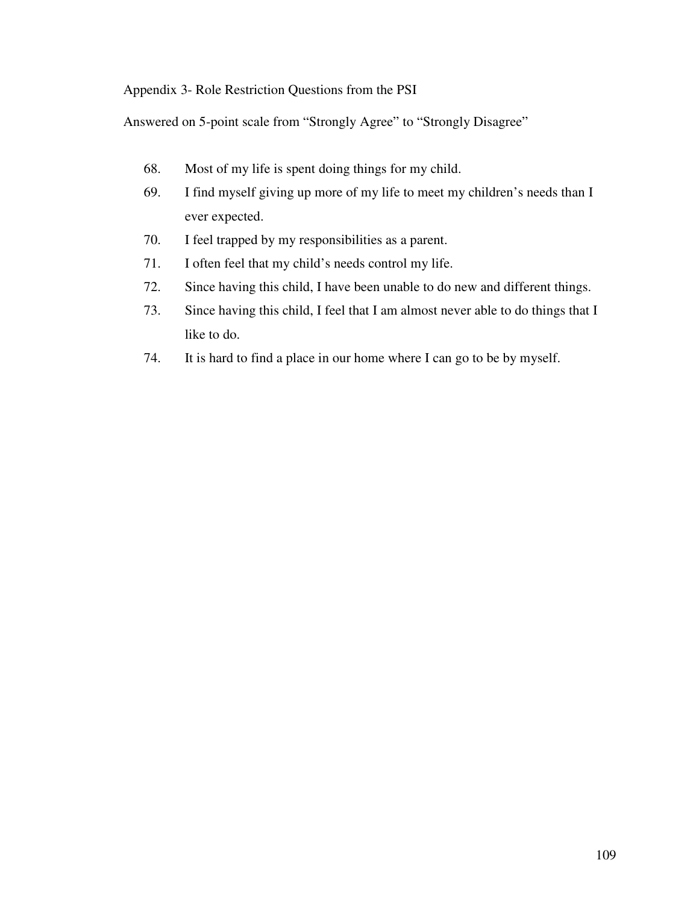Appendix 3- Role Restriction Questions from the PSI

Answered on 5-point scale from "Strongly Agree" to "Strongly Disagree"

68. Most of my life is spent doing things for my child.
69. I find myself giving up more of my life to meet my children's needs than I ever expected.
70. I feel trapped by my responsibilities as a parent.
71. I often feel that my child's needs control my life.
72. Since having this child, I have been unable to do new and different things.
73. Since having this child, I feel that I am almost never able to do things that I like to do.
74. It is hard to find a place in our home where I can go to be by myself.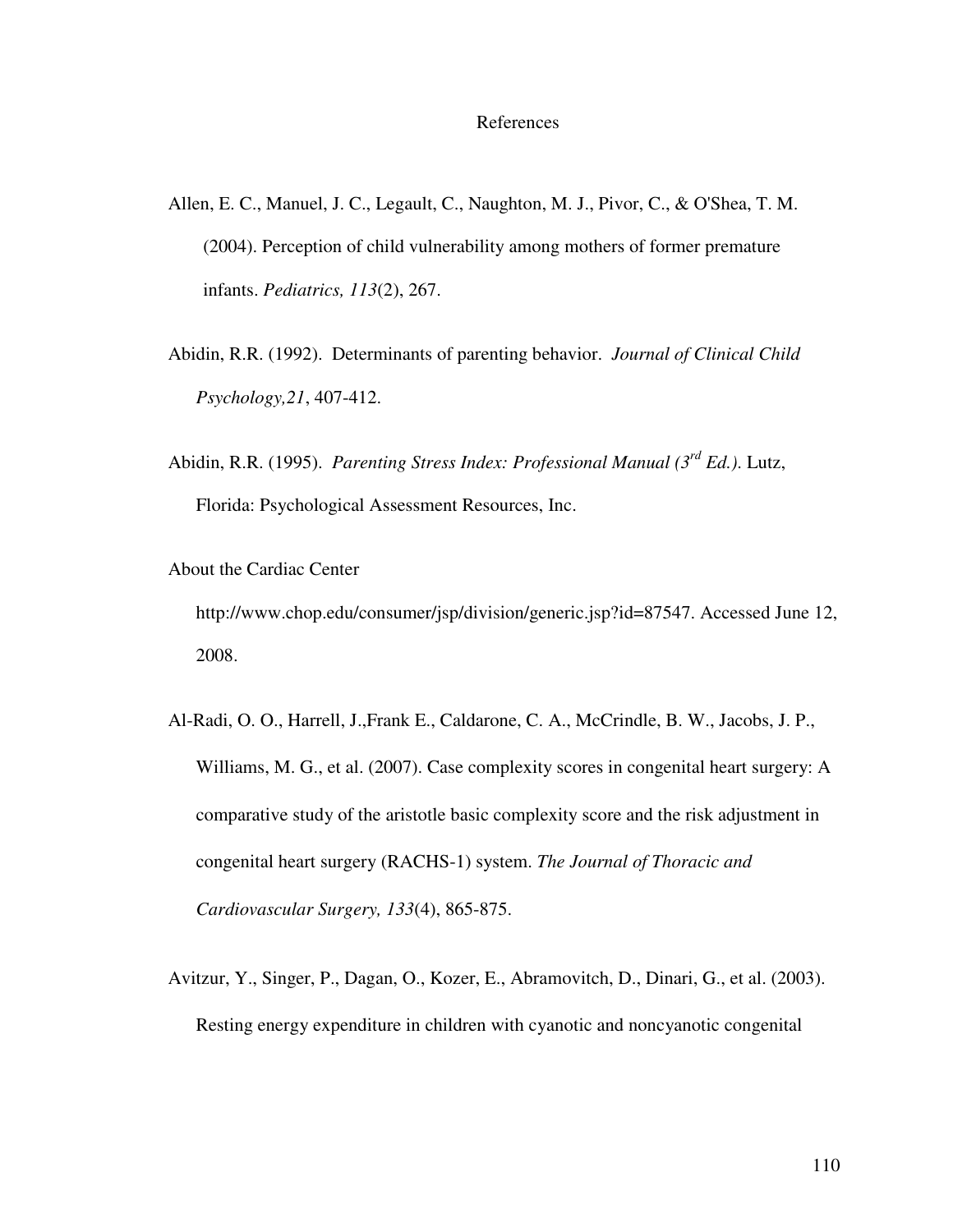# References

Allen, E. C., Manuel, J. C., Legault, C., Naughton, M. J., Pivor, C., & O'Shea, T. M. (2004). Perception of child vulnerability among mothers of former premature infants. *Pediatrics, 113*(2), 267.

Abidin, R.R. (1992). Determinants of parenting behavior. *Journal of Clinical Child Psychology,21*, 407-412.

Abidin, R.R. (1995). *Parenting Stress Index: Professional Manual (3rd Ed.)*. Lutz, Florida: Psychological Assessment Resources, Inc.

About the Cardiac Center http://www.chop.edu/consumer/jsp/division/generic.jsp?id=87547. Accessed June 12, 2008.

Al-Radi, O. O., Harrell, J.,Frank E., Caldarone, C. A., McCrindle, B. W., Jacobs, J. P., Williams, M. G., et al. (2007). Case complexity scores in congenital heart surgery: A comparative study of the aristotle basic complexity score and the risk adjustment in congenital heart surgery (RACHS-1) system. *The Journal of Thoracic and Cardiovascular Surgery, 133*(4), 865-875.

Avitzur, Y., Singer, P., Dagan, O., Kozer, E., Abramovitch, D., Dinari, G., et al. (2003). Resting energy expenditure in children with cyanotic and noncyanotic congenital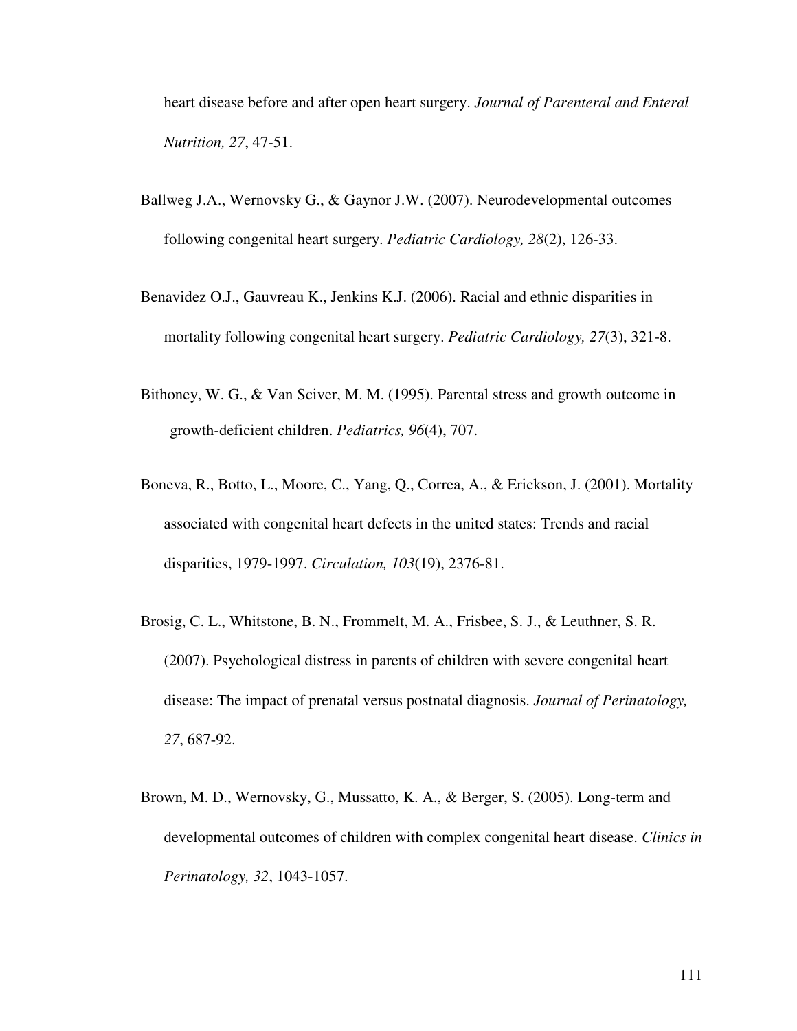heart disease before and after open heart surgery. *Journal of Parenteral and Enteral Nutrition, 27*, 47-51.

Ballweg J.A., Wernovsky G., & Gaynor J.W. (2007). Neurodevelopmental outcomes following congenital heart surgery. *Pediatric Cardiology, 28*(2), 126-33.

Benavidez O.J., Gauvreau K., Jenkins K.J. (2006). Racial and ethnic disparities in mortality following congenital heart surgery. *Pediatric Cardiology, 27*(3), 321-8.

Bithoney, W. G., & Van Sciver, M. M. (1995). Parental stress and growth outcome in growth-deficient children. *Pediatrics, 96*(4), 707.

Boneva, R., Botto, L., Moore, C., Yang, Q., Correa, A., & Erickson, J. (2001). Mortality associated with congenital heart defects in the united states: Trends and racial disparities, 1979-1997. *Circulation, 103*(19), 2376-81.

Brosig, C. L., Whitstone, B. N., Frommelt, M. A., Frisbee, S. J., & Leuthner, S. R. (2007). Psychological distress in parents of children with severe congenital heart disease: The impact of prenatal versus postnatal diagnosis. *Journal of Perinatology, 27*, 687-92.

Brown, M. D., Wernovsky, G., Mussatto, K. A., & Berger, S. (2005). Long-term and developmental outcomes of children with complex congenital heart disease. *Clinics in Perinatology, 32*, 1043-1057.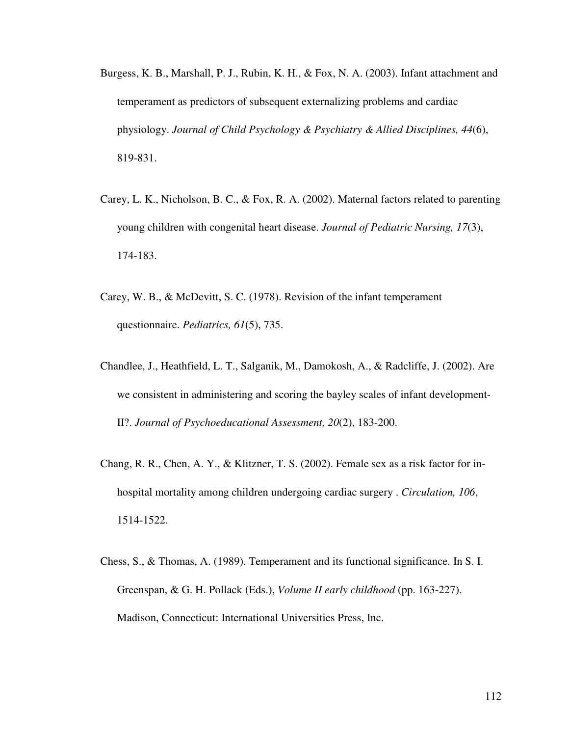Burgess, K. B., Marshall, P. J., Rubin, K. H., & Fox, N. A. (2003). Infant attachment and temperament as predictors of subsequent externalizing problems and cardiac physiology. *Journal of Child Psychology & Psychiatry & Allied Disciplines, 44*(6), 819-831.

Carey, L. K., Nicholson, B. C., & Fox, R. A. (2002). Maternal factors related to parenting young children with congenital heart disease. *Journal of Pediatric Nursing, 17*(3), 174-183.

Carey, W. B., & McDevitt, S. C. (1978). Revision of the infant temperament questionnaire. *Pediatrics, 61*(5), 735.

Chandlee, J., Heathfield, L. T., Salganik, M., Damokosh, A., & Radcliffe, J. (2002). Are we consistent in administering and scoring the bayley scales of infant development-II?. *Journal of Psychoeducational Assessment, 20*(2), 183-200.

Chang, R. R., Chen, A. Y., & Klitzner, T. S. (2002). Female sex as a risk factor for in-hospital mortality among children undergoing cardiac surgery . *Circulation, 106*, 1514-1522.

Chess, S., & Thomas, A. (1989). Temperament and its functional significance. In S. I. Greenspan, & G. H. Pollack (Eds.), *Volume II early childhood* (pp. 163-227). Madison, Connecticut: International Universities Press, Inc.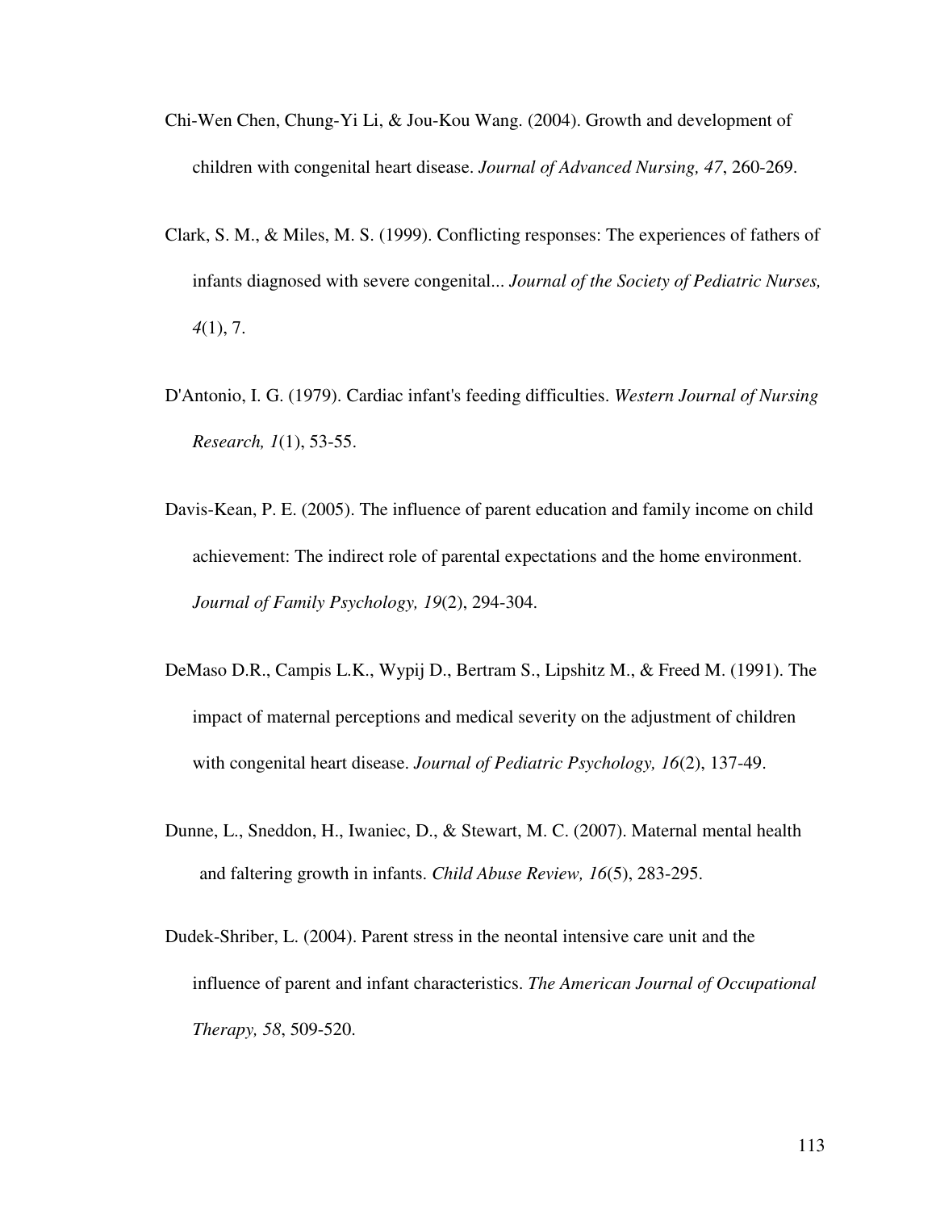Chi-Wen Chen, Chung-Yi Li, & Jou-Kou Wang. (2004). Growth and development of children with congenital heart disease. *Journal of Advanced Nursing, 47*, 260-269.

Clark, S. M., & Miles, M. S. (1999). Conflicting responses: The experiences of fathers of infants diagnosed with severe congenital... *Journal of the Society of Pediatric Nurses, 4*(1), 7.

D'Antonio, I. G. (1979). Cardiac infant's feeding difficulties. *Western Journal of Nursing Research, 1*(1), 53-55.

Davis-Kean, P. E. (2005). The influence of parent education and family income on child achievement: The indirect role of parental expectations and the home environment. *Journal of Family Psychology, 19*(2), 294-304.

DeMaso D.R., Campis L.K., Wypij D., Bertram S., Lipshitz M., & Freed M. (1991). The impact of maternal perceptions and medical severity on the adjustment of children with congenital heart disease. *Journal of Pediatric Psychology, 16*(2), 137-49.

Dunne, L., Sneddon, H., Iwaniec, D., & Stewart, M. C. (2007). Maternal mental health and faltering growth in infants. *Child Abuse Review, 16*(5), 283-295.

Dudek-Shriber, L. (2004). Parent stress in the neontal intensive care unit and the influence of parent and infant characteristics. *The American Journal of Occupational Therapy, 58*, 509-520.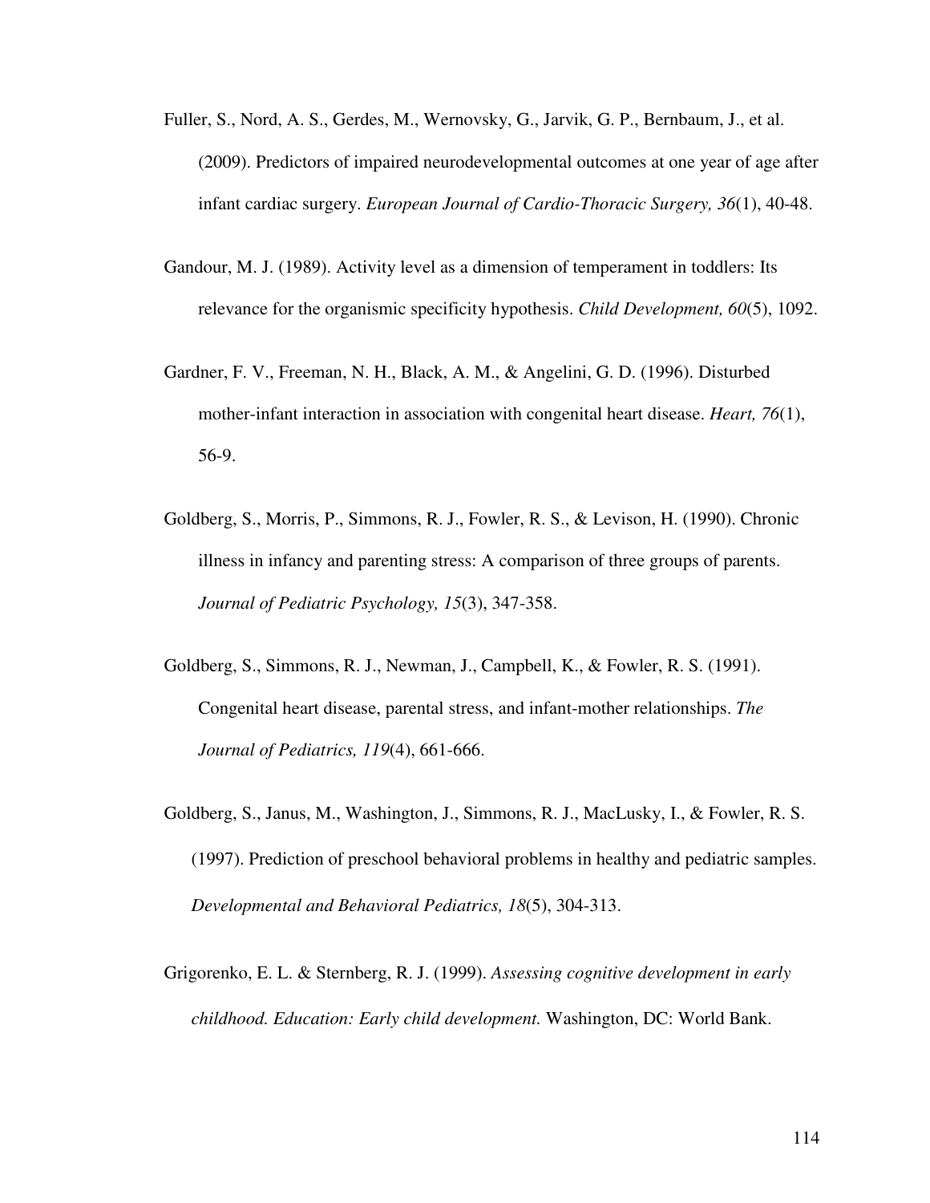Fuller, S., Nord, A. S., Gerdes, M., Wernovsky, G., Jarvik, G. P., Bernbaum, J., et al. (2009). Predictors of impaired neurodevelopmental outcomes at one year of age after infant cardiac surgery. *European Journal of Cardio-Thoracic Surgery, 36*(1), 40-48.

Gandour, M. J. (1989). Activity level as a dimension of temperament in toddlers: Its relevance for the organismic specificity hypothesis. *Child Development, 60*(5), 1092.

Gardner, F. V., Freeman, N. H., Black, A. M., & Angelini, G. D. (1996). Disturbed mother-infant interaction in association with congenital heart disease. *Heart, 76*(1), 56-9.

Goldberg, S., Morris, P., Simmons, R. J., Fowler, R. S., & Levison, H. (1990). Chronic illness in infancy and parenting stress: A comparison of three groups of parents. *Journal of Pediatric Psychology, 15*(3), 347-358.

Goldberg, S., Simmons, R. J., Newman, J., Campbell, K., & Fowler, R. S. (1991). Congenital heart disease, parental stress, and infant-mother relationships. *The Journal of Pediatrics, 119*(4), 661-666.

Goldberg, S., Janus, M., Washington, J., Simmons, R. J., MacLusky, I., & Fowler, R. S. (1997). Prediction of preschool behavioral problems in healthy and pediatric samples. *Developmental and Behavioral Pediatrics, 18*(5), 304-313.

Grigorenko, E. L. & Sternberg, R. J. (1999). *Assessing cognitive development in early childhood. Education: Early child development.* Washington, DC: World Bank.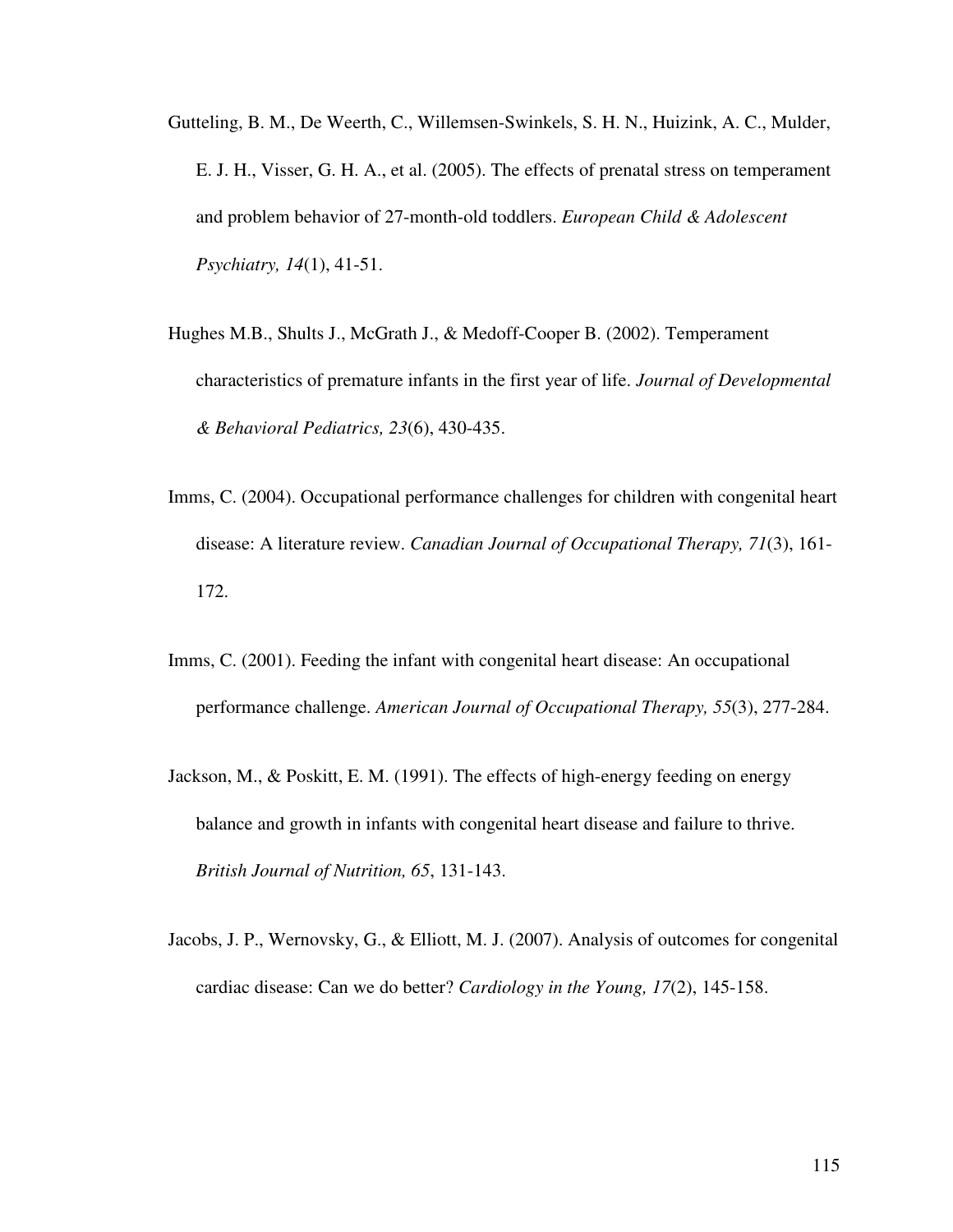Gutteling, B. M., De Weerth, C., Willemsen-Swinkels, S. H. N., Huizink, A. C., Mulder, E. J. H., Visser, G. H. A., et al. (2005). The effects of prenatal stress on temperament and problem behavior of 27-month-old toddlers. *European Child & Adolescent Psychiatry, 14*(1), 41-51.

Hughes M.B., Shults J., McGrath J., & Medoff-Cooper B. (2002). Temperament characteristics of premature infants in the first year of life. *Journal of Developmental & Behavioral Pediatrics, 23*(6), 430-435.

Imms, C. (2004). Occupational performance challenges for children with congenital heart disease: A literature review. *Canadian Journal of Occupational Therapy, 71*(3), 161-172.

Imms, C. (2001). Feeding the infant with congenital heart disease: An occupational performance challenge. *American Journal of Occupational Therapy, 55*(3), 277-284.

Jackson, M., & Poskitt, E. M. (1991). The effects of high-energy feeding on energy balance and growth in infants with congenital heart disease and failure to thrive. *British Journal of Nutrition, 65*, 131-143.

Jacobs, J. P., Wernovsky, G., & Elliott, M. J. (2007). Analysis of outcomes for congenital cardiac disease: Can we do better? *Cardiology in the Young, 17*(2), 145-158.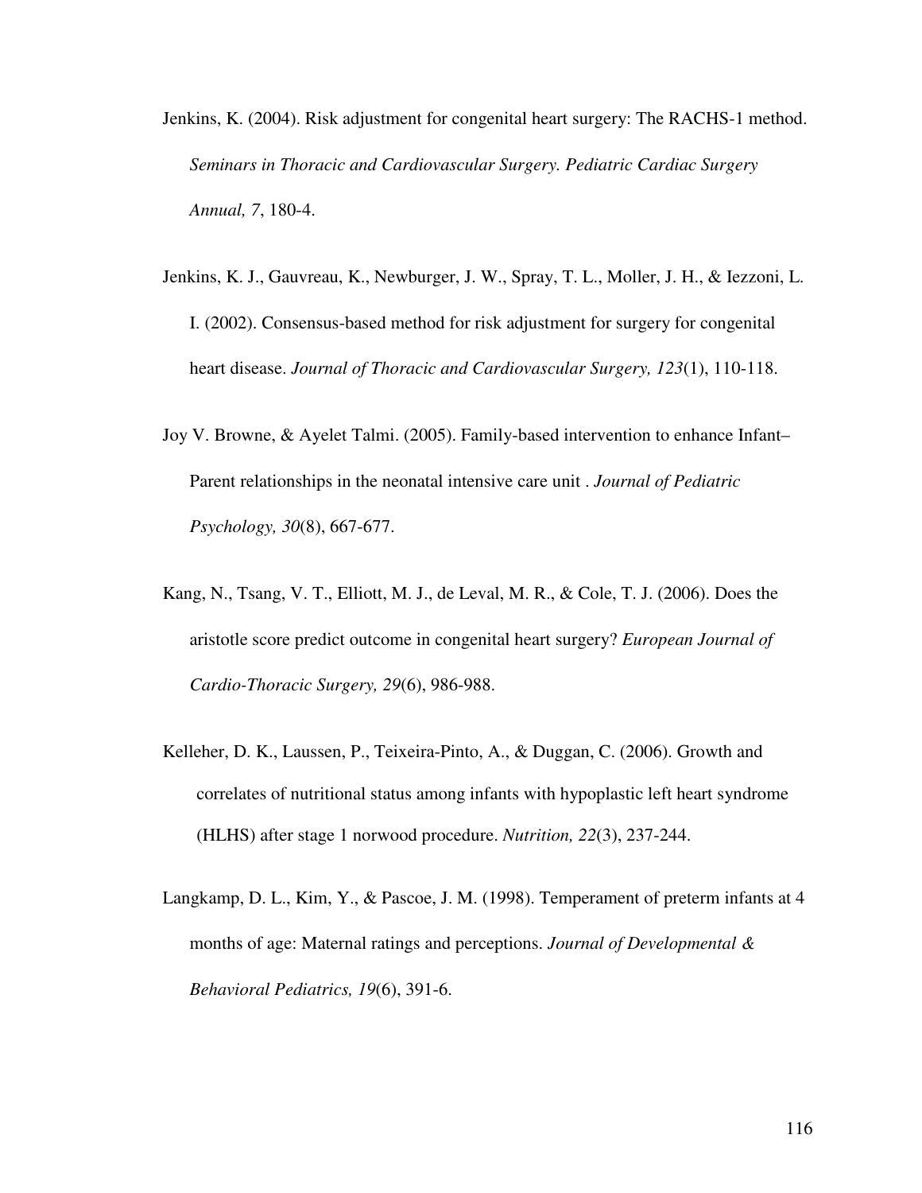Jenkins, K. (2004). Risk adjustment for congenital heart surgery: The RACHS-1 method. *Seminars in Thoracic and Cardiovascular Surgery. Pediatric Cardiac Surgery Annual, 7*, 180-4.

Jenkins, K. J., Gauvreau, K., Newburger, J. W., Spray, T. L., Moller, J. H., & Iezzoni, L. I. (2002). Consensus-based method for risk adjustment for surgery for congenital heart disease. *Journal of Thoracic and Cardiovascular Surgery, 123*(1), 110-118.

Joy V. Browne, & Ayelet Talmi. (2005). Family-based intervention to enhance Infant–Parent relationships in the neonatal intensive care unit . *Journal of Pediatric Psychology, 30*(8), 667-677.

Kang, N., Tsang, V. T., Elliott, M. J., de Leval, M. R., & Cole, T. J. (2006). Does the aristotle score predict outcome in congenital heart surgery? *European Journal of Cardio-Thoracic Surgery, 29*(6), 986-988.

Kelleher, D. K., Laussen, P., Teixeira-Pinto, A., & Duggan, C. (2006). Growth and correlates of nutritional status among infants with hypoplastic left heart syndrome (HLHS) after stage 1 norwood procedure. *Nutrition, 22*(3), 237-244.

Langkamp, D. L., Kim, Y., & Pascoe, J. M. (1998). Temperament of preterm infants at 4 months of age: Maternal ratings and perceptions. *Journal of Developmental & Behavioral Pediatrics, 19*(6), 391-6.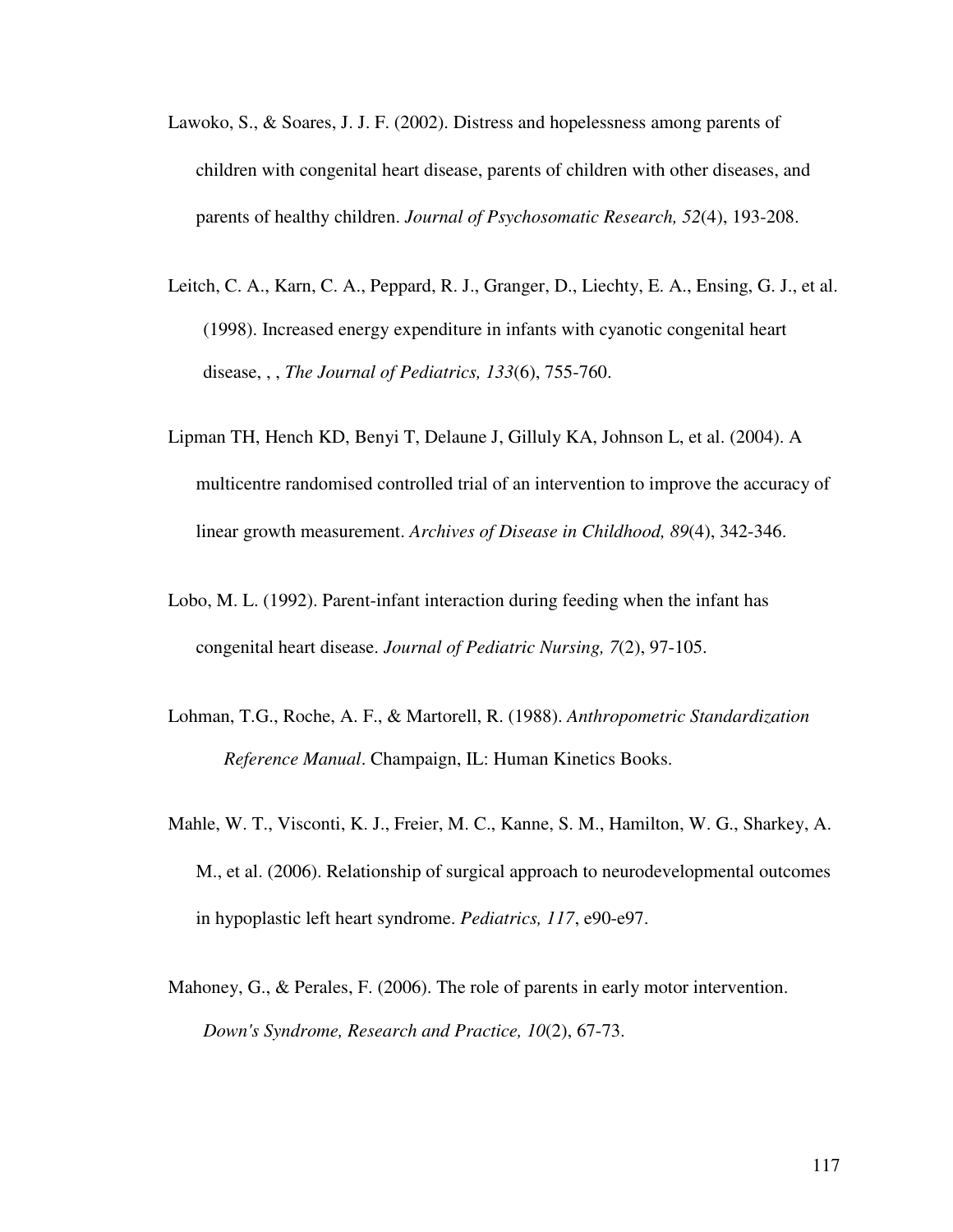Lawoko, S., & Soares, J. J. F. (2002). Distress and hopelessness among parents of children with congenital heart disease, parents of children with other diseases, and parents of healthy children. *Journal of Psychosomatic Research, 52*(4), 193-208.

Leitch, C. A., Karn, C. A., Peppard, R. J., Granger, D., Liechty, E. A., Ensing, G. J., et al. (1998). Increased energy expenditure in infants with cyanotic congenital heart disease, , , *The Journal of Pediatrics, 133*(6), 755-760.

Lipman TH, Hench KD, Benyi T, Delaune J, Gilluly KA, Johnson L, et al. (2004). A multicentre randomised controlled trial of an intervention to improve the accuracy of linear growth measurement. *Archives of Disease in Childhood, 89*(4), 342-346.

Lobo, M. L. (1992). Parent-infant interaction during feeding when the infant has congenital heart disease. *Journal of Pediatric Nursing, 7*(2), 97-105.

Lohman, T.G., Roche, A. F., & Martorell, R. (1988). *Anthropometric Standardization Reference Manual*. Champaign, IL: Human Kinetics Books.

Mahle, W. T., Visconti, K. J., Freier, M. C., Kanne, S. M., Hamilton, W. G., Sharkey, A. M., et al. (2006). Relationship of surgical approach to neurodevelopmental outcomes in hypoplastic left heart syndrome. *Pediatrics, 117*, e90-e97.

Mahoney, G., & Perales, F. (2006). The role of parents in early motor intervention. *Down's Syndrome, Research and Practice, 10*(2), 67-73.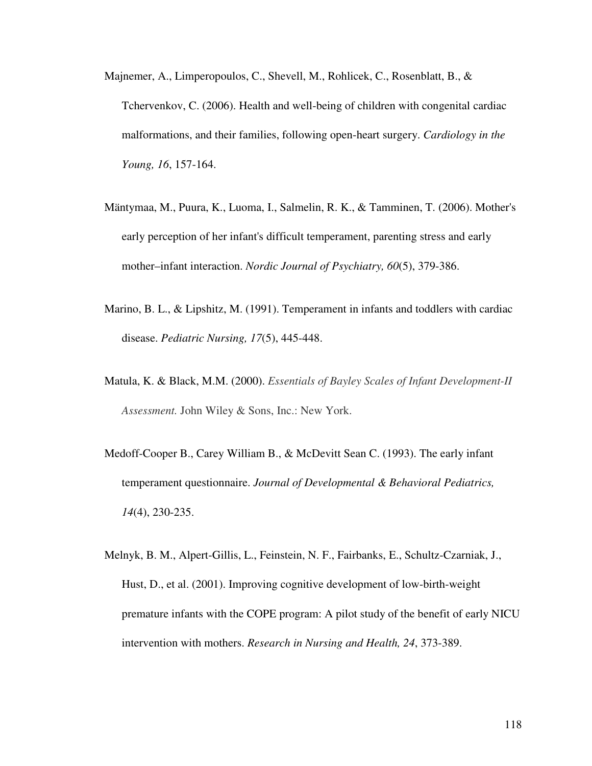Majnemer, A., Limperopoulos, C., Shevell, M., Rohlicek, C., Rosenblatt, B., & Tchervenkov, C. (2006). Health and well-being of children with congenital cardiac malformations, and their families, following open-heart surgery. *Cardiology in the Young, 16*, 157-164.

Mäntymaa, M., Puura, K., Luoma, I., Salmelin, R. K., & Tamminen, T. (2006). Mother's early perception of her infant's difficult temperament, parenting stress and early mother–infant interaction. *Nordic Journal of Psychiatry, 60*(5), 379-386.

Marino, B. L., & Lipshitz, M. (1991). Temperament in infants and toddlers with cardiac disease. *Pediatric Nursing, 17*(5), 445-448.

Matula, K. & Black, M.M. (2000). *Essentials of Bayley Scales of Infant Development-II Assessment.* John Wiley & Sons, Inc.: New York.

Medoff-Cooper B., Carey William B., & McDevitt Sean C. (1993). The early infant temperament questionnaire. *Journal of Developmental & Behavioral Pediatrics, 14*(4), 230-235.

Melnyk, B. M., Alpert-Gillis, L., Feinstein, N. F., Fairbanks, E., Schultz-Czarniak, J., Hust, D., et al. (2001). Improving cognitive development of low-birth-weight premature infants with the COPE program: A pilot study of the benefit of early NICU intervention with mothers. *Research in Nursing and Health, 24*, 373-389.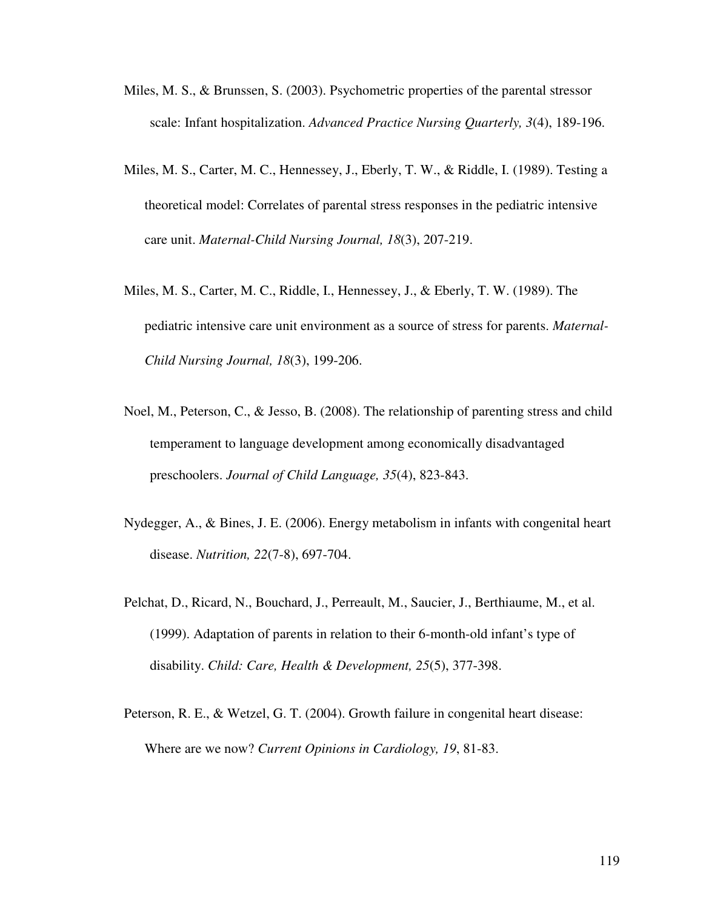Miles, M. S., & Brunssen, S. (2003). Psychometric properties of the parental stressor scale: Infant hospitalization. *Advanced Practice Nursing Quarterly, 3*(4), 189-196.

Miles, M. S., Carter, M. C., Hennessey, J., Eberly, T. W., & Riddle, I. (1989). Testing a theoretical model: Correlates of parental stress responses in the pediatric intensive care unit. *Maternal-Child Nursing Journal, 18*(3), 207-219.

Miles, M. S., Carter, M. C., Riddle, I., Hennessey, J., & Eberly, T. W. (1989). The pediatric intensive care unit environment as a source of stress for parents. *Maternal-Child Nursing Journal, 18*(3), 199-206.

Noel, M., Peterson, C., & Jesso, B. (2008). The relationship of parenting stress and child temperament to language development among economically disadvantaged preschoolers. *Journal of Child Language, 35*(4), 823-843.

Nydegger, A., & Bines, J. E. (2006). Energy metabolism in infants with congenital heart disease. *Nutrition, 22*(7-8), 697-704.

Pelchat, D., Ricard, N., Bouchard, J., Perreault, M., Saucier, J., Berthiaume, M., et al. (1999). Adaptation of parents in relation to their 6-month-old infant's type of disability. *Child: Care, Health & Development, 25*(5), 377-398.

Peterson, R. E., & Wetzel, G. T. (2004). Growth failure in congenital heart disease: Where are we now? *Current Opinions in Cardiology, 19*, 81-83.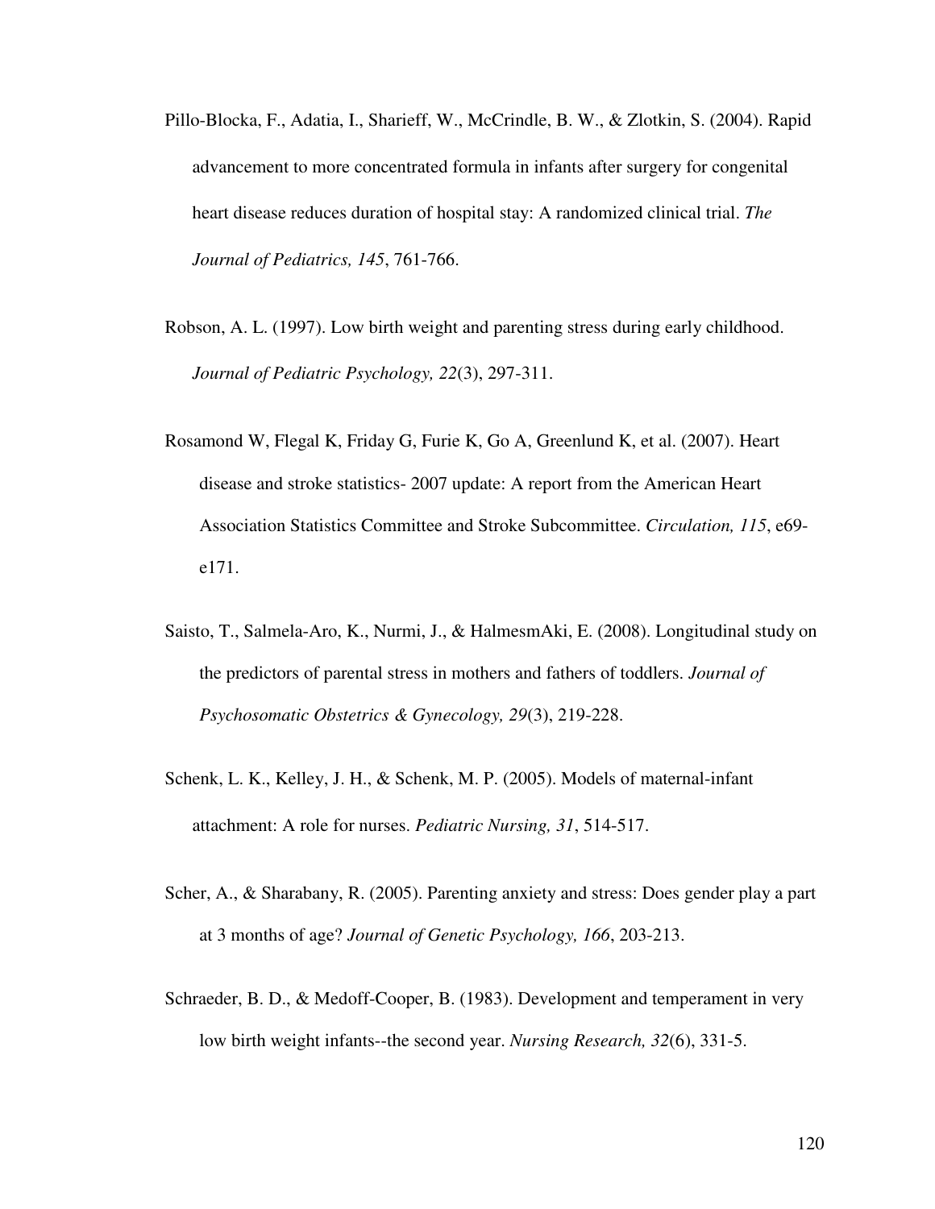Pillo-Blocka, F., Adatia, I., Sharieff, W., McCrindle, B. W., & Zlotkin, S. (2004). Rapid advancement to more concentrated formula in infants after surgery for congenital heart disease reduces duration of hospital stay: A randomized clinical trial. *The Journal of Pediatrics, 145*, 761-766.

Robson, A. L. (1997). Low birth weight and parenting stress during early childhood. *Journal of Pediatric Psychology, 22*(3), 297-311.

Rosamond W, Flegal K, Friday G, Furie K, Go A, Greenlund K, et al. (2007). Heart disease and stroke statistics- 2007 update: A report from the American Heart Association Statistics Committee and Stroke Subcommittee. *Circulation, 115*, e69-e171.

Saisto, T., Salmela-Aro, K., Nurmi, J., & HalmesmAki, E. (2008). Longitudinal study on the predictors of parental stress in mothers and fathers of toddlers. *Journal of Psychosomatic Obstetrics & Gynecology, 29*(3), 219-228.

Schenk, L. K., Kelley, J. H., & Schenk, M. P. (2005). Models of maternal-infant attachment: A role for nurses. *Pediatric Nursing, 31*, 514-517.

Scher, A., & Sharabany, R. (2005). Parenting anxiety and stress: Does gender play a part at 3 months of age? *Journal of Genetic Psychology, 166*, 203-213.

Schraeder, B. D., & Medoff-Cooper, B. (1983). Development and temperament in very low birth weight infants--the second year. *Nursing Research, 32*(6), 331-5.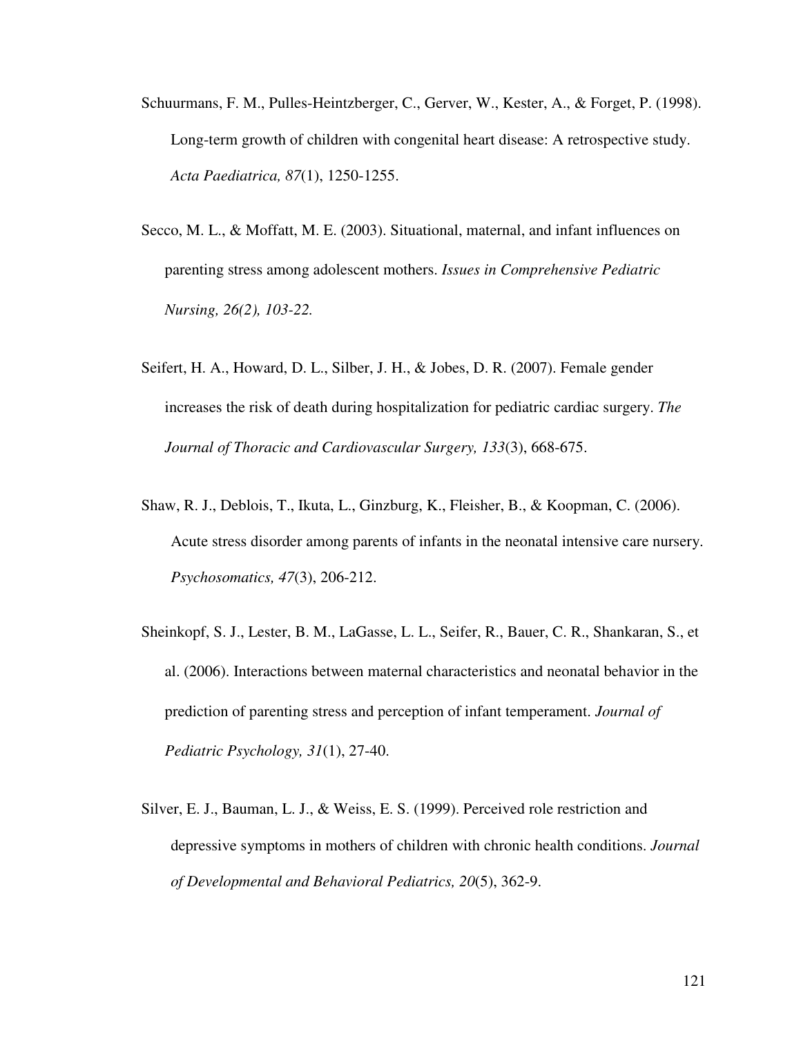Schuurmans, F. M., Pulles-Heintzberger, C., Gerver, W., Kester, A., & Forget, P. (1998). Long-term growth of children with congenital heart disease: A retrospective study. *Acta Paediatrica, 87*(1), 1250-1255.

Secco, M. L., & Moffatt, M. E. (2003). Situational, maternal, and infant influences on parenting stress among adolescent mothers. *Issues in Comprehensive Pediatric Nursing, 26(2), 103-22.*

Seifert, H. A., Howard, D. L., Silber, J. H., & Jobes, D. R. (2007). Female gender increases the risk of death during hospitalization for pediatric cardiac surgery. *The Journal of Thoracic and Cardiovascular Surgery, 133*(3), 668-675.

Shaw, R. J., Deblois, T., Ikuta, L., Ginzburg, K., Fleisher, B., & Koopman, C. (2006). Acute stress disorder among parents of infants in the neonatal intensive care nursery. *Psychosomatics, 47*(3), 206-212.

Sheinkopf, S. J., Lester, B. M., LaGasse, L. L., Seifer, R., Bauer, C. R., Shankaran, S., et al. (2006). Interactions between maternal characteristics and neonatal behavior in the prediction of parenting stress and perception of infant temperament. *Journal of Pediatric Psychology, 31*(1), 27-40.

Silver, E. J., Bauman, L. J., & Weiss, E. S. (1999). Perceived role restriction and depressive symptoms in mothers of children with chronic health conditions. *Journal of Developmental and Behavioral Pediatrics, 20*(5), 362-9.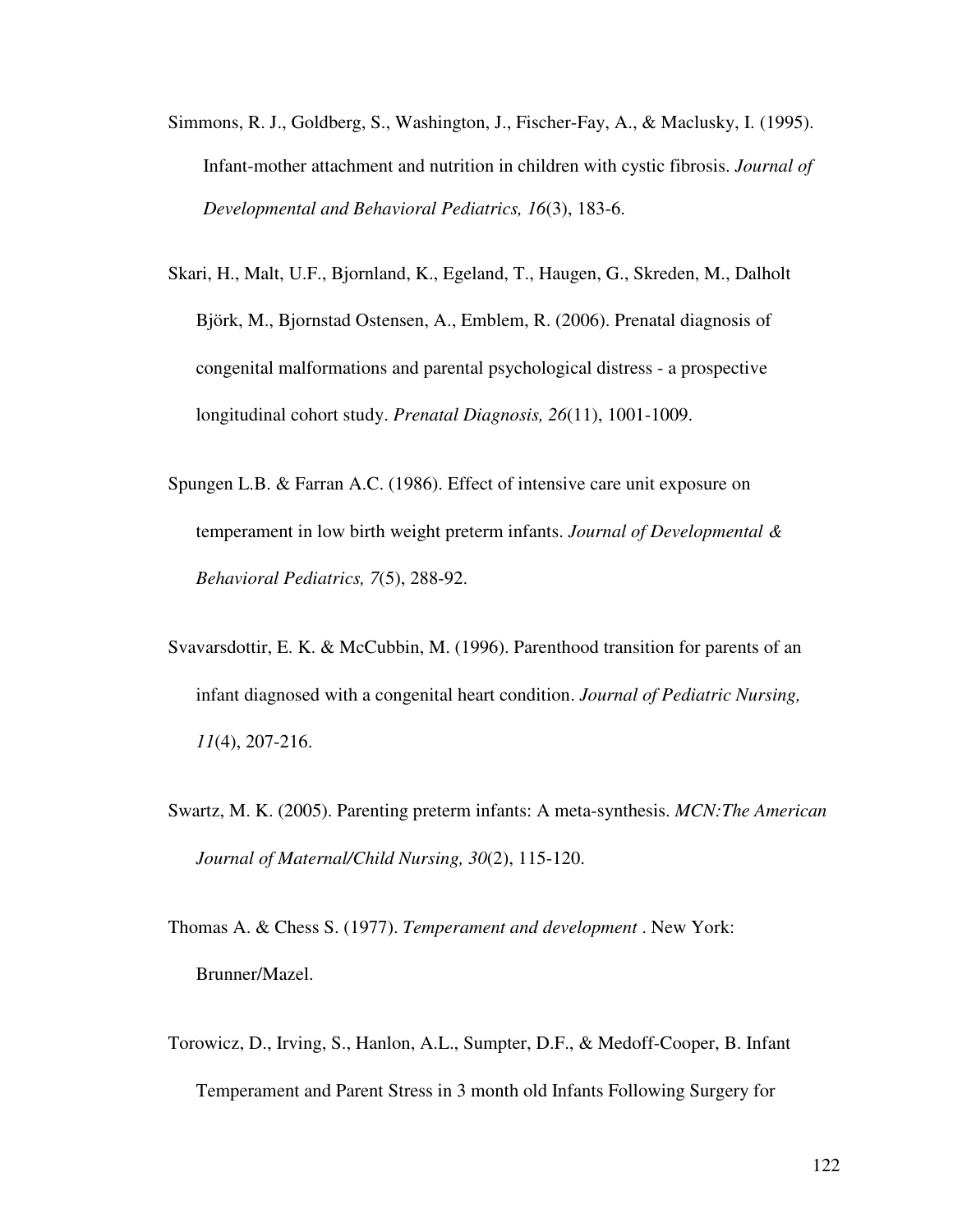Simmons, R. J., Goldberg, S., Washington, J., Fischer-Fay, A., & Maclusky, I. (1995). Infant-mother attachment and nutrition in children with cystic fibrosis. *Journal of Developmental and Behavioral Pediatrics, 16*(3), 183-6.

Skari, H., Malt, U.F., Bjornland, K., Egeland, T., Haugen, G., Skreden, M., Dalholt Björk, M., Bjornstad Ostensen, A., Emblem, R. (2006). Prenatal diagnosis of congenital malformations and parental psychological distress - a prospective longitudinal cohort study. *Prenatal Diagnosis, 26*(11), 1001-1009.

Spungen L.B. & Farran A.C. (1986). Effect of intensive care unit exposure on temperament in low birth weight preterm infants. *Journal of Developmental & Behavioral Pediatrics, 7*(5), 288-92.

Svavarsdottir, E. K. & McCubbin, M. (1996). Parenthood transition for parents of an infant diagnosed with a congenital heart condition. *Journal of Pediatric Nursing, 11*(4), 207-216.

Swartz, M. K. (2005). Parenting preterm infants: A meta-synthesis. *MCN:The American Journal of Maternal/Child Nursing, 30*(2), 115-120.

Thomas A. & Chess S. (1977). *Temperament and development* . New York: Brunner/Mazel.

Torowicz, D., Irving, S., Hanlon, A.L., Sumpter, D.F., & Medoff-Cooper, B. Infant Temperament and Parent Stress in 3 month old Infants Following Surgery for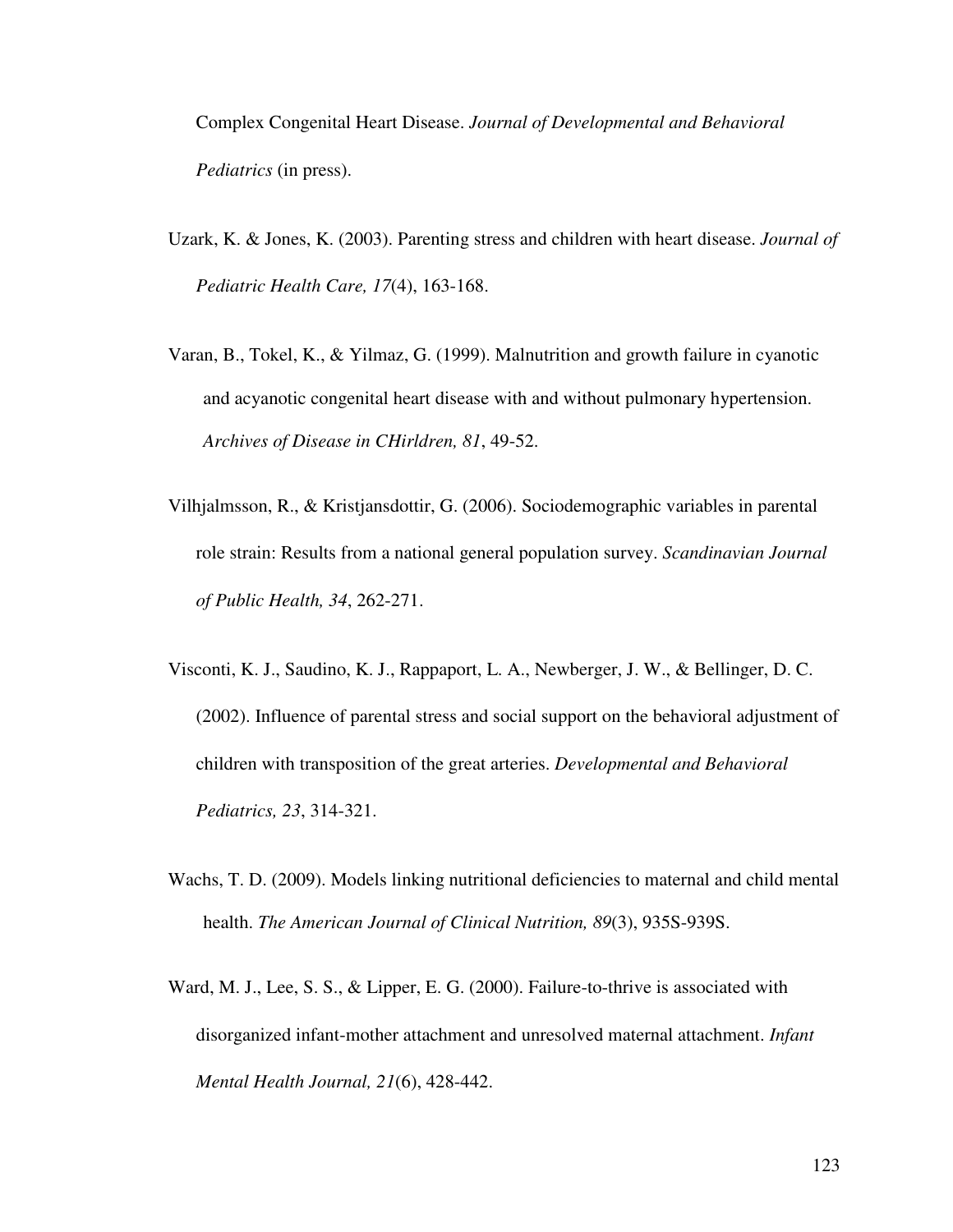Complex Congenital Heart Disease. *Journal of Developmental and Behavioral Pediatrics* (in press).

Uzark, K. & Jones, K. (2003). Parenting stress and children with heart disease. *Journal of Pediatric Health Care, 17*(4), 163-168.

Varan, B., Tokel, K., & Yilmaz, G. (1999). Malnutrition and growth failure in cyanotic and acyanotic congenital heart disease with and without pulmonary hypertension. *Archives of Disease in CHirldren, 81*, 49-52.

Vilhjalmsson, R., & Kristjansdottir, G. (2006). Sociodemographic variables in parental role strain: Results from a national general population survey. *Scandinavian Journal of Public Health, 34*, 262-271.

Visconti, K. J., Saudino, K. J., Rappaport, L. A., Newberger, J. W., & Bellinger, D. C. (2002). Influence of parental stress and social support on the behavioral adjustment of children with transposition of the great arteries. *Developmental and Behavioral Pediatrics, 23*, 314-321.

Wachs, T. D. (2009). Models linking nutritional deficiencies to maternal and child mental health. *The American Journal of Clinical Nutrition, 89*(3), 935S-939S.

Ward, M. J., Lee, S. S., & Lipper, E. G. (2000). Failure-to-thrive is associated with disorganized infant-mother attachment and unresolved maternal attachment. *Infant Mental Health Journal, 21*(6), 428-442.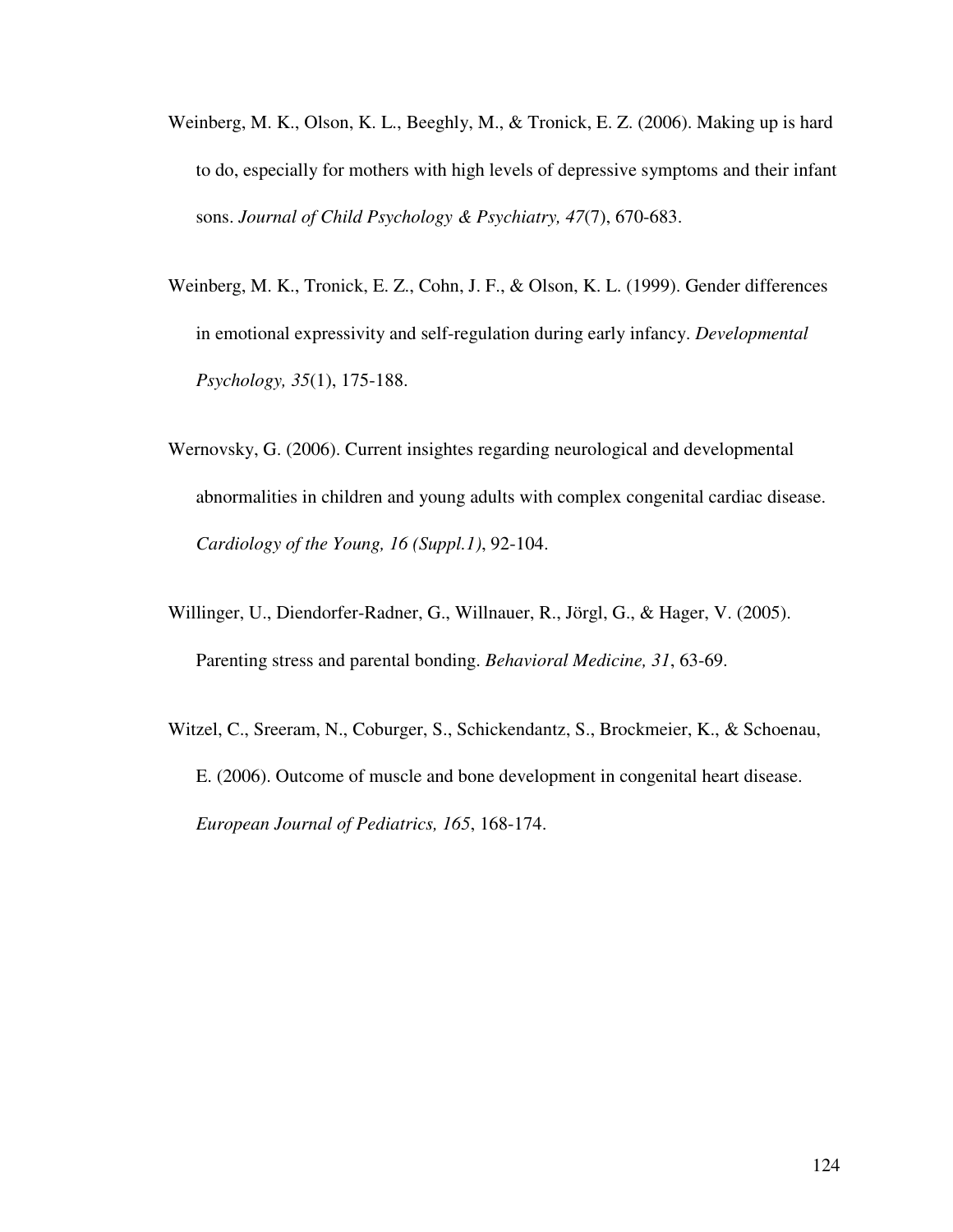Weinberg, M. K., Olson, K. L., Beeghly, M., & Tronick, E. Z. (2006). Making up is hard to do, especially for mothers with high levels of depressive symptoms and their infant sons. *Journal of Child Psychology & Psychiatry, 47*(7), 670-683.

Weinberg, M. K., Tronick, E. Z., Cohn, J. F., & Olson, K. L. (1999). Gender differences in emotional expressivity and self-regulation during early infancy. *Developmental Psychology, 35*(1), 175-188.

Wernovsky, G. (2006). Current insightes regarding neurological and developmental abnormalities in children and young adults with complex congenital cardiac disease. *Cardiology of the Young, 16 (Suppl.1)*, 92-104.

Willinger, U., Diendorfer-Radner, G., Willnauer, R., Jörgl, G., & Hager, V. (2005). Parenting stress and parental bonding. *Behavioral Medicine, 31*, 63-69.

Witzel, C., Sreeram, N., Coburger, S., Schickendantz, S., Brockmeier, K., & Schoenau, E. (2006). Outcome of muscle and bone development in congenital heart disease. *European Journal of Pediatrics, 165*, 168-174.